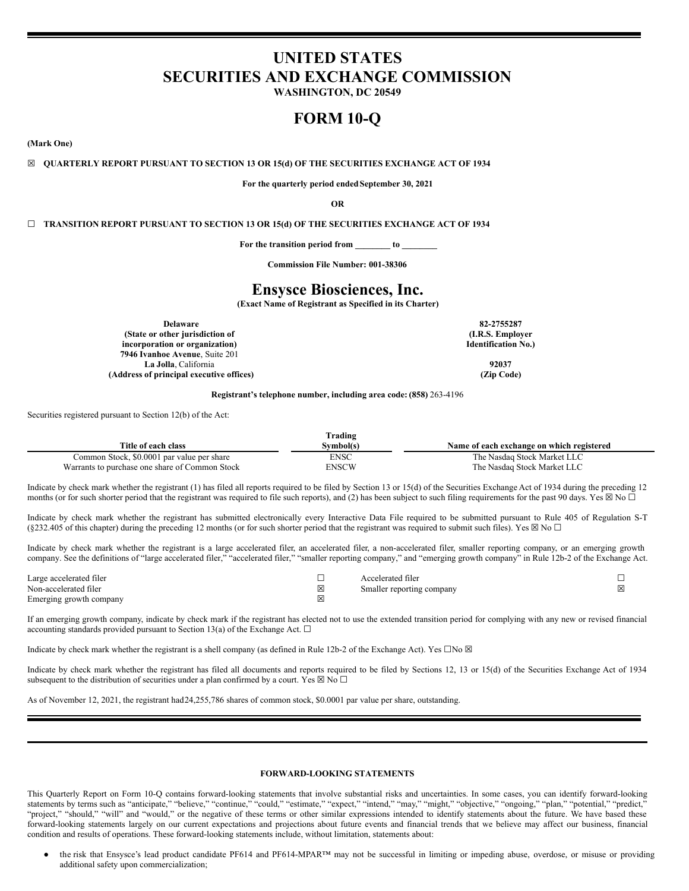# UNITED STATES
# SECURITIES AND EXCHANGE COMMISSION
**WASHINGTON, DC 20549**

# FORM 10-Q

**(Mark One)**

☒ **QUARTERLY REPORT PURSUANT TO SECTION 13 OR 15(d) OF THE SECURITIES EXCHANGE ACT OF 1934**

**For the quarterly period ended September 30, 2021**

**OR**

☐ **TRANSITION REPORT PURSUANT TO SECTION 13 OR 15(d) OF THE SECURITIES EXCHANGE ACT OF 1934**

**For the transition period from \_\_\_\_\_\_\_\_ to \_\_\_\_\_\_\_\_**

**Commission File Number: 001-38306**

# Ensysce Biosciences, Inc.
**(Exact Name of Registrant as Specified in its Charter)**

| | |
|---|---|
| **Delaware** | **82-2755287** |
| **(State or other jurisdiction of incorporation or organization)** | **(I.R.S. Employer Identification No.)** |
| **7946 Ivanhoe Avenue**, Suite 201 **La Jolla**, California | **92037** |
| **(Address of principal executive offices)** | **(Zip Code)** |

**Registrant's telephone number, including area code: (858)** 263-4196

Securities registered pursuant to Section 12(b) of the Act:

| Title of each class | Trading Symbol(s) | Name of each exchange on which registered |
|---|---|---|
| Common Stock, $0.0001 par value per share | ENSC | The Nasdaq Stock Market LLC |
| Warrants to purchase one share of Common Stock | ENSCW | The Nasdaq Stock Market LLC |

Indicate by check mark whether the registrant (1) has filed all reports required to be filed by Section 13 or 15(d) of the Securities Exchange Act of 1934 during the preceding 12 months (or for such shorter period that the registrant was required to file such reports), and (2) has been subject to such filing requirements for the past 90 days. Yes ☒ No ☐

Indicate by check mark whether the registrant has submitted electronically every Interactive Data File required to be submitted pursuant to Rule 405 of Regulation S-T (§232.405 of this chapter) during the preceding 12 months (or for such shorter period that the registrant was required to submit such files). Yes ☒ No ☐

Indicate by check mark whether the registrant is a large accelerated filer, an accelerated filer, a non-accelerated filer, smaller reporting company, or an emerging growth company. See the definitions of "large accelerated filer," "accelerated filer," "smaller reporting company," and "emerging growth company" in Rule 12b-2 of the Exchange Act.

| | | | |
|---|---|---|---|
| Large accelerated filer | ☐ | Accelerated filer | ☐ |
| Non-accelerated filer | ☒ | Smaller reporting company | ☒ |
| Emerging growth company | ☒ | | |

If an emerging growth company, indicate by check mark if the registrant has elected not to use the extended transition period for complying with any new or revised financial accounting standards provided pursuant to Section 13(a) of the Exchange Act. ☐

Indicate by check mark whether the registrant is a shell company (as defined in Rule 12b-2 of the Exchange Act). Yes ☐No ☒

Indicate by check mark whether the registrant has filed all documents and reports required to be filed by Sections 12, 13 or 15(d) of the Securities Exchange Act of 1934 subsequent to the distribution of securities under a plan confirmed by a court. Yes ☒ No ☐

As of November 12, 2021, the registrant had 24,255,786 shares of common stock, $0.0001 par value per share, outstanding.

**FORWARD-LOOKING STATEMENTS**

This Quarterly Report on Form 10-Q contains forward-looking statements that involve substantial risks and uncertainties. In some cases, you can identify forward-looking statements by terms such as "anticipate," "believe," "continue," "could," "estimate," "expect," "intend," "may," "might," "objective," "ongoing," "plan," "potential," "predict," "project," "should," "will" and "would," or the negative of these terms or other similar expressions intended to identify statements about the future. We have based these forward-looking statements largely on our current expectations and projections about future events and financial trends that we believe may affect our business, financial condition and results of operations. These forward-looking statements include, without limitation, statements about:

- the risk that Ensysce's lead product candidate PF614 and PF614-MPAR™ may not be successful in limiting or impeding abuse, overdose, or misuse or providing additional safety upon commercialization;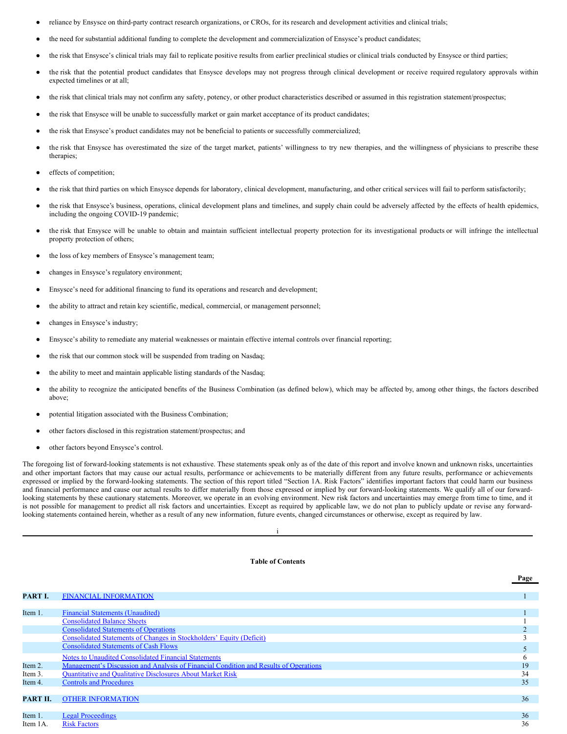- reliance by Ensysce on third-party contract research organizations, or CROs, for its research and development activities and clinical trials;
- the need for substantial additional funding to complete the development and commercialization of Ensysce's product candidates;
- the risk that Ensysce's clinical trials may fail to replicate positive results from earlier preclinical studies or clinical trials conducted by Ensysce or third parties;
- the risk that the potential product candidates that Ensysce develops may not progress through clinical development or receive required regulatory approvals within expected timelines or at all;
- the risk that clinical trials may not confirm any safety, potency, or other product characteristics described or assumed in this registration statement/prospectus;
- the risk that Ensysce will be unable to successfully market or gain market acceptance of its product candidates;
- the risk that Ensysce's product candidates may not be beneficial to patients or successfully commercialized;
- the risk that Ensysce has overestimated the size of the target market, patients' willingness to try new therapies, and the willingness of physicians to prescribe these therapies;
- effects of competition;
- the risk that third parties on which Ensysce depends for laboratory, clinical development, manufacturing, and other critical services will fail to perform satisfactorily;
- the risk that Ensysce's business, operations, clinical development plans and timelines, and supply chain could be adversely affected by the effects of health epidemics, including the ongoing COVID-19 pandemic;
- the risk that Ensysce will be unable to obtain and maintain sufficient intellectual property protection for its investigational products or will infringe the intellectual property protection of others;
- the loss of key members of Ensysce's management team;
- changes in Ensysce's regulatory environment;
- Ensysce's need for additional financing to fund its operations and research and development;
- the ability to attract and retain key scientific, medical, commercial, or management personnel;
- changes in Ensysce's industry;
- Ensysce's ability to remediate any material weaknesses or maintain effective internal controls over financial reporting;
- the risk that our common stock will be suspended from trading on Nasdaq;
- the ability to meet and maintain applicable listing standards of the Nasdaq;
- the ability to recognize the anticipated benefits of the Business Combination (as defined below), which may be affected by, among other things, the factors described above;
- potential litigation associated with the Business Combination;
- other factors disclosed in this registration statement/prospectus; and
- other factors beyond Ensysce's control.

The foregoing list of forward-looking statements is not exhaustive. These statements speak only as of the date of this report and involve known and unknown risks, uncertainties and other important factors that may cause our actual results, performance or achievements to be materially different from any future results, performance or achievements expressed or implied by the forward-looking statements. The section of this report titled "Section 1A. Risk Factors" identifies important factors that could harm our business and financial performance and cause our actual results to differ materially from those expressed or implied by our forward-looking statements. We qualify all of our forward-looking statements by these cautionary statements. Moreover, we operate in an evolving environment. New risk factors and uncertainties may emerge from time to time, and it is not possible for management to predict all risk factors and uncertainties. Except as required by applicable law, we do not plan to publicly update or revise any forward-looking statements contained herein, whether as a result of any new information, future events, changed circumstances or otherwise, except as required by law.

**Table of Contents**

| | | Page |
|---|---|---|
| **PART I.** | FINANCIAL INFORMATION | 1 |
| Item 1. | Financial Statements (Unaudited) | 1 |
| | Consolidated Balance Sheets | 1 |
| | Consolidated Statements of Operations | 2 |
| | Consolidated Statements of Changes in Stockholders' Equity (Deficit) | 3 |
| | Consolidated Statements of Cash Flows | 5 |
| | Notes to Unaudited Consolidated Financial Statements | 6 |
| Item 2. | Management's Discussion and Analysis of Financial Condition and Results of Operations | 19 |
| Item 3. | Quantitative and Qualitative Disclosures About Market Risk | 34 |
| Item 4. | Controls and Procedures | 35 |
| **PART II.** | OTHER INFORMATION | 36 |
| Item 1. | Legal Proceedings | 36 |
| Item 1A. | Risk Factors | 36 |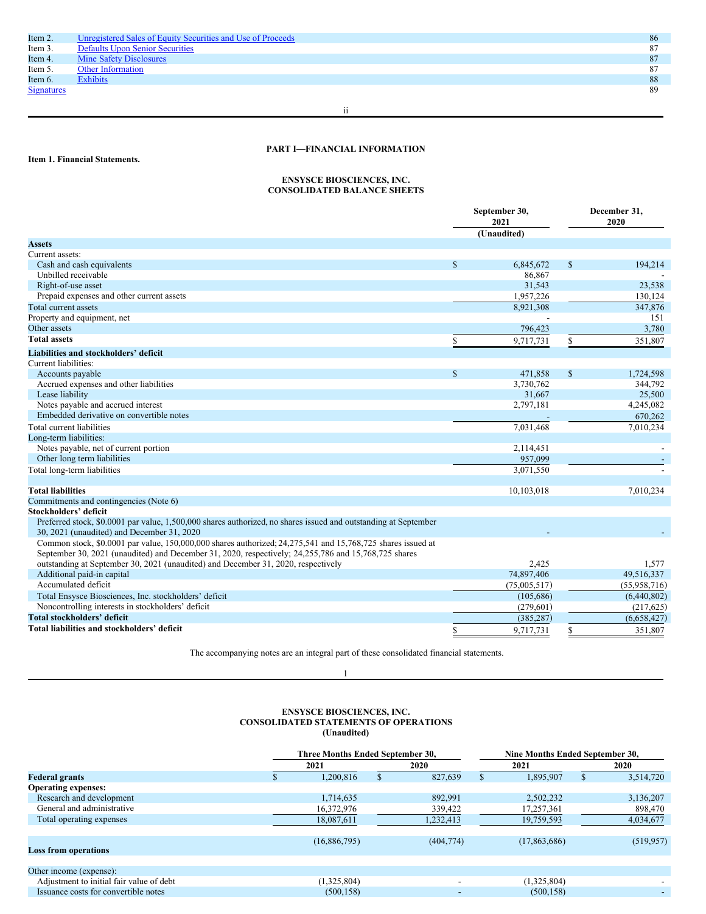| | | |
|---|---|---|
| Item 2. | Unregistered Sales of Equity Securities and Use of Proceeds | 86 |
| Item 3. | Defaults Upon Senior Securities | 87 |
| Item 4. | Mine Safety Disclosures | 87 |
| Item 5. | Other Information | 87 |
| Item 6. | Exhibits | 88 |
| Signatures | | 89 |

## PART I—FINANCIAL INFORMATION

**Item 1. Financial Statements.**

### ENSYSCE BIOSCIENCES, INC.
### CONSOLIDATED BALANCE SHEETS

| | September 30, 2021 (Unaudited) | December 31, 2020 |
|---|---|---|
| **Assets** | | |
| Current assets: | | |
| Cash and cash equivalents | $ 6,845,672 | $ 194,214 |
| Unbilled receivable | 86,867 | - |
| Right-of-use asset | 31,543 | 23,538 |
| Prepaid expenses and other current assets | 1,957,226 | 130,124 |
| Total current assets | 8,921,308 | 347,876 |
| Property and equipment, net | - | 151 |
| Other assets | 796,423 | 3,780 |
| **Total assets** | $ 9,717,731 | $ 351,807 |
| **Liabilities and stockholders' deficit** | | |
| Current liabilities: | | |
| Accounts payable | $ 471,858 | $ 1,724,598 |
| Accrued expenses and other liabilities | 3,730,762 | 344,792 |
| Lease liability | 31,667 | 25,500 |
| Notes payable and accrued interest | 2,797,181 | 4,245,082 |
| Embedded derivative on convertible notes | - | 670,262 |
| Total current liabilities | 7,031,468 | 7,010,234 |
| Long-term liabilities: | | |
| Notes payable, net of current portion | 2,114,451 | - |
| Other long term liabilities | 957,099 | - |
| Total long-term liabilities | 3,071,550 | - |
| | | |
| **Total liabilities** | 10,103,018 | 7,010,234 |
| Commitments and contingencies (Note 6) | | |
| **Stockholders' deficit** | | |
| Preferred stock, $0.0001 par value, 1,500,000 shares authorized, no shares issued and outstanding at September 30, 2021 (unaudited) and December 31, 2020 | - | - |
| Common stock, $0.0001 par value, 150,000,000 shares authorized; 24,275,541 and 15,768,725 shares issued at September 30, 2021 (unaudited) and December 31, 2020, respectively; 24,255,786 and 15,768,725 shares outstanding at September 30, 2021 (unaudited) and December 31, 2020, respectively | 2,425 | 1,577 |
| Additional paid-in capital | 74,897,406 | 49,516,337 |
| Accumulated deficit | (75,005,517) | (55,958,716) |
| Total Ensysce Biosciences, Inc. stockholders' deficit | (105,686) | (6,440,802) |
| Noncontrolling interests in stockholders' deficit | (279,601) | (217,625) |
| **Total stockholders' deficit** | (385,287) | (6,658,427) |
| **Total liabilities and stockholders' deficit** | $ 9,717,731 | $ 351,807 |

The accompanying notes are an integral part of these consolidated financial statements.

### ENSYSCE BIOSCIENCES, INC.
### CONSOLIDATED STATEMENTS OF OPERATIONS
### (Unaudited)

| | Three Months Ended September 30, | | Nine Months Ended September 30, | |
|---|---|---|---|---|
| | 2021 | 2020 | 2021 | 2020 |
| **Federal grants** | $ 1,200,816 | $ 827,639 | $ 1,895,907 | $ 3,514,720 |
| **Operating expenses:** | | | | |
| Research and development | 1,714,635 | 892,991 | 2,502,232 | 3,136,207 |
| General and administrative | 16,372,976 | 339,422 | 17,257,361 | 898,470 |
| Total operating expenses | 18,087,611 | 1,232,413 | 19,759,593 | 4,034,677 |
| | | | | |
| **Loss from operations** | (16,886,795) | (404,774) | (17,863,686) | (519,957) |
| | | | | |
| Other income (expense): | | | | |
| Adjustment to initial fair value of debt | (1,325,804) | - | (1,325,804) | - |
| Issuance costs for convertible notes | (500,158) | - | (500,158) | - |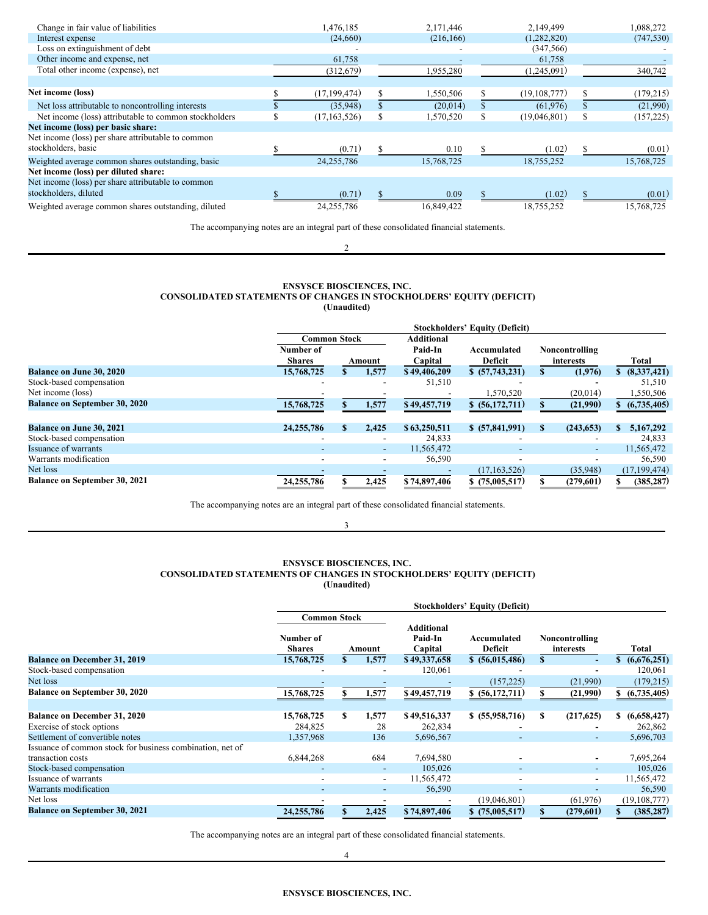| | | | | |
|---|---|---|---|---|
| Change in fair value of liabilities | 1,476,185 | 2,171,446 | 2,149,499 | 1,088,272 |
| Interest expense | (24,660) | (216,166) | (1,282,820) | (747,530) |
| Loss on extinguishment of debt | - | - | (347,566) | - |
| Other income and expense, net | 61,758 | - | 61,758 | - |
| Total other income (expense), net | (312,679) | 1,955,280 | (1,245,091) | 340,742 |
| | | | | |
| **Net income (loss)** | $ (17,199,474) | $ 1,550,506 | $ (19,108,777) | $ (179,215) |
| Net loss attributable to noncontrolling interests | $ (35,948) | $ (20,014) | $ (61,976) | $ (21,990) |
| Net income (loss) attributable to common stockholders | $ (17,163,526) | $ 1,570,520 | $ (19,046,801) | $ (157,225) |
| **Net income (loss) per basic share:** | | | | |
| Net income (loss) per share attributable to common stockholders, basic | $ (0.71) | $ 0.10 | $ (1.02) | $ (0.01) |
| Weighted average common shares outstanding, basic | 24,255,786 | 15,768,725 | 18,755,252 | 15,768,725 |
| **Net income (loss) per diluted share:** | | | | |
| Net income (loss) per share attributable to common stockholders, diluted | $ (0.71) | $ 0.09 | $ (1.02) | $ (0.01) |
| Weighted average common shares outstanding, diluted | 24,255,786 | 16,849,422 | 18,755,252 | 15,768,725 |

The accompanying notes are an integral part of these consolidated financial statements.

## ENSYSCE BIOSCIENCES, INC.
## CONSOLIDATED STATEMENTS OF CHANGES IN STOCKHOLDERS' EQUITY (DEFICIT)
## (Unaudited)

| | Stockholders' Equity (Deficit) | | | | | |
|---|---|---|---|---|---|---|
| | Common Stock | | | | | |
| | Number of Shares | Amount | Additional Paid-In Capital | Accumulated Deficit | Noncontrolling interests | Total |
| **Balance on June 30, 2020** | **15,768,725** | **$ 1,577** | **$ 49,406,209** | **$ (57,743,231)** | **$ (1,976)** | **$ (8,337,421)** |
| Stock-based compensation | - | - | 51,510 | - | - | 51,510 |
| Net income (loss) | - | - | - | 1,570,520 | (20,014) | 1,550,506 |
| **Balance on September 30, 2020** | **15,768,725** | **$ 1,577** | **$ 49,457,719** | **$ (56,172,711)** | **$ (21,990)** | **$ (6,735,405)** |
| | | | | | | |
| **Balance on June 30, 2021** | **24,255,786** | **$ 2,425** | **$ 63,250,511** | **$ (57,841,991)** | **$ (243,653)** | **$ 5,167,292** |
| Stock-based compensation | - | - | 24,833 | - | - | 24,833 |
| Issuance of warrants | - | - | 11,565,472 | - | - | 11,565,472 |
| Warrants modification | - | - | 56,590 | - | - | 56,590 |
| Net loss | - | - | - | (17,163,526) | (35,948) | (17,199,474) |
| **Balance on September 30, 2021** | **24,255,786** | **$ 2,425** | **$ 74,897,406** | **$ (75,005,517)** | **$ (279,601)** | **$ (385,287)** |

The accompanying notes are an integral part of these consolidated financial statements.

## ENSYSCE BIOSCIENCES, INC.
## CONSOLIDATED STATEMENTS OF CHANGES IN STOCKHOLDERS' EQUITY (DEFICIT)
## (Unaudited)

| | Stockholders' Equity (Deficit) | | | | | |
|---|---|---|---|---|---|---|
| | Common Stock | | | | | |
| | Number of Shares | Amount | Additional Paid-In Capital | Accumulated Deficit | Noncontrolling interests | Total |
| **Balance on December 31, 2019** | **15,768,725** | **$ 1,577** | **$ 49,337,658** | **$ (56,015,486)** | **$ -** | **$ (6,676,251)** |
| Stock-based compensation | - | - | 120,061 | - | - | 120,061 |
| Net loss | - | - | - | (157,225) | (21,990) | (179,215) |
| **Balance on September 30, 2020** | **15,768,725** | **$ 1,577** | **$ 49,457,719** | **$ (56,172,711)** | **$ (21,990)** | **$ (6,735,405)** |
| | | | | | | |
| **Balance on December 31, 2020** | **15,768,725** | **$ 1,577** | **$ 49,516,337** | **$ (55,958,716)** | **$ (217,625)** | **$ (6,658,427)** |
| Exercise of stock options | 284,825 | 28 | 262,834 | - | - | 262,862 |
| Settlement of convertible notes | 1,357,968 | 136 | 5,696,567 | - | - | 5,696,703 |
| Issuance of common stock for business combination, net of transaction costs | 6,844,268 | 684 | 7,694,580 | - | - | 7,695,264 |
| Stock-based compensation | - | - | 105,026 | - | - | 105,026 |
| Issuance of warrants | - | - | 11,565,472 | - | - | 11,565,472 |
| Warrants modification | - | - | 56,590 | - | - | 56,590 |
| Net loss | - | - | - | (19,046,801) | (61,976) | (19,108,777) |
| **Balance on September 30, 2021** | **24,255,786** | **$ 2,425** | **$ 74,897,406** | **$ (75,005,517)** | **$ (279,601)** | **$ (385,287)** |

The accompanying notes are an integral part of these consolidated financial statements.

## ENSYSCE BIOSCIENCES, INC.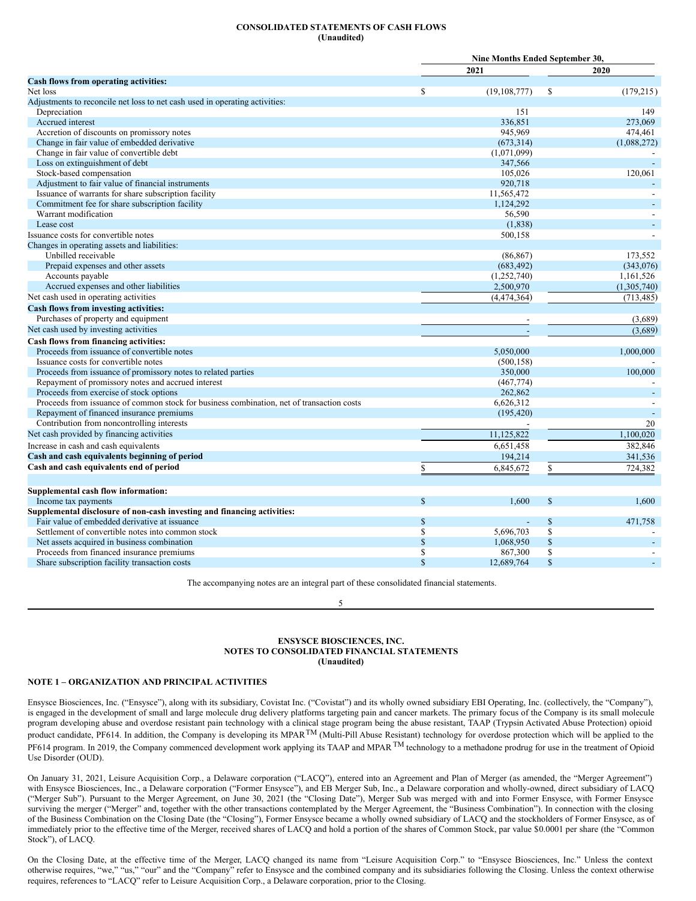**CONSOLIDATED STATEMENTS OF CASH FLOWS**
**(Unaudited)**

| | Nine Months Ended September 30, | |
|---|---|---|
| | 2021 | 2020 |
| **Cash flows from operating activities:** | | |
| Net loss | $ (19,108,777) | $ (179,215) |
| Adjustments to reconcile net loss to net cash used in operating activities: | | |
| Depreciation | 151 | 149 |
| Accrued interest | 336,851 | 273,069 |
| Accretion of discounts on promissory notes | 945,969 | 474,461 |
| Change in fair value of embedded derivative | (673,314) | (1,088,272) |
| Change in fair value of convertible debt | (1,071,099) | - |
| Loss on extinguishment of debt | 347,566 | - |
| Stock-based compensation | 105,026 | 120,061 |
| Adjustment to fair value of financial instruments | 920,718 | - |
| Issuance of warrants for share subscription facility | 11,565,472 | - |
| Commitment fee for share subscription facility | 1,124,292 | - |
| Warrant modification | 56,590 | - |
| Lease cost | (1,838) | - |
| Issuance costs for convertible notes | 500,158 | - |
| Changes in operating assets and liabilities: | | |
| Unbilled receivable | (86,867) | 173,552 |
| Prepaid expenses and other assets | (683,492) | (343,076) |
| Accounts payable | (1,252,740) | 1,161,526 |
| Accrued expenses and other liabilities | 2,500,970 | (1,305,740) |
| Net cash used in operating activities | (4,474,364) | (713,485) |
| **Cash flows from investing activities:** | | |
| Purchases of property and equipment | - | (3,689) |
| Net cash used by investing activities | - | (3,689) |
| **Cash flows from financing activities:** | | |
| Proceeds from issuance of convertible notes | 5,050,000 | 1,000,000 |
| Issuance costs for convertible notes | (500,158) | - |
| Proceeds from issuance of promissory notes to related parties | 350,000 | 100,000 |
| Repayment of promissory notes and accrued interest | (467,774) | - |
| Proceeds from exercise of stock options | 262,862 | - |
| Proceeds from issuance of common stock for business combination, net of transaction costs | 6,626,312 | - |
| Repayment of financed insurance premiums | (195,420) | - |
| Contribution from noncontrolling interests | - | 20 |
| Net cash provided by financing activities | 11,125,822 | 1,100,020 |
| Increase in cash and cash equivalents | 6,651,458 | 382,846 |
| **Cash and cash equivalents beginning of period** | 194,214 | 341,536 |
| **Cash and cash equivalents end of period** | $ 6,845,672 | $ 724,382 |
| | | |
| **Supplemental cash flow information:** | | |
| Income tax payments | $ 1,600 | $ 1,600 |
| **Supplemental disclosure of non-cash investing and financing activities:** | | |
| Fair value of embedded derivative at issuance | $ - | $ 471,758 |
| Settlement of convertible notes into common stock | $ 5,696,703 | $ - |
| Net assets acquired in business combination | $ 1,068,950 | $ - |
| Proceeds from financed insurance premiums | $ 867,300 | $ - |
| Share subscription facility transaction costs | $ 12,689,764 | $ - |

The accompanying notes are an integral part of these consolidated financial statements.

**ENSYSCE BIOSCIENCES, INC.**
**NOTES TO CONSOLIDATED FINANCIAL STATEMENTS**
**(Unaudited)**

**NOTE 1 – ORGANIZATION AND PRINCIPAL ACTIVITIES**

Ensysce Biosciences, Inc. ("Ensysce"), along with its subsidiary, Covistat Inc. ("Covistat") and its wholly owned subsidiary EBI Operating, Inc. (collectively, the "Company"), is engaged in the development of small and large molecule drug delivery platforms targeting pain and cancer markets. The primary focus of the Company is its small molecule program developing abuse and overdose resistant pain technology with a clinical stage program being the abuse resistant, TAAP (Trypsin Activated Abuse Protection) opioid product candidate, PF614. In addition, the Company is developing its MPAR™ (Multi-Pill Abuse Resistant) technology for overdose protection which will be applied to the PF614 program. In 2019, the Company commenced development work applying its TAAP and MPAR™ technology to a methadone prodrug for use in the treatment of Opioid Use Disorder (OUD).

On January 31, 2021, Leisure Acquisition Corp., a Delaware corporation ("LACQ"), entered into an Agreement and Plan of Merger (as amended, the "Merger Agreement") with Ensysce Biosciences, Inc., a Delaware corporation ("Former Ensysce"), and EB Merger Sub, Inc., a Delaware corporation and wholly-owned, direct subsidiary of LACQ ("Merger Sub"). Pursuant to the Merger Agreement, on June 30, 2021 (the "Closing Date"), Merger Sub was merged with and into Former Ensysce, with Former Ensysce surviving the merger ("Merger" and, together with the other transactions contemplated by the Merger Agreement, the "Business Combination"). In connection with the closing of the Business Combination on the Closing Date (the "Closing"), Former Ensysce became a wholly owned subsidiary of LACQ and the stockholders of Former Ensysce, as of immediately prior to the effective time of the Merger, received shares of LACQ and hold a portion of the shares of Common Stock, par value $0.0001 per share (the "Common Stock"), of LACQ.

On the Closing Date, at the effective time of the Merger, LACQ changed its name from "Leisure Acquisition Corp." to "Ensysce Biosciences, Inc." Unless the context otherwise requires, "we," "us," "our" and the "Company" refer to Ensysce and the combined company and its subsidiaries following the Closing. Unless the context otherwise requires, references to "LACQ" refer to Leisure Acquisition Corp., a Delaware corporation, prior to the Closing.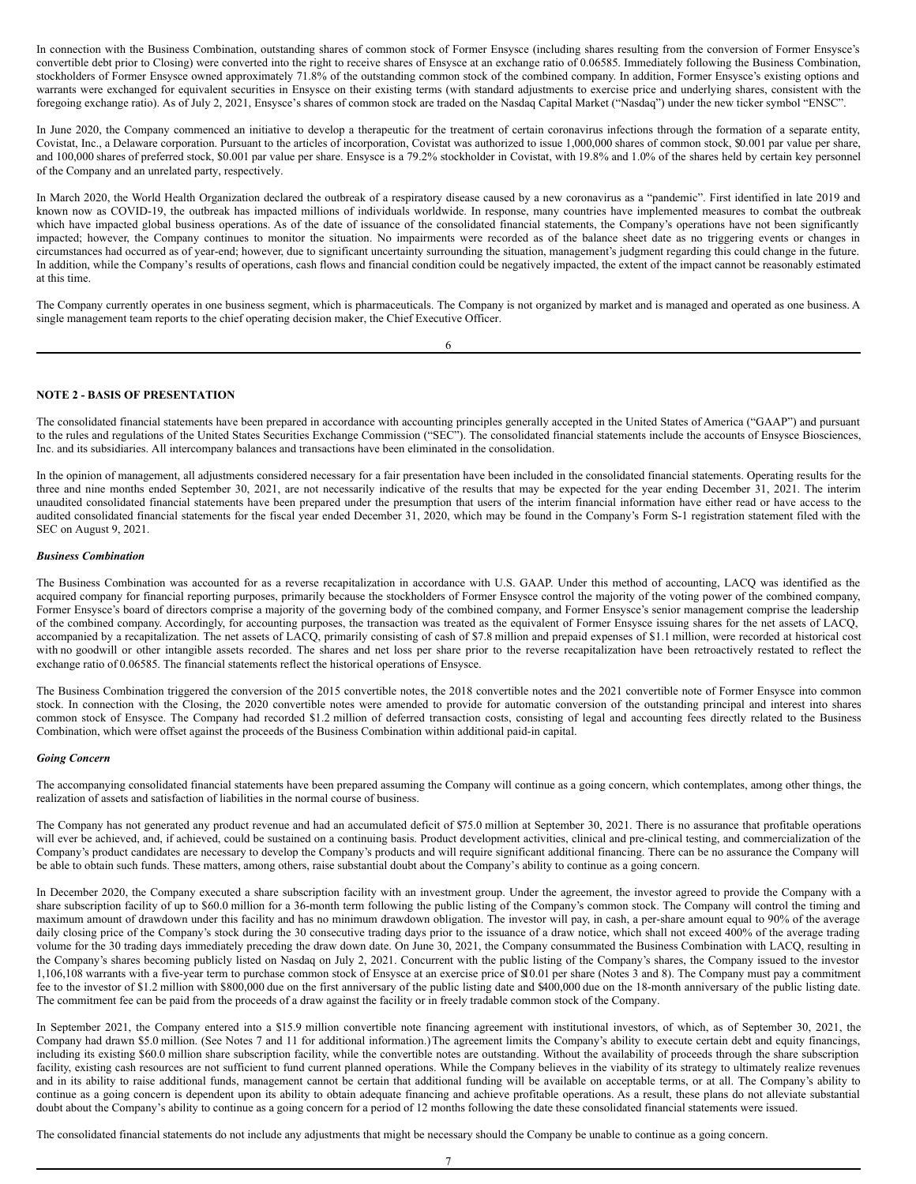In connection with the Business Combination, outstanding shares of common stock of Former Ensysce (including shares resulting from the conversion of Former Ensysce's convertible debt prior to Closing) were converted into the right to receive shares of Ensysce at an exchange ratio of 0.06585. Immediately following the Business Combination, stockholders of Former Ensysce owned approximately 71.8% of the outstanding common stock of the combined company. In addition, Former Ensysce's existing options and warrants were exchanged for equivalent securities in Ensysce on their existing terms (with standard adjustments to exercise price and underlying shares, consistent with the foregoing exchange ratio). As of July 2, 2021, Ensysce's shares of common stock are traded on the Nasdaq Capital Market ("Nasdaq") under the new ticker symbol "ENSC".

In June 2020, the Company commenced an initiative to develop a therapeutic for the treatment of certain coronavirus infections through the formation of a separate entity, Covistat, Inc., a Delaware corporation. Pursuant to the articles of incorporation, Covistat was authorized to issue 1,000,000 shares of common stock, $0.001 par value per share, and 100,000 shares of preferred stock, $0.001 par value per share. Ensysce is a 79.2% stockholder in Covistat, with 19.8% and 1.0% of the shares held by certain key personnel of the Company and an unrelated party, respectively.

In March 2020, the World Health Organization declared the outbreak of a respiratory disease caused by a new coronavirus as a "pandemic". First identified in late 2019 and known now as COVID-19, the outbreak has impacted millions of individuals worldwide. In response, many countries have implemented measures to combat the outbreak which have impacted global business operations. As of the date of issuance of the consolidated financial statements, the Company's operations have not been significantly impacted; however, the Company continues to monitor the situation. No impairments were recorded as of the balance sheet date as no triggering events or changes in circumstances had occurred as of year-end; however, due to significant uncertainty surrounding the situation, management's judgment regarding this could change in the future. In addition, while the Company's results of operations, cash flows and financial condition could be negatively impacted, the extent of the impact cannot be reasonably estimated at this time.

The Company currently operates in one business segment, which is pharmaceuticals. The Company is not organized by market and is managed and operated as one business. A single management team reports to the chief operating decision maker, the Chief Executive Officer.

**NOTE 2 - BASIS OF PRESENTATION**

The consolidated financial statements have been prepared in accordance with accounting principles generally accepted in the United States of America ("GAAP") and pursuant to the rules and regulations of the United States Securities Exchange Commission ("SEC"). The consolidated financial statements include the accounts of Ensysce Biosciences, Inc. and its subsidiaries. All intercompany balances and transactions have been eliminated in the consolidation.

In the opinion of management, all adjustments considered necessary for a fair presentation have been included in the consolidated financial statements. Operating results for the three and nine months ended September 30, 2021, are not necessarily indicative of the results that may be expected for the year ending December 31, 2021. The interim unaudited consolidated financial statements have been prepared under the presumption that users of the interim financial information have either read or have access to the audited consolidated financial statements for the fiscal year ended December 31, 2020, which may be found in the Company's Form S-1 registration statement filed with the SEC on August 9, 2021.

***Business Combination***

The Business Combination was accounted for as a reverse recapitalization in accordance with U.S. GAAP. Under this method of accounting, LACQ was identified as the acquired company for financial reporting purposes, primarily because the stockholders of Former Ensysce control the majority of the voting power of the combined company, Former Ensysce's board of directors comprise a majority of the governing body of the combined company, and Former Ensysce's senior management comprise the leadership of the combined company. Accordingly, for accounting purposes, the transaction was treated as the equivalent of Former Ensysce issuing shares for the net assets of LACQ, accompanied by a recapitalization. The net assets of LACQ, primarily consisting of cash of $7.8 million and prepaid expenses of $1.1 million, were recorded at historical cost with no goodwill or other intangible assets recorded. The shares and net loss per share prior to the reverse recapitalization have been retroactively restated to reflect the exchange ratio of 0.06585. The financial statements reflect the historical operations of Ensysce.

The Business Combination triggered the conversion of the 2015 convertible notes, the 2018 convertible notes and the 2021 convertible note of Former Ensysce into common stock. In connection with the Closing, the 2020 convertible notes were amended to provide for automatic conversion of the outstanding principal and interest into shares common stock of Ensysce. The Company had recorded $1.2 million of deferred transaction costs, consisting of legal and accounting fees directly related to the Business Combination, which were offset against the proceeds of the Business Combination within additional paid-in capital.

***Going Concern***

The accompanying consolidated financial statements have been prepared assuming the Company will continue as a going concern, which contemplates, among other things, the realization of assets and satisfaction of liabilities in the normal course of business.

The Company has not generated any product revenue and had an accumulated deficit of $75.0 million at September 30, 2021. There is no assurance that profitable operations will ever be achieved, and, if achieved, could be sustained on a continuing basis. Product development activities, clinical and pre-clinical testing, and commercialization of the Company's product candidates are necessary to develop the Company's products and will require significant additional financing. There can be no assurance the Company will be able to obtain such funds. These matters, among others, raise substantial doubt about the Company's ability to continue as a going concern.

In December 2020, the Company executed a share subscription facility with an investment group. Under the agreement, the investor agreed to provide the Company with a share subscription facility of up to $60.0 million for a 36-month term following the public listing of the Company's common stock. The Company will control the timing and maximum amount of drawdown under this facility and has no minimum drawdown obligation. The investor will pay, in cash, a per-share amount equal to 90% of the average daily closing price of the Company's stock during the 30 consecutive trading days prior to the issuance of a draw notice, which shall not exceed 400% of the average trading volume for the 30 trading days immediately preceding the draw down date. On June 30, 2021, the Company consummated the Business Combination with LACQ, resulting in the Company's shares becoming publicly listed on Nasdaq on July 2, 2021. Concurrent with the public listing of the Company's shares, the Company issued to the investor 1,106,108 warrants with a five-year term to purchase common stock of Ensysce at an exercise price of $10.01 per share (Notes 3 and 8). The Company must pay a commitment fee to the investor of $1.2 million with $800,000 due on the first anniversary of the public listing date and $400,000 due on the 18-month anniversary of the public listing date. The commitment fee can be paid from the proceeds of a draw against the facility or in freely tradable common stock of the Company.

In September 2021, the Company entered into a $15.9 million convertible note financing agreement with institutional investors, of which, as of September 30, 2021, the Company had drawn $5.0 million. (See Notes 7 and 11 for additional information.)The agreement limits the Company's ability to execute certain debt and equity financings, including its existing $60.0 million share subscription facility, while the convertible notes are outstanding. Without the availability of proceeds through the share subscription facility, existing cash resources are not sufficient to fund current planned operations. While the Company believes in the viability of its strategy to ultimately realize revenues and in its ability to raise additional funds, management cannot be certain that additional funding will be available on acceptable terms, or at all. The Company's ability to continue as a going concern is dependent upon its ability to obtain adequate financing and achieve profitable operations. As a result, these plans do not alleviate substantial doubt about the Company's ability to continue as a going concern for a period of 12 months following the date these consolidated financial statements were issued.

The consolidated financial statements do not include any adjustments that might be necessary should the Company be unable to continue as a going concern.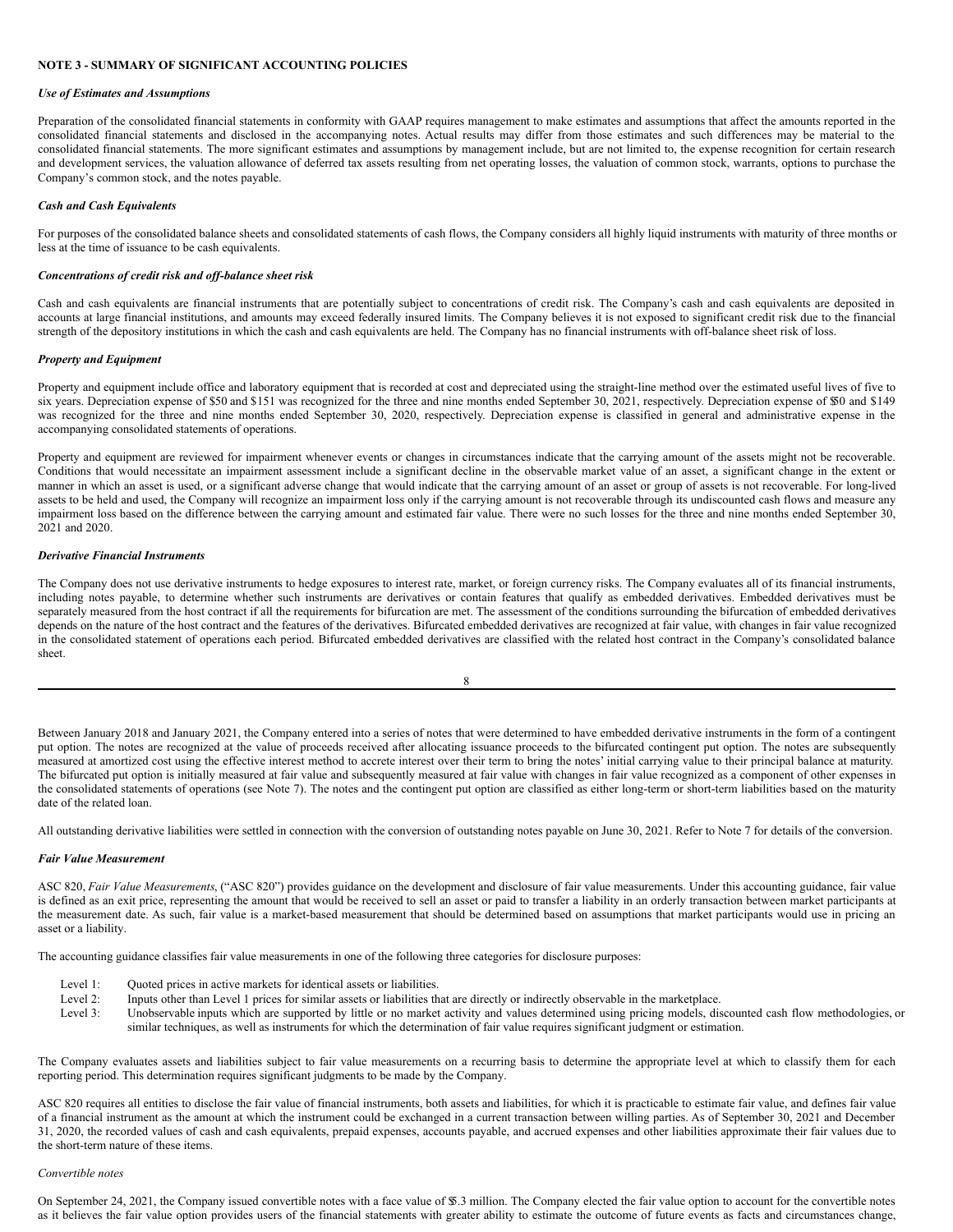**NOTE 3 - SUMMARY OF SIGNIFICANT ACCOUNTING POLICIES**

***Use of Estimates and Assumptions***

Preparation of the consolidated financial statements in conformity with GAAP requires management to make estimates and assumptions that affect the amounts reported in the consolidated financial statements and disclosed in the accompanying notes. Actual results may differ from those estimates and such differences may be material to the consolidated financial statements. The more significant estimates and assumptions by management include, but are not limited to, the expense recognition for certain research and development services, the valuation allowance of deferred tax assets resulting from net operating losses, the valuation of common stock, warrants, options to purchase the Company's common stock, and the notes payable.

***Cash and Cash Equivalents***

For purposes of the consolidated balance sheets and consolidated statements of cash flows, the Company considers all highly liquid instruments with maturity of three months or less at the time of issuance to be cash equivalents.

***Concentrations of credit risk and off-balance sheet risk***

Cash and cash equivalents are financial instruments that are potentially subject to concentrations of credit risk. The Company's cash and cash equivalents are deposited in accounts at large financial institutions, and amounts may exceed federally insured limits. The Company believes it is not exposed to significant credit risk due to the financial strength of the depository institutions in which the cash and cash equivalents are held. The Company has no financial instruments with off-balance sheet risk of loss.

***Property and Equipment***

Property and equipment include office and laboratory equipment that is recorded at cost and depreciated using the straight-line method over the estimated useful lives of five to six years. Depreciation expense of $50 and $151 was recognized for the three and nine months ended September 30, 2021, respectively. Depreciation expense of $50 and $149 was recognized for the three and nine months ended September 30, 2020, respectively. Depreciation expense is classified in general and administrative expense in the accompanying consolidated statements of operations.

Property and equipment are reviewed for impairment whenever events or changes in circumstances indicate that the carrying amount of the assets might not be recoverable. Conditions that would necessitate an impairment assessment include a significant decline in the observable market value of an asset, a significant change in the extent or manner in which an asset is used, or a significant adverse change that would indicate that the carrying amount of an asset or group of assets is not recoverable. For long-lived assets to be held and used, the Company will recognize an impairment loss only if the carrying amount is not recoverable through its undiscounted cash flows and measure any impairment loss based on the difference between the carrying amount and estimated fair value. There were no such losses for the three and nine months ended September 30, 2021 and 2020.

***Derivative Financial Instruments***

The Company does not use derivative instruments to hedge exposures to interest rate, market, or foreign currency risks. The Company evaluates all of its financial instruments, including notes payable, to determine whether such instruments are derivatives or contain features that qualify as embedded derivatives. Embedded derivatives must be separately measured from the host contract if all the requirements for bifurcation are met. The assessment of the conditions surrounding the bifurcation of embedded derivatives depends on the nature of the host contract and the features of the derivatives. Bifurcated embedded derivatives are recognized at fair value, with changes in fair value recognized in the consolidated statement of operations each period. Bifurcated embedded derivatives are classified with the related host contract in the Company's consolidated balance sheet.

Between January 2018 and January 2021, the Company entered into a series of notes that were determined to have embedded derivative instruments in the form of a contingent put option. The notes are recognized at the value of proceeds received after allocating issuance proceeds to the bifurcated contingent put option. The notes are subsequently measured at amortized cost using the effective interest method to accrete interest over their term to bring the notes' initial carrying value to their principal balance at maturity. The bifurcated put option is initially measured at fair value and subsequently measured at fair value with changes in fair value recognized as a component of other expenses in the consolidated statements of operations (see Note 7). The notes and the contingent put option are classified as either long-term or short-term liabilities based on the maturity date of the related loan.

All outstanding derivative liabilities were settled in connection with the conversion of outstanding notes payable on June 30, 2021. Refer to Note 7 for details of the conversion.

***Fair Value Measurement***

ASC 820, *Fair Value Measurements*, ("ASC 820") provides guidance on the development and disclosure of fair value measurements. Under this accounting guidance, fair value is defined as an exit price, representing the amount that would be received to sell an asset or paid to transfer a liability in an orderly transaction between market participants at the measurement date. As such, fair value is a market-based measurement that should be determined based on assumptions that market participants would use in pricing an asset or a liability.

The accounting guidance classifies fair value measurements in one of the following three categories for disclosure purposes:

- Level 1: Quoted prices in active markets for identical assets or liabilities.
- Level 2: Inputs other than Level 1 prices for similar assets or liabilities that are directly or indirectly observable in the marketplace.
- Level 3: Unobservable inputs which are supported by little or no market activity and values determined using pricing models, discounted cash flow methodologies, or similar techniques, as well as instruments for which the determination of fair value requires significant judgment or estimation.

The Company evaluates assets and liabilities subject to fair value measurements on a recurring basis to determine the appropriate level at which to classify them for each reporting period. This determination requires significant judgments to be made by the Company.

ASC 820 requires all entities to disclose the fair value of financial instruments, both assets and liabilities, for which it is practicable to estimate fair value, and defines fair value of a financial instrument as the amount at which the instrument could be exchanged in a current transaction between willing parties. As of September 30, 2021 and December 31, 2020, the recorded values of cash and cash equivalents, prepaid expenses, accounts payable, and accrued expenses and other liabilities approximate their fair values due to the short-term nature of these items.

*Convertible notes*

On September 24, 2021, the Company issued convertible notes with a face value of $5.3 million. The Company elected the fair value option to account for the convertible notes as it believes the fair value option provides users of the financial statements with greater ability to estimate the outcome of future events as facts and circumstances change,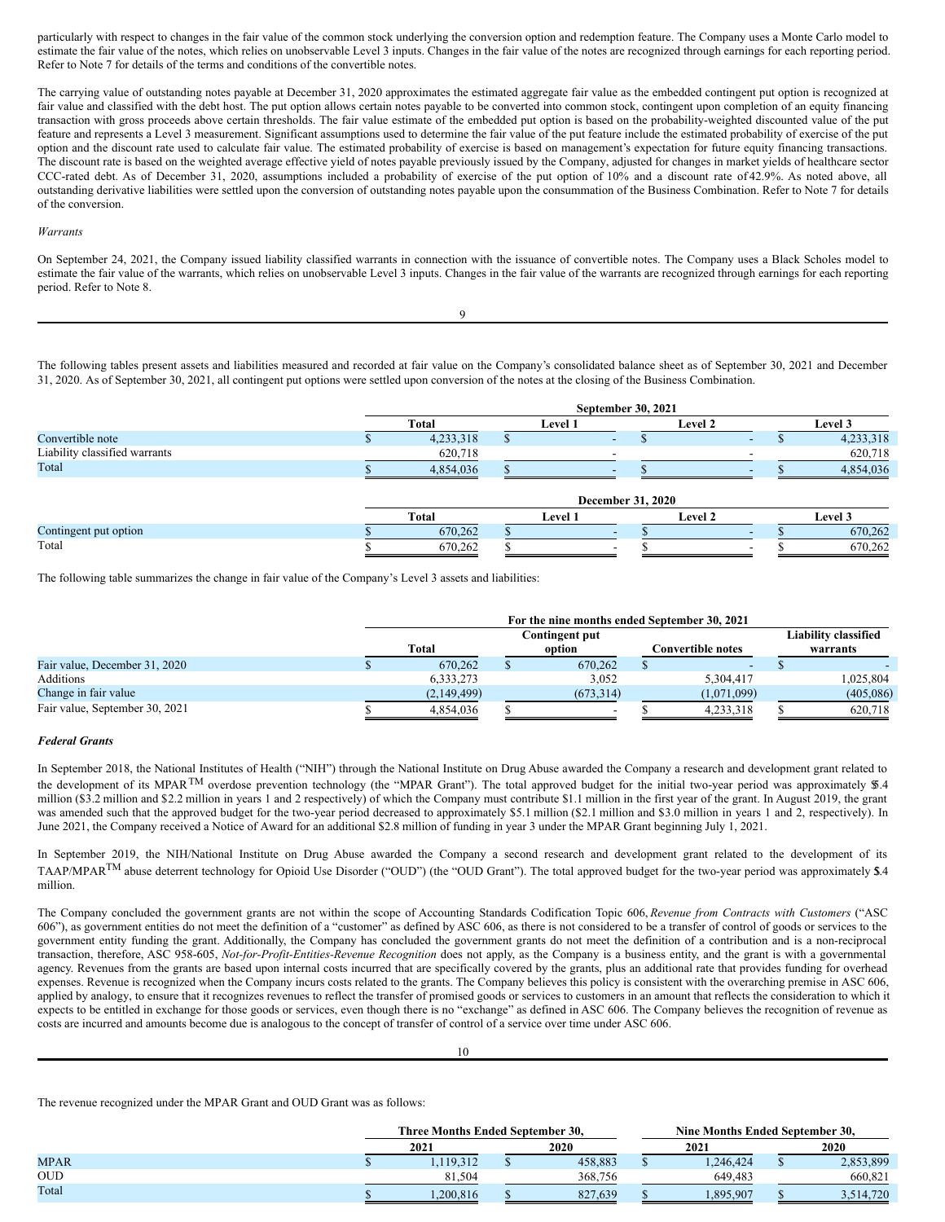particularly with respect to changes in the fair value of the common stock underlying the conversion option and redemption feature. The Company uses a Monte Carlo model to estimate the fair value of the notes, which relies on unobservable Level 3 inputs. Changes in the fair value of the notes are recognized through earnings for each reporting period. Refer to Note 7 for details of the terms and conditions of the convertible notes.

The carrying value of outstanding notes payable at December 31, 2020 approximates the estimated aggregate fair value as the embedded contingent put option is recognized at fair value and classified with the debt host. The put option allows certain notes payable to be converted into common stock, contingent upon completion of an equity financing transaction with gross proceeds above certain thresholds. The fair value estimate of the embedded put option is based on the probability-weighted discounted value of the put feature and represents a Level 3 measurement. Significant assumptions used to determine the fair value of the put feature include the estimated probability of exercise of the put option and the discount rate used to calculate fair value. The estimated probability of exercise is based on management's expectation for future equity financing transactions. The discount rate is based on the weighted average effective yield of notes payable previously issued by the Company, adjusted for changes in market yields of healthcare sector CCC-rated debt. As of December 31, 2020, assumptions included a probability of exercise of the put option of 10% and a discount rate of 42.9%. As noted above, all outstanding derivative liabilities were settled upon the conversion of outstanding notes payable upon the consummation of the Business Combination. Refer to Note 7 for details of the conversion.

*Warrants*

On September 24, 2021, the Company issued liability classified warrants in connection with the issuance of convertible notes. The Company uses a Black Scholes model to estimate the fair value of the warrants, which relies on unobservable Level 3 inputs. Changes in the fair value of the warrants are recognized through earnings for each reporting period. Refer to Note 8.

The following tables present assets and liabilities measured and recorded at fair value on the Company's consolidated balance sheet as of September 30, 2021 and December 31, 2020. As of September 30, 2021, all contingent put options were settled upon conversion of the notes at the closing of the Business Combination.

| | September 30, 2021 | | | |
|---|---|---|---|---|
| | Total | Level 1 | Level 2 | Level 3 |
| Convertible note | $ 4,233,318 | $ - | $ - | $ 4,233,318 |
| Liability classified warrants | 620,718 | - | - | 620,718 |
| Total | $ 4,854,036 | $ - | $ - | $ 4,854,036 |

| | December 31, 2020 | | | |
|---|---|---|---|---|
| | Total | Level 1 | Level 2 | Level 3 |
| Contingent put option | $ 670,262 | $ - | $ - | $ 670,262 |
| Total | $ 670,262 | $ - | $ - | $ 670,262 |

The following table summarizes the change in fair value of the Company's Level 3 assets and liabilities:

| | For the nine months ended September 30, 2021 | | | |
|---|---|---|---|---|
| | Total | Contingent put option | Convertible notes | Liability classified warrants |
| Fair value, December 31, 2020 | $ 670,262 | $ 670,262 | $ - | $ - |
| Additions | 6,333,273 | 3,052 | 5,304,417 | 1,025,804 |
| Change in fair value | (2,149,499) | (673,314) | (1,071,099) | (405,086) |
| Fair value, September 30, 2021 | $ 4,854,036 | $ - | $ 4,233,318 | $ 620,718 |

***Federal Grants***

In September 2018, the National Institutes of Health ("NIH") through the National Institute on Drug Abuse awarded the Company a research and development grant related to the development of its MPAR™ overdose prevention technology (the "MPAR Grant"). The total approved budget for the initial two-year period was approximately $5.4 million ($3.2 million and $2.2 million in years 1 and 2 respectively) of which the Company must contribute $1.1 million in the first year of the grant. In August 2019, the grant was amended such that the approved budget for the two-year period decreased to approximately $5.1 million ($2.1 million and $3.0 million in years 1 and 2, respectively). In June 2021, the Company received a Notice of Award for an additional $2.8 million of funding in year 3 under the MPAR Grant beginning July 1, 2021.

In September 2019, the NIH/National Institute on Drug Abuse awarded the Company a second research and development grant related to the development of its TAAP/MPAR™ abuse deterrent technology for Opioid Use Disorder ("OUD") (the "OUD Grant"). The total approved budget for the two-year period was approximately $5.4 million.

The Company concluded the government grants are not within the scope of Accounting Standards Codification Topic 606, *Revenue from Contracts with Customers* ("ASC 606"), as government entities do not meet the definition of a "customer" as defined by ASC 606, as there is not considered to be a transfer of control of goods or services to the government entity funding the grant. Additionally, the Company has concluded the government grants do not meet the definition of a contribution and is a non-reciprocal transaction, therefore, ASC 958-605, *Not-for-Profit-Entities-Revenue Recognition* does not apply, as the Company is a business entity, and the grant is with a governmental agency. Revenues from the grants are based upon internal costs incurred that are specifically covered by the grants, plus an additional rate that provides funding for overhead expenses. Revenue is recognized when the Company incurs costs related to the grants. The Company believes this policy is consistent with the overarching premise in ASC 606, applied by analogy, to ensure that it recognizes revenues to reflect the transfer of promised goods or services to customers in an amount that reflects the consideration to which it expects to be entitled in exchange for those goods or services, even though there is no "exchange" as defined in ASC 606. The Company believes the recognition of revenue as costs are incurred and amounts become due is analogous to the concept of transfer of control of a service over time under ASC 606.

The revenue recognized under the MPAR Grant and OUD Grant was as follows:

| | Three Months Ended September 30, | | Nine Months Ended September 30, | |
|---|---|---|---|---|
| | 2021 | 2020 | 2021 | 2020 |
| MPAR | $ 1,119,312 | $ 458,883 | $ 1,246,424 | $ 2,853,899 |
| OUD | 81,504 | 368,756 | 649,483 | 660,821 |
| Total | $ 1,200,816 | $ 827,639 | $ 1,895,907 | $ 3,514,720 |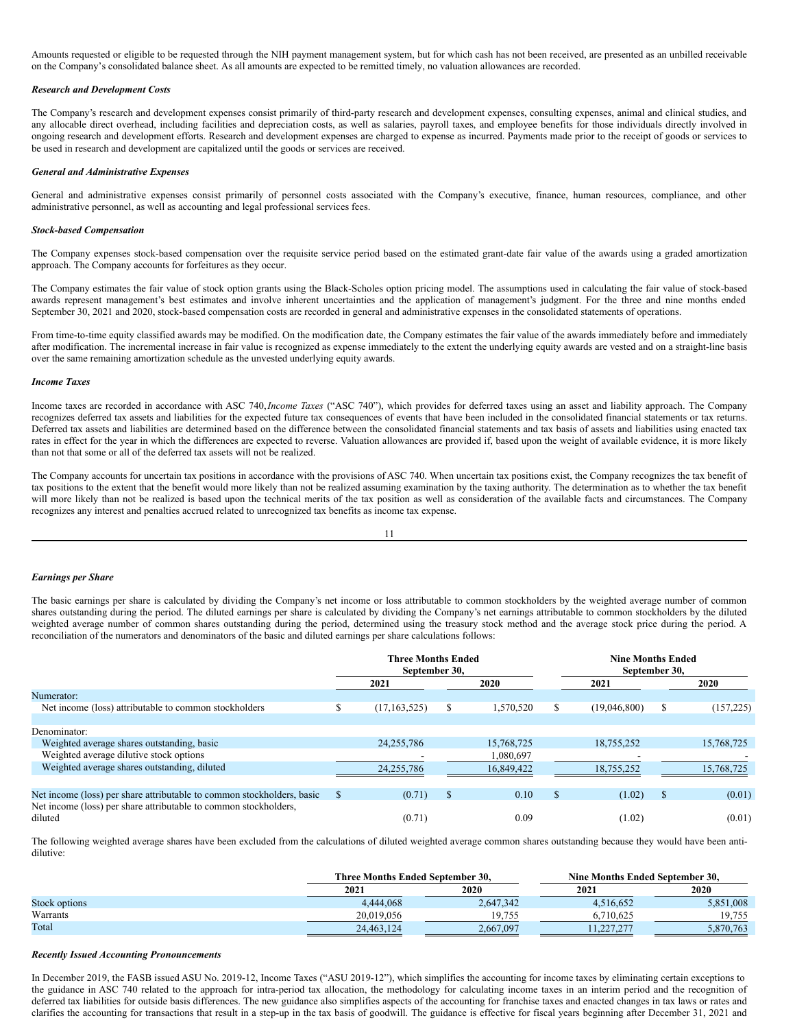Amounts requested or eligible to be requested through the NIH payment management system, but for which cash has not been received, are presented as an unbilled receivable on the Company's consolidated balance sheet. As all amounts are expected to be remitted timely, no valuation allowances are recorded.

***Research and Development Costs***

The Company's research and development expenses consist primarily of third-party research and development expenses, consulting expenses, animal and clinical studies, and any allocable direct overhead, including facilities and depreciation costs, as well as salaries, payroll taxes, and employee benefits for those individuals directly involved in ongoing research and development efforts. Research and development expenses are charged to expense as incurred. Payments made prior to the receipt of goods or services to be used in research and development are capitalized until the goods or services are received.

***General and Administrative Expenses***

General and administrative expenses consist primarily of personnel costs associated with the Company's executive, finance, human resources, compliance, and other administrative personnel, as well as accounting and legal professional services fees.

***Stock-based Compensation***

The Company expenses stock-based compensation over the requisite service period based on the estimated grant-date fair value of the awards using a graded amortization approach. The Company accounts for forfeitures as they occur.

The Company estimates the fair value of stock option grants using the Black-Scholes option pricing model. The assumptions used in calculating the fair value of stock-based awards represent management's best estimates and involve inherent uncertainties and the application of management's judgment. For the three and nine months ended September 30, 2021 and 2020, stock-based compensation costs are recorded in general and administrative expenses in the consolidated statements of operations.

From time-to-time equity classified awards may be modified. On the modification date, the Company estimates the fair value of the awards immediately before and immediately after modification. The incremental increase in fair value is recognized as expense immediately to the extent the underlying equity awards are vested and on a straight-line basis over the same remaining amortization schedule as the unvested underlying equity awards.

***Income Taxes***

Income taxes are recorded in accordance with ASC 740, *Income Taxes* ("ASC 740"), which provides for deferred taxes using an asset and liability approach. The Company recognizes deferred tax assets and liabilities for the expected future tax consequences of events that have been included in the consolidated financial statements or tax returns. Deferred tax assets and liabilities are determined based on the difference between the consolidated financial statements and tax basis of assets and liabilities using enacted tax rates in effect for the year in which the differences are expected to reverse. Valuation allowances are provided if, based upon the weight of available evidence, it is more likely than not that some or all of the deferred tax assets will not be realized.

The Company accounts for uncertain tax positions in accordance with the provisions of ASC 740. When uncertain tax positions exist, the Company recognizes the tax benefit of tax positions to the extent that the benefit would more likely than not be realized assuming examination by the taxing authority. The determination as to whether the tax benefit will more likely than not be realized is based upon the technical merits of the tax position as well as consideration of the available facts and circumstances. The Company recognizes any interest and penalties accrued related to unrecognized tax benefits as income tax expense.

***Earnings per Share***

The basic earnings per share is calculated by dividing the Company's net income or loss attributable to common stockholders by the weighted average number of common shares outstanding during the period. The diluted earnings per share is calculated by dividing the Company's net earnings attributable to common stockholders by the diluted weighted average number of common shares outstanding during the period, determined using the treasury stock method and the average stock price during the period. A reconciliation of the numerators and denominators of the basic and diluted earnings per share calculations follows:

| | Three Months Ended September 30, | | Nine Months Ended September 30, | |
|---|---|---|---|---|
| | 2021 | 2020 | 2021 | 2020 |
| Numerator: | | | | |
| Net income (loss) attributable to common stockholders | $ (17,163,525) | $ 1,570,520 | $ (19,046,800) | $ (157,225) |
| Denominator: | | | | |
| Weighted average shares outstanding, basic | 24,255,786 | 15,768,725 | 18,755,252 | 15,768,725 |
| Weighted average dilutive stock options | - | 1,080,697 | - | - |
| Weighted average shares outstanding, diluted | 24,255,786 | 16,849,422 | 18,755,252 | 15,768,725 |
| Net income (loss) per share attributable to common stockholders, basic | $ (0.71) | $ 0.10 | $ (1.02) | $ (0.01) |
| Net income (loss) per share attributable to common stockholders, diluted | (0.71) | 0.09 | (1.02) | (0.01) |

The following weighted average shares have been excluded from the calculations of diluted weighted average common shares outstanding because they would have been anti-dilutive:

| | Three Months Ended September 30, | | Nine Months Ended September 30, | |
|---|---|---|---|---|
| | 2021 | 2020 | 2021 | 2020 |
| Stock options | 4,444,068 | 2,647,342 | 4,516,652 | 5,851,008 |
| Warrants | 20,019,056 | 19,755 | 6,710,625 | 19,755 |
| Total | 24,463,124 | 2,667,097 | 11,227,277 | 5,870,763 |

***Recently Issued Accounting Pronouncements***

In December 2019, the FASB issued ASU No. 2019-12, Income Taxes ("ASU 2019-12"), which simplifies the accounting for income taxes by eliminating certain exceptions to the guidance in ASC 740 related to the approach for intra-period tax allocation, the methodology for calculating income taxes in an interim period and the recognition of deferred tax liabilities for outside basis differences. The new guidance also simplifies aspects of the accounting for franchise taxes and enacted changes in tax laws or rates and clarifies the accounting for transactions that result in a step-up in the tax basis of goodwill. The guidance is effective for fiscal years beginning after December 31, 2021 and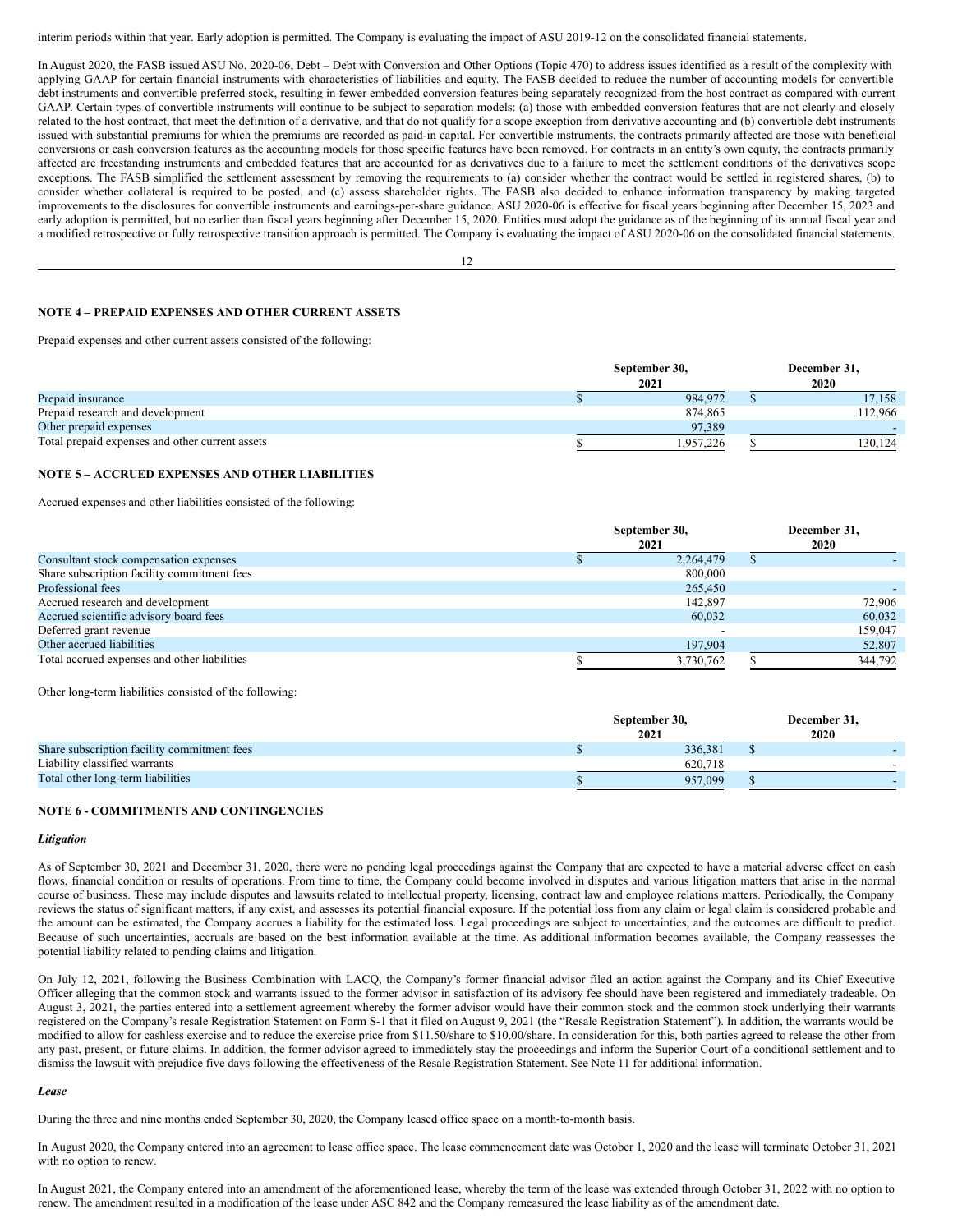interim periods within that year. Early adoption is permitted. The Company is evaluating the impact of ASU 2019-12 on the consolidated financial statements.

In August 2020, the FASB issued ASU No. 2020-06, Debt – Debt with Conversion and Other Options (Topic 470) to address issues identified as a result of the complexity with applying GAAP for certain financial instruments with characteristics of liabilities and equity. The FASB decided to reduce the number of accounting models for convertible debt instruments and convertible preferred stock, resulting in fewer embedded conversion features being separately recognized from the host contract as compared with current GAAP. Certain types of convertible instruments will continue to be subject to separation models: (a) those with embedded conversion features that are not clearly and closely related to the host contract, that meet the definition of a derivative, and that do not qualify for a scope exception from derivative accounting and (b) convertible debt instruments issued with substantial premiums for which the premiums are recorded as paid-in capital. For convertible instruments, the contracts primarily affected are those with beneficial conversions or cash conversion features as the accounting models for those specific features have been removed. For contracts in an entity's own equity, the contracts primarily affected are freestanding instruments and embedded features that are accounted for as derivatives due to a failure to meet the settlement conditions of the derivatives scope exceptions. The FASB simplified the settlement assessment by removing the requirements to (a) consider whether the contract would be settled in registered shares, (b) to consider whether collateral is required to be posted, and (c) assess shareholder rights. The FASB also decided to enhance information transparency by making targeted improvements to the disclosures for convertible instruments and earnings-per-share guidance. ASU 2020-06 is effective for fiscal years beginning after December 15, 2023 and early adoption is permitted, but no earlier than fiscal years beginning after December 15, 2020. Entities must adopt the guidance as of the beginning of its annual fiscal year and a modified retrospective or fully retrospective transition approach is permitted. The Company is evaluating the impact of ASU 2020-06 on the consolidated financial statements.

## NOTE 4 – PREPAID EXPENSES AND OTHER CURRENT ASSETS

Prepaid expenses and other current assets consisted of the following:

| | September 30, 2021 | December 31, 2020 |
|---|---|---|
| Prepaid insurance | $ 984,972 | $ 17,158 |
| Prepaid research and development | 874,865 | 112,966 |
| Other prepaid expenses | 97,389 | - |
| Total prepaid expenses and other current assets | $ 1,957,226 | $ 130,124 |

## NOTE 5 – ACCRUED EXPENSES AND OTHER LIABILITIES

Accrued expenses and other liabilities consisted of the following:

| | September 30, 2021 | December 31, 2020 |
|---|---|---|
| Consultant stock compensation expenses | $ 2,264,479 | $ - |
| Share subscription facility commitment fees | 800,000 | |
| Professional fees | 265,450 | - |
| Accrued research and development | 142,897 | 72,906 |
| Accrued scientific advisory board fees | 60,032 | 60,032 |
| Deferred grant revenue | - | 159,047 |
| Other accrued liabilities | 197,904 | 52,807 |
| Total accrued expenses and other liabilities | $ 3,730,762 | $ 344,792 |

Other long-term liabilities consisted of the following:

| | September 30, 2021 | December 31, 2020 |
|---|---|---|
| Share subscription facility commitment fees | $ 336,381 | $ - |
| Liability classified warrants | 620,718 | - |
| Total other long-term liabilities | $ 957,099 | $ - |

## NOTE 6 - COMMITMENTS AND CONTINGENCIES

### *Litigation*

As of September 30, 2021 and December 31, 2020, there were no pending legal proceedings against the Company that are expected to have a material adverse effect on cash flows, financial condition or results of operations. From time to time, the Company could become involved in disputes and various litigation matters that arise in the normal course of business. These may include disputes and lawsuits related to intellectual property, licensing, contract law and employee relations matters. Periodically, the Company reviews the status of significant matters, if any exist, and assesses its potential financial exposure. If the potential loss from any claim or legal claim is considered probable and the amount can be estimated, the Company accrues a liability for the estimated loss. Legal proceedings are subject to uncertainties, and the outcomes are difficult to predict. Because of such uncertainties, accruals are based on the best information available at the time. As additional information becomes available, the Company reassesses the potential liability related to pending claims and litigation.

On July 12, 2021, following the Business Combination with LACQ, the Company's former financial advisor filed an action against the Company and its Chief Executive Officer alleging that the common stock and warrants issued to the former advisor in satisfaction of its advisory fee should have been registered and immediately tradeable. On August 3, 2021, the parties entered into a settlement agreement whereby the former advisor would have their common stock and the common stock underlying their warrants registered on the Company's resale Registration Statement on Form S-1 that it filed on August 9, 2021 (the "Resale Registration Statement"). In addition, the warrants would be modified to allow for cashless exercise and to reduce the exercise price from $11.50/share to $10.00/share. In consideration for this, both parties agreed to release the other from any past, present, or future claims. In addition, the former advisor agreed to immediately stay the proceedings and inform the Superior Court of a conditional settlement and to dismiss the lawsuit with prejudice five days following the effectiveness of the Resale Registration Statement. See Note 11 for additional information.

### *Lease*

During the three and nine months ended September 30, 2020, the Company leased office space on a month-to-month basis.

In August 2020, the Company entered into an agreement to lease office space. The lease commencement date was October 1, 2020 and the lease will terminate October 31, 2021 with no option to renew.

In August 2021, the Company entered into an amendment of the aforementioned lease, whereby the term of the lease was extended through October 31, 2022 with no option to renew. The amendment resulted in a modification of the lease under ASC 842 and the Company remeasured the lease liability as of the amendment date.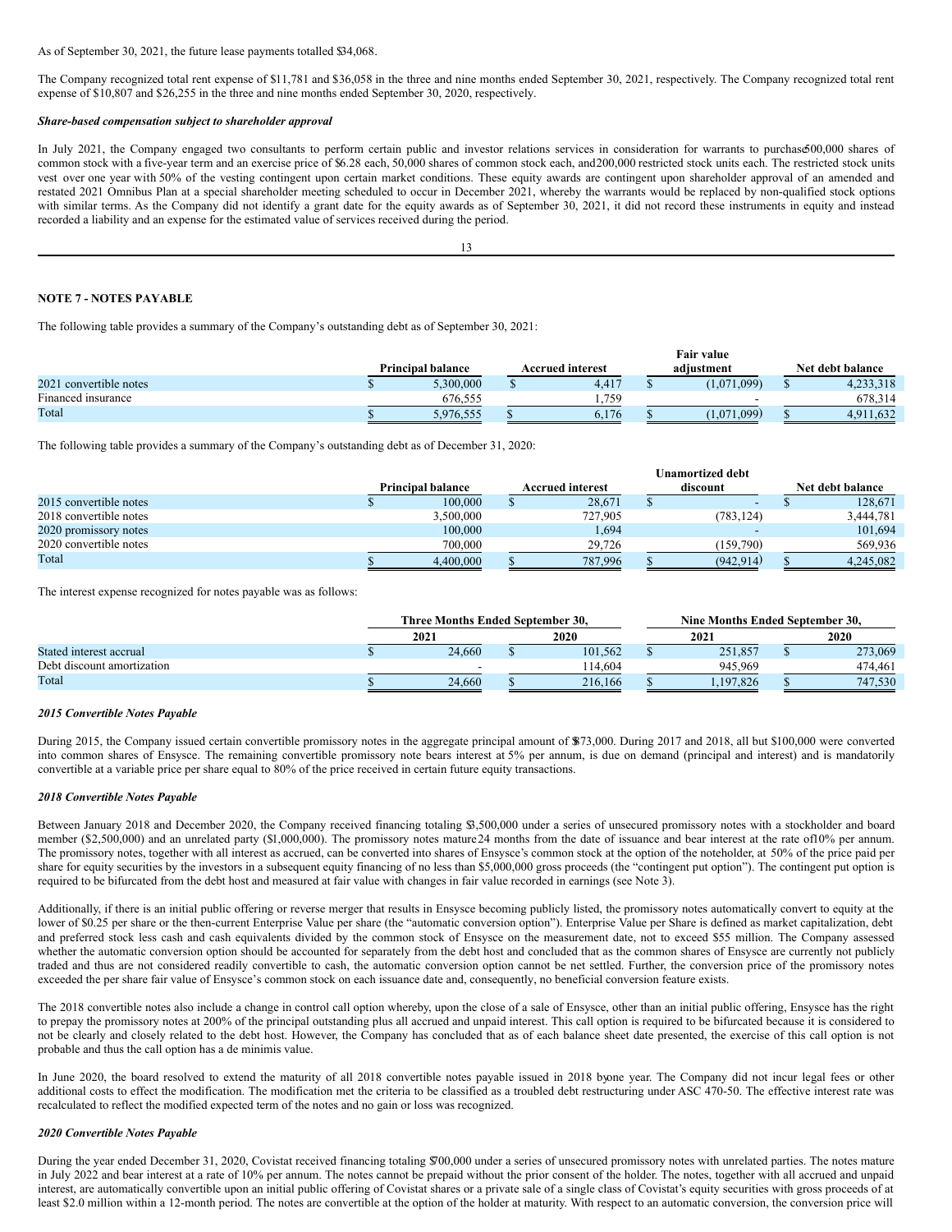As of September 30, 2021, the future lease payments totalled $34,068.

The Company recognized total rent expense of $11,781 and $36,058 in the three and nine months ended September 30, 2021, respectively. The Company recognized total rent expense of $10,807 and $26,255 in the three and nine months ended September 30, 2020, respectively.

***Share-based compensation subject to shareholder approval***

In July 2021, the Company engaged two consultants to perform certain public and investor relations services in consideration for warrants to purchase 500,000 shares of common stock with a five-year term and an exercise price of $6.28 each, 50,000 shares of common stock each, and 200,000 restricted stock units each. The restricted stock units vest over one year with 50% of the vesting contingent upon certain market conditions. These equity awards are contingent upon shareholder approval of an amended and restated 2021 Omnibus Plan at a special shareholder meeting scheduled to occur in December 2021, whereby the warrants would be replaced by non-qualified stock options with similar terms. As the Company did not identify a grant date for the equity awards as of September 30, 2021, it did not record these instruments in equity and instead recorded a liability and an expense for the estimated value of services received during the period.

**NOTE 7 - NOTES PAYABLE**

The following table provides a summary of the Company's outstanding debt as of September 30, 2021:

| | Principal balance | Accrued interest | Fair value adjustment | Net debt balance |
|---|---|---|---|---|
| 2021 convertible notes | $ 5,300,000 | $ 4,417 | $ (1,071,099) | $ 4,233,318 |
| Financed insurance | 676,555 | 1,759 | - | 678,314 |
| Total | $ 5,976,555 | $ 6,176 | $ (1,071,099) | $ 4,911,632 |

The following table provides a summary of the Company's outstanding debt as of December 31, 2020:

| | Principal balance | Accrued interest | Unamortized debt discount | Net debt balance |
|---|---|---|---|---|
| 2015 convertible notes | $ 100,000 | $ 28,671 | $ - | $ 128,671 |
| 2018 convertible notes | 3,500,000 | 727,905 | (783,124) | 3,444,781 |
| 2020 promissory notes | 100,000 | 1,694 | - | 101,694 |
| 2020 convertible notes | 700,000 | 29,726 | (159,790) | 569,936 |
| Total | $ 4,400,000 | $ 787,996 | $ (942,914) | $ 4,245,082 |

The interest expense recognized for notes payable was as follows:

| | Three Months Ended September 30, | | Nine Months Ended September 30, | |
|---|---|---|---|---|
| | 2021 | 2020 | 2021 | 2020 |
| Stated interest accrual | $ 24,660 | $ 101,562 | $ 251,857 | $ 273,069 |
| Debt discount amortization | - | 114,604 | 945,969 | 474,461 |
| Total | $ 24,660 | $ 216,166 | $ 1,197,826 | $ 747,530 |

***2015 Convertible Notes Payable***

During 2015, the Company issued certain convertible promissory notes in the aggregate principal amount of $873,000. During 2017 and 2018, all but $100,000 were converted into common shares of Ensysce. The remaining convertible promissory note bears interest at 5% per annum, is due on demand (principal and interest) and is mandatorily convertible at a variable price per share equal to 80% of the price received in certain future equity transactions.

***2018 Convertible Notes Payable***

Between January 2018 and December 2020, the Company received financing totaling $3,500,000 under a series of unsecured promissory notes with a stockholder and board member ($2,500,000) and an unrelated party ($1,000,000). The promissory notes mature 24 months from the date of issuance and bear interest at the rate of 10% per annum. The promissory notes, together with all interest as accrued, can be converted into shares of Ensysce's common stock at the option of the noteholder, at 50% of the price paid per share for equity securities by the investors in a subsequent equity financing of no less than $5,000,000 gross proceeds (the "contingent put option"). The contingent put option is required to be bifurcated from the debt host and measured at fair value with changes in fair value recorded in earnings (see Note 3).

Additionally, if there is an initial public offering or reverse merger that results in Ensysce becoming publicly listed, the promissory notes automatically convert to equity at the lower of $0.25 per share or the then-current Enterprise Value per share (the "automatic conversion option"). Enterprise Value per Share is defined as market capitalization, debt and preferred stock less cash and cash equivalents divided by the common stock of Ensysce on the measurement date, not to exceed $55 million. The Company assessed whether the automatic conversion option should be accounted for separately from the debt host and concluded that as the common shares of Ensysce are currently not publicly traded and thus are not considered readily convertible to cash, the automatic conversion option cannot be net settled. Further, the conversion price of the promissory notes exceeded the per share fair value of Ensysce's common stock on each issuance date and, consequently, no beneficial conversion feature exists.

The 2018 convertible notes also include a change in control call option whereby, upon the close of a sale of Ensysce, other than an initial public offering, Ensysce has the right to prepay the promissory notes at 200% of the principal outstanding plus all accrued and unpaid interest. This call option is required to be bifurcated because it is considered to not be clearly and closely related to the debt host. However, the Company has concluded that as of each balance sheet date presented, the exercise of this call option is not probable and thus the call option has a de minimis value.

In June 2020, the board resolved to extend the maturity of all 2018 convertible notes payable issued in 2018 by one year. The Company did not incur legal fees or other additional costs to effect the modification. The modification met the criteria to be classified as a troubled debt restructuring under ASC 470-50. The effective interest rate was recalculated to reflect the modified expected term of the notes and no gain or loss was recognized.

***2020 Convertible Notes Payable***

During the year ended December 31, 2020, Covistat received financing totaling $700,000 under a series of unsecured promissory notes with unrelated parties. The notes mature in July 2022 and bear interest at a rate of 10% per annum. The notes cannot be prepaid without the prior consent of the holder. The notes, together with all accrued and unpaid interest, are automatically convertible upon an initial public offering of Covistat shares or a private sale of a single class of Covistat's equity securities with gross proceeds of at least $2.0 million within a 12-month period. The notes are convertible at the option of the holder at maturity. With respect to an automatic conversion, the conversion price will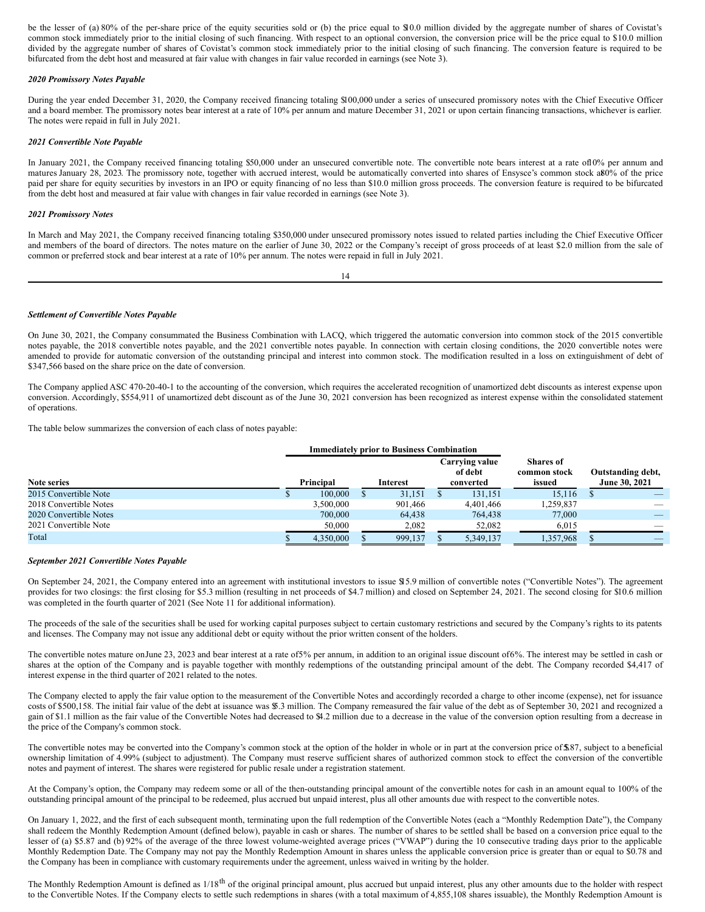be the lesser of (a) 80% of the per-share price of the equity securities sold or (b) the price equal to $10.0 million divided by the aggregate number of shares of Covistat's common stock immediately prior to the initial closing of such financing. With respect to an optional conversion, the conversion price will be the price equal to $10.0 million divided by the aggregate number of shares of Covistat's common stock immediately prior to the initial closing of such financing. The conversion feature is required to be bifurcated from the debt host and measured at fair value with changes in fair value recorded in earnings (see Note 3).

***2020 Promissory Notes Payable***

During the year ended December 31, 2020, the Company received financing totaling $100,000 under a series of unsecured promissory notes with the Chief Executive Officer and a board member. The promissory notes bear interest at a rate of 10% per annum and mature December 31, 2021 or upon certain financing transactions, whichever is earlier. The notes were repaid in full in July 2021.

***2021 Convertible Note Payable***

In January 2021, the Company received financing totaling $50,000 under an unsecured convertible note. The convertible note bears interest at a rate of 10% per annum and matures January 28, 2023. The promissory note, together with accrued interest, would be automatically converted into shares of Ensysce's common stock at 80% of the price paid per share for equity securities by investors in an IPO or equity financing of no less than $10.0 million gross proceeds. The conversion feature is required to be bifurcated from the debt host and measured at fair value with changes in fair value recorded in earnings (see Note 3).

***2021 Promissory Notes***

In March and May 2021, the Company received financing totaling $350,000 under unsecured promissory notes issued to related parties including the Chief Executive Officer and members of the board of directors. The notes mature on the earlier of June 30, 2022 or the Company's receipt of gross proceeds of at least $2.0 million from the sale of common or preferred stock and bear interest at a rate of 10% per annum. The notes were repaid in full in July 2021.

***Settlement of Convertible Notes Payable***

On June 30, 2021, the Company consummated the Business Combination with LACQ, which triggered the automatic conversion into common stock of the 2015 convertible notes payable, the 2018 convertible notes payable, and the 2021 convertible notes payable. In connection with certain closing conditions, the 2020 convertible notes were amended to provide for automatic conversion of the outstanding principal and interest into common stock. The modification resulted in a loss on extinguishment of debt of $347,566 based on the share price on the date of conversion.

The Company applied ASC 470-20-40-1 to the accounting of the conversion, which requires the accelerated recognition of unamortized debt discounts as interest expense upon conversion. Accordingly, $554,911 of unamortized debt discount as of the June 30, 2021 conversion has been recognized as interest expense within the consolidated statement of operations.

The table below summarizes the conversion of each class of notes payable:

| | Immediately prior to Business Combination | | | | |
|---|---|---|---|---|---|
| **Note series** | **Principal** | **Interest** | **Carrying value of debt converted** | **Shares of common stock issued** | **Outstanding debt, June 30, 2021** |
| 2015 Convertible Note | $ 100,000 | $ 31,151 | $ 131,151 | 15,116 | $ — |
| 2018 Convertible Notes | 3,500,000 | 901,466 | 4,401,466 | 1,259,837 | — |
| 2020 Convertible Notes | 700,000 | 64,438 | 764,438 | 77,000 | — |
| 2021 Convertible Note | 50,000 | 2,082 | 52,082 | 6,015 | — |
| Total | $ 4,350,000 | $ 999,137 | $ 5,349,137 | 1,357,968 | $ — |

***September 2021 Convertible Notes Payable***

On September 24, 2021, the Company entered into an agreement with institutional investors to issue $15.9 million of convertible notes ("Convertible Notes"). The agreement provides for two closings: the first closing for $5.3 million (resulting in net proceeds of $4.7 million) and closed on September 24, 2021. The second closing for $10.6 million was completed in the fourth quarter of 2021 (See Note 11 for additional information).

The proceeds of the sale of the securities shall be used for working capital purposes subject to certain customary restrictions and secured by the Company's rights to its patents and licenses. The Company may not issue any additional debt or equity without the prior written consent of the holders.

The convertible notes mature on June 23, 2023 and bear interest at a rate of 5% per annum, in addition to an original issue discount of 6%. The interest may be settled in cash or shares at the option of the Company and is payable together with monthly redemptions of the outstanding principal amount of the debt. The Company recorded $4,417 of interest expense in the third quarter of 2021 related to the notes.

The Company elected to apply the fair value option to the measurement of the Convertible Notes and accordingly recorded a charge to other income (expense), net for issuance costs of $500,158. The initial fair value of the debt at issuance was $5.3 million. The Company remeasured the fair value of the debt as of September 30, 2021 and recognized a gain of $1.1 million as the fair value of the Convertible Notes had decreased to $4.2 million due to a decrease in the value of the conversion option resulting from a decrease in the price of the Company's common stock.

The convertible notes may be converted into the Company's common stock at the option of the holder in whole or in part at the conversion price of $5.87, subject to a beneficial ownership limitation of 4.99% (subject to adjustment). The Company must reserve sufficient shares of authorized common stock to effect the conversion of the convertible notes and payment of interest. The shares were registered for public resale under a registration statement.

At the Company's option, the Company may redeem some or all of the then-outstanding principal amount of the convertible notes for cash in an amount equal to 100% of the outstanding principal amount of the principal to be redeemed, plus accrued but unpaid interest, plus all other amounts due with respect to the convertible notes.

On January 1, 2022, and the first of each subsequent month, terminating upon the full redemption of the Convertible Notes (each a "Monthly Redemption Date"), the Company shall redeem the Monthly Redemption Amount (defined below), payable in cash or shares. The number of shares to be settled shall be based on a conversion price equal to the lesser of (a) $5.87 and (b) 92% of the average of the three lowest volume-weighted average prices ("VWAP") during the 10 consecutive trading days prior to the applicable Monthly Redemption Date. The Company may not pay the Monthly Redemption Amount in shares unless the applicable conversion price is greater than or equal to $0.78 and the Company has been in compliance with customary requirements under the agreement, unless waived in writing by the holder.

The Monthly Redemption Amount is defined as $1/18^{th}$ of the original principal amount, plus accrued but unpaid interest, plus any other amounts due to the holder with respect to the Convertible Notes. If the Company elects to settle such redemptions in shares (with a total maximum of 4,855,108 shares issuable), the Monthly Redemption Amount is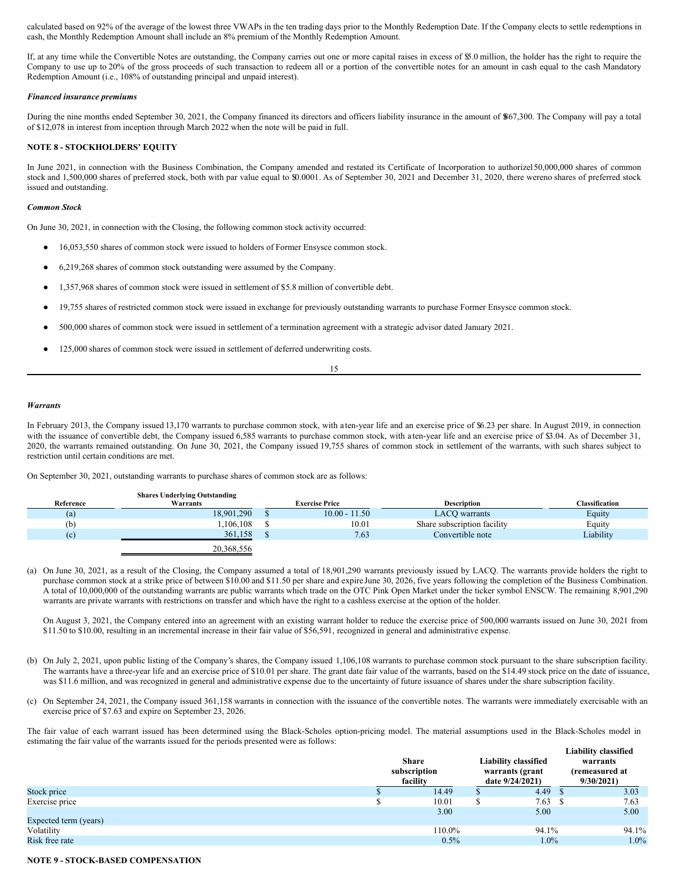calculated based on 92% of the average of the lowest three VWAPs in the ten trading days prior to the Monthly Redemption Date. If the Company elects to settle redemptions in cash, the Monthly Redemption Amount shall include an 8% premium of the Monthly Redemption Amount.

If, at any time while the Convertible Notes are outstanding, the Company carries out one or more capital raises in excess of $5.0 million, the holder has the right to require the Company to use up to 20% of the gross proceeds of such transaction to redeem all or a portion of the convertible notes for an amount in cash equal to the cash Mandatory Redemption Amount (i.e., 108% of outstanding principal and unpaid interest).

***Financed insurance premiums***

During the nine months ended September 30, 2021, the Company financed its directors and officers liability insurance in the amount of $867,300. The Company will pay a total of $12,078 in interest from inception through March 2022 when the note will be paid in full.

**NOTE 8 - STOCKHOLDERS' EQUITY**

In June 2021, in connection with the Business Combination, the Company amended and restated its Certificate of Incorporation to authorize 150,000,000 shares of common stock and 1,500,000 shares of preferred stock, both with par value equal to $0.0001. As of September 30, 2021 and December 31, 2020, there were no shares of preferred stock issued and outstanding.

***Common Stock***

On June 30, 2021, in connection with the Closing, the following common stock activity occurred:

- 16,053,550 shares of common stock were issued to holders of Former Ensysce common stock.
- 6,219,268 shares of common stock outstanding were assumed by the Company.
- 1,357,968 shares of common stock were issued in settlement of $5.8 million of convertible debt.
- 19,755 shares of restricted common stock were issued in exchange for previously outstanding warrants to purchase Former Ensysce common stock.
- 500,000 shares of common stock were issued in settlement of a termination agreement with a strategic advisor dated January 2021.
- 125,000 shares of common stock were issued in settlement of deferred underwriting costs.

***Warrants***

In February 2013, the Company issued 13,170 warrants to purchase common stock, with a ten-year life and an exercise price of $6.23 per share. In August 2019, in connection with the issuance of convertible debt, the Company issued 6,585 warrants to purchase common stock, with a ten-year life and an exercise price of $3.04. As of December 31, 2020, the warrants remained outstanding. On June 30, 2021, the Company issued 19,755 shares of common stock in settlement of the warrants, with such shares subject to restriction until certain conditions are met.

On September 30, 2021, outstanding warrants to purchase shares of common stock are as follows:

| Reference | Shares Underlying Outstanding Warrants | Exercise Price | Description | Classification |
|---|---|---|---|---|
| (a) | 18,901,290 | $ 10.00 - 11.50 | LACQ warrants | Equity |
| (b) | 1,106,108 | $ 10.01 | Share subscription facility | Equity |
| (c) | 361,158 | $ 7.63 | Convertible note | Liability |
| | 20,368,556 | | | |

(a) On June 30, 2021, as a result of the Closing, the Company assumed a total of 18,901,290 warrants previously issued by LACQ. The warrants provide holders the right to purchase common stock at a strike price of between $10.00 and $11.50 per share and expire June 30, 2026, five years following the completion of the Business Combination. A total of 10,000,000 of the outstanding warrants are public warrants which trade on the OTC Pink Open Market under the ticker symbol ENSCW. The remaining 8,901,290 warrants are private warrants with restrictions on transfer and which have the right to a cashless exercise at the option of the holder.

On August 3, 2021, the Company entered into an agreement with an existing warrant holder to reduce the exercise price of 500,000 warrants issued on June 30, 2021 from $11.50 to $10.00, resulting in an incremental increase in their fair value of $56,591, recognized in general and administrative expense.

(b) On July 2, 2021, upon public listing of the Company's shares, the Company issued 1,106,108 warrants to purchase common stock pursuant to the share subscription facility. The warrants have a three-year life and an exercise price of $10.01 per share. The grant date fair value of the warrants, based on the $14.49 stock price on the date of issuance, was $11.6 million, and was recognized in general and administrative expense due to the uncertainty of future issuance of shares under the share subscription facility.

(c) On September 24, 2021, the Company issued 361,158 warrants in connection with the issuance of the convertible notes. The warrants were immediately exercisable with an exercise price of $7.63 and expire on September 23, 2026.

The fair value of each warrant issued has been determined using the Black-Scholes option-pricing model. The material assumptions used in the Black-Scholes model in estimating the fair value of the warrants issued for the periods presented were as follows:

| | Share subscription facility | Liability classified warrants (grant date 9/24/2021) | Liability classified warrants (remeasured at 9/30/2021) |
|---|---|---|---|
| Stock price | $ 14.49 | $ 4.49 | $ 3.03 |
| Exercise price | $ 10.01 | $ 7.63 | $ 7.63 |
| Expected term (years) | 3.00 | 5.00 | 5.00 |
| Volatility | 110.0% | 94.1% | 94.1% |
| Risk free rate | 0.5% | 1.0% | 1.0% |

**NOTE 9 - STOCK-BASED COMPENSATION**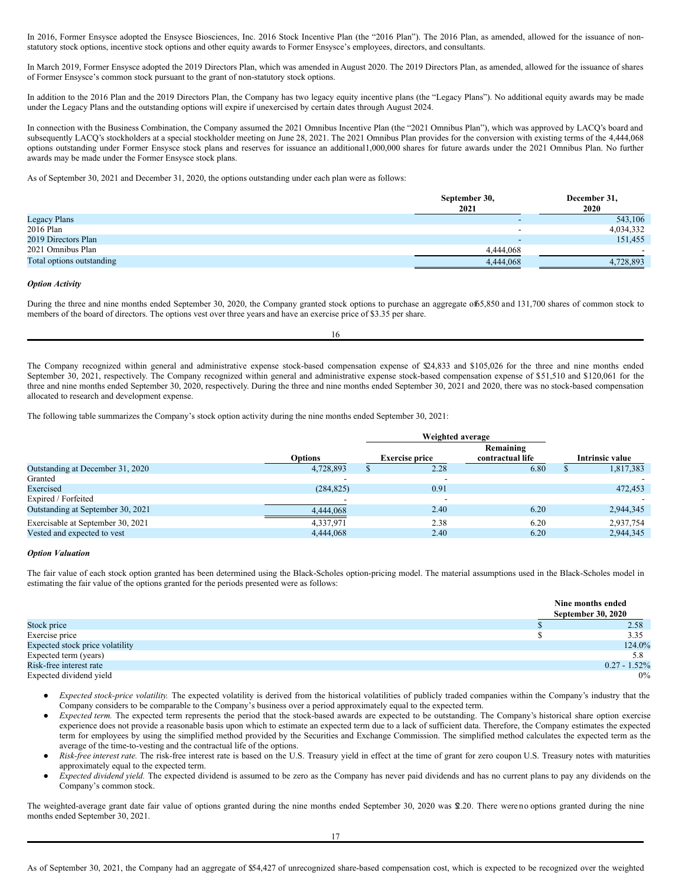In 2016, Former Ensysce adopted the Ensysce Biosciences, Inc. 2016 Stock Incentive Plan (the "2016 Plan"). The 2016 Plan, as amended, allowed for the issuance of non-statutory stock options, incentive stock options and other equity awards to Former Ensysce's employees, directors, and consultants.

In March 2019, Former Ensysce adopted the 2019 Directors Plan, which was amended in August 2020. The 2019 Directors Plan, as amended, allowed for the issuance of shares of Former Ensysce's common stock pursuant to the grant of non-statutory stock options.

In addition to the 2016 Plan and the 2019 Directors Plan, the Company has two legacy equity incentive plans (the "Legacy Plans"). No additional equity awards may be made under the Legacy Plans and the outstanding options will expire if unexercised by certain dates through August 2024.

In connection with the Business Combination, the Company assumed the 2021 Omnibus Incentive Plan (the "2021 Omnibus Plan"), which was approved by LACQ's board and subsequently LACQ's stockholders at a special stockholder meeting on June 28, 2021. The 2021 Omnibus Plan provides for the conversion with existing terms of the 4,444,068 options outstanding under Former Ensysce stock plans and reserves for issuance an additional 1,000,000 shares for future awards under the 2021 Omnibus Plan. No further awards may be made under the Former Ensysce stock plans.

As of September 30, 2021 and December 31, 2020, the options outstanding under each plan were as follows:

| | September 30, 2021 | December 31, 2020 |
|---|---|---|
| Legacy Plans | - | 543,106 |
| 2016 Plan | - | 4,034,332 |
| 2019 Directors Plan | - | 151,455 |
| 2021 Omnibus Plan | 4,444,068 | - |
| Total options outstanding | 4,444,068 | 4,728,893 |

***Option Activity***

During the three and nine months ended September 30, 2020, the Company granted stock options to purchase an aggregate of 65,850 and 131,700 shares of common stock to members of the board of directors. The options vest over three years and have an exercise price of $3.35 per share.

The Company recognized within general and administrative expense stock-based compensation expense of $24,833 and $105,026 for the three and nine months ended September 30, 2021, respectively. The Company recognized within general and administrative expense stock-based compensation expense of $51,510 and $120,061 for the three and nine months ended September 30, 2020, respectively. During the three and nine months ended September 30, 2021 and 2020, there was no stock-based compensation allocated to research and development expense.

The following table summarizes the Company's stock option activity during the nine months ended September 30, 2021:

| | | Weighted average | | |
|---|---|---|---|---|
| | Options | Exercise price | Remaining contractual life | Intrinsic value |
| Outstanding at December 31, 2020 | 4,728,893 | $ 2.28 | 6.80 | $ 1,817,383 |
| Granted | - | - | | - |
| Exercised | (284,825) | 0.91 | | 472,453 |
| Expired / Forfeited | - | - | | - |
| Outstanding at September 30, 2021 | 4,444,068 | 2.40 | 6.20 | 2,944,345 |
| Exercisable at September 30, 2021 | 4,337,971 | 2.38 | 6.20 | 2,937,754 |
| Vested and expected to vest | 4,444,068 | 2.40 | 6.20 | 2,944,345 |

***Option Valuation***

The fair value of each stock option granted has been determined using the Black-Scholes option-pricing model. The material assumptions used in the Black-Scholes model in estimating the fair value of the options granted for the periods presented were as follows:

| | Nine months ended September 30, 2020 |
|---|---|
| Stock price | $ 2.58 |
| Exercise price | $ 3.35 |
| Expected stock price volatility | 124.0% |
| Expected term (years) | 5.8 |
| Risk-free interest rate | 0.27 - 1.52% |
| Expected dividend yield | 0% |

- *Expected stock-price volatility.* The expected volatility is derived from the historical volatilities of publicly traded companies within the Company's industry that the Company considers to be comparable to the Company's business over a period approximately equal to the expected term.
- *Expected term.* The expected term represents the period that the stock-based awards are expected to be outstanding. The Company's historical share option exercise experience does not provide a reasonable basis upon which to estimate an expected term due to a lack of sufficient data. Therefore, the Company estimates the expected term for employees by using the simplified method provided by the Securities and Exchange Commission. The simplified method calculates the expected term as the average of the time-to-vesting and the contractual life of the options.
- *Risk-free interest rate.* The risk-free interest rate is based on the U.S. Treasury yield in effect at the time of grant for zero coupon U.S. Treasury notes with maturities approximately equal to the expected term.
- *Expected dividend yield.* The expected dividend is assumed to be zero as the Company has never paid dividends and has no current plans to pay any dividends on the Company's common stock.

The weighted-average grant date fair value of options granted during the nine months ended September 30, 2020 was $2.20. There were no options granted during the nine months ended September 30, 2021.

As of September 30, 2021, the Company had an aggregate of $54,427 of unrecognized share-based compensation cost, which is expected to be recognized over the weighted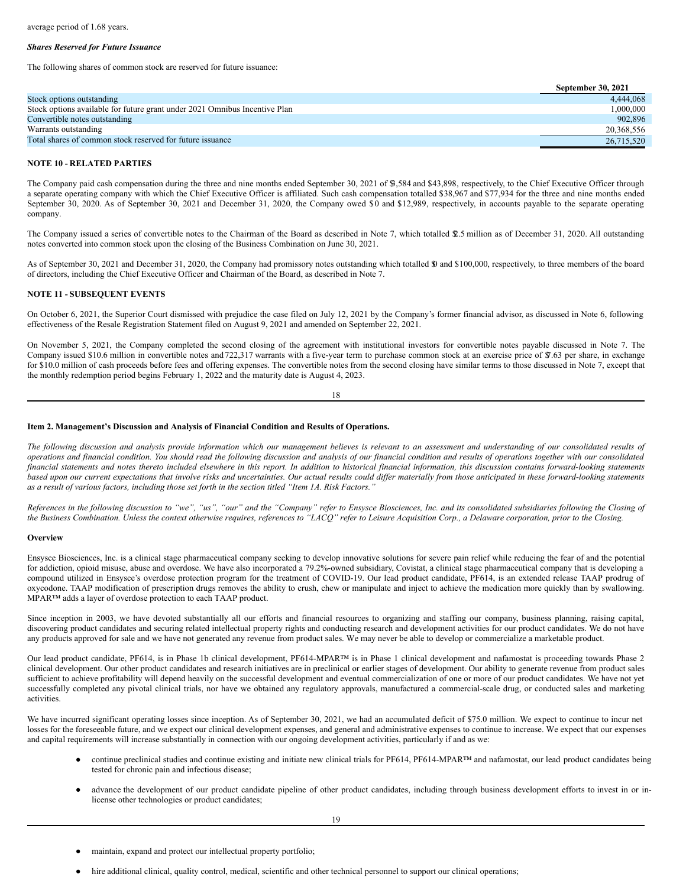average period of 1.68 years.

***Shares Reserved for Future Issuance***

The following shares of common stock are reserved for future issuance:

| | September 30, 2021 |
|---|---|
| Stock options outstanding | 4,444,068 |
| Stock options available for future grant under 2021 Omnibus Incentive Plan | 1,000,000 |
| Convertible notes outstanding | 902,896 |
| Warrants outstanding | 20,368,556 |
| Total shares of common stock reserved for future issuance | 26,715,520 |

**NOTE 10 - RELATED PARTIES**

The Company paid cash compensation during the three and nine months ended September 30, 2021 of $3,584 and $43,898, respectively, to the Chief Executive Officer through a separate operating company with which the Chief Executive Officer is affiliated. Such cash compensation totalled $38,967 and $77,934 for the three and nine months ended September 30, 2020. As of September 30, 2021 and December 31, 2020, the Company owed $0 and $12,989, respectively, in accounts payable to the separate operating company.

The Company issued a series of convertible notes to the Chairman of the Board as described in Note 7, which totalled $2.5 million as of December 31, 2020. All outstanding notes converted into common stock upon the closing of the Business Combination on June 30, 2021.

As of September 30, 2021 and December 31, 2020, the Company had promissory notes outstanding which totalled $0 and $100,000, respectively, to three members of the board of directors, including the Chief Executive Officer and Chairman of the Board, as described in Note 7.

**NOTE 11 - SUBSEQUENT EVENTS**

On October 6, 2021, the Superior Court dismissed with prejudice the case filed on July 12, 2021 by the Company's former financial advisor, as discussed in Note 6, following effectiveness of the Resale Registration Statement filed on August 9, 2021 and amended on September 22, 2021.

On November 5, 2021, the Company completed the second closing of the agreement with institutional investors for convertible notes payable discussed in Note 7. The Company issued $10.6 million in convertible notes and 722,317 warrants with a five-year term to purchase common stock at an exercise price of $7.63 per share, in exchange for $10.0 million of cash proceeds before fees and offering expenses. The convertible notes from the second closing have similar terms to those discussed in Note 7, except that the monthly redemption period begins February 1, 2022 and the maturity date is August 4, 2023.

**Item 2. Management's Discussion and Analysis of Financial Condition and Results of Operations.**

*The following discussion and analysis provide information which our management believes is relevant to an assessment and understanding of our consolidated results of operations and financial condition. You should read the following discussion and analysis of our financial condition and results of operations together with our consolidated financial statements and notes thereto included elsewhere in this report. In addition to historical financial information, this discussion contains forward-looking statements based upon our current expectations that involve risks and uncertainties. Our actual results could differ materially from those anticipated in these forward-looking statements as a result of various factors, including those set forth in the section titled "Item 1A. Risk Factors."*

*References in the following discussion to "we", "us", "our" and the "Company" refer to Ensysce Biosciences, Inc. and its consolidated subsidiaries following the Closing of the Business Combination. Unless the context otherwise requires, references to "LACQ" refer to Leisure Acquisition Corp., a Delaware corporation, prior to the Closing.*

**Overview**

Ensysce Biosciences, Inc. is a clinical stage pharmaceutical company seeking to develop innovative solutions for severe pain relief while reducing the fear of and the potential for addiction, opioid misuse, abuse and overdose. We have also incorporated a 79.2%-owned subsidiary, Covistat, a clinical stage pharmaceutical company that is developing a compound utilized in Ensysce's overdose protection program for the treatment of COVID-19. Our lead product candidate, PF614, is an extended release TAAP prodrug of oxycodone. TAAP modification of prescription drugs removes the ability to crush, chew or manipulate and inject to achieve the medication more quickly than by swallowing. MPAR™ adds a layer of overdose protection to each TAAP product.

Since inception in 2003, we have devoted substantially all our efforts and financial resources to organizing and staffing our company, business planning, raising capital, discovering product candidates and securing related intellectual property rights and conducting research and development activities for our product candidates. We do not have any products approved for sale and we have not generated any revenue from product sales. We may never be able to develop or commercialize a marketable product.

Our lead product candidate, PF614, is in Phase 1b clinical development, PF614-MPAR™ is in Phase 1 clinical development and nafamostat is proceeding towards Phase 2 clinical development. Our other product candidates and research initiatives are in preclinical or earlier stages of development. Our ability to generate revenue from product sales sufficient to achieve profitability will depend heavily on the successful development and eventual commercialization of one or more of our product candidates. We have not yet successfully completed any pivotal clinical trials, nor have we obtained any regulatory approvals, manufactured a commercial-scale drug, or conducted sales and marketing activities.

We have incurred significant operating losses since inception. As of September 30, 2021, we had an accumulated deficit of $75.0 million. We expect to continue to incur net losses for the foreseeable future, and we expect our clinical development expenses, and general and administrative expenses to continue to increase. We expect that our expenses and capital requirements will increase substantially in connection with our ongoing development activities, particularly if and as we:

- continue preclinical studies and continue existing and initiate new clinical trials for PF614, PF614-MPAR™ and nafamostat, our lead product candidates being tested for chronic pain and infectious disease;
- advance the development of our product candidate pipeline of other product candidates, including through business development efforts to invest in or in-license other technologies or product candidates;
- maintain, expand and protect our intellectual property portfolio;
- hire additional clinical, quality control, medical, scientific and other technical personnel to support our clinical operations;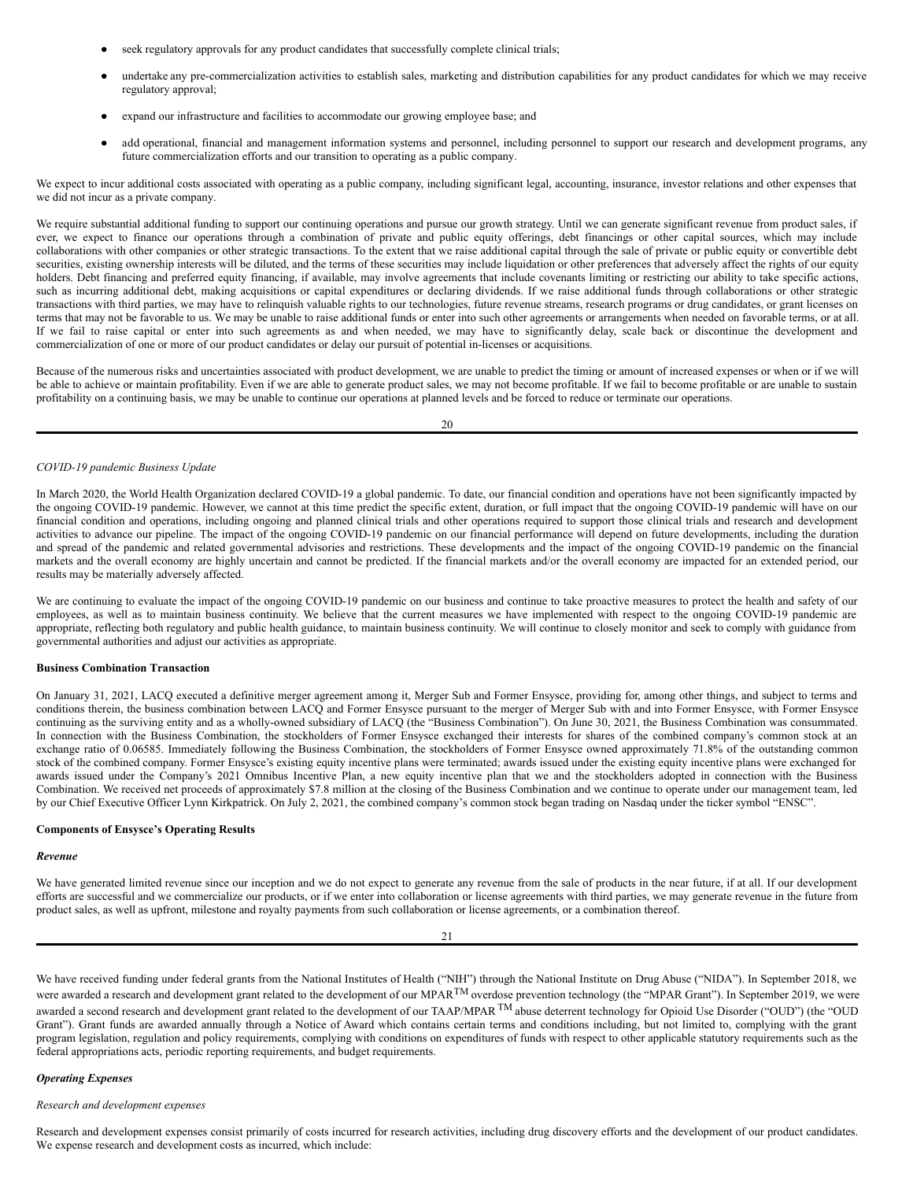- seek regulatory approvals for any product candidates that successfully complete clinical trials;
- undertake any pre-commercialization activities to establish sales, marketing and distribution capabilities for any product candidates for which we may receive regulatory approval;
- expand our infrastructure and facilities to accommodate our growing employee base; and
- add operational, financial and management information systems and personnel, including personnel to support our research and development programs, any future commercialization efforts and our transition to operating as a public company.

We expect to incur additional costs associated with operating as a public company, including significant legal, accounting, insurance, investor relations and other expenses that we did not incur as a private company.

We require substantial additional funding to support our continuing operations and pursue our growth strategy. Until we can generate significant revenue from product sales, if ever, we expect to finance our operations through a combination of private and public equity offerings, debt financings or other capital sources, which may include collaborations with other companies or other strategic transactions. To the extent that we raise additional capital through the sale of private or public equity or convertible debt securities, existing ownership interests will be diluted, and the terms of these securities may include liquidation or other preferences that adversely affect the rights of our equity holders. Debt financing and preferred equity financing, if available, may involve agreements that include covenants limiting or restricting our ability to take specific actions, such as incurring additional debt, making acquisitions or capital expenditures or declaring dividends. If we raise additional funds through collaborations or other strategic transactions with third parties, we may have to relinquish valuable rights to our technologies, future revenue streams, research programs or drug candidates, or grant licenses on terms that may not be favorable to us. We may be unable to raise additional funds or enter into such other agreements or arrangements when needed on favorable terms, or at all. If we fail to raise capital or enter into such agreements as and when needed, we may have to significantly delay, scale back or discontinue the development and commercialization of one or more of our product candidates or delay our pursuit of potential in-licenses or acquisitions.

Because of the numerous risks and uncertainties associated with product development, we are unable to predict the timing or amount of increased expenses or when or if we will be able to achieve or maintain profitability. Even if we are able to generate product sales, we may not become profitable. If we fail to become profitable or are unable to sustain profitability on a continuing basis, we may be unable to continue our operations at planned levels and be forced to reduce or terminate our operations.

*COVID-19 pandemic Business Update*

In March 2020, the World Health Organization declared COVID-19 a global pandemic. To date, our financial condition and operations have not been significantly impacted by the ongoing COVID-19 pandemic. However, we cannot at this time predict the specific extent, duration, or full impact that the ongoing COVID-19 pandemic will have on our financial condition and operations, including ongoing and planned clinical trials and other operations required to support those clinical trials and research and development activities to advance our pipeline. The impact of the ongoing COVID-19 pandemic on our financial performance will depend on future developments, including the duration and spread of the pandemic and related governmental advisories and restrictions. These developments and the impact of the ongoing COVID-19 pandemic on the financial markets and the overall economy are highly uncertain and cannot be predicted. If the financial markets and/or the overall economy are impacted for an extended period, our results may be materially adversely affected.

We are continuing to evaluate the impact of the ongoing COVID-19 pandemic on our business and continue to take proactive measures to protect the health and safety of our employees, as well as to maintain business continuity. We believe that the current measures we have implemented with respect to the ongoing COVID-19 pandemic are appropriate, reflecting both regulatory and public health guidance, to maintain business continuity. We will continue to closely monitor and seek to comply with guidance from governmental authorities and adjust our activities as appropriate.

**Business Combination Transaction**

On January 31, 2021, LACQ executed a definitive merger agreement among it, Merger Sub and Former Ensysce, providing for, among other things, and subject to terms and conditions therein, the business combination between LACQ and Former Ensysce pursuant to the merger of Merger Sub with and into Former Ensysce, with Former Ensysce continuing as the surviving entity and as a wholly-owned subsidiary of LACQ (the "Business Combination"). On June 30, 2021, the Business Combination was consummated. In connection with the Business Combination, the stockholders of Former Ensysce exchanged their interests for shares of the combined company's common stock at an exchange ratio of 0.06585. Immediately following the Business Combination, the stockholders of Former Ensysce owned approximately 71.8% of the outstanding common stock of the combined company. Former Ensysce's existing equity incentive plans were terminated; awards issued under the existing equity incentive plans were exchanged for awards issued under the Company's 2021 Omnibus Incentive Plan, a new equity incentive plan that we and the stockholders adopted in connection with the Business Combination. We received net proceeds of approximately $7.8 million at the closing of the Business Combination and we continue to operate under our management team, led by our Chief Executive Officer Lynn Kirkpatrick. On July 2, 2021, the combined company's common stock began trading on Nasdaq under the ticker symbol "ENSC".

**Components of Ensysce's Operating Results**

***Revenue***

We have generated limited revenue since our inception and we do not expect to generate any revenue from the sale of products in the near future, if at all. If our development efforts are successful and we commercialize our products, or if we enter into collaboration or license agreements with third parties, we may generate revenue in the future from product sales, as well as upfront, milestone and royalty payments from such collaboration or license agreements, or a combination thereof.

We have received funding under federal grants from the National Institutes of Health ("NIH") through the National Institute on Drug Abuse ("NIDA"). In September 2018, we were awarded a research and development grant related to the development of our MPAR™ overdose prevention technology (the "MPAR Grant"). In September 2019, we were awarded a second research and development grant related to the development of our TAAP/MPAR ™ abuse deterrent technology for Opioid Use Disorder ("OUD") (the "OUD Grant"). Grant funds are awarded annually through a Notice of Award which contains certain terms and conditions including, but not limited to, complying with the grant program legislation, regulation and policy requirements, complying with conditions on expenditures of funds with respect to other applicable statutory requirements such as the federal appropriations acts, periodic reporting requirements, and budget requirements.

***Operating Expenses***

*Research and development expenses*

Research and development expenses consist primarily of costs incurred for research activities, including drug discovery efforts and the development of our product candidates. We expense research and development costs as incurred, which include: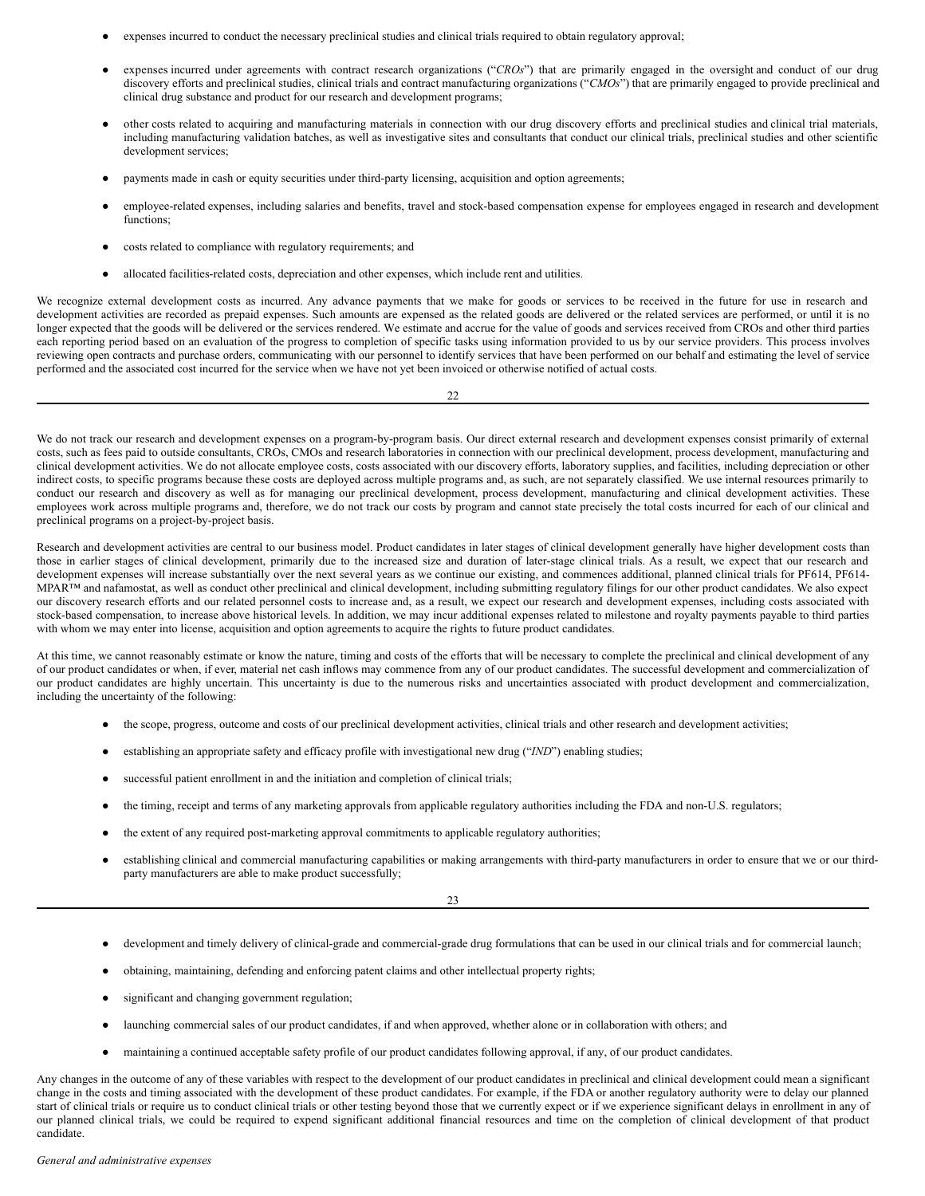- expenses incurred to conduct the necessary preclinical studies and clinical trials required to obtain regulatory approval;
- expenses incurred under agreements with contract research organizations ("*CROs*") that are primarily engaged in the oversight and conduct of our drug discovery efforts and preclinical studies, clinical trials and contract manufacturing organizations ("*CMOs*") that are primarily engaged to provide preclinical and clinical drug substance and product for our research and development programs;
- other costs related to acquiring and manufacturing materials in connection with our drug discovery efforts and preclinical studies and clinical trial materials, including manufacturing validation batches, as well as investigative sites and consultants that conduct our clinical trials, preclinical studies and other scientific development services;
- payments made in cash or equity securities under third-party licensing, acquisition and option agreements;
- employee-related expenses, including salaries and benefits, travel and stock-based compensation expense for employees engaged in research and development functions;
- costs related to compliance with regulatory requirements; and
- allocated facilities-related costs, depreciation and other expenses, which include rent and utilities.

We recognize external development costs as incurred. Any advance payments that we make for goods or services to be received in the future for use in research and development activities are recorded as prepaid expenses. Such amounts are expensed as the related goods are delivered or the related services are performed, or until it is no longer expected that the goods will be delivered or the services rendered. We estimate and accrue for the value of goods and services received from CROs and other third parties each reporting period based on an evaluation of the progress to completion of specific tasks using information provided to us by our service providers. This process involves reviewing open contracts and purchase orders, communicating with our personnel to identify services that have been performed on our behalf and estimating the level of service performed and the associated cost incurred for the service when we have not yet been invoiced or otherwise notified of actual costs.

We do not track our research and development expenses on a program-by-program basis. Our direct external research and development expenses consist primarily of external costs, such as fees paid to outside consultants, CROs, CMOs and research laboratories in connection with our preclinical development, process development, manufacturing and clinical development activities. We do not allocate employee costs, costs associated with our discovery efforts, laboratory supplies, and facilities, including depreciation or other indirect costs, to specific programs because these costs are deployed across multiple programs and, as such, are not separately classified. We use internal resources primarily to conduct our research and discovery as well as for managing our preclinical development, process development, manufacturing and clinical development activities. These employees work across multiple programs and, therefore, we do not track our costs by program and cannot state precisely the total costs incurred for each of our clinical and preclinical programs on a project-by-project basis.

Research and development activities are central to our business model. Product candidates in later stages of clinical development generally have higher development costs than those in earlier stages of clinical development, primarily due to the increased size and duration of later-stage clinical trials. As a result, we expect that our research and development expenses will increase substantially over the next several years as we continue our existing, and commences additional, planned clinical trials for PF614, PF614-MPAR™ and nafamostat, as well as conduct other preclinical and clinical development, including submitting regulatory filings for our other product candidates. We also expect our discovery research efforts and our related personnel costs to increase and, as a result, we expect our research and development expenses, including costs associated with stock-based compensation, to increase above historical levels. In addition, we may incur additional expenses related to milestone and royalty payments payable to third parties with whom we may enter into license, acquisition and option agreements to acquire the rights to future product candidates.

At this time, we cannot reasonably estimate or know the nature, timing and costs of the efforts that will be necessary to complete the preclinical and clinical development of any of our product candidates or when, if ever, material net cash inflows may commence from any of our product candidates. The successful development and commercialization of our product candidates are highly uncertain. This uncertainty is due to the numerous risks and uncertainties associated with product development and commercialization, including the uncertainty of the following:

- the scope, progress, outcome and costs of our preclinical development activities, clinical trials and other research and development activities;
- establishing an appropriate safety and efficacy profile with investigational new drug ("*IND*") enabling studies;
- successful patient enrollment in and the initiation and completion of clinical trials;
- the timing, receipt and terms of any marketing approvals from applicable regulatory authorities including the FDA and non-U.S. regulators;
- the extent of any required post-marketing approval commitments to applicable regulatory authorities;
- establishing clinical and commercial manufacturing capabilities or making arrangements with third-party manufacturers in order to ensure that we or our third-party manufacturers are able to make product successfully;
- development and timely delivery of clinical-grade and commercial-grade drug formulations that can be used in our clinical trials and for commercial launch;
- obtaining, maintaining, defending and enforcing patent claims and other intellectual property rights;
- significant and changing government regulation;
- launching commercial sales of our product candidates, if and when approved, whether alone or in collaboration with others; and
- maintaining a continued acceptable safety profile of our product candidates following approval, if any, of our product candidates.

Any changes in the outcome of any of these variables with respect to the development of our product candidates in preclinical and clinical development could mean a significant change in the costs and timing associated with the development of these product candidates. For example, if the FDA or another regulatory authority were to delay our planned start of clinical trials or require us to conduct clinical trials or other testing beyond those that we currently expect or if we experience significant delays in enrollment in any of our planned clinical trials, we could be required to expend significant additional financial resources and time on the completion of clinical development of that product candidate.

*General and administrative expenses*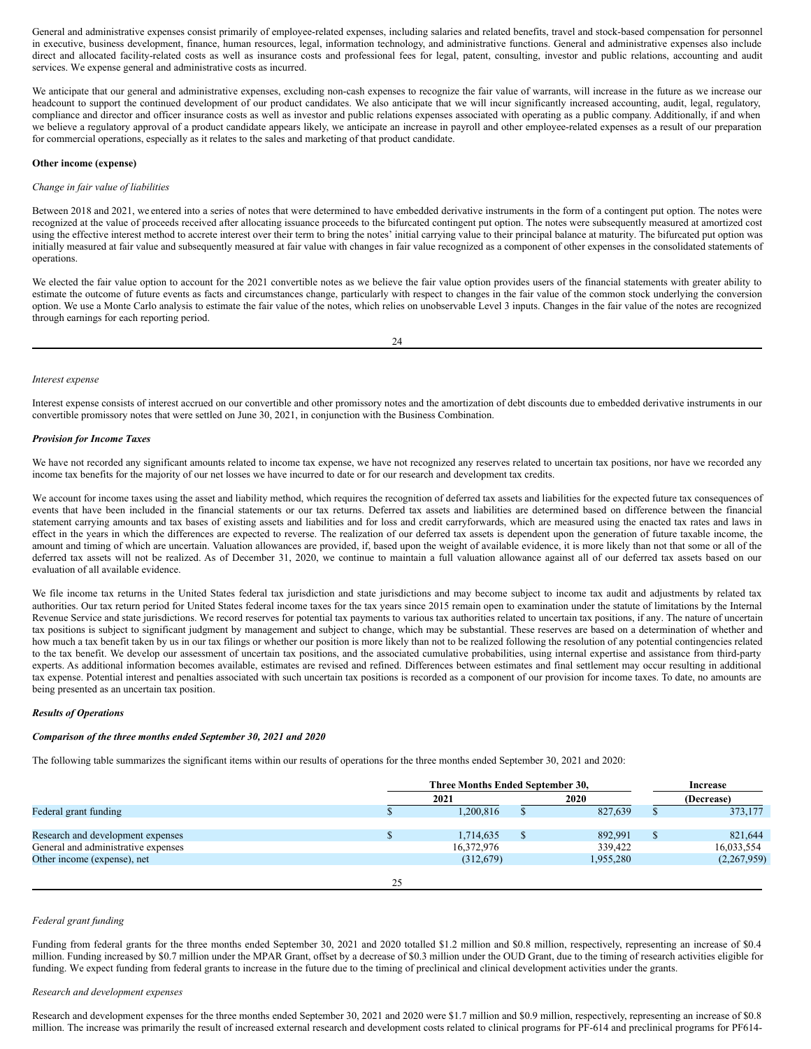General and administrative expenses consist primarily of employee-related expenses, including salaries and related benefits, travel and stock-based compensation for personnel in executive, business development, finance, human resources, legal, information technology, and administrative functions. General and administrative expenses also include direct and allocated facility-related costs as well as insurance costs and professional fees for legal, patent, consulting, investor and public relations, accounting and audit services. We expense general and administrative costs as incurred.

We anticipate that our general and administrative expenses, excluding non-cash expenses to recognize the fair value of warrants, will increase in the future as we increase our headcount to support the continued development of our product candidates. We also anticipate that we will incur significantly increased accounting, audit, legal, regulatory, compliance and director and officer insurance costs as well as investor and public relations expenses associated with operating as a public company. Additionally, if and when we believe a regulatory approval of a product candidate appears likely, we anticipate an increase in payroll and other employee-related expenses as a result of our preparation for commercial operations, especially as it relates to the sales and marketing of that product candidate.

**Other income (expense)**

*Change in fair value of liabilities*

Between 2018 and 2021, we entered into a series of notes that were determined to have embedded derivative instruments in the form of a contingent put option. The notes were recognized at the value of proceeds received after allocating issuance proceeds to the bifurcated contingent put option. The notes were subsequently measured at amortized cost using the effective interest method to accrete interest over their term to bring the notes' initial carrying value to their principal balance at maturity. The bifurcated put option was initially measured at fair value and subsequently measured at fair value with changes in fair value recognized as a component of other expenses in the consolidated statements of operations.

We elected the fair value option to account for the 2021 convertible notes as we believe the fair value option provides users of the financial statements with greater ability to estimate the outcome of future events as facts and circumstances change, particularly with respect to changes in the fair value of the common stock underlying the conversion option. We use a Monte Carlo analysis to estimate the fair value of the notes, which relies on unobservable Level 3 inputs. Changes in the fair value of the notes are recognized through earnings for each reporting period.

*Interest expense*

Interest expense consists of interest accrued on our convertible and other promissory notes and the amortization of debt discounts due to embedded derivative instruments in our convertible promissory notes that were settled on June 30, 2021, in conjunction with the Business Combination.

***Provision for Income Taxes***

We have not recorded any significant amounts related to income tax expense, we have not recognized any reserves related to uncertain tax positions, nor have we recorded any income tax benefits for the majority of our net losses we have incurred to date or for our research and development tax credits.

We account for income taxes using the asset and liability method, which requires the recognition of deferred tax assets and liabilities for the expected future tax consequences of events that have been included in the financial statements or our tax returns. Deferred tax assets and liabilities are determined based on difference between the financial statement carrying amounts and tax bases of existing assets and liabilities and for loss and credit carryforwards, which are measured using the enacted tax rates and laws in effect in the years in which the differences are expected to reverse. The realization of our deferred tax assets is dependent upon the generation of future taxable income, the amount and timing of which are uncertain. Valuation allowances are provided, if, based upon the weight of available evidence, it is more likely than not that some or all of the deferred tax assets will not be realized. As of December 31, 2020, we continue to maintain a full valuation allowance against all of our deferred tax assets based on our evaluation of all available evidence.

We file income tax returns in the United States federal tax jurisdiction and state jurisdictions and may become subject to income tax audit and adjustments by related tax authorities. Our tax return period for United States federal income taxes for the tax years since 2015 remain open to examination under the statute of limitations by the Internal Revenue Service and state jurisdictions. We record reserves for potential tax payments to various tax authorities related to uncertain tax positions, if any. The nature of uncertain tax positions is subject to significant judgment by management and subject to change, which may be substantial. These reserves are based on a determination of whether and how much a tax benefit taken by us in our tax filings or whether our position is more likely than not to be realized following the resolution of any potential contingencies related to the tax benefit. We develop our assessment of uncertain tax positions, and the associated cumulative probabilities, using internal expertise and assistance from third-party experts. As additional information becomes available, estimates are revised and refined. Differences between estimates and final settlement may occur resulting in additional tax expense. Potential interest and penalties associated with such uncertain tax positions is recorded as a component of our provision for income taxes. To date, no amounts are being presented as an uncertain tax position.

***Results of Operations***

***Comparison of the three months ended September 30, 2021 and 2020***

The following table summarizes the significant items within our results of operations for the three months ended September 30, 2021 and 2020:

| | Three Months Ended September 30, | | Increase |
|---|---|---|---|
| | 2021 | 2020 | (Decrease) |
| Federal grant funding | $ 1,200,816 | $ 827,639 | $ 373,177 |
| | | | |
| Research and development expenses | $ 1,714,635 | $ 892,991 | $ 821,644 |
| General and administrative expenses | 16,372,976 | 339,422 | 16,033,554 |
| Other income (expense), net | (312,679) | 1,955,280 | (2,267,959) |

*Federal grant funding*

Funding from federal grants for the three months ended September 30, 2021 and 2020 totalled $1.2 million and $0.8 million, respectively, representing an increase of $0.4 million. Funding increased by $0.7 million under the MPAR Grant, offset by a decrease of $0.3 million under the OUD Grant, due to the timing of research activities eligible for funding. We expect funding from federal grants to increase in the future due to the timing of preclinical and clinical development activities under the grants.

*Research and development expenses*

Research and development expenses for the three months ended September 30, 2021 and 2020 were $1.7 million and $0.9 million, respectively, representing an increase of $0.8 million. The increase was primarily the result of increased external research and development costs related to clinical programs for PF-614 and preclinical programs for PF614-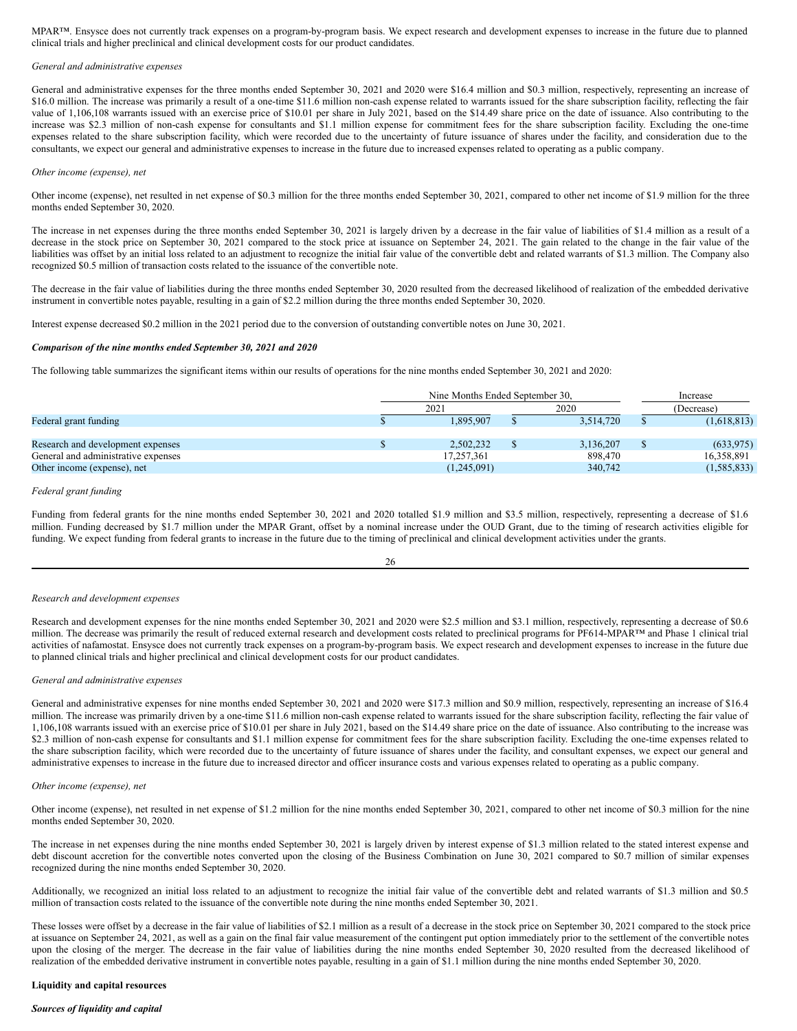MPAR™. Ensysce does not currently track expenses on a program-by-program basis. We expect research and development expenses to increase in the future due to planned clinical trials and higher preclinical and clinical development costs for our product candidates.

*General and administrative expenses*

General and administrative expenses for the three months ended September 30, 2021 and 2020 were $16.4 million and $0.3 million, respectively, representing an increase of $16.0 million. The increase was primarily a result of a one-time $11.6 million non-cash expense related to warrants issued for the share subscription facility, reflecting the fair value of 1,106,108 warrants issued with an exercise price of $10.01 per share in July 2021, based on the $14.49 share price on the date of issuance. Also contributing to the increase was $2.3 million of non-cash expense for consultants and $1.1 million expense for commitment fees for the share subscription facility. Excluding the one-time expenses related to the share subscription facility, which were recorded due to the uncertainty of future issuance of shares under the facility, and consideration due to the consultants, we expect our general and administrative expenses to increase in the future due to increased expenses related to operating as a public company.

*Other income (expense), net*

Other income (expense), net resulted in net expense of $0.3 million for the three months ended September 30, 2021, compared to other net income of $1.9 million for the three months ended September 30, 2020.

The increase in net expenses during the three months ended September 30, 2021 is largely driven by a decrease in the fair value of liabilities of $1.4 million as a result of a decrease in the stock price on September 30, 2021 compared to the stock price at issuance on September 24, 2021. The gain related to the change in the fair value of the liabilities was offset by an initial loss related to an adjustment to recognize the initial fair value of the convertible debt and related warrants of $1.3 million. The Company also recognized $0.5 million of transaction costs related to the issuance of the convertible note.

The decrease in the fair value of liabilities during the three months ended September 30, 2020 resulted from the decreased likelihood of realization of the embedded derivative instrument in convertible notes payable, resulting in a gain of $2.2 million during the three months ended September 30, 2020.

Interest expense decreased $0.2 million in the 2021 period due to the conversion of outstanding convertible notes on June 30, 2021.

***Comparison of the nine months ended September 30, 2021 and 2020***

The following table summarizes the significant items within our results of operations for the nine months ended September 30, 2021 and 2020:

| | Nine Months Ended September 30, | | Increase |
|---|---|---|---|
| | 2021 | 2020 | (Decrease) |
| Federal grant funding | $ 1,895,907 | $ 3,514,720 | $ (1,618,813) |
| | | | |
| Research and development expenses | $ 2,502,232 | $ 3,136,207 | $ (633,975) |
| General and administrative expenses | 17,257,361 | 898,470 | 16,358,891 |
| Other income (expense), net | (1,245,091) | 340,742 | (1,585,833) |

*Federal grant funding*

Funding from federal grants for the nine months ended September 30, 2021 and 2020 totalled $1.9 million and $3.5 million, respectively, representing a decrease of $1.6 million. Funding decreased by $1.7 million under the MPAR Grant, offset by a nominal increase under the OUD Grant, due to the timing of research activities eligible for funding. We expect funding from federal grants to increase in the future due to the timing of preclinical and clinical development activities under the grants.

*Research and development expenses*

Research and development expenses for the nine months ended September 30, 2021 and 2020 were $2.5 million and $3.1 million, respectively, representing a decrease of $0.6 million. The decrease was primarily the result of reduced external research and development costs related to preclinical programs for PF614-MPAR™ and Phase 1 clinical trial activities of nafamostat. Ensysce does not currently track expenses on a program-by-program basis. We expect research and development expenses to increase in the future due to planned clinical trials and higher preclinical and clinical development costs for our product candidates.

*General and administrative expenses*

General and administrative expenses for nine months ended September 30, 2021 and 2020 were $17.3 million and $0.9 million, respectively, representing an increase of $16.4 million. The increase was primarily driven by a one-time $11.6 million non-cash expense related to warrants issued for the share subscription facility, reflecting the fair value of 1,106,108 warrants issued with an exercise price of $10.01 per share in July 2021, based on the $14.49 share price on the date of issuance. Also contributing to the increase was $2.3 million of non-cash expense for consultants and $1.1 million expense for commitment fees for the share subscription facility. Excluding the one-time expenses related to the share subscription facility, which were recorded due to the uncertainty of future issuance of shares under the facility, and consultant expenses, we expect our general and administrative expenses to increase in the future due to increased director and officer insurance costs and various expenses related to operating as a public company.

*Other income (expense), net*

Other income (expense), net resulted in net expense of $1.2 million for the nine months ended September 30, 2021, compared to other net income of $0.3 million for the nine months ended September 30, 2020.

The increase in net expenses during the nine months ended September 30, 2021 is largely driven by interest expense of $1.3 million related to the stated interest expense and debt discount accretion for the convertible notes converted upon the closing of the Business Combination on June 30, 2021 compared to $0.7 million of similar expenses recognized during the nine months ended September 30, 2020.

Additionally, we recognized an initial loss related to an adjustment to recognize the initial fair value of the convertible debt and related warrants of $1.3 million and $0.5 million of transaction costs related to the issuance of the convertible note during the nine months ended September 30, 2021.

These losses were offset by a decrease in the fair value of liabilities of $2.1 million as a result of a decrease in the stock price on September 30, 2021 compared to the stock price at issuance on September 24, 2021, as well as a gain on the final fair value measurement of the contingent put option immediately prior to the settlement of the convertible notes upon the closing of the merger. The decrease in the fair value of liabilities during the nine months ended September 30, 2020 resulted from the decreased likelihood of realization of the embedded derivative instrument in convertible notes payable, resulting in a gain of $1.1 million during the nine months ended September 30, 2020.

**Liquidity and capital resources**

***Sources of liquidity and capital***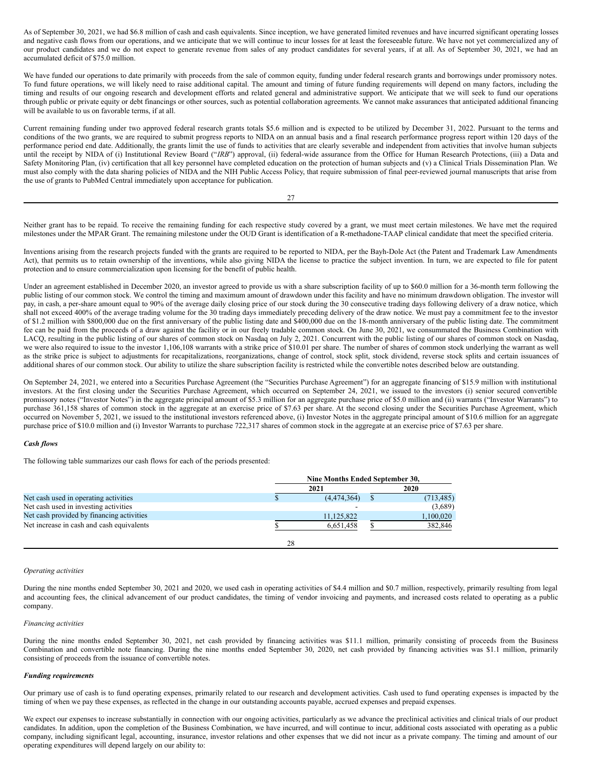As of September 30, 2021, we had $6.8 million of cash and cash equivalents. Since inception, we have generated limited revenues and have incurred significant operating losses and negative cash flows from our operations, and we anticipate that we will continue to incur losses for at least the foreseeable future. We have not yet commercialized any of our product candidates and we do not expect to generate revenue from sales of any product candidates for several years, if at all. As of September 30, 2021, we had an accumulated deficit of $75.0 million.

We have funded our operations to date primarily with proceeds from the sale of common equity, funding under federal research grants and borrowings under promissory notes. To fund future operations, we will likely need to raise additional capital. The amount and timing of future funding requirements will depend on many factors, including the timing and results of our ongoing research and development efforts and related general and administrative support. We anticipate that we will seek to fund our operations through public or private equity or debt financings or other sources, such as potential collaboration agreements. We cannot make assurances that anticipated additional financing will be available to us on favorable terms, if at all.

Current remaining funding under two approved federal research grants totals $5.6 million and is expected to be utilized by December 31, 2022. Pursuant to the terms and conditions of the two grants, we are required to submit progress reports to NIDA on an annual basis and a final research performance progress report within 120 days of the performance period end date. Additionally, the grants limit the use of funds to activities that are clearly severable and independent from activities that involve human subjects until the receipt by NIDA of (i) Institutional Review Board ("*IRB*") approval, (ii) federal-wide assurance from the Office for Human Research Protections, (iii) a Data and Safety Monitoring Plan, (iv) certification that all key personnel have completed education on the protection of human subjects and (v) a Clinical Trials Dissemination Plan. We must also comply with the data sharing policies of NIDA and the NIH Public Access Policy, that require submission of final peer-reviewed journal manuscripts that arise from the use of grants to PubMed Central immediately upon acceptance for publication.

Neither grant has to be repaid. To receive the remaining funding for each respective study covered by a grant, we must meet certain milestones. We have met the required milestones under the MPAR Grant. The remaining milestone under the OUD Grant is identification of a R-methadone-TAAP clinical candidate that meet the specified criteria.

Inventions arising from the research projects funded with the grants are required to be reported to NIDA, per the Bayh-Dole Act (the Patent and Trademark Law Amendments Act), that permits us to retain ownership of the inventions, while also giving NIDA the license to practice the subject invention. In turn, we are expected to file for patent protection and to ensure commercialization upon licensing for the benefit of public health.

Under an agreement established in December 2020, an investor agreed to provide us with a share subscription facility of up to $60.0 million for a 36-month term following the public listing of our common stock. We control the timing and maximum amount of drawdown under this facility and have no minimum drawdown obligation. The investor will pay, in cash, a per-share amount equal to 90% of the average daily closing price of our stock during the 30 consecutive trading days following delivery of a draw notice, which shall not exceed 400% of the average trading volume for the 30 trading days immediately preceding delivery of the draw notice. We must pay a commitment fee to the investor of $1.2 million with $800,000 due on the first anniversary of the public listing date and $400,000 due on the 18-month anniversary of the public listing date. The commitment fee can be paid from the proceeds of a draw against the facility or in our freely tradable common stock. On June 30, 2021, we consummated the Business Combination with LACQ, resulting in the public listing of our shares of common stock on Nasdaq on July 2, 2021. Concurrent with the public listing of our shares of common stock on Nasdaq, we were also required to issue to the investor 1,106,108 warrants with a strike price of $10.01 per share. The number of shares of common stock underlying the warrant as well as the strike price is subject to adjustments for recapitalizations, reorganizations, change of control, stock split, stock dividend, reverse stock splits and certain issuances of additional shares of our common stock. Our ability to utilize the share subscription facility is restricted while the convertible notes described below are outstanding.

On September 24, 2021, we entered into a Securities Purchase Agreement (the "Securities Purchase Agreement") for an aggregate financing of $15.9 million with institutional investors. At the first closing under the Securities Purchase Agreement, which occurred on September 24, 2021, we issued to the investors (i) senior secured convertible promissory notes ("Investor Notes") in the aggregate principal amount of $5.3 million for an aggregate purchase price of $5.0 million and (ii) warrants ("Investor Warrants") to purchase 361,158 shares of common stock in the aggregate at an exercise price of $7.63 per share. At the second closing under the Securities Purchase Agreement, which occurred on November 5, 2021, we issued to the institutional investors referenced above, (i) Investor Notes in the aggregate principal amount of $10.6 million for an aggregate purchase price of $10.0 million and (i) Investor Warrants to purchase 722,317 shares of common stock in the aggregate at an exercise price of $7.63 per share.

***Cash flows***

The following table summarizes our cash flows for each of the periods presented:

| | Nine Months Ended September 30, | |
|---|---|---|
| | 2021 | 2020 |
| Net cash used in operating activities | $ (4,474,364) | $ (713,485) |
| Net cash used in investing activities | - | (3,689) |
| Net cash provided by financing activities | 11,125,822 | 1,100,020 |
| Net increase in cash and cash equivalents | $ 6,651,458 | $ 382,846 |

*Operating activities*

During the nine months ended September 30, 2021 and 2020, we used cash in operating activities of $4.4 million and $0.7 million, respectively, primarily resulting from legal and accounting fees, the clinical advancement of our product candidates, the timing of vendor invoicing and payments, and increased costs related to operating as a public company.

*Financing activities*

During the nine months ended September 30, 2021, net cash provided by financing activities was $11.1 million, primarily consisting of proceeds from the Business Combination and convertible note financing. During the nine months ended September 30, 2020, net cash provided by financing activities was $1.1 million, primarily consisting of proceeds from the issuance of convertible notes.

***Funding requirements***

Our primary use of cash is to fund operating expenses, primarily related to our research and development activities. Cash used to fund operating expenses is impacted by the timing of when we pay these expenses, as reflected in the change in our outstanding accounts payable, accrued expenses and prepaid expenses.

We expect our expenses to increase substantially in connection with our ongoing activities, particularly as we advance the preclinical activities and clinical trials of our product candidates. In addition, upon the completion of the Business Combination, we have incurred, and will continue to incur, additional costs associated with operating as a public company, including significant legal, accounting, insurance, investor relations and other expenses that we did not incur as a private company. The timing and amount of our operating expenditures will depend largely on our ability to: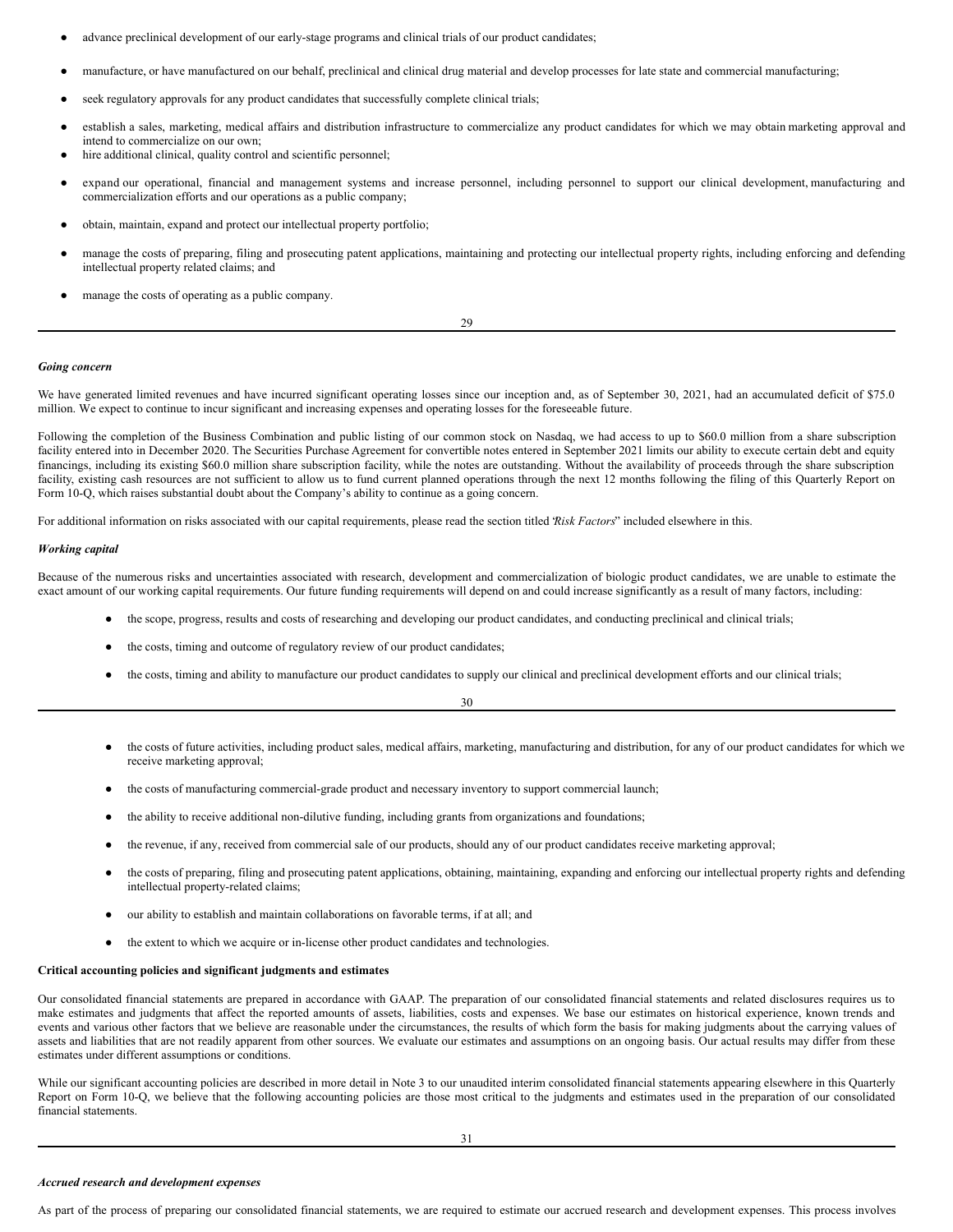- advance preclinical development of our early-stage programs and clinical trials of our product candidates;
- manufacture, or have manufactured on our behalf, preclinical and clinical drug material and develop processes for late state and commercial manufacturing;
- seek regulatory approvals for any product candidates that successfully complete clinical trials;
- establish a sales, marketing, medical affairs and distribution infrastructure to commercialize any product candidates for which we may obtain marketing approval and intend to commercialize on our own;
- hire additional clinical, quality control and scientific personnel;
- expand our operational, financial and management systems and increase personnel, including personnel to support our clinical development, manufacturing and commercialization efforts and our operations as a public company;
- obtain, maintain, expand and protect our intellectual property portfolio;
- manage the costs of preparing, filing and prosecuting patent applications, maintaining and protecting our intellectual property rights, including enforcing and defending intellectual property related claims; and
- manage the costs of operating as a public company.

*Going concern*

We have generated limited revenues and have incurred significant operating losses since our inception and, as of September 30, 2021, had an accumulated deficit of $75.0 million. We expect to continue to incur significant and increasing expenses and operating losses for the foreseeable future.

Following the completion of the Business Combination and public listing of our common stock on Nasdaq, we had access to up to $60.0 million from a share subscription facility entered into in December 2020. The Securities Purchase Agreement for convertible notes entered in September 2021 limits our ability to execute certain debt and equity financings, including its existing $60.0 million share subscription facility, while the notes are outstanding. Without the availability of proceeds through the share subscription facility, existing cash resources are not sufficient to allow us to fund current planned operations through the next 12 months following the filing of this Quarterly Report on Form 10-Q, which raises substantial doubt about the Company's ability to continue as a going concern.

For additional information on risks associated with our capital requirements, please read the section titled "*Risk Factors*" included elsewhere in this.

*Working capital*

Because of the numerous risks and uncertainties associated with research, development and commercialization of biologic product candidates, we are unable to estimate the exact amount of our working capital requirements. Our future funding requirements will depend on and could increase significantly as a result of many factors, including:

- the scope, progress, results and costs of researching and developing our product candidates, and conducting preclinical and clinical trials;
- the costs, timing and outcome of regulatory review of our product candidates;
- the costs, timing and ability to manufacture our product candidates to supply our clinical and preclinical development efforts and our clinical trials;
- the costs of future activities, including product sales, medical affairs, marketing, manufacturing and distribution, for any of our product candidates for which we receive marketing approval;
- the costs of manufacturing commercial-grade product and necessary inventory to support commercial launch;
- the ability to receive additional non-dilutive funding, including grants from organizations and foundations;
- the revenue, if any, received from commercial sale of our products, should any of our product candidates receive marketing approval;
- the costs of preparing, filing and prosecuting patent applications, obtaining, maintaining, expanding and enforcing our intellectual property rights and defending intellectual property-related claims;
- our ability to establish and maintain collaborations on favorable terms, if at all; and
- the extent to which we acquire or in-license other product candidates and technologies.

**Critical accounting policies and significant judgments and estimates**

Our consolidated financial statements are prepared in accordance with GAAP. The preparation of our consolidated financial statements and related disclosures requires us to make estimates and judgments that affect the reported amounts of assets, liabilities, costs and expenses. We base our estimates on historical experience, known trends and events and various other factors that we believe are reasonable under the circumstances, the results of which form the basis for making judgments about the carrying values of assets and liabilities that are not readily apparent from other sources. We evaluate our estimates and assumptions on an ongoing basis. Our actual results may differ from these estimates under different assumptions or conditions.

While our significant accounting policies are described in more detail in Note 3 to our unaudited interim consolidated financial statements appearing elsewhere in this Quarterly Report on Form 10-Q, we believe that the following accounting policies are those most critical to the judgments and estimates used in the preparation of our consolidated financial statements.

*Accrued research and development expenses*

As part of the process of preparing our consolidated financial statements, we are required to estimate our accrued research and development expenses. This process involves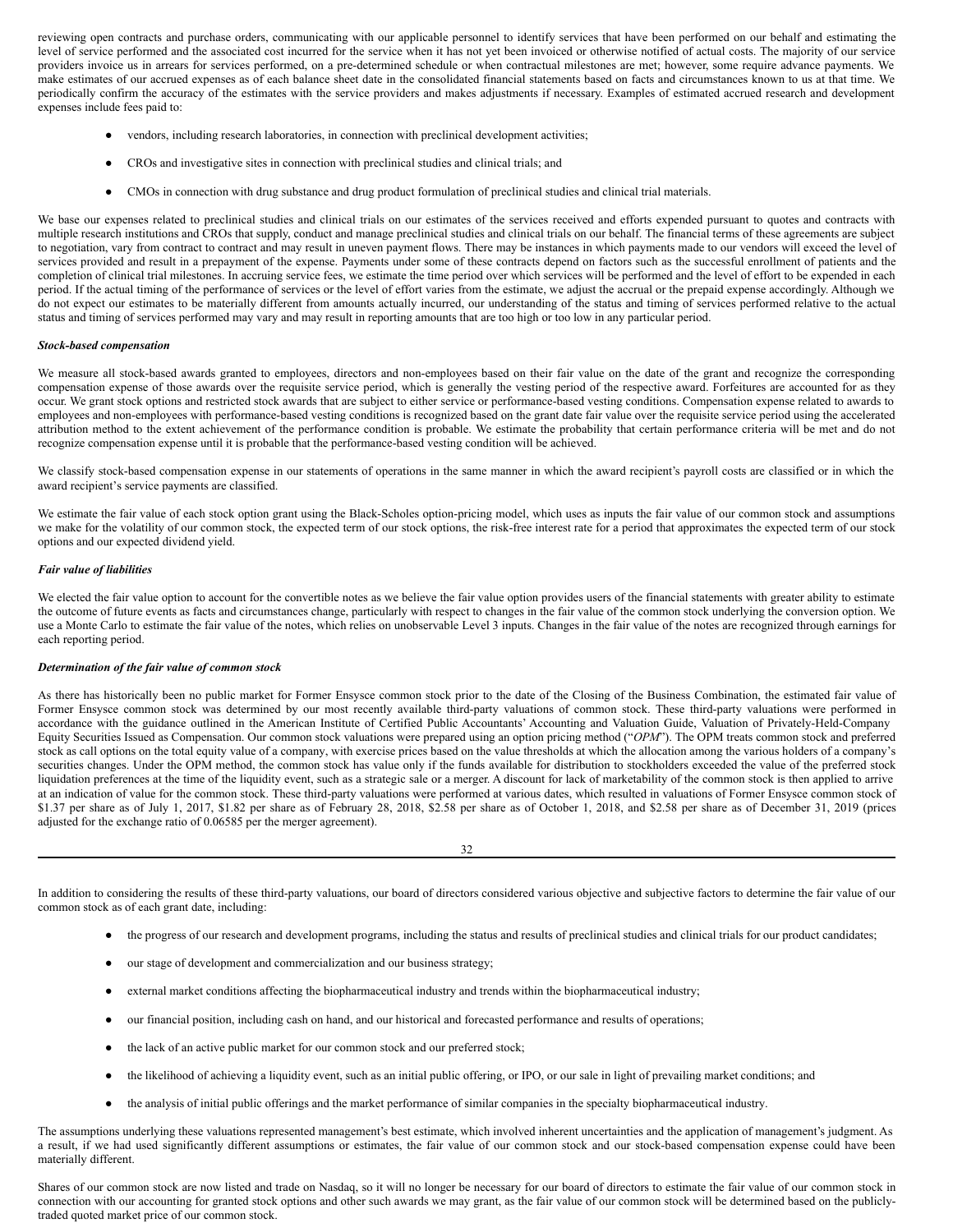reviewing open contracts and purchase orders, communicating with our applicable personnel to identify services that have been performed on our behalf and estimating the level of service performed and the associated cost incurred for the service when it has not yet been invoiced or otherwise notified of actual costs. The majority of our service providers invoice us in arrears for services performed, on a pre-determined schedule or when contractual milestones are met; however, some require advance payments. We make estimates of our accrued expenses as of each balance sheet date in the consolidated financial statements based on facts and circumstances known to us at that time. We periodically confirm the accuracy of the estimates with the service providers and makes adjustments if necessary. Examples of estimated accrued research and development expenses include fees paid to:

- vendors, including research laboratories, in connection with preclinical development activities;
- CROs and investigative sites in connection with preclinical studies and clinical trials; and
- CMOs in connection with drug substance and drug product formulation of preclinical studies and clinical trial materials.

We base our expenses related to preclinical studies and clinical trials on our estimates of the services received and efforts expended pursuant to quotes and contracts with multiple research institutions and CROs that supply, conduct and manage preclinical studies and clinical trials on our behalf. The financial terms of these agreements are subject to negotiation, vary from contract to contract and may result in uneven payment flows. There may be instances in which payments made to our vendors will exceed the level of services provided and result in a prepayment of the expense. Payments under some of these contracts depend on factors such as the successful enrollment of patients and the completion of clinical trial milestones. In accruing service fees, we estimate the time period over which services will be performed and the level of effort to be expended in each period. If the actual timing of the performance of services or the level of effort varies from the estimate, we adjust the accrual or the prepaid expense accordingly. Although we do not expect our estimates to be materially different from amounts actually incurred, our understanding of the status and timing of services performed relative to the actual status and timing of services performed may vary and may result in reporting amounts that are too high or too low in any particular period.

***Stock-based compensation***

We measure all stock-based awards granted to employees, directors and non-employees based on their fair value on the date of the grant and recognize the corresponding compensation expense of those awards over the requisite service period, which is generally the vesting period of the respective award. Forfeitures are accounted for as they occur. We grant stock options and restricted stock awards that are subject to either service or performance-based vesting conditions. Compensation expense related to awards to employees and non-employees with performance-based vesting conditions is recognized based on the grant date fair value over the requisite service period using the accelerated attribution method to the extent achievement of the performance condition is probable. We estimate the probability that certain performance criteria will be met and do not recognize compensation expense until it is probable that the performance-based vesting condition will be achieved.

We classify stock-based compensation expense in our statements of operations in the same manner in which the award recipient's payroll costs are classified or in which the award recipient's service payments are classified.

We estimate the fair value of each stock option grant using the Black-Scholes option-pricing model, which uses as inputs the fair value of our common stock and assumptions we make for the volatility of our common stock, the expected term of our stock options, the risk-free interest rate for a period that approximates the expected term of our stock options and our expected dividend yield.

***Fair value of liabilities***

We elected the fair value option to account for the convertible notes as we believe the fair value option provides users of the financial statements with greater ability to estimate the outcome of future events as facts and circumstances change, particularly with respect to changes in the fair value of the common stock underlying the conversion option. We use a Monte Carlo to estimate the fair value of the notes, which relies on unobservable Level 3 inputs. Changes in the fair value of the notes are recognized through earnings for each reporting period.

***Determination of the fair value of common stock***

As there has historically been no public market for Former Ensysce common stock prior to the date of the Closing of the Business Combination, the estimated fair value of Former Ensysce common stock was determined by our most recently available third-party valuations of common stock. These third-party valuations were performed in accordance with the guidance outlined in the American Institute of Certified Public Accountants' Accounting and Valuation Guide, Valuation of Privately-Held-Company Equity Securities Issued as Compensation. Our common stock valuations were prepared using an option pricing method ("*OPM*"). The OPM treats common stock and preferred stock as call options on the total equity value of a company, with exercise prices based on the value thresholds at which the allocation among the various holders of a company's securities changes. Under the OPM method, the common stock has value only if the funds available for distribution to stockholders exceeded the value of the preferred stock liquidation preferences at the time of the liquidity event, such as a strategic sale or a merger. A discount for lack of marketability of the common stock is then applied to arrive at an indication of value for the common stock. These third-party valuations were performed at various dates, which resulted in valuations of Former Ensysce common stock of $1.37 per share as of July 1, 2017, $1.82 per share as of February 28, 2018, $2.58 per share as of October 1, 2018, and $2.58 per share as of December 31, 2019 (prices adjusted for the exchange ratio of 0.06585 per the merger agreement).

In addition to considering the results of these third-party valuations, our board of directors considered various objective and subjective factors to determine the fair value of our common stock as of each grant date, including:

- the progress of our research and development programs, including the status and results of preclinical studies and clinical trials for our product candidates;
- our stage of development and commercialization and our business strategy;
- external market conditions affecting the biopharmaceutical industry and trends within the biopharmaceutical industry;
- our financial position, including cash on hand, and our historical and forecasted performance and results of operations;
- the lack of an active public market for our common stock and our preferred stock;
- the likelihood of achieving a liquidity event, such as an initial public offering, or IPO, or our sale in light of prevailing market conditions; and
- the analysis of initial public offerings and the market performance of similar companies in the specialty biopharmaceutical industry.

The assumptions underlying these valuations represented management's best estimate, which involved inherent uncertainties and the application of management's judgment. As a result, if we had used significantly different assumptions or estimates, the fair value of our common stock and our stock-based compensation expense could have been materially different.

Shares of our common stock are now listed and trade on Nasdaq, so it will no longer be necessary for our board of directors to estimate the fair value of our common stock in connection with our accounting for granted stock options and other such awards we may grant, as the fair value of our common stock will be determined based on the publicly-traded quoted market price of our common stock.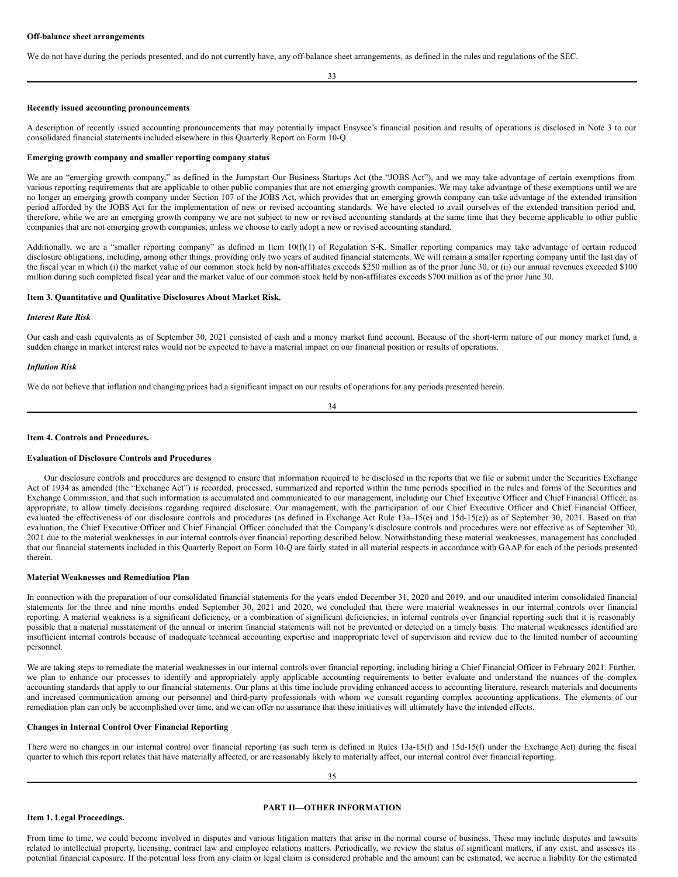**Off-balance sheet arrangements**

We do not have during the periods presented, and do not currently have, any off-balance sheet arrangements, as defined in the rules and regulations of the SEC.

**Recently issued accounting pronouncements**

A description of recently issued accounting pronouncements that may potentially impact Ensysce's financial position and results of operations is disclosed in Note 3 to our consolidated financial statements included elsewhere in this Quarterly Report on Form 10-Q.

**Emerging growth company and smaller reporting company status**

We are an "emerging growth company," as defined in the Jumpstart Our Business Startups Act (the "JOBS Act"), and we may take advantage of certain exemptions from various reporting requirements that are applicable to other public companies that are not emerging growth companies. We may take advantage of these exemptions until we are no longer an emerging growth company under Section 107 of the JOBS Act, which provides that an emerging growth company can take advantage of the extended transition period afforded by the JOBS Act for the implementation of new or revised accounting standards. We have elected to avail ourselves of the extended transition period and, therefore, while we are an emerging growth company we are not subject to new or revised accounting standards at the same time that they become applicable to other public companies that are not emerging growth companies, unless we choose to early adopt a new or revised accounting standard.

Additionally, we are a "smaller reporting company" as defined in Item 10(f)(1) of Regulation S-K. Smaller reporting companies may take advantage of certain reduced disclosure obligations, including, among other things, providing only two years of audited financial statements. We will remain a smaller reporting company until the last day of the fiscal year in which (i) the market value of our common stock held by non-affiliates exceeds $250 million as of the prior June 30, or (ii) our annual revenues exceeded $100 million during such completed fiscal year and the market value of our common stock held by non-affiliates exceeds $700 million as of the prior June 30.

**Item 3. Quantitative and Qualitative Disclosures About Market Risk.**

***Interest Rate Risk***

Our cash and cash equivalents as of September 30, 2021 consisted of cash and a money market fund account. Because of the short-term nature of our money market fund, a sudden change in market interest rates would not be expected to have a material impact on our financial position or results of operations.

***Inflation Risk***

We do not believe that inflation and changing prices had a significant impact on our results of operations for any periods presented herein.

**Item 4. Controls and Procedures.**

**Evaluation of Disclosure Controls and Procedures**

Our disclosure controls and procedures are designed to ensure that information required to be disclosed in the reports that we file or submit under the Securities Exchange Act of 1934 as amended (the "Exchange Act") is recorded, processed, summarized and reported within the time periods specified in the rules and forms of the Securities and Exchange Commission, and that such information is accumulated and communicated to our management, including our Chief Executive Officer and Chief Financial Officer, as appropriate, to allow timely decisions regarding required disclosure. Our management, with the participation of our Chief Executive Officer and Chief Financial Officer, evaluated the effectiveness of our disclosure controls and procedures (as defined in Exchange Act Rule 13a–15(e) and 15d-15(e)) as of September 30, 2021. Based on that evaluation, the Chief Executive Officer and Chief Financial Officer concluded that the Company's disclosure controls and procedures were not effective as of September 30, 2021 due to the material weaknesses in our internal controls over financial reporting described below. Notwithstanding these material weaknesses, management has concluded that our financial statements included in this Quarterly Report on Form 10-Q are fairly stated in all material respects in accordance with GAAP for each of the periods presented therein.

**Material Weaknesses and Remediation Plan**

In connection with the preparation of our consolidated financial statements for the years ended December 31, 2020 and 2019, and our unaudited interim consolidated financial statements for the three and nine months ended September 30, 2021 and 2020, we concluded that there were material weaknesses in our internal controls over financial reporting. A material weakness is a significant deficiency, or a combination of significant deficiencies, in internal controls over financial reporting such that it is reasonably possible that a material misstatement of the annual or interim financial statements will not be prevented or detected on a timely basis. The material weaknesses identified are insufficient internal controls because of inadequate technical accounting expertise and inappropriate level of supervision and review due to the limited number of accounting personnel.

We are taking steps to remediate the material weaknesses in our internal controls over financial reporting, including hiring a Chief Financial Officer in February 2021. Further, we plan to enhance our processes to identify and appropriately apply applicable accounting requirements to better evaluate and understand the nuances of the complex accounting standards that apply to our financial statements. Our plans at this time include providing enhanced access to accounting literature, research materials and documents and increased communication among our personnel and third-party professionals with whom we consult regarding complex accounting applications. The elements of our remediation plan can only be accomplished over time, and we can offer no assurance that these initiatives will ultimately have the intended effects.

**Changes in Internal Control Over Financial Reporting**

There were no changes in our internal control over financial reporting (as such term is defined in Rules 13a-15(f) and 15d-15(f) under the Exchange Act) during the fiscal quarter to which this report relates that have materially affected, or are reasonably likely to materially affect, our internal control over financial reporting.

## PART II—OTHER INFORMATION

**Item 1. Legal Proceedings.**

From time to time, we could become involved in disputes and various litigation matters that arise in the normal course of business. These may include disputes and lawsuits related to intellectual property, licensing, contract law and employee relations matters. Periodically, we review the status of significant matters, if any exist, and assesses its potential financial exposure. If the potential loss from any claim or legal claim is considered probable and the amount can be estimated, we accrue a liability for the estimated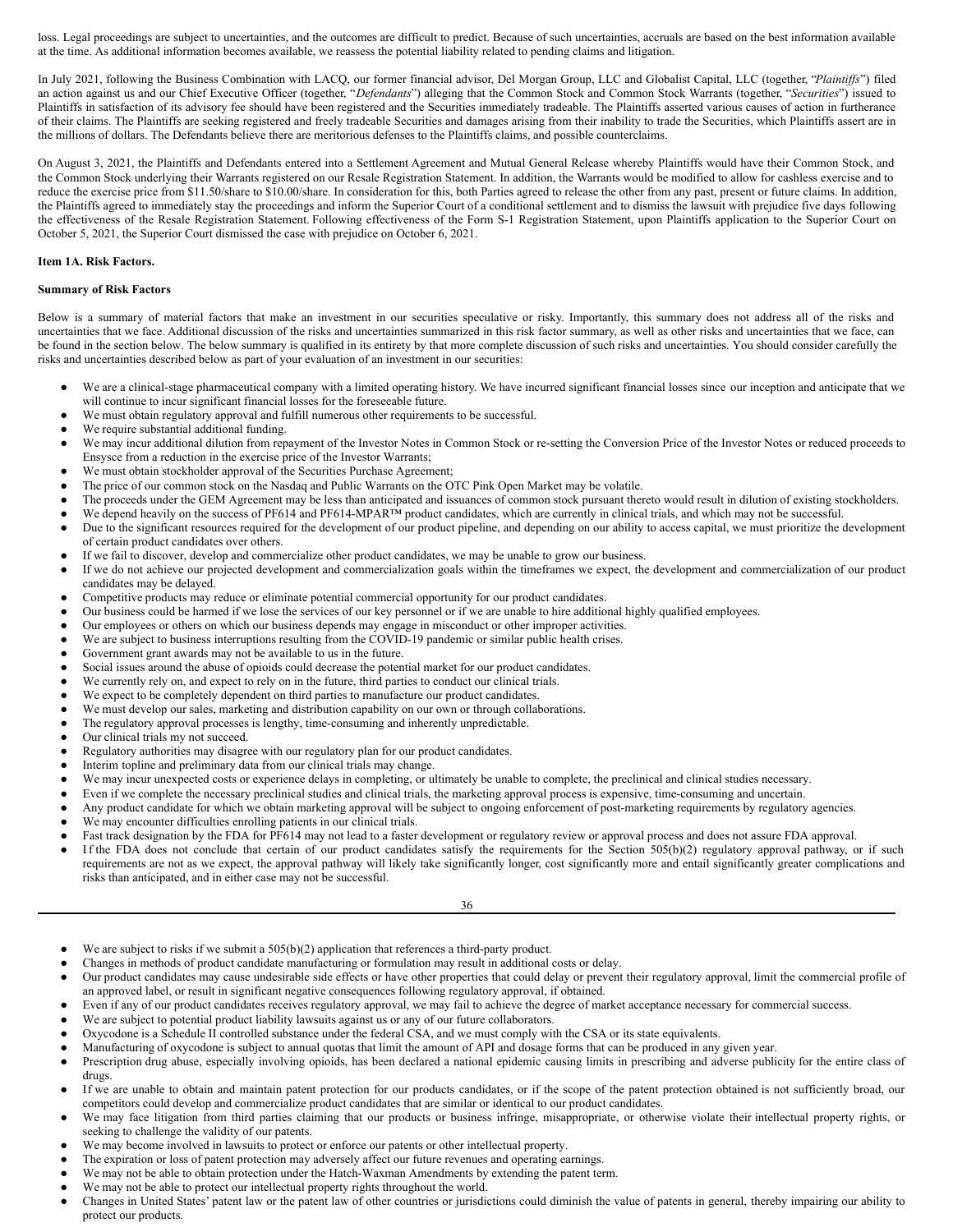loss. Legal proceedings are subject to uncertainties, and the outcomes are difficult to predict. Because of such uncertainties, accruals are based on the best information available at the time. As additional information becomes available, we reassess the potential liability related to pending claims and litigation.

In July 2021, following the Business Combination with LACQ, our former financial advisor, Del Morgan Group, LLC and Globalist Capital, LLC (together, "*Plaintiffs*") filed an action against us and our Chief Executive Officer (together, "*Defendants*") alleging that the Common Stock and Common Stock Warrants (together, "*Securities*") issued to Plaintiffs in satisfaction of its advisory fee should have been registered and the Securities immediately tradeable. The Plaintiffs asserted various causes of action in furtherance of their claims. The Plaintiffs are seeking registered and freely tradeable Securities and damages arising from their inability to trade the Securities, which Plaintiffs assert are in the millions of dollars. The Defendants believe there are meritorious defenses to the Plaintiffs claims, and possible counterclaims.

On August 3, 2021, the Plaintiffs and Defendants entered into a Settlement Agreement and Mutual General Release whereby Plaintiffs would have their Common Stock, and the Common Stock underlying their Warrants registered on our Resale Registration Statement. In addition, the Warrants would be modified to allow for cashless exercise and to reduce the exercise price from $11.50/share to $10.00/share. In consideration for this, both Parties agreed to release the other from any past, present or future claims. In addition, the Plaintiffs agreed to immediately stay the proceedings and inform the Superior Court of a conditional settlement and to dismiss the lawsuit with prejudice five days following the effectiveness of the Resale Registration Statement. Following effectiveness of the Form S-1 Registration Statement, upon Plaintiffs application to the Superior Court on October 5, 2021, the Superior Court dismissed the case with prejudice on October 6, 2021.

**Item 1A. Risk Factors.**

**Summary of Risk Factors**

Below is a summary of material factors that make an investment in our securities speculative or risky. Importantly, this summary does not address all of the risks and uncertainties that we face. Additional discussion of the risks and uncertainties summarized in this risk factor summary, as well as other risks and uncertainties that we face, can be found in the section below. The below summary is qualified in its entirety by that more complete discussion of such risks and uncertainties. You should consider carefully the risks and uncertainties described below as part of your evaluation of an investment in our securities:

- We are a clinical-stage pharmaceutical company with a limited operating history. We have incurred significant financial losses since our inception and anticipate that we will continue to incur significant financial losses for the foreseeable future.
- We must obtain regulatory approval and fulfill numerous other requirements to be successful.
- We require substantial additional funding.
- We may incur additional dilution from repayment of the Investor Notes in Common Stock or re-setting the Conversion Price of the Investor Notes or reduced proceeds to Ensysce from a reduction in the exercise price of the Investor Warrants;
- We must obtain stockholder approval of the Securities Purchase Agreement;
- The price of our common stock on the Nasdaq and Public Warrants on the OTC Pink Open Market may be volatile.
- The proceeds under the GEM Agreement may be less than anticipated and issuances of common stock pursuant thereto would result in dilution of existing stockholders.
- We depend heavily on the success of PF614 and PF614-MPAR™ product candidates, which are currently in clinical trials, and which may not be successful.
- Due to the significant resources required for the development of our product pipeline, and depending on our ability to access capital, we must prioritize the development of certain product candidates over others.
- If we fail to discover, develop and commercialize other product candidates, we may be unable to grow our business.
- If we do not achieve our projected development and commercialization goals within the timeframes we expect, the development and commercialization of our product candidates may be delayed.
- Competitive products may reduce or eliminate potential commercial opportunity for our product candidates.
- Our business could be harmed if we lose the services of our key personnel or if we are unable to hire additional highly qualified employees.
- Our employees or others on which our business depends may engage in misconduct or other improper activities.
- We are subject to business interruptions resulting from the COVID-19 pandemic or similar public health crises.
- Government grant awards may not be available to us in the future.
- Social issues around the abuse of opioids could decrease the potential market for our product candidates.
- We currently rely on, and expect to rely on in the future, third parties to conduct our clinical trials.
- We expect to be completely dependent on third parties to manufacture our product candidates.
- We must develop our sales, marketing and distribution capability on our own or through collaborations.
- The regulatory approval processes is lengthy, time-consuming and inherently unpredictable.
- Our clinical trials my not succeed.
- Regulatory authorities may disagree with our regulatory plan for our product candidates.
- Interim topline and preliminary data from our clinical trials may change.
- We may incur unexpected costs or experience delays in completing, or ultimately be unable to complete, the preclinical and clinical studies necessary.
- Even if we complete the necessary preclinical studies and clinical trials, the marketing approval process is expensive, time-consuming and uncertain.
- Any product candidate for which we obtain marketing approval will be subject to ongoing enforcement of post-marketing requirements by regulatory agencies.
- We may encounter difficulties enrolling patients in our clinical trials.
- Fast track designation by the FDA for PF614 may not lead to a faster development or regulatory review or approval process and does not assure FDA approval.
- If the FDA does not conclude that certain of our product candidates satisfy the requirements for the Section 505(b)(2) regulatory approval pathway, or if such requirements are not as we expect, the approval pathway will likely take significantly longer, cost significantly more and entail significantly greater complications and risks than anticipated, and in either case may not be successful.
- We are subject to risks if we submit a 505(b)(2) application that references a third-party product.
- Changes in methods of product candidate manufacturing or formulation may result in additional costs or delay.
- Our product candidates may cause undesirable side effects or have other properties that could delay or prevent their regulatory approval, limit the commercial profile of an approved label, or result in significant negative consequences following regulatory approval, if obtained.
- Even if any of our product candidates receives regulatory approval, we may fail to achieve the degree of market acceptance necessary for commercial success.
- We are subject to potential product liability lawsuits against us or any of our future collaborators.
- Oxycodone is a Schedule II controlled substance under the federal CSA, and we must comply with the CSA or its state equivalents.
- Manufacturing of oxycodone is subject to annual quotas that limit the amount of API and dosage forms that can be produced in any given year.
- Prescription drug abuse, especially involving opioids, has been declared a national epidemic causing limits in prescribing and adverse publicity for the entire class of drugs.
- If we are unable to obtain and maintain patent protection for our products candidates, or if the scope of the patent protection obtained is not sufficiently broad, our competitors could develop and commercialize product candidates that are similar or identical to our product candidates.
- We may face litigation from third parties claiming that our products or business infringe, misappropriate, or otherwise violate their intellectual property rights, or seeking to challenge the validity of our patents.
- We may become involved in lawsuits to protect or enforce our patents or other intellectual property.
- The expiration or loss of patent protection may adversely affect our future revenues and operating earnings.
- We may not be able to obtain protection under the Hatch-Waxman Amendments by extending the patent term.
- We may not be able to protect our intellectual property rights throughout the world.
- Changes in United States' patent law or the patent law of other countries or jurisdictions could diminish the value of patents in general, thereby impairing our ability to protect our products.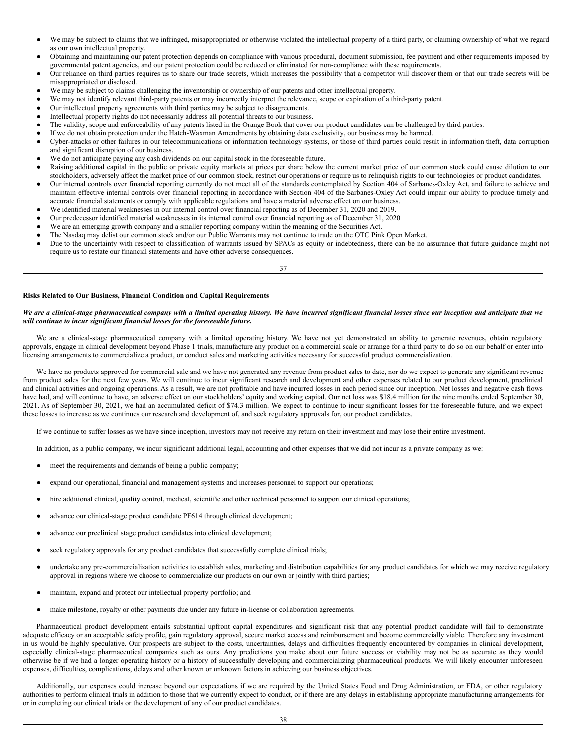- We may be subject to claims that we infringed, misappropriated or otherwise violated the intellectual property of a third party, or claiming ownership of what we regard as our own intellectual property.
- Obtaining and maintaining our patent protection depends on compliance with various procedural, document submission, fee payment and other requirements imposed by governmental patent agencies, and our patent protection could be reduced or eliminated for non-compliance with these requirements.
- Our reliance on third parties requires us to share our trade secrets, which increases the possibility that a competitor will discover them or that our trade secrets will be misappropriated or disclosed.
- We may be subject to claims challenging the inventorship or ownership of our patents and other intellectual property.
- We may not identify relevant third-party patents or may incorrectly interpret the relevance, scope or expiration of a third-party patent.
- Our intellectual property agreements with third parties may be subject to disagreements.
- Intellectual property rights do not necessarily address all potential threats to our business.
- The validity, scope and enforceability of any patents listed in the Orange Book that cover our product candidates can be challenged by third parties.
- If we do not obtain protection under the Hatch-Waxman Amendments by obtaining data exclusivity, our business may be harmed.
- Cyber-attacks or other failures in our telecommunications or information technology systems, or those of third parties could result in information theft, data corruption and significant disruption of our business.
- We do not anticipate paying any cash dividends on our capital stock in the foreseeable future.
- Raising additional capital in the public or private equity markets at prices per share below the current market price of our common stock could cause dilution to our stockholders, adversely affect the market price of our common stock, restrict our operations or require us to relinquish rights to our technologies or product candidates.
- Our internal controls over financial reporting currently do not meet all of the standards contemplated by Section 404 of Sarbanes-Oxley Act, and failure to achieve and maintain effective internal controls over financial reporting in accordance with Section 404 of the Sarbanes-Oxley Act could impair our ability to produce timely and accurate financial statements or comply with applicable regulations and have a material adverse effect on our business.
- We identified material weaknesses in our internal control over financial reporting as of December 31, 2020 and 2019.
- Our predecessor identified material weaknesses in its internal control over financial reporting as of December 31, 2020
- We are an emerging growth company and a smaller reporting company within the meaning of the Securities Act.
- The Nasdaq may delist our common stock and/or our Public Warrants may not continue to trade on the OTC Pink Open Market.
- Due to the uncertainty with respect to classification of warrants issued by SPACs as equity or indebtedness, there can be no assurance that future guidance might not require us to restate our financial statements and have other adverse consequences.

**Risks Related to Our Business, Financial Condition and Capital Requirements**

***We are a clinical-stage pharmaceutical company with a limited operating history. We have incurred significant financial losses since our inception and anticipate that we will continue to incur significant financial losses for the foreseeable future.***

We are a clinical-stage pharmaceutical company with a limited operating history. We have not yet demonstrated an ability to generate revenues, obtain regulatory approvals, engage in clinical development beyond Phase 1 trials, manufacture any product on a commercial scale or arrange for a third party to do so on our behalf or enter into licensing arrangements to commercialize a product, or conduct sales and marketing activities necessary for successful product commercialization.

We have no products approved for commercial sale and we have not generated any revenue from product sales to date, nor do we expect to generate any significant revenue from product sales for the next few years. We will continue to incur significant research and development and other expenses related to our product development, preclinical and clinical activities and ongoing operations. As a result, we are not profitable and have incurred losses in each period since our inception. Net losses and negative cash flows have had, and will continue to have, an adverse effect on our stockholders' equity and working capital. Our net loss was $18.4 million for the nine months ended September 30, 2021. As of September 30, 2021, we had an accumulated deficit of $74.3 million. We expect to continue to incur significant losses for the foreseeable future, and we expect these losses to increase as we continues our research and development of, and seek regulatory approvals for, our product candidates.

If we continue to suffer losses as we have since inception, investors may not receive any return on their investment and may lose their entire investment.

In addition, as a public company, we incur significant additional legal, accounting and other expenses that we did not incur as a private company as we:

- meet the requirements and demands of being a public company;
- expand our operational, financial and management systems and increases personnel to support our operations;
- hire additional clinical, quality control, medical, scientific and other technical personnel to support our clinical operations;
- advance our clinical-stage product candidate PF614 through clinical development;
- advance our preclinical stage product candidates into clinical development;
- seek regulatory approvals for any product candidates that successfully complete clinical trials;
- undertake any pre-commercialization activities to establish sales, marketing and distribution capabilities for any product candidates for which we may receive regulatory approval in regions where we choose to commercialize our products on our own or jointly with third parties;
- maintain, expand and protect our intellectual property portfolio; and
- make milestone, royalty or other payments due under any future in-license or collaboration agreements.

Pharmaceutical product development entails substantial upfront capital expenditures and significant risk that any potential product candidate will fail to demonstrate adequate efficacy or an acceptable safety profile, gain regulatory approval, secure market access and reimbursement and become commercially viable. Therefore any investment in us would be highly speculative. Our prospects are subject to the costs, uncertainties, delays and difficulties frequently encountered by companies in clinical development, especially clinical-stage pharmaceutical companies such as ours. Any predictions you make about our future success or viability may not be as accurate as they would otherwise be if we had a longer operating history or a history of successfully developing and commercializing pharmaceutical products. We will likely encounter unforeseen expenses, difficulties, complications, delays and other known or unknown factors in achieving our business objectives.

Additionally, our expenses could increase beyond our expectations if we are required by the United States Food and Drug Administration, or FDA, or other regulatory authorities to perform clinical trials in addition to those that we currently expect to conduct, or if there are any delays in establishing appropriate manufacturing arrangements for or in completing our clinical trials or the development of any of our product candidates.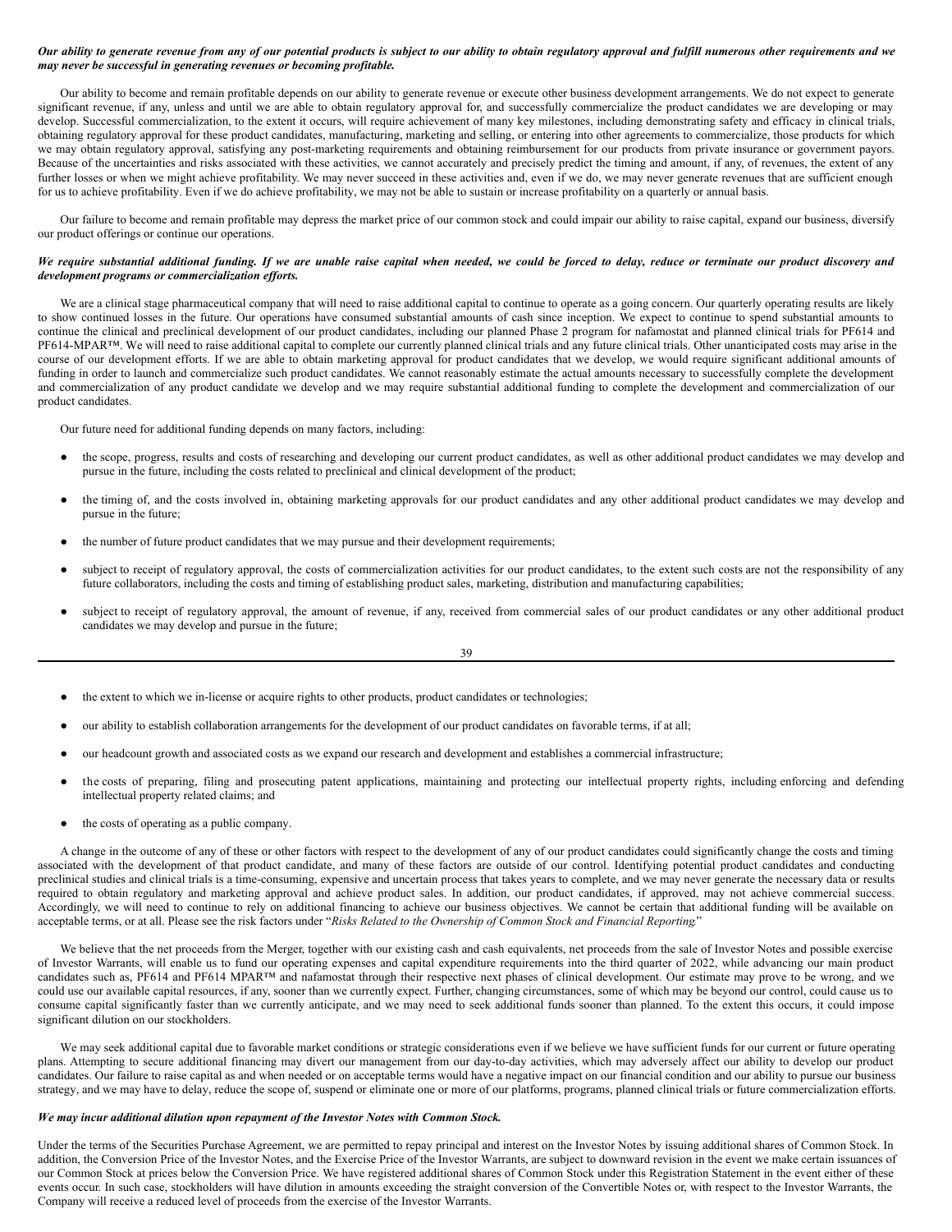***Our ability to generate revenue from any of our potential products is subject to our ability to obtain regulatory approval and fulfill numerous other requirements and we may never be successful in generating revenues or becoming profitable.***

Our ability to become and remain profitable depends on our ability to generate revenue or execute other business development arrangements. We do not expect to generate significant revenue, if any, unless and until we are able to obtain regulatory approval for, and successfully commercialize the product candidates we are developing or may develop. Successful commercialization, to the extent it occurs, will require achievement of many key milestones, including demonstrating safety and efficacy in clinical trials, obtaining regulatory approval for these product candidates, manufacturing, marketing and selling, or entering into other agreements to commercialize, those products for which we may obtain regulatory approval, satisfying any post-marketing requirements and obtaining reimbursement for our products from private insurance or government payors. Because of the uncertainties and risks associated with these activities, we cannot accurately and precisely predict the timing and amount, if any, of revenues, the extent of any further losses or when we might achieve profitability. We may never succeed in these activities and, even if we do, we may never generate revenues that are sufficient enough for us to achieve profitability. Even if we do achieve profitability, we may not be able to sustain or increase profitability on a quarterly or annual basis.

Our failure to become and remain profitable may depress the market price of our common stock and could impair our ability to raise capital, expand our business, diversify our product offerings or continue our operations.

***We require substantial additional funding. If we are unable raise capital when needed, we could be forced to delay, reduce or terminate our product discovery and development programs or commercialization efforts.***

We are a clinical stage pharmaceutical company that will need to raise additional capital to continue to operate as a going concern. Our quarterly operating results are likely to show continued losses in the future. Our operations have consumed substantial amounts of cash since inception. We expect to continue to spend substantial amounts to continue the clinical and preclinical development of our product candidates, including our planned Phase 2 program for nafamostat and planned clinical trials for PF614 and PF614-MPAR™. We will need to raise additional capital to complete our currently planned clinical trials and any future clinical trials. Other unanticipated costs may arise in the course of our development efforts. If we are able to obtain marketing approval for product candidates that we develop, we would require significant additional amounts of funding in order to launch and commercialize such product candidates. We cannot reasonably estimate the actual amounts necessary to successfully complete the development and commercialization of any product candidate we develop and we may require substantial additional funding to complete the development and commercialization of our product candidates.

Our future need for additional funding depends on many factors, including:

- the scope, progress, results and costs of researching and developing our current product candidates, as well as other additional product candidates we may develop and pursue in the future, including the costs related to preclinical and clinical development of the product;
- the timing of, and the costs involved in, obtaining marketing approvals for our product candidates and any other additional product candidates we may develop and pursue in the future;
- the number of future product candidates that we may pursue and their development requirements;
- subject to receipt of regulatory approval, the costs of commercialization activities for our product candidates, to the extent such costs are not the responsibility of any future collaborators, including the costs and timing of establishing product sales, marketing, distribution and manufacturing capabilities;
- subject to receipt of regulatory approval, the amount of revenue, if any, received from commercial sales of our product candidates or any other additional product candidates we may develop and pursue in the future;
- the extent to which we in-license or acquire rights to other products, product candidates or technologies;
- our ability to establish collaboration arrangements for the development of our product candidates on favorable terms, if at all;
- our headcount growth and associated costs as we expand our research and development and establishes a commercial infrastructure;
- the costs of preparing, filing and prosecuting patent applications, maintaining and protecting our intellectual property rights, including enforcing and defending intellectual property related claims; and
- the costs of operating as a public company.

A change in the outcome of any of these or other factors with respect to the development of any of our product candidates could significantly change the costs and timing associated with the development of that product candidate, and many of these factors are outside of our control. Identifying potential product candidates and conducting preclinical studies and clinical trials is a time-consuming, expensive and uncertain process that takes years to complete, and we may never generate the necessary data or results required to obtain regulatory and marketing approval and achieve product sales. In addition, our product candidates, if approved, may not achieve commercial success. Accordingly, we will need to continue to rely on additional financing to achieve our business objectives. We cannot be certain that additional funding will be available on acceptable terms, or at all. Please see the risk factors under "*Risks Related to the Ownership of Common Stock and Financial Reporting*."

We believe that the net proceeds from the Merger, together with our existing cash and cash equivalents, net proceeds from the sale of Investor Notes and possible exercise of Investor Warrants, will enable us to fund our operating expenses and capital expenditure requirements into the third quarter of 2022, while advancing our main product candidates such as, PF614 and PF614 MPAR™ and nafamostat through their respective next phases of clinical development. Our estimate may prove to be wrong, and we could use our available capital resources, if any, sooner than we currently expect. Further, changing circumstances, some of which may be beyond our control, could cause us to consume capital significantly faster than we currently anticipate, and we may need to seek additional funds sooner than planned. To the extent this occurs, it could impose significant dilution on our stockholders.

We may seek additional capital due to favorable market conditions or strategic considerations even if we believe we have sufficient funds for our current or future operating plans. Attempting to secure additional financing may divert our management from our day-to-day activities, which may adversely affect our ability to develop our product candidates. Our failure to raise capital as and when needed or on acceptable terms would have a negative impact on our financial condition and our ability to pursue our business strategy, and we may have to delay, reduce the scope of, suspend or eliminate one or more of our platforms, programs, planned clinical trials or future commercialization efforts.

***We may incur additional dilution upon repayment of the Investor Notes with Common Stock.***

Under the terms of the Securities Purchase Agreement, we are permitted to repay principal and interest on the Investor Notes by issuing additional shares of Common Stock. In addition, the Conversion Price of the Investor Notes, and the Exercise Price of the Investor Warrants, are subject to downward revision in the event we make certain issuances of our Common Stock at prices below the Conversion Price. We have registered additional shares of Common Stock under this Registration Statement in the event either of these events occur. In such case, stockholders will have dilution in amounts exceeding the straight conversion of the Convertible Notes or, with respect to the Investor Warrants, the Company will receive a reduced level of proceeds from the exercise of the Investor Warrants.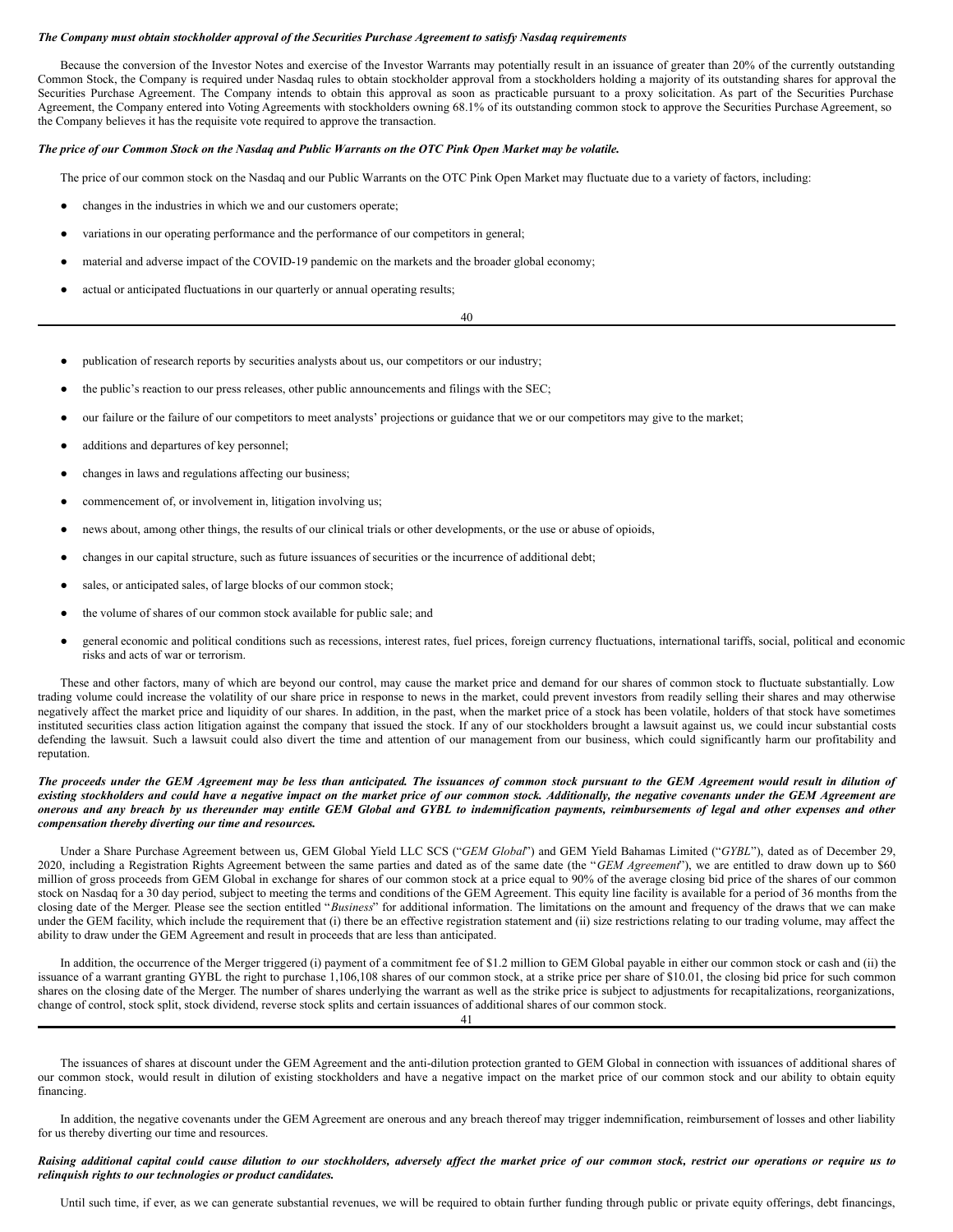***The Company must obtain stockholder approval of the Securities Purchase Agreement to satisfy Nasdaq requirements***

Because the conversion of the Investor Notes and exercise of the Investor Warrants may potentially result in an issuance of greater than 20% of the currently outstanding Common Stock, the Company is required under Nasdaq rules to obtain stockholder approval from a stockholders holding a majority of its outstanding shares for approval the Securities Purchase Agreement. The Company intends to obtain this approval as soon as practicable pursuant to a proxy solicitation. As part of the Securities Purchase Agreement, the Company entered into Voting Agreements with stockholders owning 68.1% of its outstanding common stock to approve the Securities Purchase Agreement, so the Company believes it has the requisite vote required to approve the transaction.

***The price of our Common Stock on the Nasdaq and Public Warrants on the OTC Pink Open Market may be volatile.***

The price of our common stock on the Nasdaq and our Public Warrants on the OTC Pink Open Market may fluctuate due to a variety of factors, including:

- changes in the industries in which we and our customers operate;
- variations in our operating performance and the performance of our competitors in general;
- material and adverse impact of the COVID-19 pandemic on the markets and the broader global economy;
- actual or anticipated fluctuations in our quarterly or annual operating results;
- publication of research reports by securities analysts about us, our competitors or our industry;
- the public's reaction to our press releases, other public announcements and filings with the SEC;
- our failure or the failure of our competitors to meet analysts' projections or guidance that we or our competitors may give to the market;
- additions and departures of key personnel;
- changes in laws and regulations affecting our business;
- commencement of, or involvement in, litigation involving us;
- news about, among other things, the results of our clinical trials or other developments, or the use or abuse of opioids,
- changes in our capital structure, such as future issuances of securities or the incurrence of additional debt;
- sales, or anticipated sales, of large blocks of our common stock;
- the volume of shares of our common stock available for public sale; and
- general economic and political conditions such as recessions, interest rates, fuel prices, foreign currency fluctuations, international tariffs, social, political and economic risks and acts of war or terrorism.

These and other factors, many of which are beyond our control, may cause the market price and demand for our shares of common stock to fluctuate substantially. Low trading volume could increase the volatility of our share price in response to news in the market, could prevent investors from readily selling their shares and may otherwise negatively affect the market price and liquidity of our shares. In addition, in the past, when the market price of a stock has been volatile, holders of that stock have sometimes instituted securities class action litigation against the company that issued the stock. If any of our stockholders brought a lawsuit against us, we could incur substantial costs defending the lawsuit. Such a lawsuit could also divert the time and attention of our management from our business, which could significantly harm our profitability and reputation.

***The proceeds under the GEM Agreement may be less than anticipated. The issuances of common stock pursuant to the GEM Agreement would result in dilution of existing stockholders and could have a negative impact on the market price of our common stock. Additionally, the negative covenants under the GEM Agreement are onerous and any breach by us thereunder may entitle GEM Global and GYBL to indemnification payments, reimbursements of legal and other expenses and other compensation thereby diverting our time and resources.***

Under a Share Purchase Agreement between us, GEM Global Yield LLC SCS ("*GEM Global*") and GEM Yield Bahamas Limited ("*GYBL*"), dated as of December 29, 2020, including a Registration Rights Agreement between the same parties and dated as of the same date (the "*GEM Agreement*"), we are entitled to draw down up to $60 million of gross proceeds from GEM Global in exchange for shares of our common stock at a price equal to 90% of the average closing bid price of the shares of our common stock on Nasdaq for a 30 day period, subject to meeting the terms and conditions of the GEM Agreement. This equity line facility is available for a period of 36 months from the closing date of the Merger. Please see the section entitled "*Business*" for additional information. The limitations on the amount and frequency of the draws that we can make under the GEM facility, which include the requirement that (i) there be an effective registration statement and (ii) size restrictions relating to our trading volume, may affect the ability to draw under the GEM Agreement and result in proceeds that are less than anticipated.

In addition, the occurrence of the Merger triggered (i) payment of a commitment fee of $1.2 million to GEM Global payable in either our common stock or cash and (ii) the issuance of a warrant granting GYBL the right to purchase 1,106,108 shares of our common stock, at a strike price per share of $10.01, the closing bid price for such common shares on the closing date of the Merger. The number of shares underlying the warrant as well as the strike price is subject to adjustments for recapitalizations, reorganizations, change of control, stock split, stock dividend, reverse stock splits and certain issuances of additional shares of our common stock.

The issuances of shares at discount under the GEM Agreement and the anti-dilution protection granted to GEM Global in connection with issuances of additional shares of our common stock, would result in dilution of existing stockholders and have a negative impact on the market price of our common stock and our ability to obtain equity financing.

In addition, the negative covenants under the GEM Agreement are onerous and any breach thereof may trigger indemnification, reimbursement of losses and other liability for us thereby diverting our time and resources.

***Raising additional capital could cause dilution to our stockholders, adversely affect the market price of our common stock, restrict our operations or require us to relinquish rights to our technologies or product candidates.***

Until such time, if ever, as we can generate substantial revenues, we will be required to obtain further funding through public or private equity offerings, debt financings,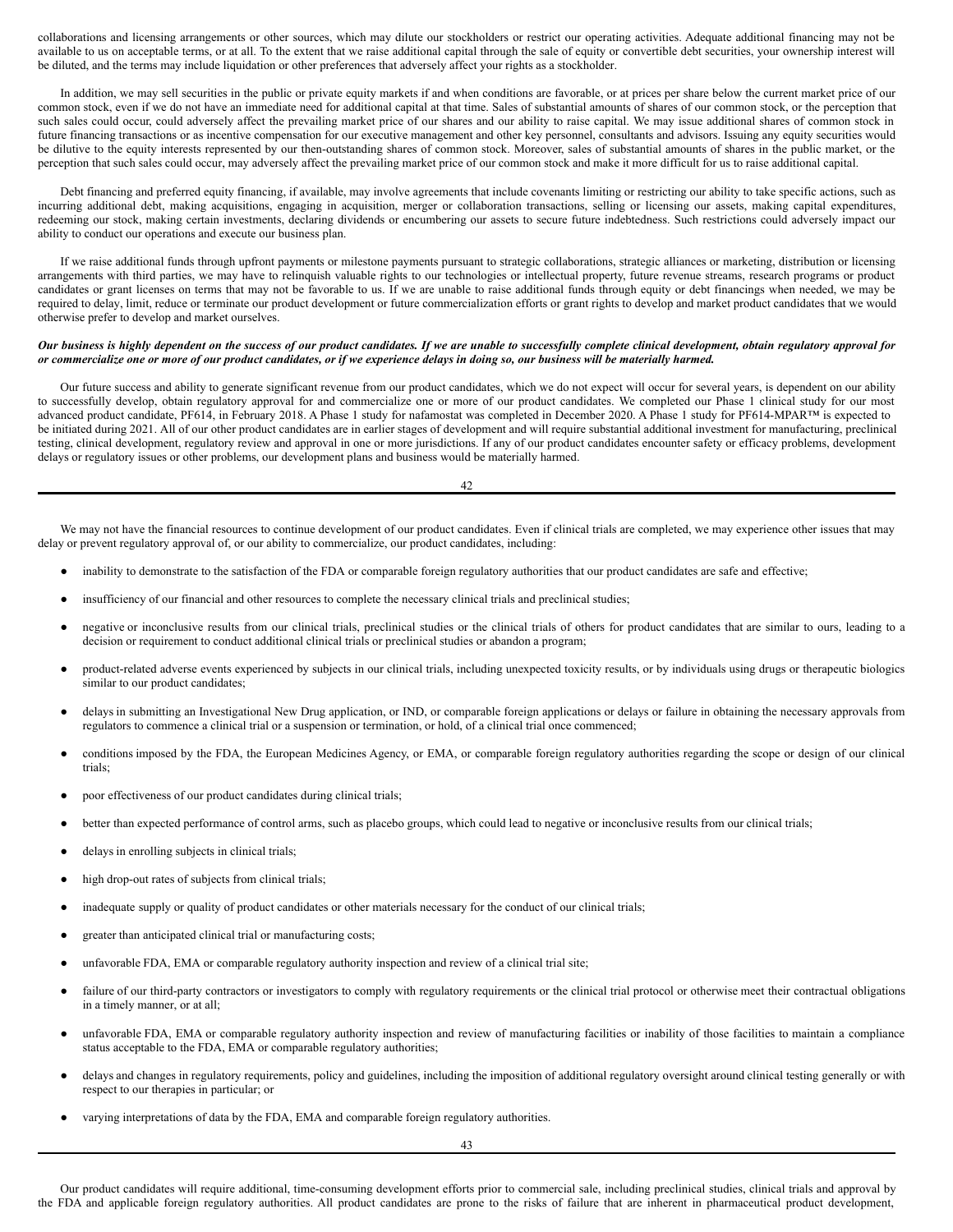collaborations and licensing arrangements or other sources, which may dilute our stockholders or restrict our operating activities. Adequate additional financing may not be available to us on acceptable terms, or at all. To the extent that we raise additional capital through the sale of equity or convertible debt securities, your ownership interest will be diluted, and the terms may include liquidation or other preferences that adversely affect your rights as a stockholder.

In addition, we may sell securities in the public or private equity markets if and when conditions are favorable, or at prices per share below the current market price of our common stock, even if we do not have an immediate need for additional capital at that time. Sales of substantial amounts of shares of our common stock, or the perception that such sales could occur, could adversely affect the prevailing market price of our shares and our ability to raise capital. We may issue additional shares of common stock in future financing transactions or as incentive compensation for our executive management and other key personnel, consultants and advisors. Issuing any equity securities would be dilutive to the equity interests represented by our then-outstanding shares of common stock. Moreover, sales of substantial amounts of shares in the public market, or the perception that such sales could occur, may adversely affect the prevailing market price of our common stock and make it more difficult for us to raise additional capital.

Debt financing and preferred equity financing, if available, may involve agreements that include covenants limiting or restricting our ability to take specific actions, such as incurring additional debt, making acquisitions, engaging in acquisition, merger or collaboration transactions, selling or licensing our assets, making capital expenditures, redeeming our stock, making certain investments, declaring dividends or encumbering our assets to secure future indebtedness. Such restrictions could adversely impact our ability to conduct our operations and execute our business plan.

If we raise additional funds through upfront payments or milestone payments pursuant to strategic collaborations, strategic alliances or marketing, distribution or licensing arrangements with third parties, we may have to relinquish valuable rights to our technologies or intellectual property, future revenue streams, research programs or product candidates or grant licenses on terms that may not be favorable to us. If we are unable to raise additional funds through equity or debt financings when needed, we may be required to delay, limit, reduce or terminate our product development or future commercialization efforts or grant rights to develop and market product candidates that we would otherwise prefer to develop and market ourselves.

***Our business is highly dependent on the success of our product candidates. If we are unable to successfully complete clinical development, obtain regulatory approval for or commercialize one or more of our product candidates, or if we experience delays in doing so, our business will be materially harmed.***

Our future success and ability to generate significant revenue from our product candidates, which we do not expect will occur for several years, is dependent on our ability to successfully develop, obtain regulatory approval for and commercialize one or more of our product candidates. We completed our Phase 1 clinical study for our most advanced product candidate, PF614, in February 2018. A Phase 1 study for nafamostat was completed in December 2020. A Phase 1 study for PF614-MPAR™ is expected to be initiated during 2021. All of our other product candidates are in earlier stages of development and will require substantial additional investment for manufacturing, preclinical testing, clinical development, regulatory review and approval in one or more jurisdictions. If any of our product candidates encounter safety or efficacy problems, development delays or regulatory issues or other problems, our development plans and business would be materially harmed.

We may not have the financial resources to continue development of our product candidates. Even if clinical trials are completed, we may experience other issues that may delay or prevent regulatory approval of, or our ability to commercialize, our product candidates, including:

- inability to demonstrate to the satisfaction of the FDA or comparable foreign regulatory authorities that our product candidates are safe and effective;
- insufficiency of our financial and other resources to complete the necessary clinical trials and preclinical studies;
- negative or inconclusive results from our clinical trials, preclinical studies or the clinical trials of others for product candidates that are similar to ours, leading to a decision or requirement to conduct additional clinical trials or preclinical studies or abandon a program;
- product-related adverse events experienced by subjects in our clinical trials, including unexpected toxicity results, or by individuals using drugs or therapeutic biologics similar to our product candidates;
- delays in submitting an Investigational New Drug application, or IND, or comparable foreign applications or delays or failure in obtaining the necessary approvals from regulators to commence a clinical trial or a suspension or termination, or hold, of a clinical trial once commenced;
- conditions imposed by the FDA, the European Medicines Agency, or EMA, or comparable foreign regulatory authorities regarding the scope or design of our clinical trials;
- poor effectiveness of our product candidates during clinical trials;
- better than expected performance of control arms, such as placebo groups, which could lead to negative or inconclusive results from our clinical trials;
- delays in enrolling subjects in clinical trials;
- high drop-out rates of subjects from clinical trials;
- inadequate supply or quality of product candidates or other materials necessary for the conduct of our clinical trials;
- greater than anticipated clinical trial or manufacturing costs;
- unfavorable FDA, EMA or comparable regulatory authority inspection and review of a clinical trial site;
- failure of our third-party contractors or investigators to comply with regulatory requirements or the clinical trial protocol or otherwise meet their contractual obligations in a timely manner, or at all;
- unfavorable FDA, EMA or comparable regulatory authority inspection and review of manufacturing facilities or inability of those facilities to maintain a compliance status acceptable to the FDA, EMA or comparable regulatory authorities;
- delays and changes in regulatory requirements, policy and guidelines, including the imposition of additional regulatory oversight around clinical testing generally or with respect to our therapies in particular; or
- varying interpretations of data by the FDA, EMA and comparable foreign regulatory authorities.

Our product candidates will require additional, time-consuming development efforts prior to commercial sale, including preclinical studies, clinical trials and approval by the FDA and applicable foreign regulatory authorities. All product candidates are prone to the risks of failure that are inherent in pharmaceutical product development,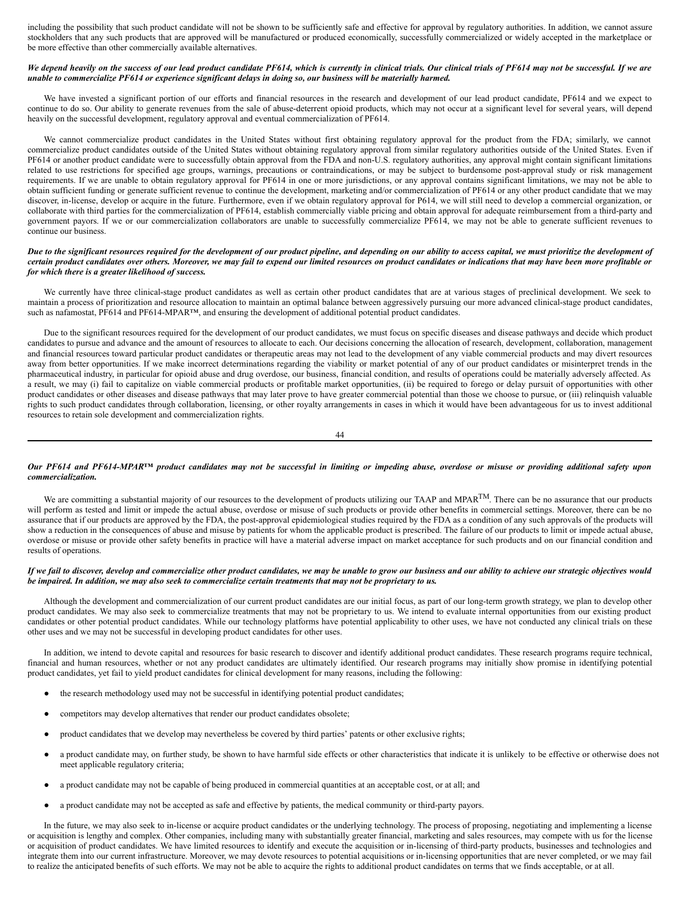including the possibility that such product candidate will not be shown to be sufficiently safe and effective for approval by regulatory authorities. In addition, we cannot assure stockholders that any such products that are approved will be manufactured or produced economically, successfully commercialized or widely accepted in the marketplace or be more effective than other commercially available alternatives.

***We depend heavily on the success of our lead product candidate PF614, which is currently in clinical trials. Our clinical trials of PF614 may not be successful. If we are unable to commercialize PF614 or experience significant delays in doing so, our business will be materially harmed.***

We have invested a significant portion of our efforts and financial resources in the research and development of our lead product candidate, PF614 and we expect to continue to do so. Our ability to generate revenues from the sale of abuse-deterrent opioid products, which may not occur at a significant level for several years, will depend heavily on the successful development, regulatory approval and eventual commercialization of PF614.

We cannot commercialize product candidates in the United States without first obtaining regulatory approval for the product from the FDA; similarly, we cannot commercialize product candidates outside of the United States without obtaining regulatory approval from similar regulatory authorities outside of the United States. Even if PF614 or another product candidate were to successfully obtain approval from the FDA and non-U.S. regulatory authorities, any approval might contain significant limitations related to use restrictions for specified age groups, warnings, precautions or contraindications, or may be subject to burdensome post-approval study or risk management requirements. If we are unable to obtain regulatory approval for PF614 in one or more jurisdictions, or any approval contains significant limitations, we may not be able to obtain sufficient funding or generate sufficient revenue to continue the development, marketing and/or commercialization of PF614 or any other product candidate that we may discover, in-license, develop or acquire in the future. Furthermore, even if we obtain regulatory approval for P614, we will still need to develop a commercial organization, or collaborate with third parties for the commercialization of PF614, establish commercially viable pricing and obtain approval for adequate reimbursement from a third-party and government payors. If we or our commercialization collaborators are unable to successfully commercialize PF614, we may not be able to generate sufficient revenues to continue our business.

***Due to the significant resources required for the development of our product pipeline, and depending on our ability to access capital, we must prioritize the development of certain product candidates over others. Moreover, we may fail to expend our limited resources on product candidates or indications that may have been more profitable or for which there is a greater likelihood of success.***

We currently have three clinical-stage product candidates as well as certain other product candidates that are at various stages of preclinical development. We seek to maintain a process of prioritization and resource allocation to maintain an optimal balance between aggressively pursuing our more advanced clinical-stage product candidates, such as nafamostat, PF614 and PF614-MPAR™, and ensuring the development of additional potential product candidates.

Due to the significant resources required for the development of our product candidates, we must focus on specific diseases and disease pathways and decide which product candidates to pursue and advance and the amount of resources to allocate to each. Our decisions concerning the allocation of research, development, collaboration, management and financial resources toward particular product candidates or therapeutic areas may not lead to the development of any viable commercial products and may divert resources away from better opportunities. If we make incorrect determinations regarding the viability or market potential of any of our product candidates or misinterpret trends in the pharmaceutical industry, in particular for opioid abuse and drug overdose, our business, financial condition, and results of operations could be materially adversely affected. As a result, we may (i) fail to capitalize on viable commercial products or profitable market opportunities, (ii) be required to forego or delay pursuit of opportunities with other product candidates or other diseases and disease pathways that may later prove to have greater commercial potential than those we choose to pursue, or (iii) relinquish valuable rights to such product candidates through collaboration, licensing, or other royalty arrangements in cases in which it would have been advantageous for us to invest additional resources to retain sole development and commercialization rights.

***Our PF614 and PF614-MPAR™ product candidates may not be successful in limiting or impeding abuse, overdose or misuse or providing additional safety upon commercialization.***

We are committing a substantial majority of our resources to the development of products utilizing our TAAP and MPAR™. There can be no assurance that our products will perform as tested and limit or impede the actual abuse, overdose or misuse of such products or provide other benefits in commercial settings. Moreover, there can be no assurance that if our products are approved by the FDA, the post-approval epidemiological studies required by the FDA as a condition of any such approvals of the products will show a reduction in the consequences of abuse and misuse by patients for whom the applicable product is prescribed. The failure of our products to limit or impede actual abuse, overdose or misuse or provide other safety benefits in practice will have a material adverse impact on market acceptance for such products and on our financial condition and results of operations.

***If we fail to discover, develop and commercialize other product candidates, we may be unable to grow our business and our ability to achieve our strategic objectives would be impaired. In addition, we may also seek to commercialize certain treatments that may not be proprietary to us.***

Although the development and commercialization of our current product candidates are our initial focus, as part of our long-term growth strategy, we plan to develop other product candidates. We may also seek to commercialize treatments that may not be proprietary to us. We intend to evaluate internal opportunities from our existing product candidates or other potential product candidates. While our technology platforms have potential applicability to other uses, we have not conducted any clinical trials on these other uses and we may not be successful in developing product candidates for other uses.

In addition, we intend to devote capital and resources for basic research to discover and identify additional product candidates. These research programs require technical, financial and human resources, whether or not any product candidates are ultimately identified. Our research programs may initially show promise in identifying potential product candidates, yet fail to yield product candidates for clinical development for many reasons, including the following:

- the research methodology used may not be successful in identifying potential product candidates;
- competitors may develop alternatives that render our product candidates obsolete;
- product candidates that we develop may nevertheless be covered by third parties' patents or other exclusive rights;
- a product candidate may, on further study, be shown to have harmful side effects or other characteristics that indicate it is unlikely to be effective or otherwise does not meet applicable regulatory criteria;
- a product candidate may not be capable of being produced in commercial quantities at an acceptable cost, or at all; and
- a product candidate may not be accepted as safe and effective by patients, the medical community or third-party payors.

In the future, we may also seek to in-license or acquire product candidates or the underlying technology. The process of proposing, negotiating and implementing a license or acquisition is lengthy and complex. Other companies, including many with substantially greater financial, marketing and sales resources, may compete with us for the license or acquisition of product candidates. We have limited resources to identify and execute the acquisition or in-licensing of third-party products, businesses and technologies and integrate them into our current infrastructure. Moreover, we may devote resources to potential acquisitions or in-licensing opportunities that are never completed, or we may fail to realize the anticipated benefits of such efforts. We may not be able to acquire the rights to additional product candidates on terms that we finds acceptable, or at all.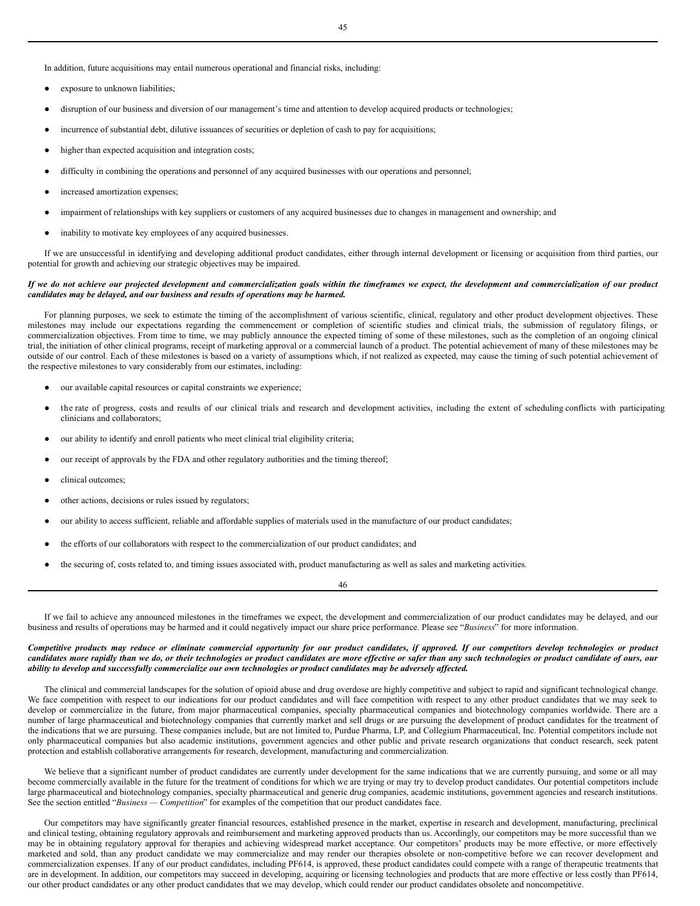In addition, future acquisitions may entail numerous operational and financial risks, including:

- exposure to unknown liabilities;
- disruption of our business and diversion of our management's time and attention to develop acquired products or technologies;
- incurrence of substantial debt, dilutive issuances of securities or depletion of cash to pay for acquisitions;
- higher than expected acquisition and integration costs;
- difficulty in combining the operations and personnel of any acquired businesses with our operations and personnel;
- increased amortization expenses;
- impairment of relationships with key suppliers or customers of any acquired businesses due to changes in management and ownership; and
- inability to motivate key employees of any acquired businesses.

If we are unsuccessful in identifying and developing additional product candidates, either through internal development or licensing or acquisition from third parties, our potential for growth and achieving our strategic objectives may be impaired.

***If we do not achieve our projected development and commercialization goals within the timeframes we expect, the development and commercialization of our product candidates may be delayed, and our business and results of operations may be harmed.***

For planning purposes, we seek to estimate the timing of the accomplishment of various scientific, clinical, regulatory and other product development objectives. These milestones may include our expectations regarding the commencement or completion of scientific studies and clinical trials, the submission of regulatory filings, or commercialization objectives. From time to time, we may publicly announce the expected timing of some of these milestones, such as the completion of an ongoing clinical trial, the initiation of other clinical programs, receipt of marketing approval or a commercial launch of a product. The potential achievement of many of these milestones may be outside of our control. Each of these milestones is based on a variety of assumptions which, if not realized as expected, may cause the timing of such potential achievement of the respective milestones to vary considerably from our estimates, including:

- our available capital resources or capital constraints we experience;
- the rate of progress, costs and results of our clinical trials and research and development activities, including the extent of scheduling conflicts with participating clinicians and collaborators;
- our ability to identify and enroll patients who meet clinical trial eligibility criteria;
- our receipt of approvals by the FDA and other regulatory authorities and the timing thereof;
- clinical outcomes;
- other actions, decisions or rules issued by regulators;
- our ability to access sufficient, reliable and affordable supplies of materials used in the manufacture of our product candidates;
- the efforts of our collaborators with respect to the commercialization of our product candidates; and
- the securing of, costs related to, and timing issues associated with, product manufacturing as well as sales and marketing activities.

If we fail to achieve any announced milestones in the timeframes we expect, the development and commercialization of our product candidates may be delayed, and our business and results of operations may be harmed and it could negatively impact our share price performance. Please see "*Business*" for more information.

***Competitive products may reduce or eliminate commercial opportunity for our product candidates, if approved. If our competitors develop technologies or product candidates more rapidly than we do, or their technologies or product candidates are more effective or safer than any such technologies or product candidate of ours, our ability to develop and successfully commercialize our own technologies or product candidates may be adversely affected.***

The clinical and commercial landscapes for the solution of opioid abuse and drug overdose are highly competitive and subject to rapid and significant technological change. We face competition with respect to our indications for our product candidates and will face competition with respect to any other product candidates that we may seek to develop or commercialize in the future, from major pharmaceutical companies, specialty pharmaceutical companies and biotechnology companies worldwide. There are a number of large pharmaceutical and biotechnology companies that currently market and sell drugs or are pursuing the development of product candidates for the treatment of the indications that we are pursuing. These companies include, but are not limited to, Purdue Pharma, LP, and Collegium Pharmaceutical, Inc. Potential competitors include not only pharmaceutical companies but also academic institutions, government agencies and other public and private research organizations that conduct research, seek patent protection and establish collaborative arrangements for research, development, manufacturing and commercialization.

We believe that a significant number of product candidates are currently under development for the same indications that we are currently pursuing, and some or all may become commercially available in the future for the treatment of conditions for which we are trying or may try to develop product candidates. Our potential competitors include large pharmaceutical and biotechnology companies, specialty pharmaceutical and generic drug companies, academic institutions, government agencies and research institutions. See the section entitled "*Business — Competition*" for examples of the competition that our product candidates face.

Our competitors may have significantly greater financial resources, established presence in the market, expertise in research and development, manufacturing, preclinical and clinical testing, obtaining regulatory approvals and reimbursement and marketing approved products than us. Accordingly, our competitors may be more successful than we may be in obtaining regulatory approval for therapies and achieving widespread market acceptance. Our competitors' products may be more effective, or more effectively marketed and sold, than any product candidate we may commercialize and may render our therapies obsolete or non-competitive before we can recover development and commercialization expenses. If any of our product candidates, including PF614, is approved, these product candidates could compete with a range of therapeutic treatments that are in development. In addition, our competitors may succeed in developing, acquiring or licensing technologies and products that are more effective or less costly than PF614, our other product candidates or any other product candidates that we may develop, which could render our product candidates obsolete and noncompetitive.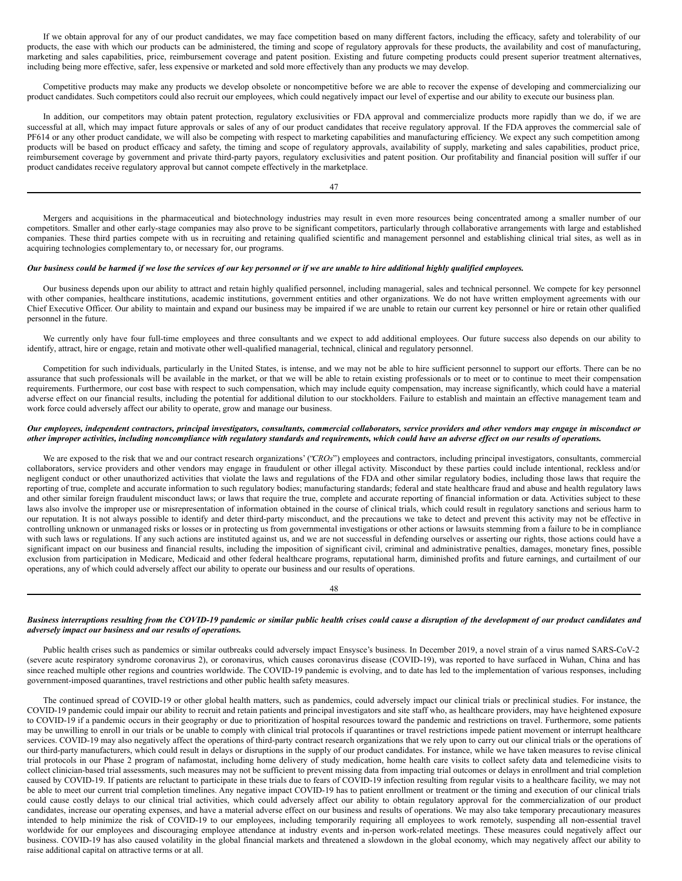If we obtain approval for any of our product candidates, we may face competition based on many different factors, including the efficacy, safety and tolerability of our products, the ease with which our products can be administered, the timing and scope of regulatory approvals for these products, the availability and cost of manufacturing, marketing and sales capabilities, price, reimbursement coverage and patent position. Existing and future competing products could present superior treatment alternatives, including being more effective, safer, less expensive or marketed and sold more effectively than any products we may develop.

Competitive products may make any products we develop obsolete or noncompetitive before we are able to recover the expense of developing and commercializing our product candidates. Such competitors could also recruit our employees, which could negatively impact our level of expertise and our ability to execute our business plan.

In addition, our competitors may obtain patent protection, regulatory exclusivities or FDA approval and commercialize products more rapidly than we do, if we are successful at all, which may impact future approvals or sales of any of our product candidates that receive regulatory approval. If the FDA approves the commercial sale of PF614 or any other product candidate, we will also be competing with respect to marketing capabilities and manufacturing efficiency. We expect any such competition among products will be based on product efficacy and safety, the timing and scope of regulatory approvals, availability of supply, marketing and sales capabilities, product price, reimbursement coverage by government and private third-party payors, regulatory exclusivities and patent position. Our profitability and financial position will suffer if our product candidates receive regulatory approval but cannot compete effectively in the marketplace.

Mergers and acquisitions in the pharmaceutical and biotechnology industries may result in even more resources being concentrated among a smaller number of our competitors. Smaller and other early-stage companies may also prove to be significant competitors, particularly through collaborative arrangements with large and established companies. These third parties compete with us in recruiting and retaining qualified scientific and management personnel and establishing clinical trial sites, as well as in acquiring technologies complementary to, or necessary for, our programs.

***Our business could be harmed if we lose the services of our key personnel or if we are unable to hire additional highly qualified employees.***

Our business depends upon our ability to attract and retain highly qualified personnel, including managerial, sales and technical personnel. We compete for key personnel with other companies, healthcare institutions, academic institutions, government entities and other organizations. We do not have written employment agreements with our Chief Executive Officer. Our ability to maintain and expand our business may be impaired if we are unable to retain our current key personnel or hire or retain other qualified personnel in the future.

We currently only have four full-time employees and three consultants and we expect to add additional employees. Our future success also depends on our ability to identify, attract, hire or engage, retain and motivate other well-qualified managerial, technical, clinical and regulatory personnel.

Competition for such individuals, particularly in the United States, is intense, and we may not be able to hire sufficient personnel to support our efforts. There can be no assurance that such professionals will be available in the market, or that we will be able to retain existing professionals or to meet or to continue to meet their compensation requirements. Furthermore, our cost base with respect to such compensation, which may include equity compensation, may increase significantly, which could have a material adverse effect on our financial results, including the potential for additional dilution to our stockholders. Failure to establish and maintain an effective management team and work force could adversely affect our ability to operate, grow and manage our business.

***Our employees, independent contractors, principal investigators, consultants, commercial collaborators, service providers and other vendors may engage in misconduct or other improper activities, including noncompliance with regulatory standards and requirements, which could have an adverse effect on our results of operations.***

We are exposed to the risk that we and our contract research organizations' ("*CROs*") employees and contractors, including principal investigators, consultants, commercial collaborators, service providers and other vendors may engage in fraudulent or other illegal activity. Misconduct by these parties could include intentional, reckless and/or negligent conduct or other unauthorized activities that violate the laws and regulations of the FDA and other similar regulatory bodies, including those laws that require the reporting of true, complete and accurate information to such regulatory bodies; manufacturing standards; federal and state healthcare fraud and abuse and health regulatory laws and other similar foreign fraudulent misconduct laws; or laws that require the true, complete and accurate reporting of financial information or data. Activities subject to these laws also involve the improper use or misrepresentation of information obtained in the course of clinical trials, which could result in regulatory sanctions and serious harm to our reputation. It is not always possible to identify and deter third-party misconduct, and the precautions we take to detect and prevent this activity may not be effective in controlling unknown or unmanaged risks or losses or in protecting us from governmental investigations or other actions or lawsuits stemming from a failure to be in compliance with such laws or regulations. If any such actions are instituted against us, and we are not successful in defending ourselves or asserting our rights, those actions could have a significant impact on our business and financial results, including the imposition of significant civil, criminal and administrative penalties, damages, monetary fines, possible exclusion from participation in Medicare, Medicaid and other federal healthcare programs, reputational harm, diminished profits and future earnings, and curtailment of our operations, any of which could adversely affect our ability to operate our business and our results of operations.

***Business interruptions resulting from the COVID-19 pandemic or similar public health crises could cause a disruption of the development of our product candidates and adversely impact our business and our results of operations.***

Public health crises such as pandemics or similar outbreaks could adversely impact Ensysce's business. In December 2019, a novel strain of a virus named SARS-CoV-2 (severe acute respiratory syndrome coronavirus 2), or coronavirus, which causes coronavirus disease (COVID-19), was reported to have surfaced in Wuhan, China and has since reached multiple other regions and countries worldwide. The COVID-19 pandemic is evolving, and to date has led to the implementation of various responses, including government-imposed quarantines, travel restrictions and other public health safety measures.

The continued spread of COVID-19 or other global health matters, such as pandemics, could adversely impact our clinical trials or preclinical studies. For instance, the COVID-19 pandemic could impair our ability to recruit and retain patients and principal investigators and site staff who, as healthcare providers, may have heightened exposure to COVID-19 if a pandemic occurs in their geography or due to prioritization of hospital resources toward the pandemic and restrictions on travel. Furthermore, some patients may be unwilling to enroll in our trials or be unable to comply with clinical trial protocols if quarantines or travel restrictions impede patient movement or interrupt healthcare services. COVID-19 may also negatively affect the operations of third-party contract research organizations that we rely upon to carry out our clinical trials or the operations of our third-party manufacturers, which could result in delays or disruptions in the supply of our product candidates. For instance, while we have taken measures to revise clinical trial protocols in our Phase 2 program of nafamostat, including home delivery of study medication, home health care visits to collect safety data and telemedicine visits to collect clinician-based trial assessments, such measures may not be sufficient to prevent missing data from impacting trial outcomes or delays in enrollment and trial completion caused by COVID-19. If patients are reluctant to participate in these trials due to fears of COVID-19 infection resulting from regular visits to a healthcare facility, we may not be able to meet our current trial completion timelines. Any negative impact COVID-19 has to patient enrollment or treatment or the timing and execution of our clinical trials could cause costly delays to our clinical trial activities, which could adversely affect our ability to obtain regulatory approval for the commercialization of our product candidates, increase our operating expenses, and have a material adverse effect on our business and results of operations. We may also take temporary precautionary measures intended to help minimize the risk of COVID-19 to our employees, including temporarily requiring all employees to work remotely, suspending all non-essential travel worldwide for our employees and discouraging employee attendance at industry events and in-person work-related meetings. These measures could negatively affect our business. COVID-19 has also caused volatility in the global financial markets and threatened a slowdown in the global economy, which may negatively affect our ability to raise additional capital on attractive terms or at all.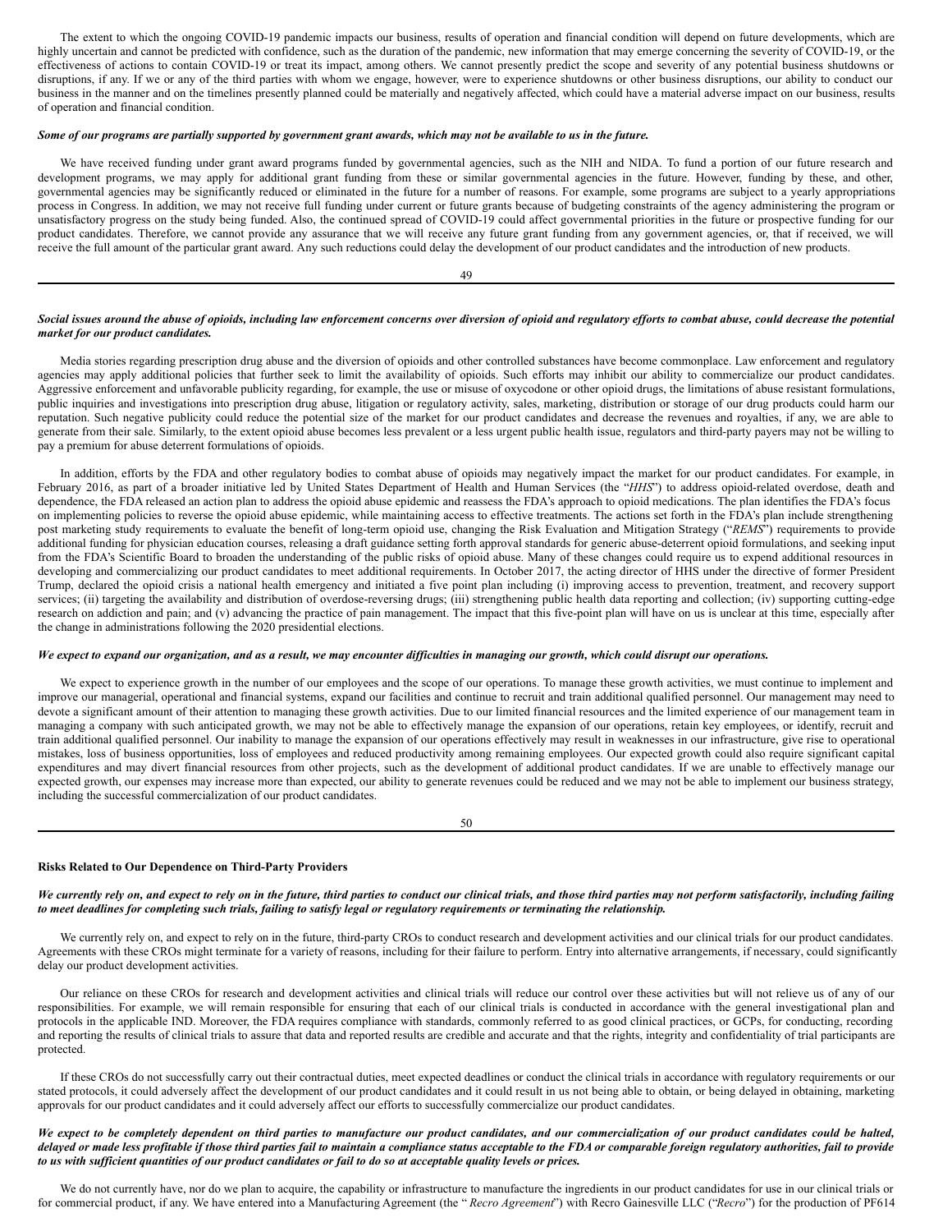The extent to which the ongoing COVID-19 pandemic impacts our business, results of operation and financial condition will depend on future developments, which are highly uncertain and cannot be predicted with confidence, such as the duration of the pandemic, new information that may emerge concerning the severity of COVID-19, or the effectiveness of actions to contain COVID-19 or treat its impact, among others. We cannot presently predict the scope and severity of any potential business shutdowns or disruptions, if any. If we or any of the third parties with whom we engage, however, were to experience shutdowns or other business disruptions, our ability to conduct our business in the manner and on the timelines presently planned could be materially and negatively affected, which could have a material adverse impact on our business, results of operation and financial condition.

***Some of our programs are partially supported by government grant awards, which may not be available to us in the future.***

We have received funding under grant award programs funded by governmental agencies, such as the NIH and NIDA. To fund a portion of our future research and development programs, we may apply for additional grant funding from these or similar governmental agencies in the future. However, funding by these, and other, governmental agencies may be significantly reduced or eliminated in the future for a number of reasons. For example, some programs are subject to a yearly appropriations process in Congress. In addition, we may not receive full funding under current or future grants because of budgeting constraints of the agency administering the program or unsatisfactory progress on the study being funded. Also, the continued spread of COVID-19 could affect governmental priorities in the future or prospective funding for our product candidates. Therefore, we cannot provide any assurance that we will receive any future grant funding from any government agencies, or, that if received, we will receive the full amount of the particular grant award. Any such reductions could delay the development of our product candidates and the introduction of new products.

***Social issues around the abuse of opioids, including law enforcement concerns over diversion of opioid and regulatory efforts to combat abuse, could decrease the potential market for our product candidates.***

Media stories regarding prescription drug abuse and the diversion of opioids and other controlled substances have become commonplace. Law enforcement and regulatory agencies may apply additional policies that further seek to limit the availability of opioids. Such efforts may inhibit our ability to commercialize our product candidates. Aggressive enforcement and unfavorable publicity regarding, for example, the use or misuse of oxycodone or other opioid drugs, the limitations of abuse resistant formulations, public inquiries and investigations into prescription drug abuse, litigation or regulatory activity, sales, marketing, distribution or storage of our drug products could harm our reputation. Such negative publicity could reduce the potential size of the market for our product candidates and decrease the revenues and royalties, if any, we are able to generate from their sale. Similarly, to the extent opioid abuse becomes less prevalent or a less urgent public health issue, regulators and third-party payers may not be willing to pay a premium for abuse deterrent formulations of opioids.

In addition, efforts by the FDA and other regulatory bodies to combat abuse of opioids may negatively impact the market for our product candidates. For example, in February 2016, as part of a broader initiative led by United States Department of Health and Human Services (the "*HHS*") to address opioid-related overdose, death and dependence, the FDA released an action plan to address the opioid abuse epidemic and reassess the FDA's approach to opioid medications. The plan identifies the FDA's focus on implementing policies to reverse the opioid abuse epidemic, while maintaining access to effective treatments. The actions set forth in the FDA's plan include strengthening post marketing study requirements to evaluate the benefit of long-term opioid use, changing the Risk Evaluation and Mitigation Strategy ("*REMS*") requirements to provide additional funding for physician education courses, releasing a draft guidance setting forth approval standards for generic abuse-deterrent opioid formulations, and seeking input from the FDA's Scientific Board to broaden the understanding of the public risks of opioid abuse. Many of these changes could require us to expend additional resources in developing and commercializing our product candidates to meet additional requirements. In October 2017, the acting director of HHS under the directive of former President Trump, declared the opioid crisis a national health emergency and initiated a five point plan including (i) improving access to prevention, treatment, and recovery support services; (ii) targeting the availability and distribution of overdose-reversing drugs; (iii) strengthening public health data reporting and collection; (iv) supporting cutting-edge research on addiction and pain; and (v) advancing the practice of pain management. The impact that this five-point plan will have on us is unclear at this time, especially after the change in administrations following the 2020 presidential elections.

***We expect to expand our organization, and as a result, we may encounter difficulties in managing our growth, which could disrupt our operations.***

We expect to experience growth in the number of our employees and the scope of our operations. To manage these growth activities, we must continue to implement and improve our managerial, operational and financial systems, expand our facilities and continue to recruit and train additional qualified personnel. Our management may need to devote a significant amount of their attention to managing these growth activities. Due to our limited financial resources and the limited experience of our management team in managing a company with such anticipated growth, we may not be able to effectively manage the expansion of our operations, retain key employees, or identify, recruit and train additional qualified personnel. Our inability to manage the expansion of our operations effectively may result in weaknesses in our infrastructure, give rise to operational mistakes, loss of business opportunities, loss of employees and reduced productivity among remaining employees. Our expected growth could also require significant capital expenditures and may divert financial resources from other projects, such as the development of additional product candidates. If we are unable to effectively manage our expected growth, our expenses may increase more than expected, our ability to generate revenues could be reduced and we may not be able to implement our business strategy, including the successful commercialization of our product candidates.

**Risks Related to Our Dependence on Third-Party Providers**

***We currently rely on, and expect to rely on in the future, third parties to conduct our clinical trials, and those third parties may not perform satisfactorily, including failing to meet deadlines for completing such trials, failing to satisfy legal or regulatory requirements or terminating the relationship.***

We currently rely on, and expect to rely on in the future, third-party CROs to conduct research and development activities and our clinical trials for our product candidates. Agreements with these CROs might terminate for a variety of reasons, including for their failure to perform. Entry into alternative arrangements, if necessary, could significantly delay our product development activities.

Our reliance on these CROs for research and development activities and clinical trials will reduce our control over these activities but will not relieve us of any of our responsibilities. For example, we will remain responsible for ensuring that each of our clinical trials is conducted in accordance with the general investigational plan and protocols in the applicable IND. Moreover, the FDA requires compliance with standards, commonly referred to as good clinical practices, or GCPs, for conducting, recording and reporting the results of clinical trials to assure that data and reported results are credible and accurate and that the rights, integrity and confidentiality of trial participants are protected.

If these CROs do not successfully carry out their contractual duties, meet expected deadlines or conduct the clinical trials in accordance with regulatory requirements or our stated protocols, it could adversely affect the development of our product candidates and it could result in us not being able to obtain, or being delayed in obtaining, marketing approvals for our product candidates and it could adversely affect our efforts to successfully commercialize our product candidates.

***We expect to be completely dependent on third parties to manufacture our product candidates, and our commercialization of our product candidates could be halted, delayed or made less profitable if those third parties fail to maintain a compliance status acceptable to the FDA or comparable foreign regulatory authorities, fail to provide to us with sufficient quantities of our product candidates or fail to do so at acceptable quality levels or prices.***

We do not currently have, nor do we plan to acquire, the capability or infrastructure to manufacture the ingredients in our product candidates for use in our clinical trials or for commercial product, if any. We have entered into a Manufacturing Agreement (the " *Recro Agreement*") with Recro Gainesville LLC ("*Recro*") for the production of PF614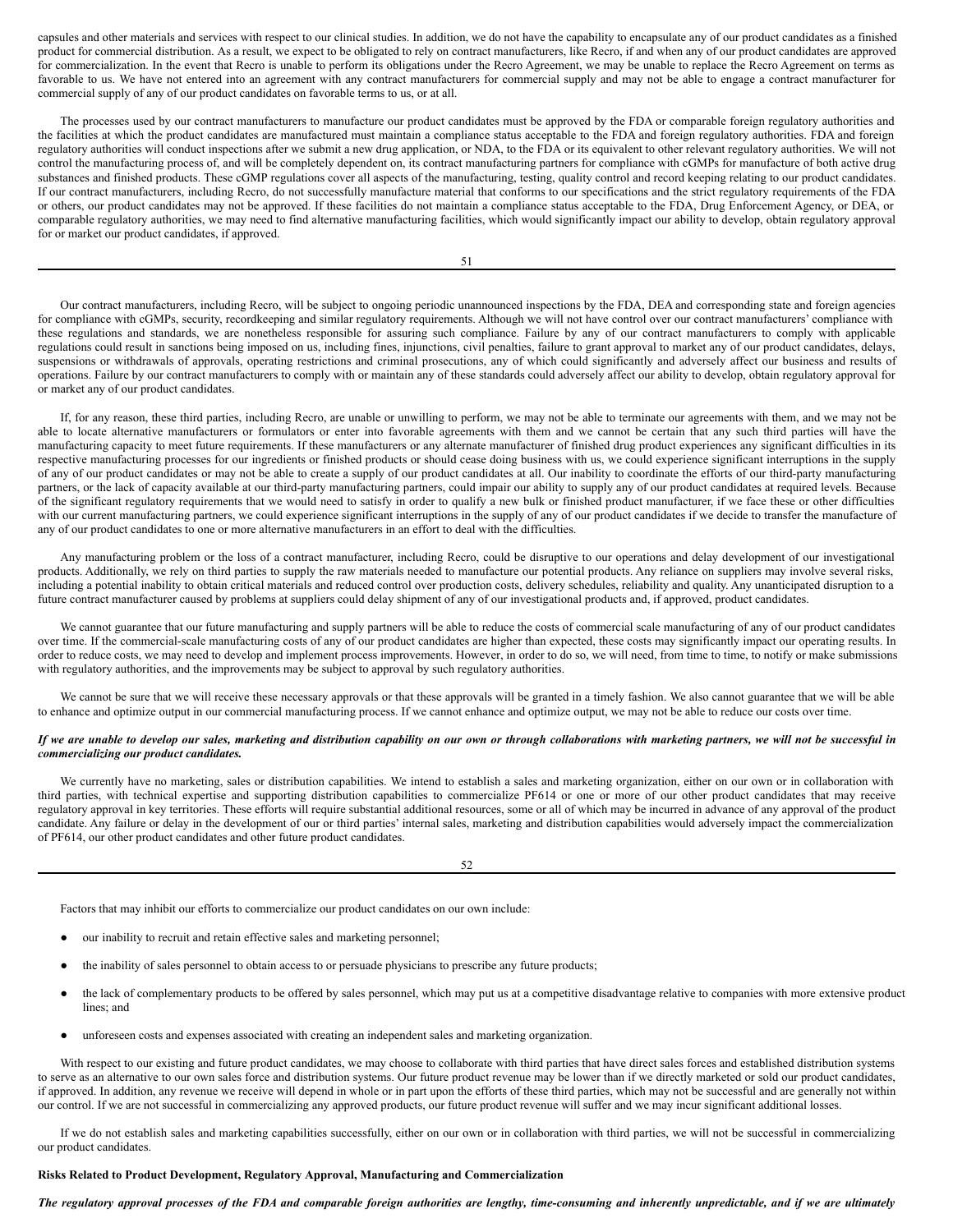capsules and other materials and services with respect to our clinical studies. In addition, we do not have the capability to encapsulate any of our product candidates as a finished product for commercial distribution. As a result, we expect to be obligated to rely on contract manufacturers, like Recro, if and when any of our product candidates are approved for commercialization. In the event that Recro is unable to perform its obligations under the Recro Agreement, we may be unable to replace the Recro Agreement on terms as favorable to us. We have not entered into an agreement with any contract manufacturers for commercial supply and may not be able to engage a contract manufacturer for commercial supply of any of our product candidates on favorable terms to us, or at all.

The processes used by our contract manufacturers to manufacture our product candidates must be approved by the FDA or comparable foreign regulatory authorities and the facilities at which the product candidates are manufactured must maintain a compliance status acceptable to the FDA and foreign regulatory authorities. FDA and foreign regulatory authorities will conduct inspections after we submit a new drug application, or NDA, to the FDA or its equivalent to other relevant regulatory authorities. We will not control the manufacturing process of, and will be completely dependent on, its contract manufacturing partners for compliance with cGMPs for manufacture of both active drug substances and finished products. These cGMP regulations cover all aspects of the manufacturing, testing, quality control and record keeping relating to our product candidates. If our contract manufacturers, including Recro, do not successfully manufacture material that conforms to our specifications and the strict regulatory requirements of the FDA or others, our product candidates may not be approved. If these facilities do not maintain a compliance status acceptable to the FDA, Drug Enforcement Agency, or DEA, or comparable regulatory authorities, we may need to find alternative manufacturing facilities, which would significantly impact our ability to develop, obtain regulatory approval for or market our product candidates, if approved.

Our contract manufacturers, including Recro, will be subject to ongoing periodic unannounced inspections by the FDA, DEA and corresponding state and foreign agencies for compliance with cGMPs, security, recordkeeping and similar regulatory requirements. Although we will not have control over our contract manufacturers' compliance with these regulations and standards, we are nonetheless responsible for assuring such compliance. Failure by any of our contract manufacturers to comply with applicable regulations could result in sanctions being imposed on us, including fines, injunctions, civil penalties, failure to grant approval to market any of our product candidates, delays, suspensions or withdrawals of approvals, operating restrictions and criminal prosecutions, any of which could significantly and adversely affect our business and results of operations. Failure by our contract manufacturers to comply with or maintain any of these standards could adversely affect our ability to develop, obtain regulatory approval for or market any of our product candidates.

If, for any reason, these third parties, including Recro, are unable or unwilling to perform, we may not be able to terminate our agreements with them, and we may not be able to locate alternative manufacturers or formulators or enter into favorable agreements with them and we cannot be certain that any such third parties will have the manufacturing capacity to meet future requirements. If these manufacturers or any alternate manufacturer of finished drug product experiences any significant difficulties in its respective manufacturing processes for our ingredients or finished products or should cease doing business with us, we could experience significant interruptions in the supply of any of our product candidates or may not be able to create a supply of our product candidates at all. Our inability to coordinate the efforts of our third-party manufacturing partners, or the lack of capacity available at our third-party manufacturing partners, could impair our ability to supply any of our product candidates at required levels. Because of the significant regulatory requirements that we would need to satisfy in order to qualify a new bulk or finished product manufacturer, if we face these or other difficulties with our current manufacturing partners, we could experience significant interruptions in the supply of any of our product candidates if we decide to transfer the manufacture of any of our product candidates to one or more alternative manufacturers in an effort to deal with the difficulties.

Any manufacturing problem or the loss of a contract manufacturer, including Recro, could be disruptive to our operations and delay development of our investigational products. Additionally, we rely on third parties to supply the raw materials needed to manufacture our potential products. Any reliance on suppliers may involve several risks, including a potential inability to obtain critical materials and reduced control over production costs, delivery schedules, reliability and quality. Any unanticipated disruption to a future contract manufacturer caused by problems at suppliers could delay shipment of any of our investigational products and, if approved, product candidates.

We cannot guarantee that our future manufacturing and supply partners will be able to reduce the costs of commercial scale manufacturing of any of our product candidates over time. If the commercial-scale manufacturing costs of any of our product candidates are higher than expected, these costs may significantly impact our operating results. In order to reduce costs, we may need to develop and implement process improvements. However, in order to do so, we will need, from time to time, to notify or make submissions with regulatory authorities, and the improvements may be subject to approval by such regulatory authorities.

We cannot be sure that we will receive these necessary approvals or that these approvals will be granted in a timely fashion. We also cannot guarantee that we will be able to enhance and optimize output in our commercial manufacturing process. If we cannot enhance and optimize output, we may not be able to reduce our costs over time.

***If we are unable to develop our sales, marketing and distribution capability on our own or through collaborations with marketing partners, we will not be successful in commercializing our product candidates.***

We currently have no marketing, sales or distribution capabilities. We intend to establish a sales and marketing organization, either on our own or in collaboration with third parties, with technical expertise and supporting distribution capabilities to commercialize PF614 or one or more of our other product candidates that may receive regulatory approval in key territories. These efforts will require substantial additional resources, some or all of which may be incurred in advance of any approval of the product candidate. Any failure or delay in the development of our or third parties' internal sales, marketing and distribution capabilities would adversely impact the commercialization of PF614, our other product candidates and other future product candidates.

Factors that may inhibit our efforts to commercialize our product candidates on our own include:

- our inability to recruit and retain effective sales and marketing personnel;
- the inability of sales personnel to obtain access to or persuade physicians to prescribe any future products;
- the lack of complementary products to be offered by sales personnel, which may put us at a competitive disadvantage relative to companies with more extensive product lines; and
- unforeseen costs and expenses associated with creating an independent sales and marketing organization.

With respect to our existing and future product candidates, we may choose to collaborate with third parties that have direct sales forces and established distribution systems to serve as an alternative to our own sales force and distribution systems. Our future product revenue may be lower than if we directly marketed or sold our product candidates, if approved. In addition, any revenue we receive will depend in whole or in part upon the efforts of these third parties, which may not be successful and are generally not within our control. If we are not successful in commercializing any approved products, our future product revenue will suffer and we may incur significant additional losses.

If we do not establish sales and marketing capabilities successfully, either on our own or in collaboration with third parties, we will not be successful in commercializing our product candidates.

**Risks Related to Product Development, Regulatory Approval, Manufacturing and Commercialization**

***The regulatory approval processes of the FDA and comparable foreign authorities are lengthy, time-consuming and inherently unpredictable, and if we are ultimately***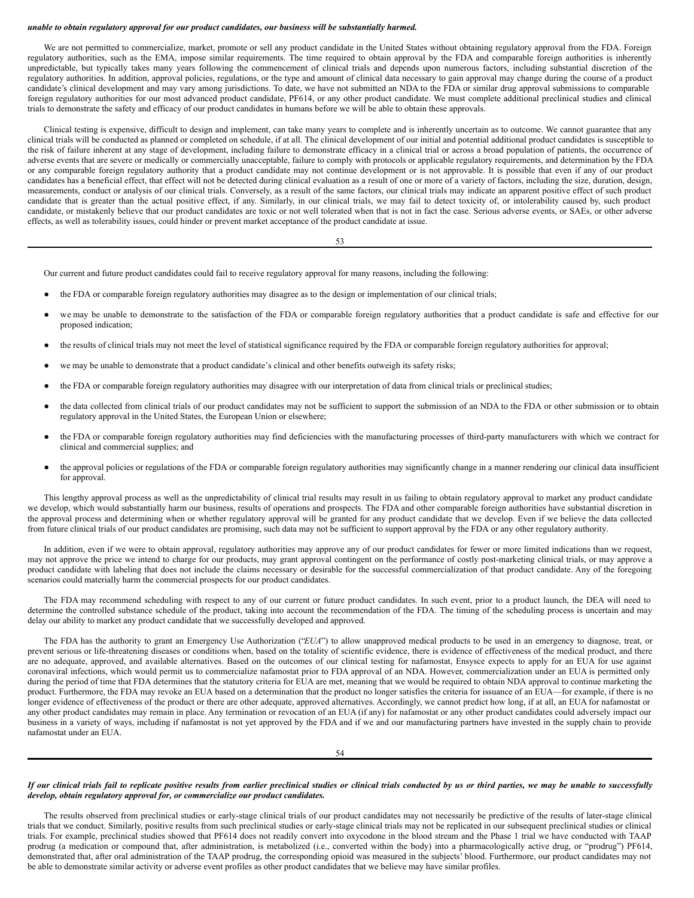***unable to obtain regulatory approval for our product candidates, our business will be substantially harmed.***

We are not permitted to commercialize, market, promote or sell any product candidate in the United States without obtaining regulatory approval from the FDA. Foreign regulatory authorities, such as the EMA, impose similar requirements. The time required to obtain approval by the FDA and comparable foreign authorities is inherently unpredictable, but typically takes many years following the commencement of clinical trials and depends upon numerous factors, including substantial discretion of the regulatory authorities. In addition, approval policies, regulations, or the type and amount of clinical data necessary to gain approval may change during the course of a product candidate's clinical development and may vary among jurisdictions. To date, we have not submitted an NDA to the FDA or similar drug approval submissions to comparable foreign regulatory authorities for our most advanced product candidate, PF614, or any other product candidate. We must complete additional preclinical studies and clinical trials to demonstrate the safety and efficacy of our product candidates in humans before we will be able to obtain these approvals.

Clinical testing is expensive, difficult to design and implement, can take many years to complete and is inherently uncertain as to outcome. We cannot guarantee that any clinical trials will be conducted as planned or completed on schedule, if at all. The clinical development of our initial and potential additional product candidates is susceptible to the risk of failure inherent at any stage of development, including failure to demonstrate efficacy in a clinical trial or across a broad population of patients, the occurrence of adverse events that are severe or medically or commercially unacceptable, failure to comply with protocols or applicable regulatory requirements, and determination by the FDA or any comparable foreign regulatory authority that a product candidate may not continue development or is not approvable. It is possible that even if any of our product candidates has a beneficial effect, that effect will not be detected during clinical evaluation as a result of one or more of a variety of factors, including the size, duration, design, measurements, conduct or analysis of our clinical trials. Conversely, as a result of the same factors, our clinical trials may indicate an apparent positive effect of such product candidate that is greater than the actual positive effect, if any. Similarly, in our clinical trials, we may fail to detect toxicity of, or intolerability caused by, such product candidate, or mistakenly believe that our product candidates are toxic or not well tolerated when that is not in fact the case. Serious adverse events, or SAEs, or other adverse effects, as well as tolerability issues, could hinder or prevent market acceptance of the product candidate at issue.

Our current and future product candidates could fail to receive regulatory approval for many reasons, including the following:

- the FDA or comparable foreign regulatory authorities may disagree as to the design or implementation of our clinical trials;
- we may be unable to demonstrate to the satisfaction of the FDA or comparable foreign regulatory authorities that a product candidate is safe and effective for our proposed indication;
- the results of clinical trials may not meet the level of statistical significance required by the FDA or comparable foreign regulatory authorities for approval;
- we may be unable to demonstrate that a product candidate's clinical and other benefits outweigh its safety risks;
- the FDA or comparable foreign regulatory authorities may disagree with our interpretation of data from clinical trials or preclinical studies;
- the data collected from clinical trials of our product candidates may not be sufficient to support the submission of an NDA to the FDA or other submission or to obtain regulatory approval in the United States, the European Union or elsewhere;
- the FDA or comparable foreign regulatory authorities may find deficiencies with the manufacturing processes of third-party manufacturers with which we contract for clinical and commercial supplies; and
- the approval policies or regulations of the FDA or comparable foreign regulatory authorities may significantly change in a manner rendering our clinical data insufficient for approval.

This lengthy approval process as well as the unpredictability of clinical trial results may result in us failing to obtain regulatory approval to market any product candidate we develop, which would substantially harm our business, results of operations and prospects. The FDA and other comparable foreign authorities have substantial discretion in the approval process and determining when or whether regulatory approval will be granted for any product candidate that we develop. Even if we believe the data collected from future clinical trials of our product candidates are promising, such data may not be sufficient to support approval by the FDA or any other regulatory authority.

In addition, even if we were to obtain approval, regulatory authorities may approve any of our product candidates for fewer or more limited indications than we request, may not approve the price we intend to charge for our products, may grant approval contingent on the performance of costly post-marketing clinical trials, or may approve a product candidate with labeling that does not include the claims necessary or desirable for the successful commercialization of that product candidate. Any of the foregoing scenarios could materially harm the commercial prospects for our product candidates.

The FDA may recommend scheduling with respect to any of our current or future product candidates. In such event, prior to a product launch, the DEA will need to determine the controlled substance schedule of the product, taking into account the recommendation of the FDA. The timing of the scheduling process is uncertain and may delay our ability to market any product candidate that we successfully developed and approved.

The FDA has the authority to grant an Emergency Use Authorization ("*EUA*") to allow unapproved medical products to be used in an emergency to diagnose, treat, or prevent serious or life-threatening diseases or conditions when, based on the totality of scientific evidence, there is evidence of effectiveness of the medical product, and there are no adequate, approved, and available alternatives. Based on the outcomes of our clinical testing for nafamostat, Ensysce expects to apply for an EUA for use against coronaviral infections, which would permit us to commercialize nafamostat prior to FDA approval of an NDA. However, commercialization under an EUA is permitted only during the period of time that FDA determines that the statutory criteria for EUA are met, meaning that we would be required to obtain NDA approval to continue marketing the product. Furthermore, the FDA may revoke an EUA based on a determination that the product no longer satisfies the criteria for issuance of an EUA—for example, if there is no longer evidence of effectiveness of the product or there are other adequate, approved alternatives. Accordingly, we cannot predict how long, if at all, an EUA for nafamostat or any other product candidates may remain in place. Any termination or revocation of an EUA (if any) for nafamostat or any other product candidates could adversely impact our business in a variety of ways, including if nafamostat is not yet approved by the FDA and if we and our manufacturing partners have invested in the supply chain to provide nafamostat under an EUA.

***If our clinical trials fail to replicate positive results from earlier preclinical studies or clinical trials conducted by us or third parties, we may be unable to successfully develop, obtain regulatory approval for, or commercialize our product candidates.***

The results observed from preclinical studies or early-stage clinical trials of our product candidates may not necessarily be predictive of the results of later-stage clinical trials that we conduct. Similarly, positive results from such preclinical studies or early-stage clinical trials may not be replicated in our subsequent preclinical studies or clinical trials. For example, preclinical studies showed that PF614 does not readily convert into oxycodone in the blood stream and the Phase 1 trial we have conducted with TAAP prodrug (a medication or compound that, after administration, is metabolized (i.e., converted within the body) into a pharmacologically active drug, or "prodrug") PF614, demonstrated that, after oral administration of the TAAP prodrug, the corresponding opioid was measured in the subjects' blood. Furthermore, our product candidates may not be able to demonstrate similar activity or adverse event profiles as other product candidates that we believe may have similar profiles.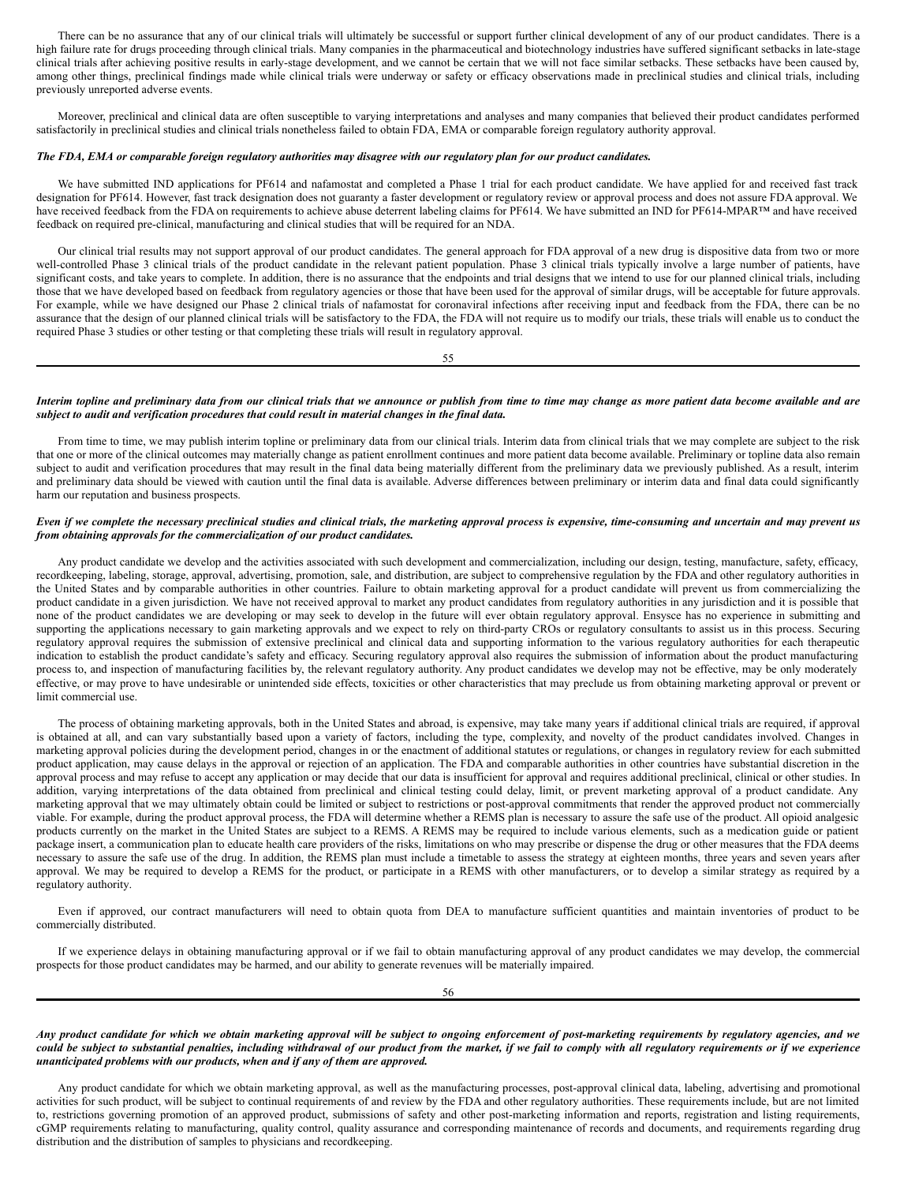There can be no assurance that any of our clinical trials will ultimately be successful or support further clinical development of any of our product candidates. There is a high failure rate for drugs proceeding through clinical trials. Many companies in the pharmaceutical and biotechnology industries have suffered significant setbacks in late-stage clinical trials after achieving positive results in early-stage development, and we cannot be certain that we will not face similar setbacks. These setbacks have been caused by, among other things, preclinical findings made while clinical trials were underway or safety or efficacy observations made in preclinical studies and clinical trials, including previously unreported adverse events.

Moreover, preclinical and clinical data are often susceptible to varying interpretations and analyses and many companies that believed their product candidates performed satisfactorily in preclinical studies and clinical trials nonetheless failed to obtain FDA, EMA or comparable foreign regulatory authority approval.

***The FDA, EMA or comparable foreign regulatory authorities may disagree with our regulatory plan for our product candidates.***

We have submitted IND applications for PF614 and nafamostat and completed a Phase 1 trial for each product candidate. We have applied for and received fast track designation for PF614. However, fast track designation does not guaranty a faster development or regulatory review or approval process and does not assure FDA approval. We have received feedback from the FDA on requirements to achieve abuse deterrent labeling claims for PF614. We have submitted an IND for PF614-MPAR™ and have received feedback on required pre-clinical, manufacturing and clinical studies that will be required for an NDA.

Our clinical trial results may not support approval of our product candidates. The general approach for FDA approval of a new drug is dispositive data from two or more well-controlled Phase 3 clinical trials of the product candidate in the relevant patient population. Phase 3 clinical trials typically involve a large number of patients, have significant costs, and take years to complete. In addition, there is no assurance that the endpoints and trial designs that we intend to use for our planned clinical trials, including those that we have developed based on feedback from regulatory agencies or those that have been used for the approval of similar drugs, will be acceptable for future approvals. For example, while we have designed our Phase 2 clinical trials of nafamostat for coronaviral infections after receiving input and feedback from the FDA, there can be no assurance that the design of our planned clinical trials will be satisfactory to the FDA, the FDA will not require us to modify our trials, these trials will enable us to conduct the required Phase 3 studies or other testing or that completing these trials will result in regulatory approval.

***Interim topline and preliminary data from our clinical trials that we announce or publish from time to time may change as more patient data become available and are subject to audit and verification procedures that could result in material changes in the final data.***

From time to time, we may publish interim topline or preliminary data from our clinical trials. Interim data from clinical trials that we may complete are subject to the risk that one or more of the clinical outcomes may materially change as patient enrollment continues and more patient data become available. Preliminary or topline data also remain subject to audit and verification procedures that may result in the final data being materially different from the preliminary data we previously published. As a result, interim and preliminary data should be viewed with caution until the final data is available. Adverse differences between preliminary or interim data and final data could significantly harm our reputation and business prospects.

***Even if we complete the necessary preclinical studies and clinical trials, the marketing approval process is expensive, time-consuming and uncertain and may prevent us from obtaining approvals for the commercialization of our product candidates.***

Any product candidate we develop and the activities associated with such development and commercialization, including our design, testing, manufacture, safety, efficacy, recordkeeping, labeling, storage, approval, advertising, promotion, sale, and distribution, are subject to comprehensive regulation by the FDA and other regulatory authorities in the United States and by comparable authorities in other countries. Failure to obtain marketing approval for a product candidate will prevent us from commercializing the product candidate in a given jurisdiction. We have not received approval to market any product candidates from regulatory authorities in any jurisdiction and it is possible that none of the product candidates we are developing or may seek to develop in the future will ever obtain regulatory approval. Ensysce has no experience in submitting and supporting the applications necessary to gain marketing approvals and we expect to rely on third-party CROs or regulatory consultants to assist us in this process. Securing regulatory approval requires the submission of extensive preclinical and clinical data and supporting information to the various regulatory authorities for each therapeutic indication to establish the product candidate's safety and efficacy. Securing regulatory approval also requires the submission of information about the product manufacturing process to, and inspection of manufacturing facilities by, the relevant regulatory authority. Any product candidates we develop may not be effective, may be only moderately effective, or may prove to have undesirable or unintended side effects, toxicities or other characteristics that may preclude us from obtaining marketing approval or prevent or limit commercial use.

The process of obtaining marketing approvals, both in the United States and abroad, is expensive, may take many years if additional clinical trials are required, if approval is obtained at all, and can vary substantially based upon a variety of factors, including the type, complexity, and novelty of the product candidates involved. Changes in marketing approval policies during the development period, changes in or the enactment of additional statutes or regulations, or changes in regulatory review for each submitted product application, may cause delays in the approval or rejection of an application. The FDA and comparable authorities in other countries have substantial discretion in the approval process and may refuse to accept any application or may decide that our data is insufficient for approval and requires additional preclinical, clinical or other studies. In addition, varying interpretations of the data obtained from preclinical and clinical testing could delay, limit, or prevent marketing approval of a product candidate. Any marketing approval that we may ultimately obtain could be limited or subject to restrictions or post-approval commitments that render the approved product not commercially viable. For example, during the product approval process, the FDA will determine whether a REMS plan is necessary to assure the safe use of the product. All opioid analgesic products currently on the market in the United States are subject to a REMS. A REMS may be required to include various elements, such as a medication guide or patient package insert, a communication plan to educate health care providers of the risks, limitations on who may prescribe or dispense the drug or other measures that the FDA deems necessary to assure the safe use of the drug. In addition, the REMS plan must include a timetable to assess the strategy at eighteen months, three years and seven years after approval. We may be required to develop a REMS for the product, or participate in a REMS with other manufacturers, or to develop a similar strategy as required by a regulatory authority.

Even if approved, our contract manufacturers will need to obtain quota from DEA to manufacture sufficient quantities and maintain inventories of product to be commercially distributed.

If we experience delays in obtaining manufacturing approval or if we fail to obtain manufacturing approval of any product candidates we may develop, the commercial prospects for those product candidates may be harmed, and our ability to generate revenues will be materially impaired.

***Any product candidate for which we obtain marketing approval will be subject to ongoing enforcement of post-marketing requirements by regulatory agencies, and we could be subject to substantial penalties, including withdrawal of our product from the market, if we fail to comply with all regulatory requirements or if we experience unanticipated problems with our products, when and if any of them are approved.***

Any product candidate for which we obtain marketing approval, as well as the manufacturing processes, post-approval clinical data, labeling, advertising and promotional activities for such product, will be subject to continual requirements of and review by the FDA and other regulatory authorities. These requirements include, but are not limited to, restrictions governing promotion of an approved product, submissions of safety and other post-marketing information and reports, registration and listing requirements, cGMP requirements relating to manufacturing, quality control, quality assurance and corresponding maintenance of records and documents, and requirements regarding drug distribution and the distribution of samples to physicians and recordkeeping.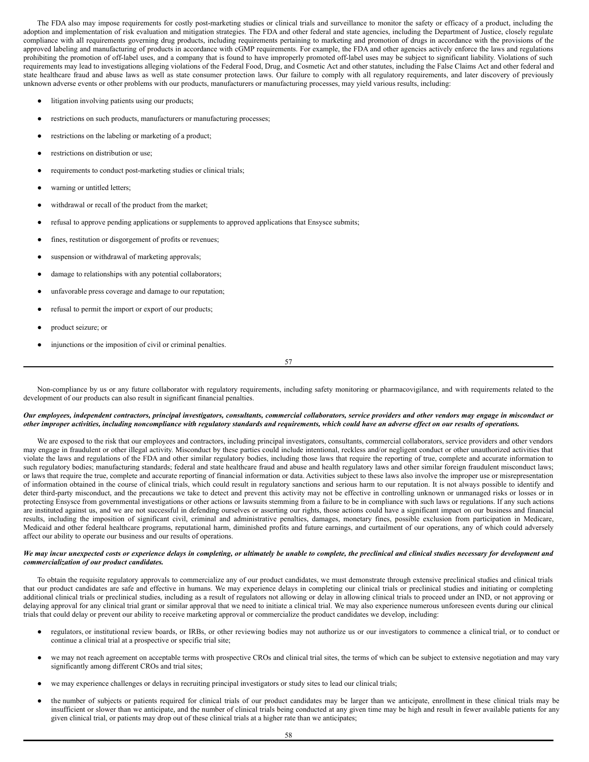The FDA also may impose requirements for costly post-marketing studies or clinical trials and surveillance to monitor the safety or efficacy of a product, including the adoption and implementation of risk evaluation and mitigation strategies. The FDA and other federal and state agencies, including the Department of Justice, closely regulate compliance with all requirements governing drug products, including requirements pertaining to marketing and promotion of drugs in accordance with the provisions of the approved labeling and manufacturing of products in accordance with cGMP requirements. For example, the FDA and other agencies actively enforce the laws and regulations prohibiting the promotion of off-label uses, and a company that is found to have improperly promoted off-label uses may be subject to significant liability. Violations of such requirements may lead to investigations alleging violations of the Federal Food, Drug, and Cosmetic Act and other statutes, including the False Claims Act and other federal and state healthcare fraud and abuse laws as well as state consumer protection laws. Our failure to comply with all regulatory requirements, and later discovery of previously unknown adverse events or other problems with our products, manufacturers or manufacturing processes, may yield various results, including:

- litigation involving patients using our products;
- restrictions on such products, manufacturers or manufacturing processes;
- restrictions on the labeling or marketing of a product;
- restrictions on distribution or use;
- requirements to conduct post-marketing studies or clinical trials;
- warning or untitled letters;
- withdrawal or recall of the product from the market;
- refusal to approve pending applications or supplements to approved applications that Ensysce submits;
- fines, restitution or disgorgement of profits or revenues;
- suspension or withdrawal of marketing approvals;
- damage to relationships with any potential collaborators;
- unfavorable press coverage and damage to our reputation;
- refusal to permit the import or export of our products;
- product seizure; or
- injunctions or the imposition of civil or criminal penalties.

Non-compliance by us or any future collaborator with regulatory requirements, including safety monitoring or pharmacovigilance, and with requirements related to the development of our products can also result in significant financial penalties.

***Our employees, independent contractors, principal investigators, consultants, commercial collaborators, service providers and other vendors may engage in misconduct or other improper activities, including noncompliance with regulatory standards and requirements, which could have an adverse effect on our results of operations.***

We are exposed to the risk that our employees and contractors, including principal investigators, consultants, commercial collaborators, service providers and other vendors may engage in fraudulent or other illegal activity. Misconduct by these parties could include intentional, reckless and/or negligent conduct or other unauthorized activities that violate the laws and regulations of the FDA and other similar regulatory bodies, including those laws that require the reporting of true, complete and accurate information to such regulatory bodies; manufacturing standards; federal and state healthcare fraud and abuse and health regulatory laws and other similar foreign fraudulent misconduct laws; or laws that require the true, complete and accurate reporting of financial information or data. Activities subject to these laws also involve the improper use or misrepresentation of information obtained in the course of clinical trials, which could result in regulatory sanctions and serious harm to our reputation. It is not always possible to identify and deter third-party misconduct, and the precautions we take to detect and prevent this activity may not be effective in controlling unknown or unmanaged risks or losses or in protecting Ensysce from governmental investigations or other actions or lawsuits stemming from a failure to be in compliance with such laws or regulations. If any such actions are instituted against us, and we are not successful in defending ourselves or asserting our rights, those actions could have a significant impact on our business and financial results, including the imposition of significant civil, criminal and administrative penalties, damages, monetary fines, possible exclusion from participation in Medicare, Medicaid and other federal healthcare programs, reputational harm, diminished profits and future earnings, and curtailment of our operations, any of which could adversely affect our ability to operate our business and our results of operations.

***We may incur unexpected costs or experience delays in completing, or ultimately be unable to complete, the preclinical and clinical studies necessary for development and commercialization of our product candidates.***

To obtain the requisite regulatory approvals to commercialize any of our product candidates, we must demonstrate through extensive preclinical studies and clinical trials that our product candidates are safe and effective in humans. We may experience delays in completing our clinical trials or preclinical studies and initiating or completing additional clinical trials or preclinical studies, including as a result of regulators not allowing or delay in allowing clinical trials to proceed under an IND, or not approving or delaying approval for any clinical trial grant or similar approval that we need to initiate a clinical trial. We may also experience numerous unforeseen events during our clinical trials that could delay or prevent our ability to receive marketing approval or commercialize the product candidates we develop, including:

- regulators, or institutional review boards, or IRBs, or other reviewing bodies may not authorize us or our investigators to commence a clinical trial, or to conduct or continue a clinical trial at a prospective or specific trial site;
- we may not reach agreement on acceptable terms with prospective CROs and clinical trial sites, the terms of which can be subject to extensive negotiation and may vary significantly among different CROs and trial sites;
- we may experience challenges or delays in recruiting principal investigators or study sites to lead our clinical trials;
- the number of subjects or patients required for clinical trials of our product candidates may be larger than we anticipate, enrollment in these clinical trials may be insufficient or slower than we anticipate, and the number of clinical trials being conducted at any given time may be high and result in fewer available patients for any given clinical trial, or patients may drop out of these clinical trials at a higher rate than we anticipates;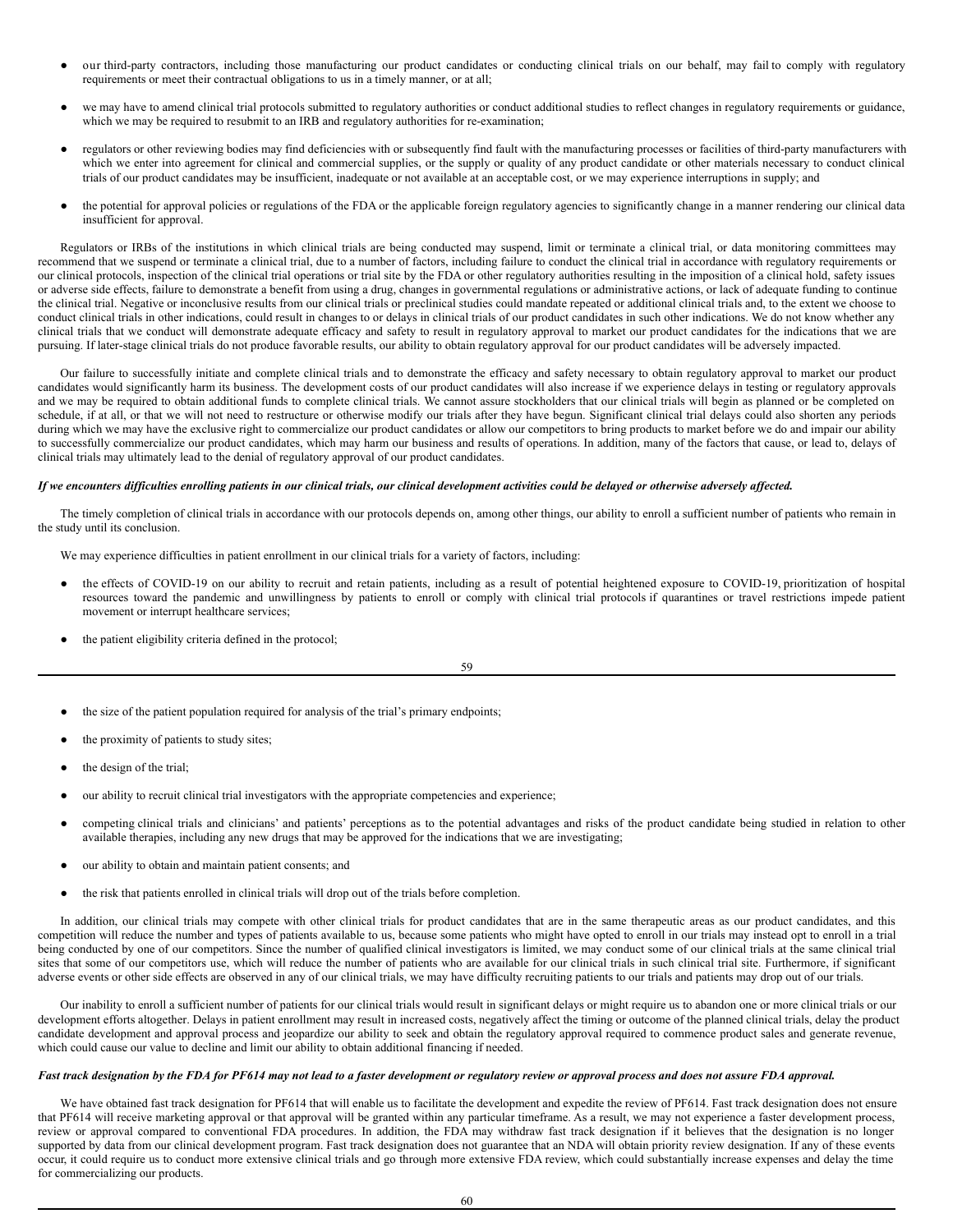- our third-party contractors, including those manufacturing our product candidates or conducting clinical trials on our behalf, may fail to comply with regulatory requirements or meet their contractual obligations to us in a timely manner, or at all;
- we may have to amend clinical trial protocols submitted to regulatory authorities or conduct additional studies to reflect changes in regulatory requirements or guidance, which we may be required to resubmit to an IRB and regulatory authorities for re-examination;
- regulators or other reviewing bodies may find deficiencies with or subsequently find fault with the manufacturing processes or facilities of third-party manufacturers with which we enter into agreement for clinical and commercial supplies, or the supply or quality of any product candidate or other materials necessary to conduct clinical trials of our product candidates may be insufficient, inadequate or not available at an acceptable cost, or we may experience interruptions in supply; and
- the potential for approval policies or regulations of the FDA or the applicable foreign regulatory agencies to significantly change in a manner rendering our clinical data insufficient for approval.

Regulators or IRBs of the institutions in which clinical trials are being conducted may suspend, limit or terminate a clinical trial, or data monitoring committees may recommend that we suspend or terminate a clinical trial, due to a number of factors, including failure to conduct the clinical trial in accordance with regulatory requirements or our clinical protocols, inspection of the clinical trial operations or trial site by the FDA or other regulatory authorities resulting in the imposition of a clinical hold, safety issues or adverse side effects, failure to demonstrate a benefit from using a drug, changes in governmental regulations or administrative actions, or lack of adequate funding to continue the clinical trial. Negative or inconclusive results from our clinical trials or preclinical studies could mandate repeated or additional clinical trials and, to the extent we choose to conduct clinical trials in other indications, could result in changes to or delays in clinical trials of our product candidates in such other indications. We do not know whether any clinical trials that we conduct will demonstrate adequate efficacy and safety to result in regulatory approval to market our product candidates for the indications that we are pursuing. If later-stage clinical trials do not produce favorable results, our ability to obtain regulatory approval for our product candidates will be adversely impacted.

Our failure to successfully initiate and complete clinical trials and to demonstrate the efficacy and safety necessary to obtain regulatory approval to market our product candidates would significantly harm its business. The development costs of our product candidates will also increase if we experience delays in testing or regulatory approvals and we may be required to obtain additional funds to complete clinical trials. We cannot assure stockholders that our clinical trials will begin as planned or be completed on schedule, if at all, or that we will not need to restructure or otherwise modify our trials after they have begun. Significant clinical trial delays could also shorten any periods during which we may have the exclusive right to commercialize our product candidates or allow our competitors to bring products to market before we do and impair our ability to successfully commercialize our product candidates, which may harm our business and results of operations. In addition, many of the factors that cause, or lead to, delays of clinical trials may ultimately lead to the denial of regulatory approval of our product candidates.

***If we encounters difficulties enrolling patients in our clinical trials, our clinical development activities could be delayed or otherwise adversely affected.***

The timely completion of clinical trials in accordance with our protocols depends on, among other things, our ability to enroll a sufficient number of patients who remain in the study until its conclusion.

We may experience difficulties in patient enrollment in our clinical trials for a variety of factors, including:

- the effects of COVID-19 on our ability to recruit and retain patients, including as a result of potential heightened exposure to COVID-19, prioritization of hospital resources toward the pandemic and unwillingness by patients to enroll or comply with clinical trial protocols if quarantines or travel restrictions impede patient movement or interrupt healthcare services;
- the patient eligibility criteria defined in the protocol;
- the size of the patient population required for analysis of the trial's primary endpoints;
- the proximity of patients to study sites;
- the design of the trial;
- our ability to recruit clinical trial investigators with the appropriate competencies and experience;
- competing clinical trials and clinicians' and patients' perceptions as to the potential advantages and risks of the product candidate being studied in relation to other available therapies, including any new drugs that may be approved for the indications that we are investigating;
- our ability to obtain and maintain patient consents; and
- the risk that patients enrolled in clinical trials will drop out of the trials before completion.

In addition, our clinical trials may compete with other clinical trials for product candidates that are in the same therapeutic areas as our product candidates, and this competition will reduce the number and types of patients available to us, because some patients who might have opted to enroll in our trials may instead opt to enroll in a trial being conducted by one of our competitors. Since the number of qualified clinical investigators is limited, we may conduct some of our clinical trials at the same clinical trial sites that some of our competitors use, which will reduce the number of patients who are available for our clinical trials in such clinical trial site. Furthermore, if significant adverse events or other side effects are observed in any of our clinical trials, we may have difficulty recruiting patients to our trials and patients may drop out of our trials.

Our inability to enroll a sufficient number of patients for our clinical trials would result in significant delays or might require us to abandon one or more clinical trials or our development efforts altogether. Delays in patient enrollment may result in increased costs, negatively affect the timing or outcome of the planned clinical trials, delay the product candidate development and approval process and jeopardize our ability to seek and obtain the regulatory approval required to commence product sales and generate revenue, which could cause our value to decline and limit our ability to obtain additional financing if needed.

***Fast track designation by the FDA for PF614 may not lead to a faster development or regulatory review or approval process and does not assure FDA approval.***

We have obtained fast track designation for PF614 that will enable us to facilitate the development and expedite the review of PF614. Fast track designation does not ensure that PF614 will receive marketing approval or that approval will be granted within any particular timeframe. As a result, we may not experience a faster development process, review or approval compared to conventional FDA procedures. In addition, the FDA may withdraw fast track designation if it believes that the designation is no longer supported by data from our clinical development program. Fast track designation does not guarantee that an NDA will obtain priority review designation. If any of these events occur, it could require us to conduct more extensive clinical trials and go through more extensive FDA review, which could substantially increase expenses and delay the time for commercializing our products.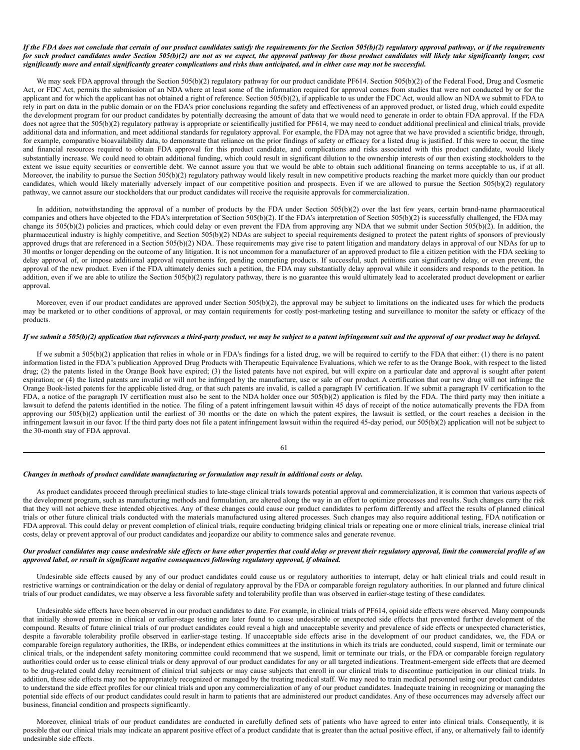***If the FDA does not conclude that certain of our product candidates satisfy the requirements for the Section 505(b)(2) regulatory approval pathway, or if the requirements for such product candidates under Section 505(b)(2) are not as we expect, the approval pathway for those product candidates will likely take significantly longer, cost significantly more and entail significantly greater complications and risks than anticipated, and in either case may not be successful.***

We may seek FDA approval through the Section 505(b)(2) regulatory pathway for our product candidate PF614. Section 505(b)(2) of the Federal Food, Drug and Cosmetic Act, or FDC Act, permits the submission of an NDA where at least some of the information required for approval comes from studies that were not conducted by or for the applicant and for which the applicant has not obtained a right of reference. Section 505(b)(2), if applicable to us under the FDC Act, would allow an NDA we submit to FDA to rely in part on data in the public domain or on the FDA's prior conclusions regarding the safety and effectiveness of an approved product, or listed drug, which could expedite the development program for our product candidates by potentially decreasing the amount of data that we would need to generate in order to obtain FDA approval. If the FDA does not agree that the 505(b)(2) regulatory pathway is appropriate or scientifically justified for PF614, we may need to conduct additional preclinical and clinical trials, provide additional data and information, and meet additional standards for regulatory approval. For example, the FDA may not agree that we have provided a scientific bridge, through, for example, comparative bioavailability data, to demonstrate that reliance on the prior findings of safety or efficacy for a listed drug is justified. If this were to occur, the time and financial resources required to obtain FDA approval for this product candidate, and complications and risks associated with this product candidate, would likely substantially increase. We could need to obtain additional funding, which could result in significant dilution to the ownership interests of our then existing stockholders to the extent we issue equity securities or convertible debt. We cannot assure you that we would be able to obtain such additional financing on terms acceptable to us, if at all. Moreover, the inability to pursue the Section 505(b)(2) regulatory pathway would likely result in new competitive products reaching the market more quickly than our product candidates, which would likely materially adversely impact of our competitive position and prospects. Even if we are allowed to pursue the Section 505(b)(2) regulatory pathway, we cannot assure our stockholders that our product candidates will receive the requisite approvals for commercialization.

In addition, notwithstanding the approval of a number of products by the FDA under Section 505(b)(2) over the last few years, certain brand-name pharmaceutical companies and others have objected to the FDA's interpretation of Section 505(b)(2). If the FDA's interpretation of Section 505(b)(2) is successfully challenged, the FDA may change its 505(b)(2) policies and practices, which could delay or even prevent the FDA from approving any NDA that we submit under Section 505(b)(2). In addition, the pharmaceutical industry is highly competitive, and Section 505(b)(2) NDAs are subject to special requirements designed to protect the patent rights of sponsors of previously approved drugs that are referenced in a Section 505(b)(2) NDA. These requirements may give rise to patent litigation and mandatory delays in approval of our NDAs for up to 30 months or longer depending on the outcome of any litigation. It is not uncommon for a manufacturer of an approved product to file a citizen petition with the FDA seeking to delay approval of, or impose additional approval requirements for, pending competing products. If successful, such petitions can significantly delay, or even prevent, the approval of the new product. Even if the FDA ultimately denies such a petition, the FDA may substantially delay approval while it considers and responds to the petition. In addition, even if we are able to utilize the Section 505(b)(2) regulatory pathway, there is no guarantee this would ultimately lead to accelerated product development or earlier approval.

Moreover, even if our product candidates are approved under Section 505(b)(2), the approval may be subject to limitations on the indicated uses for which the products may be marketed or to other conditions of approval, or may contain requirements for costly post-marketing testing and surveillance to monitor the safety or efficacy of the products.

***If we submit a 505(b)(2) application that references a third-party product, we may be subject to a patent infringement suit and the approval of our product may be delayed.***

If we submit a 505(b)(2) application that relies in whole or in FDA's findings for a listed drug, we will be required to certify to the FDA that either: (1) there is no patent information listed in the FDA's publication Approved Drug Products with Therapeutic Equivalence Evaluations, which we refer to as the Orange Book, with respect to the listed drug; (2) the patents listed in the Orange Book have expired; (3) the listed patents have not expired, but will expire on a particular date and approval is sought after patent expiration; or (4) the listed patents are invalid or will not be infringed by the manufacture, use or sale of our product. A certification that our new drug will not infringe the Orange Book-listed patents for the applicable listed drug, or that such patents are invalid, is called a paragraph IV certification. If we submit a paragraph IV certification to the FDA, a notice of the paragraph IV certification must also be sent to the NDA holder once our 505(b)(2) application is filed by the FDA. The third party may then initiate a lawsuit to defend the patents identified in the notice. The filing of a patent infringement lawsuit within 45 days of receipt of the notice automatically prevents the FDA from approving our 505(b)(2) application until the earliest of 30 months or the date on which the patent expires, the lawsuit is settled, or the court reaches a decision in the infringement lawsuit in our favor. If the third party does not file a patent infringement lawsuit within the required 45-day period, our 505(b)(2) application will not be subject to the 30-month stay of FDA approval.

***Changes in methods of product candidate manufacturing or formulation may result in additional costs or delay.***

As product candidates proceed through preclinical studies to late-stage clinical trials towards potential approval and commercialization, it is common that various aspects of the development program, such as manufacturing methods and formulation, are altered along the way in an effort to optimize processes and results. Such changes carry the risk that they will not achieve these intended objectives. Any of these changes could cause our product candidates to perform differently and affect the results of planned clinical trials or other future clinical trials conducted with the materials manufactured using altered processes. Such changes may also require additional testing, FDA notification or FDA approval. This could delay or prevent completion of clinical trials, require conducting bridging clinical trials or repeating one or more clinical trials, increase clinical trial costs, delay or prevent approval of our product candidates and jeopardize our ability to commence sales and generate revenue.

***Our product candidates may cause undesirable side effects or have other properties that could delay or prevent their regulatory approval, limit the commercial profile of an approved label, or result in significant negative consequences following regulatory approval, if obtained.***

Undesirable side effects caused by any of our product candidates could cause us or regulatory authorities to interrupt, delay or halt clinical trials and could result in restrictive warnings or contraindication or the delay or denial of regulatory approval by the FDA or comparable foreign regulatory authorities. In our planned and future clinical trials of our product candidates, we may observe a less favorable safety and tolerability profile than was observed in earlier-stage testing of these candidates.

Undesirable side effects have been observed in our product candidates to date. For example, in clinical trials of PF614, opioid side effects were observed. Many compounds that initially showed promise in clinical or earlier-stage testing are later found to cause undesirable or unexpected side effects that prevented further development of the compound. Results of future clinical trials of our product candidates could reveal a high and unacceptable severity and prevalence of side effects or unexpected characteristics, despite a favorable tolerability profile observed in earlier-stage testing. If unacceptable side effects arise in the development of our product candidates, we, the FDA or comparable foreign regulatory authorities, the IRBs, or independent ethics committees at the institutions in which its trials are conducted, could suspend, limit or terminate our clinical trials, or the independent safety monitoring committee could recommend that we suspend, limit or terminate our trials, or the FDA or comparable foreign regulatory authorities could order us to cease clinical trials or deny approval of our product candidates for any or all targeted indications. Treatment-emergent side effects that are deemed to be drug-related could delay recruitment of clinical trial subjects or may cause subjects that enroll in our clinical trials to discontinue participation in our clinical trials. In addition, these side effects may not be appropriately recognized or managed by the treating medical staff. We may need to train medical personnel using our product candidates to understand the side effect profiles for our clinical trials and upon any commercialization of any of our product candidates. Inadequate training in recognizing or managing the potential side effects of our product candidates could result in harm to patients that are administered our product candidates. Any of these occurrences may adversely affect our business, financial condition and prospects significantly.

Moreover, clinical trials of our product candidates are conducted in carefully defined sets of patients who have agreed to enter into clinical trials. Consequently, it is possible that our clinical trials may indicate an apparent positive effect of a product candidate that is greater than the actual positive effect, if any, or alternatively fail to identify undesirable side effects.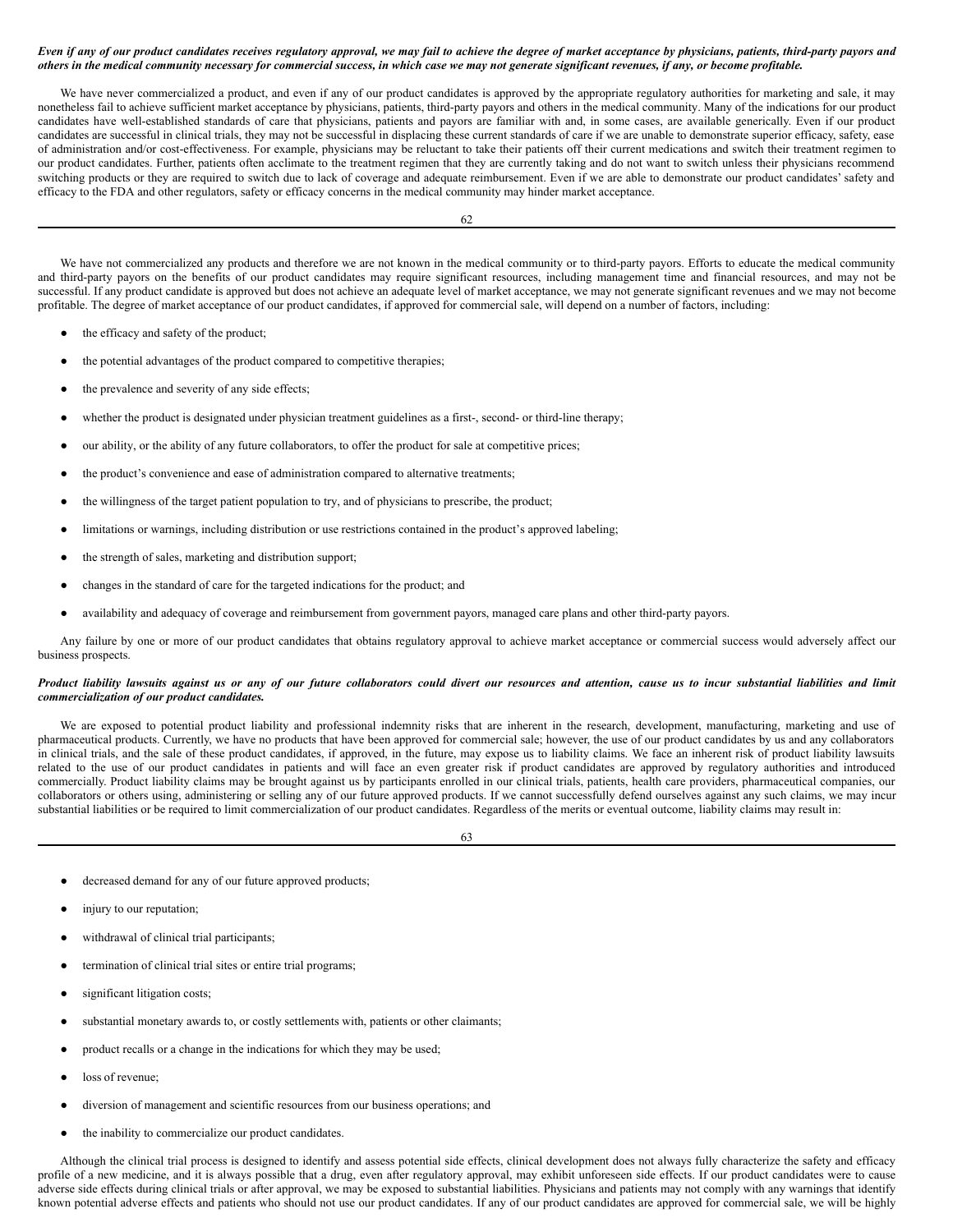***Even if any of our product candidates receives regulatory approval, we may fail to achieve the degree of market acceptance by physicians, patients, third-party payors and others in the medical community necessary for commercial success, in which case we may not generate significant revenues, if any, or become profitable.***

We have never commercialized a product, and even if any of our product candidates is approved by the appropriate regulatory authorities for marketing and sale, it may nonetheless fail to achieve sufficient market acceptance by physicians, patients, third-party payors and others in the medical community. Many of the indications for our product candidates have well-established standards of care that physicians, patients and payors are familiar with and, in some cases, are available generically. Even if our product candidates are successful in clinical trials, they may not be successful in displacing these current standards of care if we are unable to demonstrate superior efficacy, safety, ease of administration and/or cost-effectiveness. For example, physicians may be reluctant to take their patients off their current medications and switch their treatment regimen to our product candidates. Further, patients often acclimate to the treatment regimen that they are currently taking and do not want to switch unless their physicians recommend switching products or they are required to switch due to lack of coverage and adequate reimbursement. Even if we are able to demonstrate our product candidates' safety and efficacy to the FDA and other regulators, safety or efficacy concerns in the medical community may hinder market acceptance.

We have not commercialized any products and therefore we are not known in the medical community or to third-party payors. Efforts to educate the medical community and third-party payors on the benefits of our product candidates may require significant resources, including management time and financial resources, and may not be successful. If any product candidate is approved but does not achieve an adequate level of market acceptance, we may not generate significant revenues and we may not become profitable. The degree of market acceptance of our product candidates, if approved for commercial sale, will depend on a number of factors, including:

- the efficacy and safety of the product;
- the potential advantages of the product compared to competitive therapies;
- the prevalence and severity of any side effects;
- whether the product is designated under physician treatment guidelines as a first-, second- or third-line therapy;
- our ability, or the ability of any future collaborators, to offer the product for sale at competitive prices;
- the product's convenience and ease of administration compared to alternative treatments;
- the willingness of the target patient population to try, and of physicians to prescribe, the product;
- limitations or warnings, including distribution or use restrictions contained in the product's approved labeling;
- the strength of sales, marketing and distribution support;
- changes in the standard of care for the targeted indications for the product; and
- availability and adequacy of coverage and reimbursement from government payors, managed care plans and other third-party payors.

Any failure by one or more of our product candidates that obtains regulatory approval to achieve market acceptance or commercial success would adversely affect our business prospects.

***Product liability lawsuits against us or any of our future collaborators could divert our resources and attention, cause us to incur substantial liabilities and limit commercialization of our product candidates.***

We are exposed to potential product liability and professional indemnity risks that are inherent in the research, development, manufacturing, marketing and use of pharmaceutical products. Currently, we have no products that have been approved for commercial sale; however, the use of our product candidates by us and any collaborators in clinical trials, and the sale of these product candidates, if approved, in the future, may expose us to liability claims. We face an inherent risk of product liability lawsuits related to the use of our product candidates in patients and will face an even greater risk if product candidates are approved by regulatory authorities and introduced commercially. Product liability claims may be brought against us by participants enrolled in our clinical trials, patients, health care providers, pharmaceutical companies, our collaborators or others using, administering or selling any of our future approved products. If we cannot successfully defend ourselves against any such claims, we may incur substantial liabilities or be required to limit commercialization of our product candidates. Regardless of the merits or eventual outcome, liability claims may result in:

- decreased demand for any of our future approved products;
- injury to our reputation;
- withdrawal of clinical trial participants;
- termination of clinical trial sites or entire trial programs;
- significant litigation costs;
- substantial monetary awards to, or costly settlements with, patients or other claimants;
- product recalls or a change in the indications for which they may be used;
- loss of revenue;
- diversion of management and scientific resources from our business operations; and
- the inability to commercialize our product candidates.

Although the clinical trial process is designed to identify and assess potential side effects, clinical development does not always fully characterize the safety and efficacy profile of a new medicine, and it is always possible that a drug, even after regulatory approval, may exhibit unforeseen side effects. If our product candidates were to cause adverse side effects during clinical trials or after approval, we may be exposed to substantial liabilities. Physicians and patients may not comply with any warnings that identify known potential adverse effects and patients who should not use our product candidates. If any of our product candidates are approved for commercial sale, we will be highly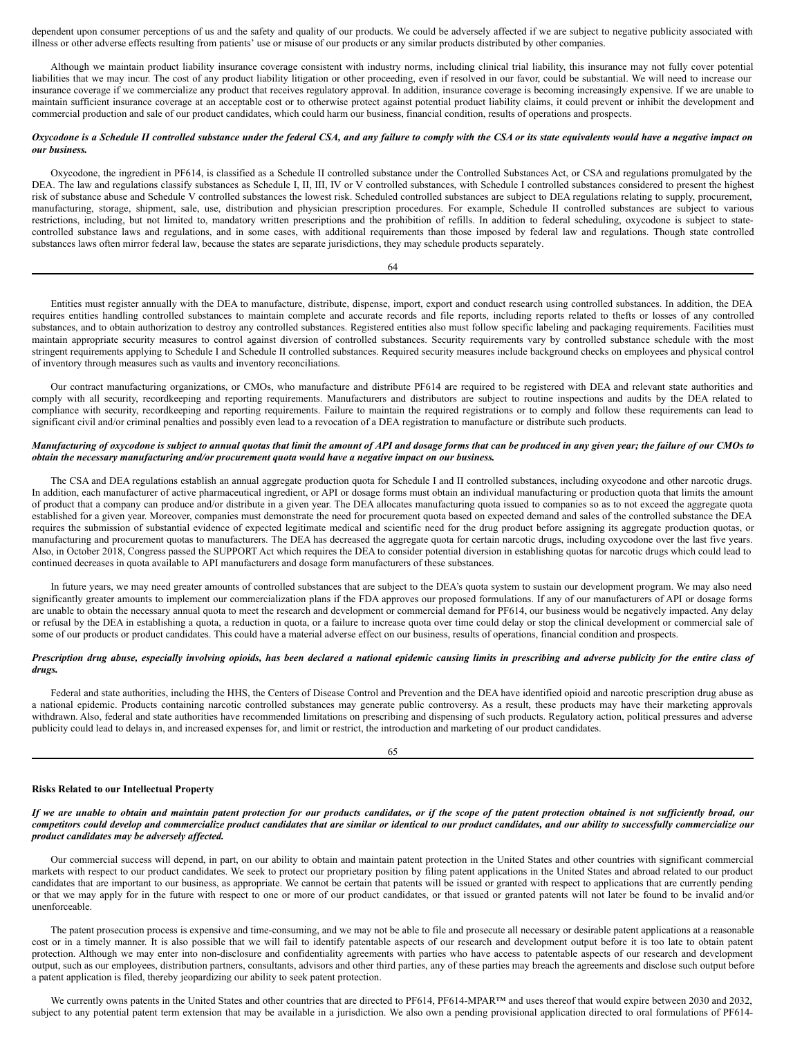dependent upon consumer perceptions of us and the safety and quality of our products. We could be adversely affected if we are subject to negative publicity associated with illness or other adverse effects resulting from patients' use or misuse of our products or any similar products distributed by other companies.

Although we maintain product liability insurance coverage consistent with industry norms, including clinical trial liability, this insurance may not fully cover potential liabilities that we may incur. The cost of any product liability litigation or other proceeding, even if resolved in our favor, could be substantial. We will need to increase our insurance coverage if we commercialize any product that receives regulatory approval. In addition, insurance coverage is becoming increasingly expensive. If we are unable to maintain sufficient insurance coverage at an acceptable cost or to otherwise protect against potential product liability claims, it could prevent or inhibit the development and commercial production and sale of our product candidates, which could harm our business, financial condition, results of operations and prospects.

***Oxycodone is a Schedule II controlled substance under the federal CSA, and any failure to comply with the CSA or its state equivalents would have a negative impact on our business.***

Oxycodone, the ingredient in PF614, is classified as a Schedule II controlled substance under the Controlled Substances Act, or CSA and regulations promulgated by the DEA. The law and regulations classify substances as Schedule I, II, III, IV or V controlled substances, with Schedule I controlled substances considered to present the highest risk of substance abuse and Schedule V controlled substances the lowest risk. Scheduled controlled substances are subject to DEA regulations relating to supply, procurement, manufacturing, storage, shipment, sale, use, distribution and physician prescription procedures. For example, Schedule II controlled substances are subject to various restrictions, including, but not limited to, mandatory written prescriptions and the prohibition of refills. In addition to federal scheduling, oxycodone is subject to state-controlled substance laws and regulations, and in some cases, with additional requirements than those imposed by federal law and regulations. Though state controlled substances laws often mirror federal law, because the states are separate jurisdictions, they may schedule products separately.

Entities must register annually with the DEA to manufacture, distribute, dispense, import, export and conduct research using controlled substances. In addition, the DEA requires entities handling controlled substances to maintain complete and accurate records and file reports, including reports related to thefts or losses of any controlled substances, and to obtain authorization to destroy any controlled substances. Registered entities also must follow specific labeling and packaging requirements. Facilities must maintain appropriate security measures to control against diversion of controlled substances. Security requirements vary by controlled substance schedule with the most stringent requirements applying to Schedule I and Schedule II controlled substances. Required security measures include background checks on employees and physical control of inventory through measures such as vaults and inventory reconciliations.

Our contract manufacturing organizations, or CMOs, who manufacture and distribute PF614 are required to be registered with DEA and relevant state authorities and comply with all security, recordkeeping and reporting requirements. Manufacturers and distributors are subject to routine inspections and audits by the DEA related to compliance with security, recordkeeping and reporting requirements. Failure to maintain the required registrations or to comply and follow these requirements can lead to significant civil and/or criminal penalties and possibly even lead to a revocation of a DEA registration to manufacture or distribute such products.

***Manufacturing of oxycodone is subject to annual quotas that limit the amount of API and dosage forms that can be produced in any given year; the failure of our CMOs to obtain the necessary manufacturing and/or procurement quota would have a negative impact on our business.***

The CSA and DEA regulations establish an annual aggregate production quota for Schedule I and II controlled substances, including oxycodone and other narcotic drugs. In addition, each manufacturer of active pharmaceutical ingredient, or API or dosage forms must obtain an individual manufacturing or production quota that limits the amount of product that a company can produce and/or distribute in a given year. The DEA allocates manufacturing quota issued to companies so as to not exceed the aggregate quota established for a given year. Moreover, companies must demonstrate the need for procurement quota based on expected demand and sales of the controlled substance the DEA requires the submission of substantial evidence of expected legitimate medical and scientific need for the drug product before assigning its aggregate production quotas, or manufacturing and procurement quotas to manufacturers. The DEA has decreased the aggregate quota for certain narcotic drugs, including oxycodone over the last five years. Also, in October 2018, Congress passed the SUPPORT Act which requires the DEA to consider potential diversion in establishing quotas for narcotic drugs which could lead to continued decreases in quota available to API manufacturers and dosage form manufacturers of these substances.

In future years, we may need greater amounts of controlled substances that are subject to the DEA's quota system to sustain our development program. We may also need significantly greater amounts to implement our commercialization plans if the FDA approves our proposed formulations. If any of our manufacturers of API or dosage forms are unable to obtain the necessary annual quota to meet the research and development or commercial demand for PF614, our business would be negatively impacted. Any delay or refusal by the DEA in establishing a quota, a reduction in quota, or a failure to increase quota over time could delay or stop the clinical development or commercial sale of some of our products or product candidates. This could have a material adverse effect on our business, results of operations, financial condition and prospects.

***Prescription drug abuse, especially involving opioids, has been declared a national epidemic causing limits in prescribing and adverse publicity for the entire class of drugs.***

Federal and state authorities, including the HHS, the Centers of Disease Control and Prevention and the DEA have identified opioid and narcotic prescription drug abuse as a national epidemic. Products containing narcotic controlled substances may generate public controversy. As a result, these products may have their marketing approvals withdrawn. Also, federal and state authorities have recommended limitations on prescribing and dispensing of such products. Regulatory action, political pressures and adverse publicity could lead to delays in, and increased expenses for, and limit or restrict, the introduction and marketing of our product candidates.

**Risks Related to our Intellectual Property**

***If we are unable to obtain and maintain patent protection for our products candidates, or if the scope of the patent protection obtained is not sufficiently broad, our competitors could develop and commercialize product candidates that are similar or identical to our product candidates, and our ability to successfully commercialize our product candidates may be adversely affected.***

Our commercial success will depend, in part, on our ability to obtain and maintain patent protection in the United States and other countries with significant commercial markets with respect to our product candidates. We seek to protect our proprietary position by filing patent applications in the United States and abroad related to our product candidates that are important to our business, as appropriate. We cannot be certain that patents will be issued or granted with respect to applications that are currently pending or that we may apply for in the future with respect to one or more of our product candidates, or that issued or granted patents will not later be found to be invalid and/or unenforceable.

The patent prosecution process is expensive and time-consuming, and we may not be able to file and prosecute all necessary or desirable patent applications at a reasonable cost or in a timely manner. It is also possible that we will fail to identify patentable aspects of our research and development output before it is too late to obtain patent protection. Although we may enter into non-disclosure and confidentiality agreements with parties who have access to patentable aspects of our research and development output, such as our employees, distribution partners, consultants, advisors and other third parties, any of these parties may breach the agreements and disclose such output before a patent application is filed, thereby jeopardizing our ability to seek patent protection.

We currently owns patents in the United States and other countries that are directed to PF614, PF614-MPAR™ and uses thereof that would expire between 2030 and 2032, subject to any potential patent term extension that may be available in a jurisdiction. We also own a pending provisional application directed to oral formulations of PF614-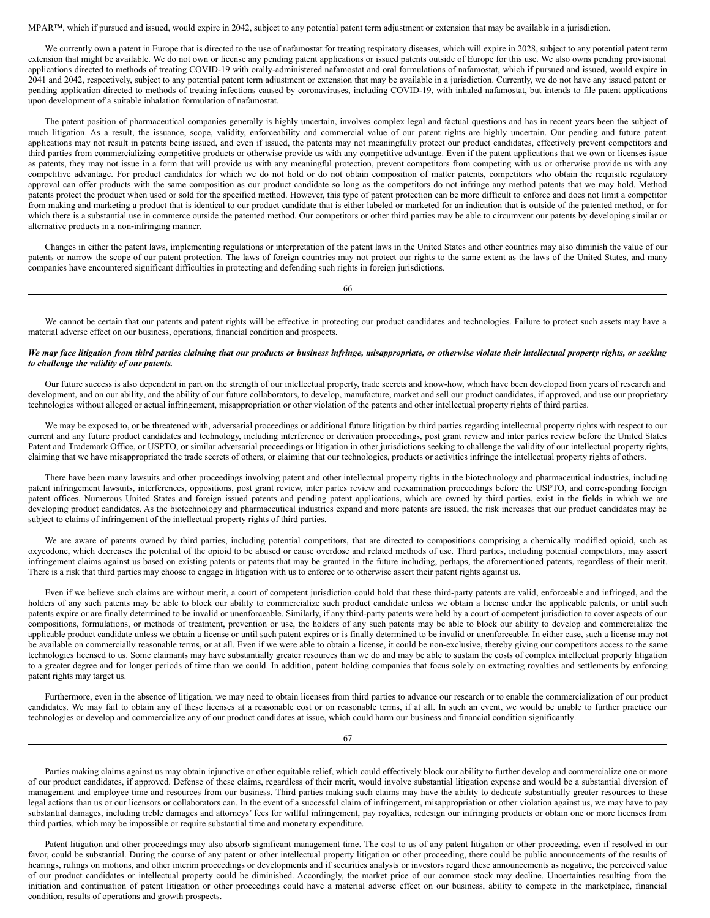MPAR™, which if pursued and issued, would expire in 2042, subject to any potential patent term adjustment or extension that may be available in a jurisdiction.

We currently own a patent in Europe that is directed to the use of nafamostat for treating respiratory diseases, which will expire in 2028, subject to any potential patent term extension that might be available. We do not own or license any pending patent applications or issued patents outside of Europe for this use. We also owns pending provisional applications directed to methods of treating COVID-19 with orally-administered nafamostat and oral formulations of nafamostat, which if pursued and issued, would expire in 2041 and 2042, respectively, subject to any potential patent term adjustment or extension that may be available in a jurisdiction. Currently, we do not have any issued patent or pending application directed to methods of treating infections caused by coronaviruses, including COVID-19, with inhaled nafamostat, but intends to file patent applications upon development of a suitable inhalation formulation of nafamostat.

The patent position of pharmaceutical companies generally is highly uncertain, involves complex legal and factual questions and has in recent years been the subject of much litigation. As a result, the issuance, scope, validity, enforceability and commercial value of our patent rights are highly uncertain. Our pending and future patent applications may not result in patents being issued, and even if issued, the patents may not meaningfully protect our product candidates, effectively prevent competitors and third parties from commercializing competitive products or otherwise provide us with any competitive advantage. Even if the patent applications that we own or licenses issue as patents, they may not issue in a form that will provide us with any meaningful protection, prevent competitors from competing with us or otherwise provide us with any competitive advantage. For product candidates for which we do not hold or do not obtain composition of matter patents, competitors who obtain the requisite regulatory approval can offer products with the same composition as our product candidate so long as the competitors do not infringe any method patents that we may hold. Method patents protect the product when used or sold for the specified method. However, this type of patent protection can be more difficult to enforce and does not limit a competitor from making and marketing a product that is identical to our product candidate that is either labeled or marketed for an indication that is outside of the patented method, or for which there is a substantial use in commerce outside the patented method. Our competitors or other third parties may be able to circumvent our patents by developing similar or alternative products in a non-infringing manner.

Changes in either the patent laws, implementing regulations or interpretation of the patent laws in the United States and other countries may also diminish the value of our patents or narrow the scope of our patent protection. The laws of foreign countries may not protect our rights to the same extent as the laws of the United States, and many companies have encountered significant difficulties in protecting and defending such rights in foreign jurisdictions.

We cannot be certain that our patents and patent rights will be effective in protecting our product candidates and technologies. Failure to protect such assets may have a material adverse effect on our business, operations, financial condition and prospects.

***We may face litigation from third parties claiming that our products or business infringe, misappropriate, or otherwise violate their intellectual property rights, or seeking to challenge the validity of our patents.***

Our future success is also dependent in part on the strength of our intellectual property, trade secrets and know-how, which have been developed from years of research and development, and on our ability, and the ability of our future collaborators, to develop, manufacture, market and sell our product candidates, if approved, and use our proprietary technologies without alleged or actual infringement, misappropriation or other violation of the patents and other intellectual property rights of third parties.

We may be exposed to, or be threatened with, adversarial proceedings or additional future litigation by third parties regarding intellectual property rights with respect to our current and any future product candidates and technology, including interference or derivation proceedings, post grant review and inter partes review before the United States Patent and Trademark Office, or USPTO, or similar adversarial proceedings or litigation in other jurisdictions seeking to challenge the validity of our intellectual property rights, claiming that we have misappropriated the trade secrets of others, or claiming that our technologies, products or activities infringe the intellectual property rights of others.

There have been many lawsuits and other proceedings involving patent and other intellectual property rights in the biotechnology and pharmaceutical industries, including patent infringement lawsuits, interferences, oppositions, post grant review, inter partes review and reexamination proceedings before the USPTO, and corresponding foreign patent offices. Numerous United States and foreign issued patents and pending patent applications, which are owned by third parties, exist in the fields in which we are developing product candidates. As the biotechnology and pharmaceutical industries expand and more patents are issued, the risk increases that our product candidates may be subject to claims of infringement of the intellectual property rights of third parties.

We are aware of patents owned by third parties, including potential competitors, that are directed to compositions comprising a chemically modified opioid, such as oxycodone, which decreases the potential of the opioid to be abused or cause overdose and related methods of use. Third parties, including potential competitors, may assert infringement claims against us based on existing patents or patents that may be granted in the future including, perhaps, the aforementioned patents, regardless of their merit. There is a risk that third parties may choose to engage in litigation with us to enforce or to otherwise assert their patent rights against us.

Even if we believe such claims are without merit, a court of competent jurisdiction could hold that these third-party patents are valid, enforceable and infringed, and the holders of any such patents may be able to block our ability to commercialize such product candidate unless we obtain a license under the applicable patents, or until such patents expire or are finally determined to be invalid or unenforceable. Similarly, if any third-party patents were held by a court of competent jurisdiction to cover aspects of our compositions, formulations, or methods of treatment, prevention or use, the holders of any such patents may be able to block our ability to develop and commercialize the applicable product candidate unless we obtain a license or until such patent expires or is finally determined to be invalid or unenforceable. In either case, such a license may not be available on commercially reasonable terms, or at all. Even if we were able to obtain a license, it could be non-exclusive, thereby giving our competitors access to the same technologies licensed to us. Some claimants may have substantially greater resources than we do and may be able to sustain the costs of complex intellectual property litigation to a greater degree and for longer periods of time than we could. In addition, patent holding companies that focus solely on extracting royalties and settlements by enforcing patent rights may target us.

Furthermore, even in the absence of litigation, we may need to obtain licenses from third parties to advance our research or to enable the commercialization of our product candidates. We may fail to obtain any of these licenses at a reasonable cost or on reasonable terms, if at all. In such an event, we would be unable to further practice our technologies or develop and commercialize any of our product candidates at issue, which could harm our business and financial condition significantly.

Parties making claims against us may obtain injunctive or other equitable relief, which could effectively block our ability to further develop and commercialize one or more of our product candidates, if approved. Defense of these claims, regardless of their merit, would involve substantial litigation expense and would be a substantial diversion of management and employee time and resources from our business. Third parties making such claims may have the ability to dedicate substantially greater resources to these legal actions than us or our licensors or collaborators can. In the event of a successful claim of infringement, misappropriation or other violation against us, we may have to pay substantial damages, including treble damages and attorneys' fees for willful infringement, pay royalties, redesign our infringing products or obtain one or more licenses from third parties, which may be impossible or require substantial time and monetary expenditure.

Patent litigation and other proceedings may also absorb significant management time. The cost to us of any patent litigation or other proceeding, even if resolved in our favor, could be substantial. During the course of any patent or other intellectual property litigation or other proceeding, there could be public announcements of the results of hearings, rulings on motions, and other interim proceedings or developments and if securities analysts or investors regard these announcements as negative, the perceived value of our product candidates or intellectual property could be diminished. Accordingly, the market price of our common stock may decline. Uncertainties resulting from the initiation and continuation of patent litigation or other proceedings could have a material adverse effect on our business, ability to compete in the marketplace, financial condition, results of operations and growth prospects.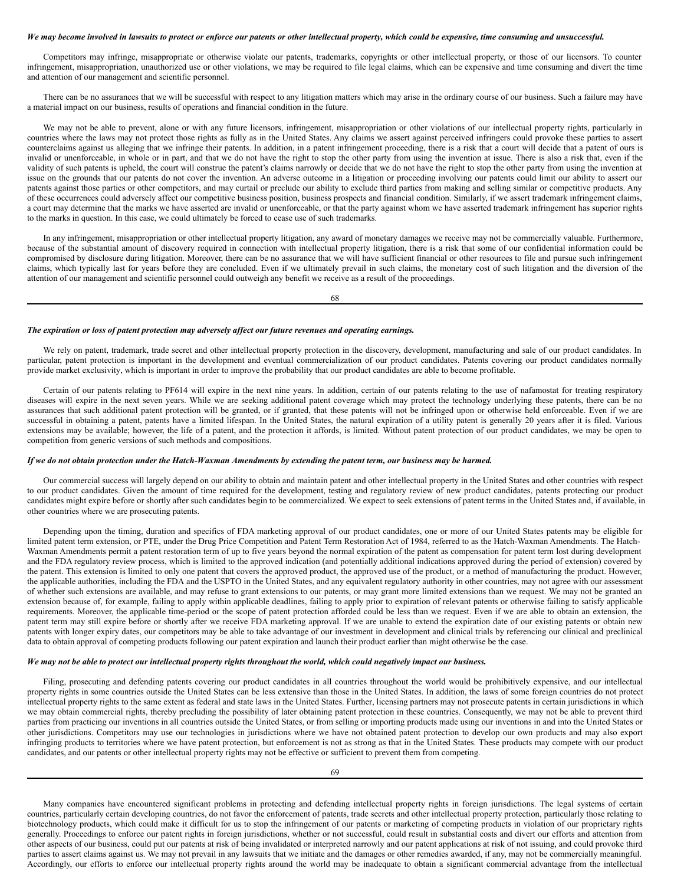***We may become involved in lawsuits to protect or enforce our patents or other intellectual property, which could be expensive, time consuming and unsuccessful.***

Competitors may infringe, misappropriate or otherwise violate our patents, trademarks, copyrights or other intellectual property, or those of our licensors. To counter infringement, misappropriation, unauthorized use or other violations, we may be required to file legal claims, which can be expensive and time consuming and divert the time and attention of our management and scientific personnel.

There can be no assurances that we will be successful with respect to any litigation matters which may arise in the ordinary course of our business. Such a failure may have a material impact on our business, results of operations and financial condition in the future.

We may not be able to prevent, alone or with any future licensors, infringement, misappropriation or other violations of our intellectual property rights, particularly in countries where the laws may not protect those rights as fully as in the United States. Any claims we assert against perceived infringers could provoke these parties to assert counterclaims against us alleging that we infringe their patents. In addition, in a patent infringement proceeding, there is a risk that a court will decide that a patent of ours is invalid or unenforceable, in whole or in part, and that we do not have the right to stop the other party from using the invention at issue. There is also a risk that, even if the validity of such patents is upheld, the court will construe the patent's claims narrowly or decide that we do not have the right to stop the other party from using the invention at issue on the grounds that our patents do not cover the invention. An adverse outcome in a litigation or proceeding involving our patents could limit our ability to assert our patents against those parties or other competitors, and may curtail or preclude our ability to exclude third parties from making and selling similar or competitive products. Any of these occurrences could adversely affect our competitive business position, business prospects and financial condition. Similarly, if we assert trademark infringement claims, a court may determine that the marks we have asserted are invalid or unenforceable, or that the party against whom we have asserted trademark infringement has superior rights to the marks in question. In this case, we could ultimately be forced to cease use of such trademarks.

In any infringement, misappropriation or other intellectual property litigation, any award of monetary damages we receive may not be commercially valuable. Furthermore, because of the substantial amount of discovery required in connection with intellectual property litigation, there is a risk that some of our confidential information could be compromised by disclosure during litigation. Moreover, there can be no assurance that we will have sufficient financial or other resources to file and pursue such infringement claims, which typically last for years before they are concluded. Even if we ultimately prevail in such claims, the monetary cost of such litigation and the diversion of the attention of our management and scientific personnel could outweigh any benefit we receive as a result of the proceedings.

***The expiration or loss of patent protection may adversely affect our future revenues and operating earnings.***

We rely on patent, trademark, trade secret and other intellectual property protection in the discovery, development, manufacturing and sale of our product candidates. In particular, patent protection is important in the development and eventual commercialization of our product candidates. Patents covering our product candidates normally provide market exclusivity, which is important in order to improve the probability that our product candidates are able to become profitable.

Certain of our patents relating to PF614 will expire in the next nine years. In addition, certain of our patents relating to the use of nafamostat for treating respiratory diseases will expire in the next seven years. While we are seeking additional patent coverage which may protect the technology underlying these patents, there can be no assurances that such additional patent protection will be granted, or if granted, that these patents will not be infringed upon or otherwise held enforceable. Even if we are successful in obtaining a patent, patents have a limited lifespan. In the United States, the natural expiration of a utility patent is generally 20 years after it is filed. Various extensions may be available; however, the life of a patent, and the protection it affords, is limited. Without patent protection of our product candidates, we may be open to competition from generic versions of such methods and compositions.

***If we do not obtain protection under the Hatch-Waxman Amendments by extending the patent term, our business may be harmed.***

Our commercial success will largely depend on our ability to obtain and maintain patent and other intellectual property in the United States and other countries with respect to our product candidates. Given the amount of time required for the development, testing and regulatory review of new product candidates, patents protecting our product candidates might expire before or shortly after such candidates begin to be commercialized. We expect to seek extensions of patent terms in the United States and, if available, in other countries where we are prosecuting patents.

Depending upon the timing, duration and specifics of FDA marketing approval of our product candidates, one or more of our United States patents may be eligible for limited patent term extension, or PTE, under the Drug Price Competition and Patent Term Restoration Act of 1984, referred to as the Hatch-Waxman Amendments. The Hatch-Waxman Amendments permit a patent restoration term of up to five years beyond the normal expiration of the patent as compensation for patent term lost during development and the FDA regulatory review process, which is limited to the approved indication (and potentially additional indications approved during the period of extension) covered by the patent. This extension is limited to only one patent that covers the approved product, the approved use of the product, or a method of manufacturing the product. However, the applicable authorities, including the FDA and the USPTO in the United States, and any equivalent regulatory authority in other countries, may not agree with our assessment of whether such extensions are available, and may refuse to grant extensions to our patents, or may grant more limited extensions than we request. We may not be granted an extension because of, for example, failing to apply within applicable deadlines, failing to apply prior to expiration of relevant patents or otherwise failing to satisfy applicable requirements. Moreover, the applicable time-period or the scope of patent protection afforded could be less than we request. Even if we are able to obtain an extension, the patent term may still expire before or shortly after we receive FDA marketing approval. If we are unable to extend the expiration date of our existing patents or obtain new patents with longer expiry dates, our competitors may be able to take advantage of our investment in development and clinical trials by referencing our clinical and preclinical data to obtain approval of competing products following our patent expiration and launch their product earlier than might otherwise be the case.

***We may not be able to protect our intellectual property rights throughout the world, which could negatively impact our business.***

Filing, prosecuting and defending patents covering our product candidates in all countries throughout the world would be prohibitively expensive, and our intellectual property rights in some countries outside the United States can be less extensive than those in the United States. In addition, the laws of some foreign countries do not protect intellectual property rights to the same extent as federal and state laws in the United States. Further, licensing partners may not prosecute patents in certain jurisdictions in which we may obtain commercial rights, thereby precluding the possibility of later obtaining patent protection in these countries. Consequently, we may not be able to prevent third parties from practicing our inventions in all countries outside the United States, or from selling or importing products made using our inventions in and into the United States or other jurisdictions. Competitors may use our technologies in jurisdictions where we have not obtained patent protection to develop our own products and may also export infringing products to territories where we have patent protection, but enforcement is not as strong as that in the United States. These products may compete with our product candidates, and our patents or other intellectual property rights may not be effective or sufficient to prevent them from competing.

Many companies have encountered significant problems in protecting and defending intellectual property rights in foreign jurisdictions. The legal systems of certain countries, particularly certain developing countries, do not favor the enforcement of patents, trade secrets and other intellectual property protection, particularly those relating to biotechnology products, which could make it difficult for us to stop the infringement of our patents or marketing of competing products in violation of our proprietary rights generally. Proceedings to enforce our patent rights in foreign jurisdictions, whether or not successful, could result in substantial costs and divert our efforts and attention from other aspects of our business, could put our patents at risk of being invalidated or interpreted narrowly and our patent applications at risk of not issuing, and could provoke third parties to assert claims against us. We may not prevail in any lawsuits that we initiate and the damages or other remedies awarded, if any, may not be commercially meaningful. Accordingly, our efforts to enforce our intellectual property rights around the world may be inadequate to obtain a significant commercial advantage from the intellectual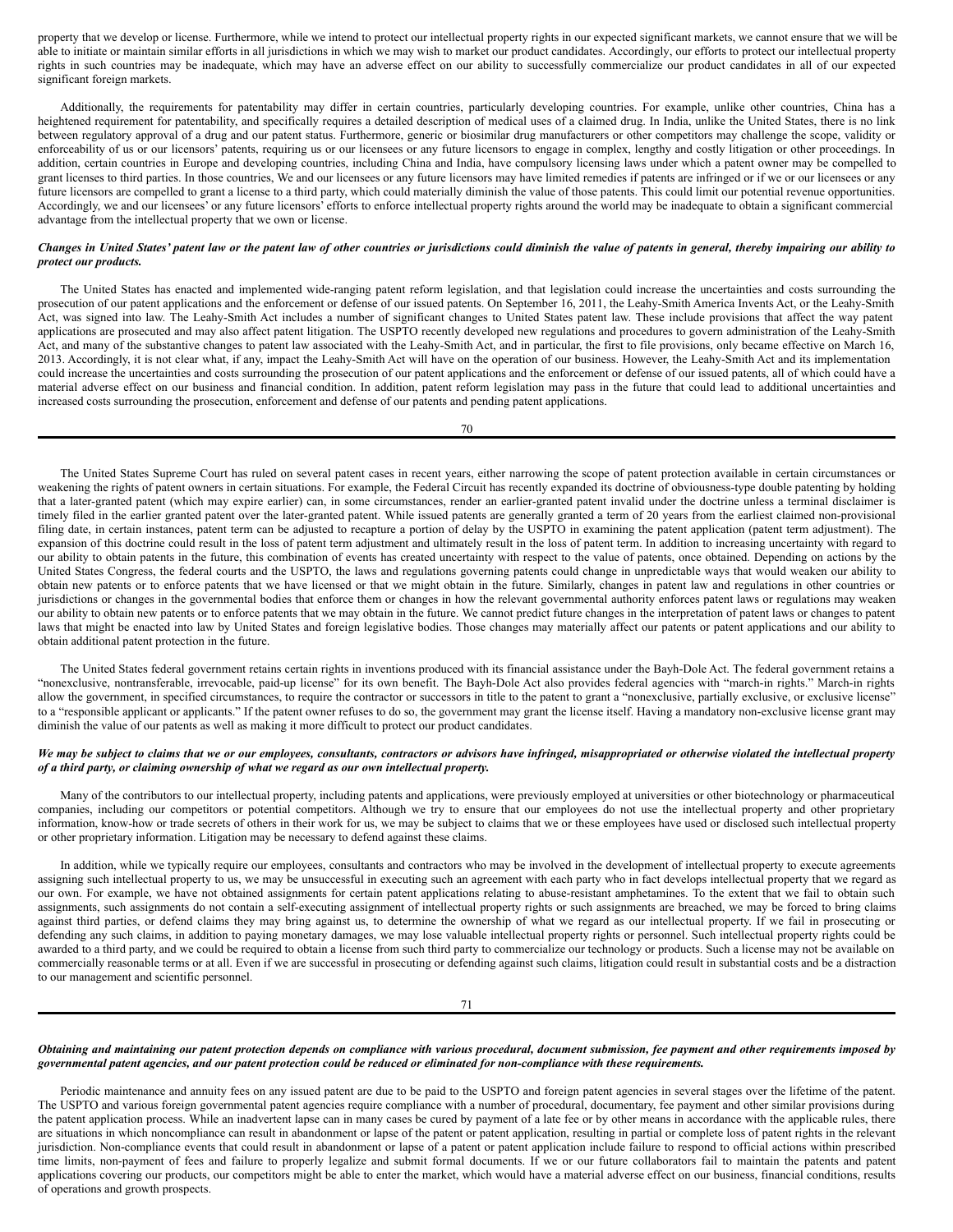property that we develop or license. Furthermore, while we intend to protect our intellectual property rights in our expected significant markets, we cannot ensure that we will be able to initiate or maintain similar efforts in all jurisdictions in which we may wish to market our product candidates. Accordingly, our efforts to protect our intellectual property rights in such countries may be inadequate, which may have an adverse effect on our ability to successfully commercialize our product candidates in all of our expected significant foreign markets.

Additionally, the requirements for patentability may differ in certain countries, particularly developing countries. For example, unlike other countries, China has a heightened requirement for patentability, and specifically requires a detailed description of medical uses of a claimed drug. In India, unlike the United States, there is no link between regulatory approval of a drug and our patent status. Furthermore, generic or biosimilar drug manufacturers or other competitors may challenge the scope, validity or enforceability of us or our licensors' patents, requiring us or our licensees or any future licensors to engage in complex, lengthy and costly litigation or other proceedings. In addition, certain countries in Europe and developing countries, including China and India, have compulsory licensing laws under which a patent owner may be compelled to grant licenses to third parties. In those countries, We and our licensees or any future licensors may have limited remedies if patents are infringed or if we or our licensees or any future licensors are compelled to grant a license to a third party, which could materially diminish the value of those patents. This could limit our potential revenue opportunities. Accordingly, we and our licensees' or any future licensors' efforts to enforce intellectual property rights around the world may be inadequate to obtain a significant commercial advantage from the intellectual property that we own or license.

***Changes in United States' patent law or the patent law of other countries or jurisdictions could diminish the value of patents in general, thereby impairing our ability to protect our products.***

The United States has enacted and implemented wide-ranging patent reform legislation, and that legislation could increase the uncertainties and costs surrounding the prosecution of our patent applications and the enforcement or defense of our issued patents. On September 16, 2011, the Leahy-Smith America Invents Act, or the Leahy-Smith Act, was signed into law. The Leahy-Smith Act includes a number of significant changes to United States patent law. These include provisions that affect the way patent applications are prosecuted and may also affect patent litigation. The USPTO recently developed new regulations and procedures to govern administration of the Leahy-Smith Act, and many of the substantive changes to patent law associated with the Leahy-Smith Act, and in particular, the first to file provisions, only became effective on March 16, 2013. Accordingly, it is not clear what, if any, impact the Leahy-Smith Act will have on the operation of our business. However, the Leahy-Smith Act and its implementation could increase the uncertainties and costs surrounding the prosecution of our patent applications and the enforcement or defense of our issued patents, all of which could have a material adverse effect on our business and financial condition. In addition, patent reform legislation may pass in the future that could lead to additional uncertainties and increased costs surrounding the prosecution, enforcement and defense of our patents and pending patent applications.

The United States Supreme Court has ruled on several patent cases in recent years, either narrowing the scope of patent protection available in certain circumstances or weakening the rights of patent owners in certain situations. For example, the Federal Circuit has recently expanded its doctrine of obviousness-type double patenting by holding that a later-granted patent (which may expire earlier) can, in some circumstances, render an earlier-granted patent invalid under the doctrine unless a terminal disclaimer is timely filed in the earlier granted patent over the later-granted patent. While issued patents are generally granted a term of 20 years from the earliest claimed non-provisional filing date, in certain instances, patent term can be adjusted to recapture a portion of delay by the USPTO in examining the patent application (patent term adjustment). The expansion of this doctrine could result in the loss of patent term adjustment and ultimately result in the loss of patent term. In addition to increasing uncertainty with regard to our ability to obtain patents in the future, this combination of events has created uncertainty with respect to the value of patents, once obtained. Depending on actions by the United States Congress, the federal courts and the USPTO, the laws and regulations governing patents could change in unpredictable ways that would weaken our ability to obtain new patents or to enforce patents that we have licensed or that we might obtain in the future. Similarly, changes in patent law and regulations in other countries or jurisdictions or changes in the governmental bodies that enforce them or changes in how the relevant governmental authority enforces patent laws or regulations may weaken our ability to obtain new patents or to enforce patents that we may obtain in the future. We cannot predict future changes in the interpretation of patent laws or changes to patent laws that might be enacted into law by United States and foreign legislative bodies. Those changes may materially affect our patents or patent applications and our ability to obtain additional patent protection in the future.

The United States federal government retains certain rights in inventions produced with its financial assistance under the Bayh-Dole Act. The federal government retains a "nonexclusive, nontransferable, irrevocable, paid-up license" for its own benefit. The Bayh-Dole Act also provides federal agencies with "march-in rights." March-in rights allow the government, in specified circumstances, to require the contractor or successors in title to the patent to grant a "nonexclusive, partially exclusive, or exclusive license" to a "responsible applicant or applicants." If the patent owner refuses to do so, the government may grant the license itself. Having a mandatory non-exclusive license grant may diminish the value of our patents as well as making it more difficult to protect our product candidates.

***We may be subject to claims that we or our employees, consultants, contractors or advisors have infringed, misappropriated or otherwise violated the intellectual property of a third party, or claiming ownership of what we regard as our own intellectual property.***

Many of the contributors to our intellectual property, including patents and applications, were previously employed at universities or other biotechnology or pharmaceutical companies, including our competitors or potential competitors. Although we try to ensure that our employees do not use the intellectual property and other proprietary information, know-how or trade secrets of others in their work for us, we may be subject to claims that we or these employees have used or disclosed such intellectual property or other proprietary information. Litigation may be necessary to defend against these claims.

In addition, while we typically require our employees, consultants and contractors who may be involved in the development of intellectual property to execute agreements assigning such intellectual property to us, we may be unsuccessful in executing such an agreement with each party who in fact develops intellectual property that we regard as our own. For example, we have not obtained assignments for certain patent applications relating to abuse-resistant amphetamines. To the extent that we fail to obtain such assignments, such assignments do not contain a self-executing assignment of intellectual property rights or such assignments are breached, we may be forced to bring claims against third parties, or defend claims they may bring against us, to determine the ownership of what we regard as our intellectual property. If we fail in prosecuting or defending any such claims, in addition to paying monetary damages, we may lose valuable intellectual property rights or personnel. Such intellectual property rights could be awarded to a third party, and we could be required to obtain a license from such third party to commercialize our technology or products. Such a license may not be available on commercially reasonable terms or at all. Even if we are successful in prosecuting or defending against such claims, litigation could result in substantial costs and be a distraction to our management and scientific personnel.

***Obtaining and maintaining our patent protection depends on compliance with various procedural, document submission, fee payment and other requirements imposed by governmental patent agencies, and our patent protection could be reduced or eliminated for non-compliance with these requirements.***

Periodic maintenance and annuity fees on any issued patent are due to be paid to the USPTO and foreign patent agencies in several stages over the lifetime of the patent. The USPTO and various foreign governmental patent agencies require compliance with a number of procedural, documentary, fee payment and other similar provisions during the patent application process. While an inadvertent lapse can in many cases be cured by payment of a late fee or by other means in accordance with the applicable rules, there are situations in which noncompliance can result in abandonment or lapse of the patent or patent application, resulting in partial or complete loss of patent rights in the relevant jurisdiction. Non-compliance events that could result in abandonment or lapse of a patent or patent application include failure to respond to official actions within prescribed time limits, non-payment of fees and failure to properly legalize and submit formal documents. If we or our future collaborators fail to maintain the patents and patent applications covering our products, our competitors might be able to enter the market, which would have a material adverse effect on our business, financial conditions, results of operations and growth prospects.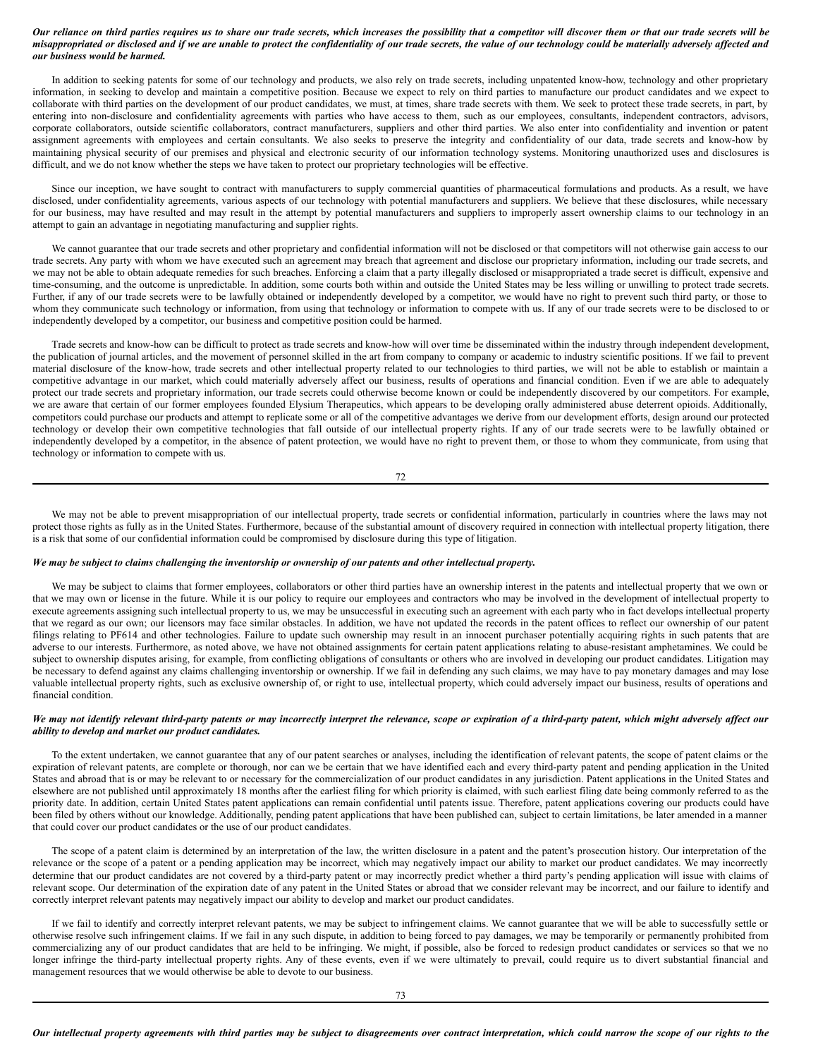***Our reliance on third parties requires us to share our trade secrets, which increases the possibility that a competitor will discover them or that our trade secrets will be misappropriated or disclosed and if we are unable to protect the confidentiality of our trade secrets, the value of our technology could be materially adversely affected and our business would be harmed.***

In addition to seeking patents for some of our technology and products, we also rely on trade secrets, including unpatented know-how, technology and other proprietary information, in seeking to develop and maintain a competitive position. Because we expect to rely on third parties to manufacture our product candidates and we expect to collaborate with third parties on the development of our product candidates, we must, at times, share trade secrets with them. We seek to protect these trade secrets, in part, by entering into non-disclosure and confidentiality agreements with parties who have access to them, such as our employees, consultants, independent contractors, advisors, corporate collaborators, outside scientific collaborators, contract manufacturers, suppliers and other third parties. We also enter into confidentiality and invention or patent assignment agreements with employees and certain consultants. We also seeks to preserve the integrity and confidentiality of our data, trade secrets and know-how by maintaining physical security of our premises and physical and electronic security of our information technology systems. Monitoring unauthorized uses and disclosures is difficult, and we do not know whether the steps we have taken to protect our proprietary technologies will be effective.

Since our inception, we have sought to contract with manufacturers to supply commercial quantities of pharmaceutical formulations and products. As a result, we have disclosed, under confidentiality agreements, various aspects of our technology with potential manufacturers and suppliers. We believe that these disclosures, while necessary for our business, may have resulted and may result in the attempt by potential manufacturers and suppliers to improperly assert ownership claims to our technology in an attempt to gain an advantage in negotiating manufacturing and supplier rights.

We cannot guarantee that our trade secrets and other proprietary and confidential information will not be disclosed or that competitors will not otherwise gain access to our trade secrets. Any party with whom we have executed such an agreement may breach that agreement and disclose our proprietary information, including our trade secrets, and we may not be able to obtain adequate remedies for such breaches. Enforcing a claim that a party illegally disclosed or misappropriated a trade secret is difficult, expensive and time-consuming, and the outcome is unpredictable. In addition, some courts both within and outside the United States may be less willing or unwilling to protect trade secrets. Further, if any of our trade secrets were to be lawfully obtained or independently developed by a competitor, we would have no right to prevent such third party, or those to whom they communicate such technology or information, from using that technology or information to compete with us. If any of our trade secrets were to be disclosed to or independently developed by a competitor, our business and competitive position could be harmed.

Trade secrets and know-how can be difficult to protect as trade secrets and know-how will over time be disseminated within the industry through independent development, the publication of journal articles, and the movement of personnel skilled in the art from company to company or academic to industry scientific positions. If we fail to prevent material disclosure of the know-how, trade secrets and other intellectual property related to our technologies to third parties, we will not be able to establish or maintain a competitive advantage in our market, which could materially adversely affect our business, results of operations and financial condition. Even if we are able to adequately protect our trade secrets and proprietary information, our trade secrets could otherwise become known or could be independently discovered by our competitors. For example, we are aware that certain of our former employees founded Elysium Therapeutics, which appears to be developing orally administered abuse deterrent opioids. Additionally, competitors could purchase our products and attempt to replicate some or all of the competitive advantages we derive from our development efforts, design around our protected technology or develop their own competitive technologies that fall outside of our intellectual property rights. If any of our trade secrets were to be lawfully obtained or independently developed by a competitor, in the absence of patent protection, we would have no right to prevent them, or those to whom they communicate, from using that technology or information to compete with us.

We may not be able to prevent misappropriation of our intellectual property, trade secrets or confidential information, particularly in countries where the laws may not protect those rights as fully as in the United States. Furthermore, because of the substantial amount of discovery required in connection with intellectual property litigation, there is a risk that some of our confidential information could be compromised by disclosure during this type of litigation.

***We may be subject to claims challenging the inventorship or ownership of our patents and other intellectual property.***

We may be subject to claims that former employees, collaborators or other third parties have an ownership interest in the patents and intellectual property that we own or that we may own or license in the future. While it is our policy to require our employees and contractors who may be involved in the development of intellectual property to execute agreements assigning such intellectual property to us, we may be unsuccessful in executing such an agreement with each party who in fact develops intellectual property that we regard as our own; our licensors may face similar obstacles. In addition, we have not updated the records in the patent offices to reflect our ownership of our patent filings relating to PF614 and other technologies. Failure to update such ownership may result in an innocent purchaser potentially acquiring rights in such patents that are adverse to our interests. Furthermore, as noted above, we have not obtained assignments for certain patent applications relating to abuse-resistant amphetamines. We could be subject to ownership disputes arising, for example, from conflicting obligations of consultants or others who are involved in developing our product candidates. Litigation may be necessary to defend against any claims challenging inventorship or ownership. If we fail in defending any such claims, we may have to pay monetary damages and may lose valuable intellectual property rights, such as exclusive ownership of, or right to use, intellectual property, which could adversely impact our business, results of operations and financial condition.

***We may not identify relevant third-party patents or may incorrectly interpret the relevance, scope or expiration of a third-party patent, which might adversely affect our ability to develop and market our product candidates.***

To the extent undertaken, we cannot guarantee that any of our patent searches or analyses, including the identification of relevant patents, the scope of patent claims or the expiration of relevant patents, are complete or thorough, nor can we be certain that we have identified each and every third-party patent and pending application in the United States and abroad that is or may be relevant to or necessary for the commercialization of our product candidates in any jurisdiction. Patent applications in the United States and elsewhere are not published until approximately 18 months after the earliest filing for which priority is claimed, with such earliest filing date being commonly referred to as the priority date. In addition, certain United States patent applications can remain confidential until patents issue. Therefore, patent applications covering our products could have been filed by others without our knowledge. Additionally, pending patent applications that have been published can, subject to certain limitations, be later amended in a manner that could cover our product candidates or the use of our product candidates.

The scope of a patent claim is determined by an interpretation of the law, the written disclosure in a patent and the patent's prosecution history. Our interpretation of the relevance or the scope of a patent or a pending application may be incorrect, which may negatively impact our ability to market our product candidates. We may incorrectly determine that our product candidates are not covered by a third-party patent or may incorrectly predict whether a third party's pending application will issue with claims of relevant scope. Our determination of the expiration date of any patent in the United States or abroad that we consider relevant may be incorrect, and our failure to identify and correctly interpret relevant patents may negatively impact our ability to develop and market our product candidates.

If we fail to identify and correctly interpret relevant patents, we may be subject to infringement claims. We cannot guarantee that we will be able to successfully settle or otherwise resolve such infringement claims. If we fail in any such dispute, in addition to being forced to pay damages, we may be temporarily or permanently prohibited from commercializing any of our product candidates that are held to be infringing. We might, if possible, also be forced to redesign product candidates or services so that we no longer infringe the third-party intellectual property rights. Any of these events, even if we were ultimately to prevail, could require us to divert substantial financial and management resources that we would otherwise be able to devote to our business.

***Our intellectual property agreements with third parties may be subject to disagreements over contract interpretation, which could narrow the scope of our rights to the***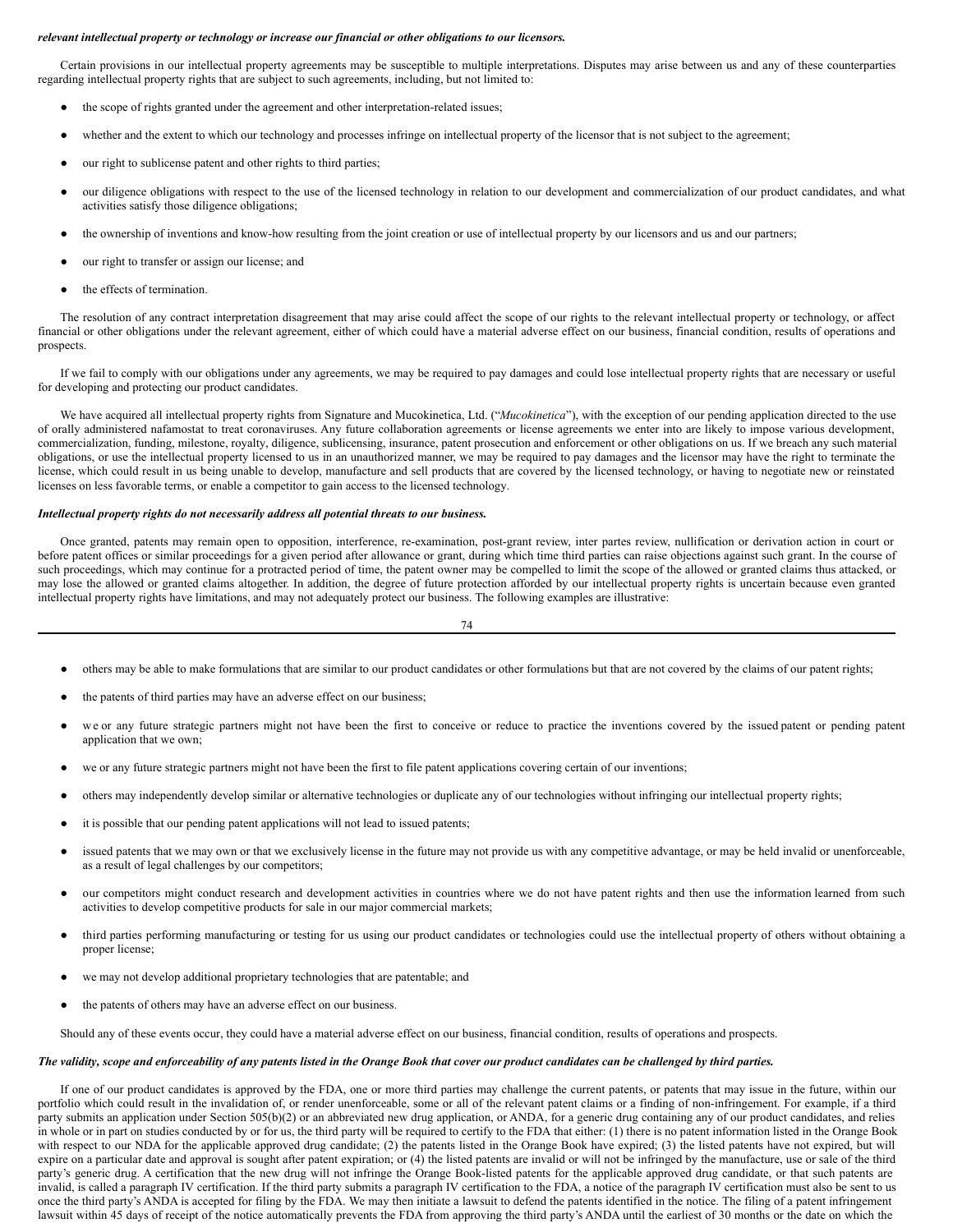***relevant intellectual property or technology or increase our financial or other obligations to our licensors.***

Certain provisions in our intellectual property agreements may be susceptible to multiple interpretations. Disputes may arise between us and any of these counterparties regarding intellectual property rights that are subject to such agreements, including, but not limited to:

- the scope of rights granted under the agreement and other interpretation-related issues;
- whether and the extent to which our technology and processes infringe on intellectual property of the licensor that is not subject to the agreement;
- our right to sublicense patent and other rights to third parties;
- our diligence obligations with respect to the use of the licensed technology in relation to our development and commercialization of our product candidates, and what activities satisfy those diligence obligations;
- the ownership of inventions and know-how resulting from the joint creation or use of intellectual property by our licensors and us and our partners;
- our right to transfer or assign our license; and
- the effects of termination.

The resolution of any contract interpretation disagreement that may arise could affect the scope of our rights to the relevant intellectual property or technology, or affect financial or other obligations under the relevant agreement, either of which could have a material adverse effect on our business, financial condition, results of operations and prospects.

If we fail to comply with our obligations under any agreements, we may be required to pay damages and could lose intellectual property rights that are necessary or useful for developing and protecting our product candidates.

We have acquired all intellectual property rights from Signature and Mucokinetica, Ltd. ("*Mucokinetica*"), with the exception of our pending application directed to the use of orally administered nafamostat to treat coronaviruses. Any future collaboration agreements or license agreements we enter into are likely to impose various development, commercialization, funding, milestone, royalty, diligence, sublicensing, insurance, patent prosecution and enforcement or other obligations on us. If we breach any such material obligations, or use the intellectual property licensed to us in an unauthorized manner, we may be required to pay damages and the licensor may have the right to terminate the license, which could result in us being unable to develop, manufacture and sell products that are covered by the licensed technology, or having to negotiate new or reinstated licenses on less favorable terms, or enable a competitor to gain access to the licensed technology.

***Intellectual property rights do not necessarily address all potential threats to our business.***

Once granted, patents may remain open to opposition, interference, re-examination, post-grant review, inter partes review, nullification or derivation action in court or before patent offices or similar proceedings for a given period after allowance or grant, during which time third parties can raise objections against such grant. In the course of such proceedings, which may continue for a protracted period of time, the patent owner may be compelled to limit the scope of the allowed or granted claims thus attacked, or may lose the allowed or granted claims altogether. In addition, the degree of future protection afforded by our intellectual property rights is uncertain because even granted intellectual property rights have limitations, and may not adequately protect our business. The following examples are illustrative:

- others may be able to make formulations that are similar to our product candidates or other formulations but that are not covered by the claims of our patent rights;
- the patents of third parties may have an adverse effect on our business;
- we or any future strategic partners might not have been the first to conceive or reduce to practice the inventions covered by the issued patent or pending patent application that we own;
- we or any future strategic partners might not have been the first to file patent applications covering certain of our inventions;
- others may independently develop similar or alternative technologies or duplicate any of our technologies without infringing our intellectual property rights;
- it is possible that our pending patent applications will not lead to issued patents;
- issued patents that we may own or that we exclusively license in the future may not provide us with any competitive advantage, or may be held invalid or unenforceable, as a result of legal challenges by our competitors;
- our competitors might conduct research and development activities in countries where we do not have patent rights and then use the information learned from such activities to develop competitive products for sale in our major commercial markets;
- third parties performing manufacturing or testing for us using our product candidates or technologies could use the intellectual property of others without obtaining a proper license;
- we may not develop additional proprietary technologies that are patentable; and
- the patents of others may have an adverse effect on our business.

Should any of these events occur, they could have a material adverse effect on our business, financial condition, results of operations and prospects.

***The validity, scope and enforceability of any patents listed in the Orange Book that cover our product candidates can be challenged by third parties.***

If one of our product candidates is approved by the FDA, one or more third parties may challenge the current patents, or patents that may issue in the future, within our portfolio which could result in the invalidation of, or render unenforceable, some or all of the relevant patent claims or a finding of non-infringement. For example, if a third party submits an application under Section 505(b)(2) or an abbreviated new drug application, or ANDA, for a generic drug containing any of our product candidates, and relies in whole or in part on studies conducted by or for us, the third party will be required to certify to the FDA that either: (1) there is no patent information listed in the Orange Book with respect to our NDA for the applicable approved drug candidate; (2) the patents listed in the Orange Book have expired; (3) the listed patents have not expired, but will expire on a particular date and approval is sought after patent expiration; or (4) the listed patents are invalid or will not be infringed by the manufacture, use or sale of the third party's generic drug. A certification that the new drug will not infringe the Orange Book-listed patents for the applicable approved drug candidate, or that such patents are invalid, is called a paragraph IV certification. If the third party submits a paragraph IV certification to the FDA, a notice of the paragraph IV certification must also be sent to us once the third party's ANDA is accepted for filing by the FDA. We may then initiate a lawsuit to defend the patents identified in the notice. The filing of a patent infringement lawsuit within 45 days of receipt of the notice automatically prevents the FDA from approving the third party's ANDA until the earliest of 30 months or the date on which the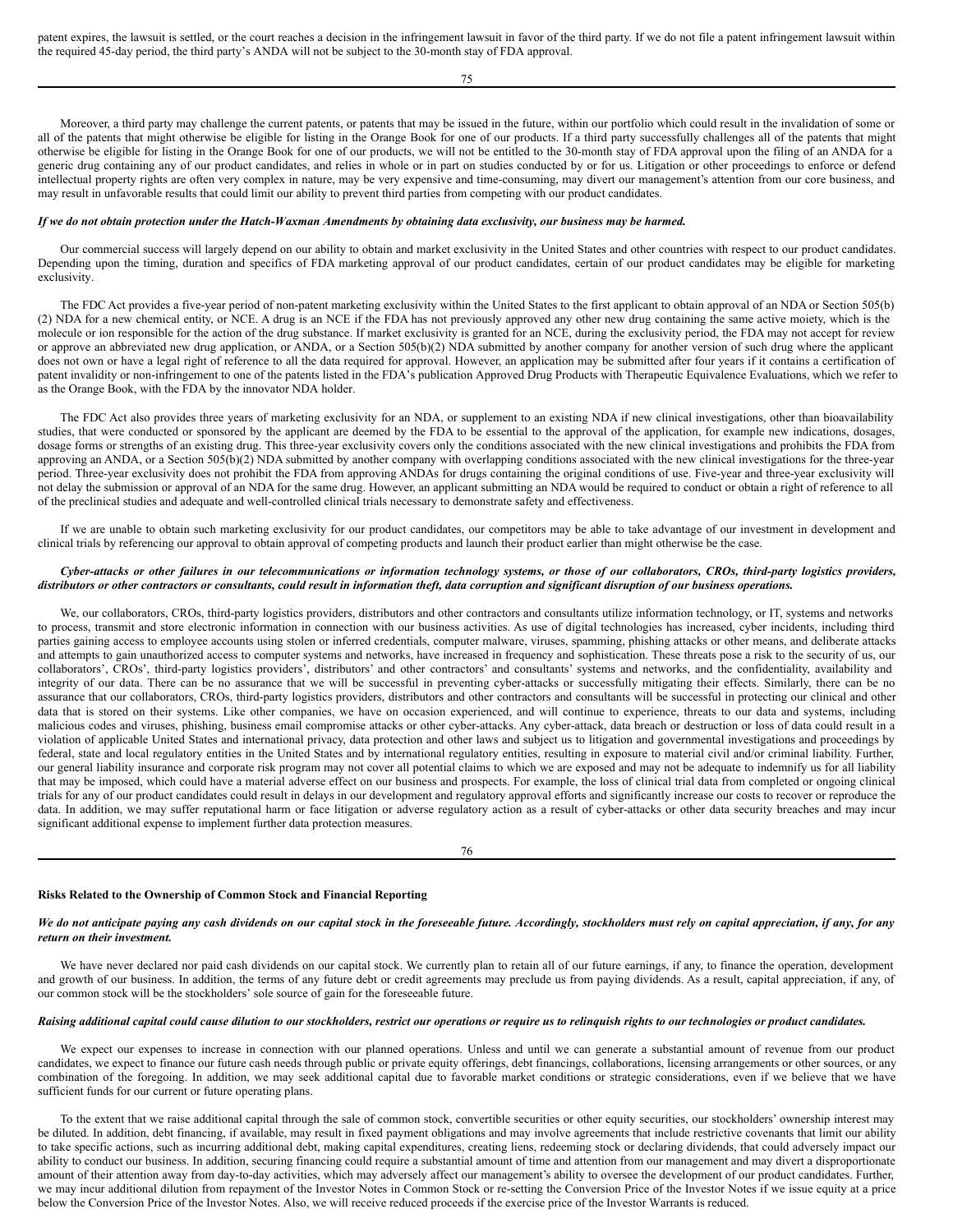patent expires, the lawsuit is settled, or the court reaches a decision in the infringement lawsuit in favor of the third party. If we do not file a patent infringement lawsuit within the required 45-day period, the third party's ANDA will not be subject to the 30-month stay of FDA approval.

Moreover, a third party may challenge the current patents, or patents that may be issued in the future, within our portfolio which could result in the invalidation of some or all of the patents that might otherwise be eligible for listing in the Orange Book for one of our products. If a third party successfully challenges all of the patents that might otherwise be eligible for listing in the Orange Book for one of our products, we will not be entitled to the 30-month stay of FDA approval upon the filing of an ANDA for a generic drug containing any of our product candidates, and relies in whole or in part on studies conducted by or for us. Litigation or other proceedings to enforce or defend intellectual property rights are often very complex in nature, may be very expensive and time-consuming, may divert our management's attention from our core business, and may result in unfavorable results that could limit our ability to prevent third parties from competing with our product candidates.

***If we do not obtain protection under the Hatch-Waxman Amendments by obtaining data exclusivity, our business may be harmed.***

Our commercial success will largely depend on our ability to obtain and market exclusivity in the United States and other countries with respect to our product candidates. Depending upon the timing, duration and specifics of FDA marketing approval of our product candidates, certain of our product candidates may be eligible for marketing exclusivity.

The FDC Act provides a five-year period of non-patent marketing exclusivity within the United States to the first applicant to obtain approval of an NDA or Section 505(b)(2) NDA for a new chemical entity, or NCE. A drug is an NCE if the FDA has not previously approved any other new drug containing the same active moiety, which is the molecule or ion responsible for the action of the drug substance. If market exclusivity is granted for an NCE, during the exclusivity period, the FDA may not accept for review or approve an abbreviated new drug application, or ANDA, or a Section 505(b)(2) NDA submitted by another company for another version of such drug where the applicant does not own or have a legal right of reference to all the data required for approval. However, an application may be submitted after four years if it contains a certification of patent invalidity or non-infringement to one of the patents listed in the FDA's publication Approved Drug Products with Therapeutic Equivalence Evaluations, which we refer to as the Orange Book, with the FDA by the innovator NDA holder.

The FDC Act also provides three years of marketing exclusivity for an NDA, or supplement to an existing NDA if new clinical investigations, other than bioavailability studies, that were conducted or sponsored by the applicant are deemed by the FDA to be essential to the approval of the application, for example new indications, dosages, dosage forms or strengths of an existing drug. This three-year exclusivity covers only the conditions associated with the new clinical investigations and prohibits the FDA from approving an ANDA, or a Section 505(b)(2) NDA submitted by another company with overlapping conditions associated with the new clinical investigations for the three-year period. Three-year exclusivity does not prohibit the FDA from approving ANDAs for drugs containing the original conditions of use. Five-year and three-year exclusivity will not delay the submission or approval of an NDA for the same drug. However, an applicant submitting an NDA would be required to conduct or obtain a right of reference to all of the preclinical studies and adequate and well-controlled clinical trials necessary to demonstrate safety and effectiveness.

If we are unable to obtain such marketing exclusivity for our product candidates, our competitors may be able to take advantage of our investment in development and clinical trials by referencing our approval to obtain approval of competing products and launch their product earlier than might otherwise be the case.

***Cyber-attacks or other failures in our telecommunications or information technology systems, or those of our collaborators, CROs, third-party logistics providers, distributors or other contractors or consultants, could result in information theft, data corruption and significant disruption of our business operations.***

We, our collaborators, CROs, third-party logistics providers, distributors and other contractors and consultants utilize information technology, or IT, systems and networks to process, transmit and store electronic information in connection with our business activities. As use of digital technologies has increased, cyber incidents, including third parties gaining access to employee accounts using stolen or inferred credentials, computer malware, viruses, spamming, phishing attacks or other means, and deliberate attacks and attempts to gain unauthorized access to computer systems and networks, have increased in frequency and sophistication. These threats pose a risk to the security of us, our collaborators', CROs', third-party logistics providers', distributors' and other contractors' and consultants' systems and networks, and the confidentiality, availability and integrity of our data. There can be no assurance that we will be successful in preventing cyber-attacks or successfully mitigating their effects. Similarly, there can be no assurance that our collaborators, CROs, third-party logistics providers, distributors and other contractors and consultants will be successful in protecting our clinical and other data that is stored on their systems. Like other companies, we have on occasion experienced, and will continue to experience, threats to our data and systems, including malicious codes and viruses, phishing, business email compromise attacks or other cyber-attacks. Any cyber-attack, data breach or destruction or loss of data could result in a violation of applicable United States and international privacy, data protection and other laws and subject us to litigation and governmental investigations and proceedings by federal, state and local regulatory entities in the United States and by international regulatory entities, resulting in exposure to material civil and/or criminal liability. Further, our general liability insurance and corporate risk program may not cover all potential claims to which we are exposed and may not be adequate to indemnify us for all liability that may be imposed, which could have a material adverse effect on our business and prospects. For example, the loss of clinical trial data from completed or ongoing clinical trials for any of our product candidates could result in delays in our development and regulatory approval efforts and significantly increase our costs to recover or reproduce the data. In addition, we may suffer reputational harm or face litigation or adverse regulatory action as a result of cyber-attacks or other data security breaches and may incur significant additional expense to implement further data protection measures.

**Risks Related to the Ownership of Common Stock and Financial Reporting**

***We do not anticipate paying any cash dividends on our capital stock in the foreseeable future. Accordingly, stockholders must rely on capital appreciation, if any, for any return on their investment.***

We have never declared nor paid cash dividends on our capital stock. We currently plan to retain all of our future earnings, if any, to finance the operation, development and growth of our business. In addition, the terms of any future debt or credit agreements may preclude us from paying dividends. As a result, capital appreciation, if any, of our common stock will be the stockholders' sole source of gain for the foreseeable future.

***Raising additional capital could cause dilution to our stockholders, restrict our operations or require us to relinquish rights to our technologies or product candidates.***

We expect our expenses to increase in connection with our planned operations. Unless and until we can generate a substantial amount of revenue from our product candidates, we expect to finance our future cash needs through public or private equity offerings, debt financings, collaborations, licensing arrangements or other sources, or any combination of the foregoing. In addition, we may seek additional capital due to favorable market conditions or strategic considerations, even if we believe that we have sufficient funds for our current or future operating plans.

To the extent that we raise additional capital through the sale of common stock, convertible securities or other equity securities, our stockholders' ownership interest may be diluted. In addition, debt financing, if available, may result in fixed payment obligations and may involve agreements that include restrictive covenants that limit our ability to take specific actions, such as incurring additional debt, making capital expenditures, creating liens, redeeming stock or declaring dividends, that could adversely impact our ability to conduct our business. In addition, securing financing could require a substantial amount of time and attention from our management and may divert a disproportionate amount of their attention away from day-to-day activities, which may adversely affect our management's ability to oversee the development of our product candidates. Further, we may incur additional dilution from repayment of the Investor Notes in Common Stock or re-setting the Conversion Price of the Investor Notes if we issue equity at a price below the Conversion Price of the Investor Notes. Also, we will receive reduced proceeds if the exercise price of the Investor Warrants is reduced.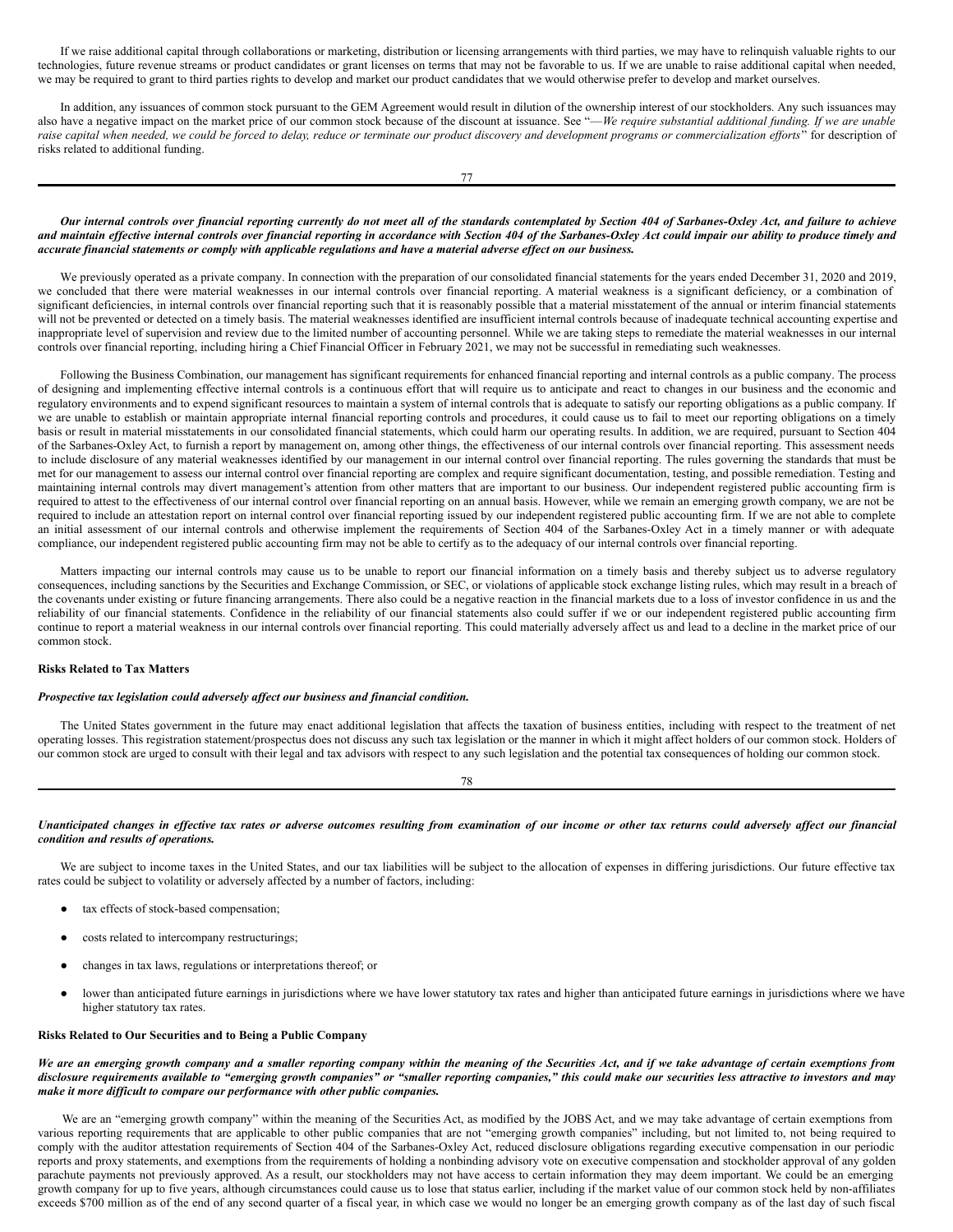If we raise additional capital through collaborations or marketing, distribution or licensing arrangements with third parties, we may have to relinquish valuable rights to our technologies, future revenue streams or product candidates or grant licenses on terms that may not be favorable to us. If we are unable to raise additional capital when needed, we may be required to grant to third parties rights to develop and market our product candidates that we would otherwise prefer to develop and market ourselves.

In addition, any issuances of common stock pursuant to the GEM Agreement would result in dilution of the ownership interest of our stockholders. Any such issuances may also have a negative impact on the market price of our common stock because of the discount at issuance. See "—*We require substantial additional funding. If we are unable raise capital when needed, we could be forced to delay, reduce or terminate our product discovery and development programs or commercialization efforts*" for description of risks related to additional funding.

***Our internal controls over financial reporting currently do not meet all of the standards contemplated by Section 404 of Sarbanes-Oxley Act, and failure to achieve and maintain effective internal controls over financial reporting in accordance with Section 404 of the Sarbanes-Oxley Act could impair our ability to produce timely and accurate financial statements or comply with applicable regulations and have a material adverse effect on our business.***

We previously operated as a private company. In connection with the preparation of our consolidated financial statements for the years ended December 31, 2020 and 2019, we concluded that there were material weaknesses in our internal controls over financial reporting. A material weakness is a significant deficiency, or a combination of significant deficiencies, in internal controls over financial reporting such that it is reasonably possible that a material misstatement of the annual or interim financial statements will not be prevented or detected on a timely basis. The material weaknesses identified are insufficient internal controls because of inadequate technical accounting expertise and inappropriate level of supervision and review due to the limited number of accounting personnel. While we are taking steps to remediate the material weaknesses in our internal controls over financial reporting, including hiring a Chief Financial Officer in February 2021, we may not be successful in remediating such weaknesses.

Following the Business Combination, our management has significant requirements for enhanced financial reporting and internal controls as a public company. The process of designing and implementing effective internal controls is a continuous effort that will require us to anticipate and react to changes in our business and the economic and regulatory environments and to expend significant resources to maintain a system of internal controls that is adequate to satisfy our reporting obligations as a public company. If we are unable to establish or maintain appropriate internal financial reporting controls and procedures, it could cause us to fail to meet our reporting obligations on a timely basis or result in material misstatements in our consolidated financial statements, which could harm our operating results. In addition, we are required, pursuant to Section 404 of the Sarbanes-Oxley Act, to furnish a report by management on, among other things, the effectiveness of our internal controls over financial reporting. This assessment needs to include disclosure of any material weaknesses identified by our management in our internal control over financial reporting. The rules governing the standards that must be met for our management to assess our internal control over financial reporting are complex and require significant documentation, testing, and possible remediation. Testing and maintaining internal controls may divert management's attention from other matters that are important to our business. Our independent registered public accounting firm is required to attest to the effectiveness of our internal control over financial reporting on an annual basis. However, while we remain an emerging growth company, we are not be required to include an attestation report on internal control over financial reporting issued by our independent registered public accounting firm. If we are not able to complete an initial assessment of our internal controls and otherwise implement the requirements of Section 404 of the Sarbanes-Oxley Act in a timely manner or with adequate compliance, our independent registered public accounting firm may not be able to certify as to the adequacy of our internal controls over financial reporting.

Matters impacting our internal controls may cause us to be unable to report our financial information on a timely basis and thereby subject us to adverse regulatory consequences, including sanctions by the Securities and Exchange Commission, or SEC, or violations of applicable stock exchange listing rules, which may result in a breach of the covenants under existing or future financing arrangements. There also could be a negative reaction in the financial markets due to a loss of investor confidence in us and the reliability of our financial statements. Confidence in the reliability of our financial statements also could suffer if we or our independent registered public accounting firm continue to report a material weakness in our internal controls over financial reporting. This could materially adversely affect us and lead to a decline in the market price of our common stock.

**Risks Related to Tax Matters**

***Prospective tax legislation could adversely affect our business and financial condition.***

The United States government in the future may enact additional legislation that affects the taxation of business entities, including with respect to the treatment of net operating losses. This registration statement/prospectus does not discuss any such tax legislation or the manner in which it might affect holders of our common stock. Holders of our common stock are urged to consult with their legal and tax advisors with respect to any such legislation and the potential tax consequences of holding our common stock.

***Unanticipated changes in effective tax rates or adverse outcomes resulting from examination of our income or other tax returns could adversely affect our financial condition and results of operations.***

We are subject to income taxes in the United States, and our tax liabilities will be subject to the allocation of expenses in differing jurisdictions. Our future effective tax rates could be subject to volatility or adversely affected by a number of factors, including:

- tax effects of stock-based compensation;
- costs related to intercompany restructurings;
- changes in tax laws, regulations or interpretations thereof; or
- lower than anticipated future earnings in jurisdictions where we have lower statutory tax rates and higher than anticipated future earnings in jurisdictions where we have higher statutory tax rates.

**Risks Related to Our Securities and to Being a Public Company**

***We are an emerging growth company and a smaller reporting company within the meaning of the Securities Act, and if we take advantage of certain exemptions from disclosure requirements available to "emerging growth companies" or "smaller reporting companies," this could make our securities less attractive to investors and may make it more difficult to compare our performance with other public companies.***

We are an "emerging growth company" within the meaning of the Securities Act, as modified by the JOBS Act, and we may take advantage of certain exemptions from various reporting requirements that are applicable to other public companies that are not "emerging growth companies" including, but not limited to, not being required to comply with the auditor attestation requirements of Section 404 of the Sarbanes-Oxley Act, reduced disclosure obligations regarding executive compensation in our periodic reports and proxy statements, and exemptions from the requirements of holding a nonbinding advisory vote on executive compensation and stockholder approval of any golden parachute payments not previously approved. As a result, our stockholders may not have access to certain information they may deem important. We could be an emerging growth company for up to five years, although circumstances could cause us to lose that status earlier, including if the market value of our common stock held by non-affiliates exceeds $700 million as of the end of any second quarter of a fiscal year, in which case we would no longer be an emerging growth company as of the last day of such fiscal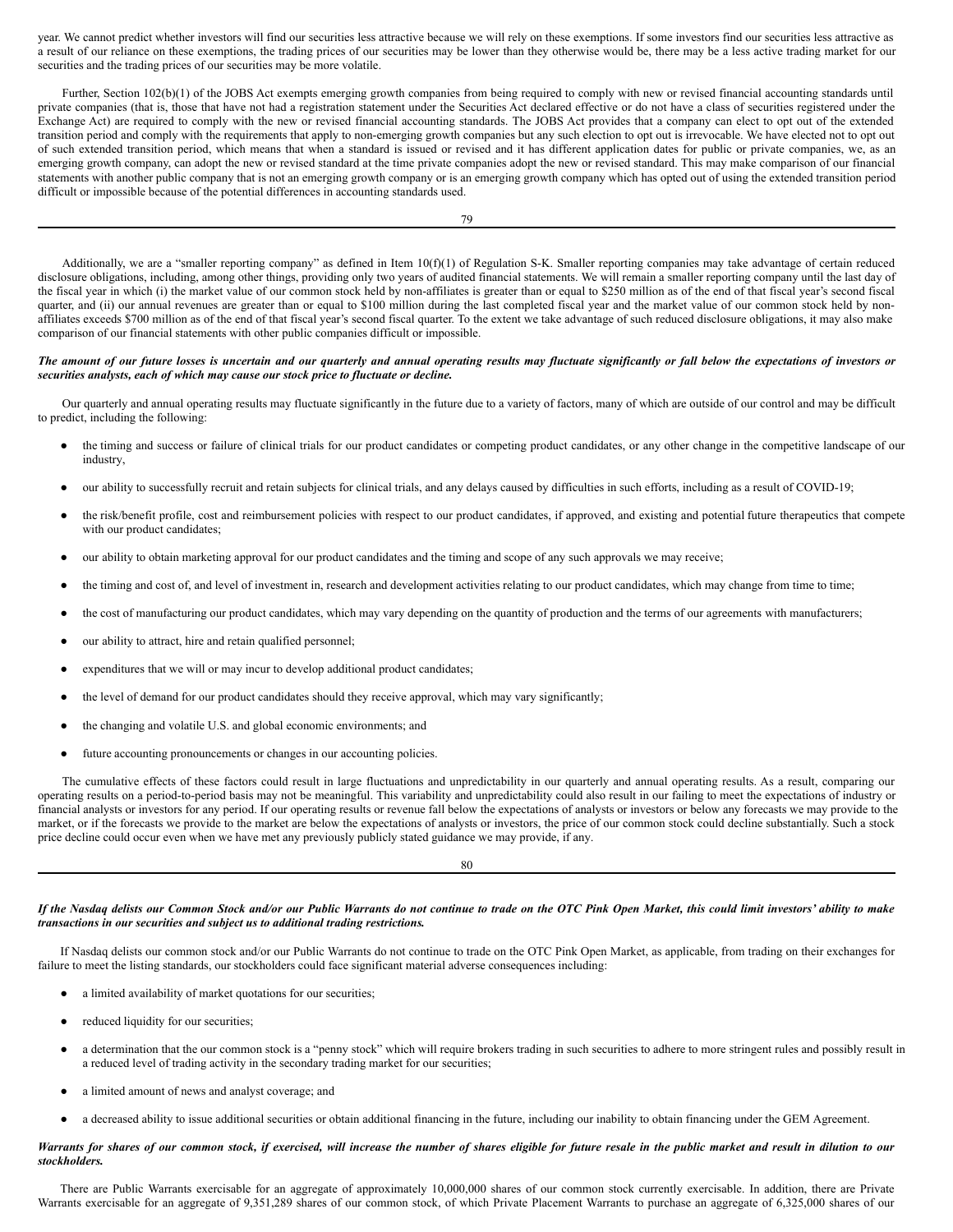year. We cannot predict whether investors will find our securities less attractive because we will rely on these exemptions. If some investors find our securities less attractive as a result of our reliance on these exemptions, the trading prices of our securities may be lower than they otherwise would be, there may be a less active trading market for our securities and the trading prices of our securities may be more volatile.

Further, Section 102(b)(1) of the JOBS Act exempts emerging growth companies from being required to comply with new or revised financial accounting standards until private companies (that is, those that have not had a registration statement under the Securities Act declared effective or do not have a class of securities registered under the Exchange Act) are required to comply with the new or revised financial accounting standards. The JOBS Act provides that a company can elect to opt out of the extended transition period and comply with the requirements that apply to non-emerging growth companies but any such election to opt out is irrevocable. We have elected not to opt out of such extended transition period, which means that when a standard is issued or revised and it has different application dates for public or private companies, we, as an emerging growth company, can adopt the new or revised standard at the time private companies adopt the new or revised standard. This may make comparison of our financial statements with another public company that is not an emerging growth company or is an emerging growth company which has opted out of using the extended transition period difficult or impossible because of the potential differences in accounting standards used.

Additionally, we are a "smaller reporting company" as defined in Item 10(f)(1) of Regulation S-K. Smaller reporting companies may take advantage of certain reduced disclosure obligations, including, among other things, providing only two years of audited financial statements. We will remain a smaller reporting company until the last day of the fiscal year in which (i) the market value of our common stock held by non-affiliates is greater than or equal to $250 million as of the end of that fiscal year's second fiscal quarter, and (ii) our annual revenues are greater than or equal to $100 million during the last completed fiscal year and the market value of our common stock held by non-affiliates exceeds $700 million as of the end of that fiscal year's second fiscal quarter. To the extent we take advantage of such reduced disclosure obligations, it may also make comparison of our financial statements with other public companies difficult or impossible.

***The amount of our future losses is uncertain and our quarterly and annual operating results may fluctuate significantly or fall below the expectations of investors or securities analysts, each of which may cause our stock price to fluctuate or decline.***

Our quarterly and annual operating results may fluctuate significantly in the future due to a variety of factors, many of which are outside of our control and may be difficult to predict, including the following:

- the timing and success or failure of clinical trials for our product candidates or competing product candidates, or any other change in the competitive landscape of our industry,
- our ability to successfully recruit and retain subjects for clinical trials, and any delays caused by difficulties in such efforts, including as a result of COVID-19;
- the risk/benefit profile, cost and reimbursement policies with respect to our product candidates, if approved, and existing and potential future therapeutics that compete with our product candidates;
- our ability to obtain marketing approval for our product candidates and the timing and scope of any such approvals we may receive;
- the timing and cost of, and level of investment in, research and development activities relating to our product candidates, which may change from time to time;
- the cost of manufacturing our product candidates, which may vary depending on the quantity of production and the terms of our agreements with manufacturers;
- our ability to attract, hire and retain qualified personnel;
- expenditures that we will or may incur to develop additional product candidates;
- the level of demand for our product candidates should they receive approval, which may vary significantly;
- the changing and volatile U.S. and global economic environments; and
- future accounting pronouncements or changes in our accounting policies.

The cumulative effects of these factors could result in large fluctuations and unpredictability in our quarterly and annual operating results. As a result, comparing our operating results on a period-to-period basis may not be meaningful. This variability and unpredictability could also result in our failing to meet the expectations of industry or financial analysts or investors for any period. If our operating results or revenue fall below the expectations of analysts or investors or below any forecasts we may provide to the market, or if the forecasts we provide to the market are below the expectations of analysts or investors, the price of our common stock could decline substantially. Such a stock price decline could occur even when we have met any previously publicly stated guidance we may provide, if any.

***If the Nasdaq delists our Common Stock and/or our Public Warrants do not continue to trade on the OTC Pink Open Market, this could limit investors' ability to make transactions in our securities and subject us to additional trading restrictions.***

If Nasdaq delists our common stock and/or our Public Warrants do not continue to trade on the OTC Pink Open Market, as applicable, from trading on their exchanges for failure to meet the listing standards, our stockholders could face significant material adverse consequences including:

- a limited availability of market quotations for our securities;
- reduced liquidity for our securities;
- a determination that the our common stock is a "penny stock" which will require brokers trading in such securities to adhere to more stringent rules and possibly result in a reduced level of trading activity in the secondary trading market for our securities;
- a limited amount of news and analyst coverage; and
- a decreased ability to issue additional securities or obtain additional financing in the future, including our inability to obtain financing under the GEM Agreement.

***Warrants for shares of our common stock, if exercised, will increase the number of shares eligible for future resale in the public market and result in dilution to our stockholders.***

There are Public Warrants exercisable for an aggregate of approximately 10,000,000 shares of our common stock currently exercisable. In addition, there are Private Warrants exercisable for an aggregate of 9,351,289 shares of our common stock, of which Private Placement Warrants to purchase an aggregate of 6,325,000 shares of our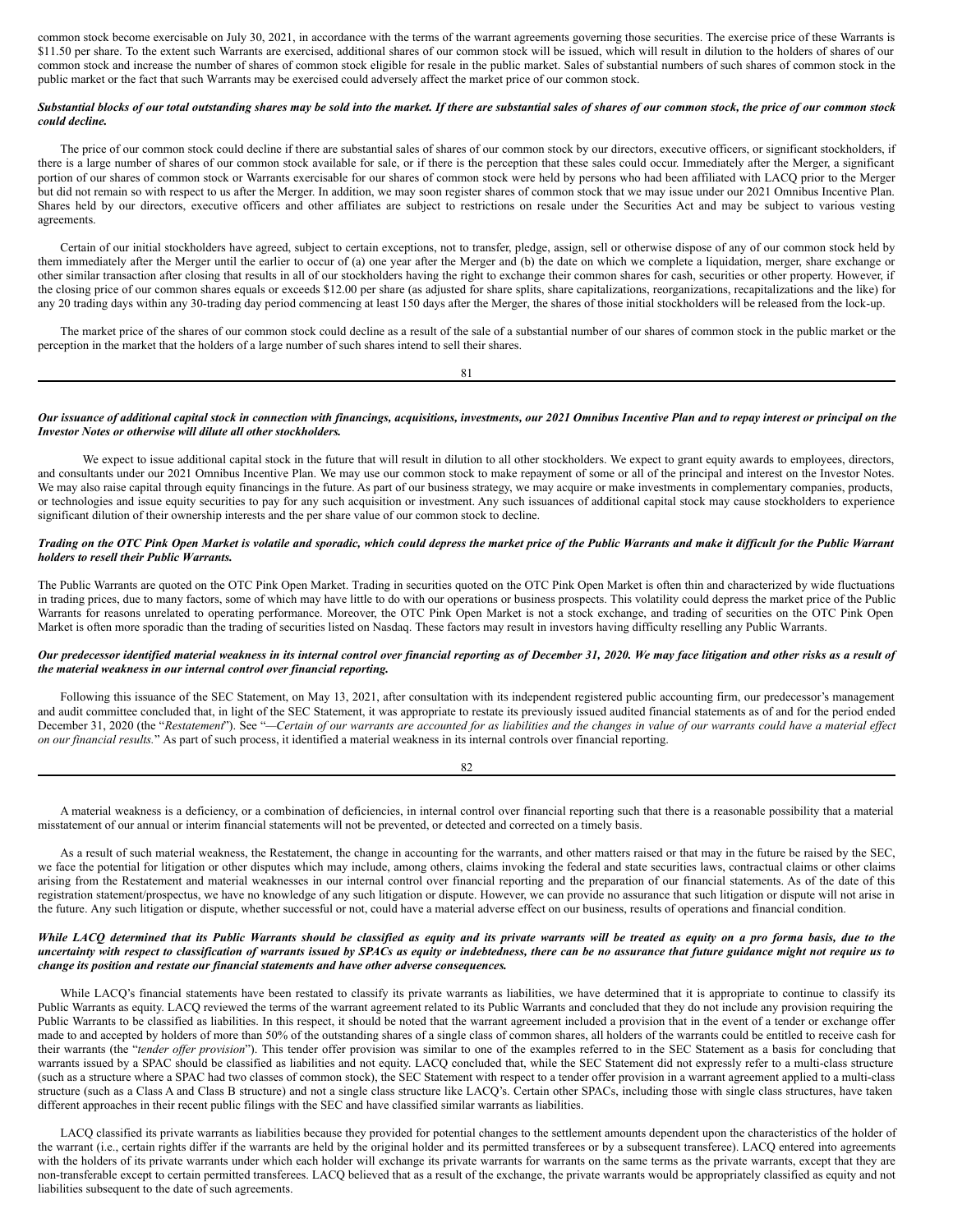common stock become exercisable on July 30, 2021, in accordance with the terms of the warrant agreements governing those securities. The exercise price of these Warrants is $11.50 per share. To the extent such Warrants are exercised, additional shares of our common stock will be issued, which will result in dilution to the holders of shares of our common stock and increase the number of shares of common stock eligible for resale in the public market. Sales of substantial numbers of such shares of common stock in the public market or the fact that such Warrants may be exercised could adversely affect the market price of our common stock.

***Substantial blocks of our total outstanding shares may be sold into the market. If there are substantial sales of shares of our common stock, the price of our common stock could decline.***

The price of our common stock could decline if there are substantial sales of shares of our common stock by our directors, executive officers, or significant stockholders, if there is a large number of shares of our common stock available for sale, or if there is the perception that these sales could occur. Immediately after the Merger, a significant portion of our shares of common stock or Warrants exercisable for our shares of common stock were held by persons who had been affiliated with LACQ prior to the Merger but did not remain so with respect to us after the Merger. In addition, we may soon register shares of common stock that we may issue under our 2021 Omnibus Incentive Plan. Shares held by our directors, executive officers and other affiliates are subject to restrictions on resale under the Securities Act and may be subject to various vesting agreements.

Certain of our initial stockholders have agreed, subject to certain exceptions, not to transfer, pledge, assign, sell or otherwise dispose of any of our common stock held by them immediately after the Merger until the earlier to occur of (a) one year after the Merger and (b) the date on which we complete a liquidation, merger, share exchange or other similar transaction after closing that results in all of our stockholders having the right to exchange their common shares for cash, securities or other property. However, if the closing price of our common shares equals or exceeds $12.00 per share (as adjusted for share splits, share capitalizations, reorganizations, recapitalizations and the like) for any 20 trading days within any 30-trading day period commencing at least 150 days after the Merger, the shares of those initial stockholders will be released from the lock-up.

The market price of the shares of our common stock could decline as a result of the sale of a substantial number of our shares of common stock in the public market or the perception in the market that the holders of a large number of such shares intend to sell their shares.

***Our issuance of additional capital stock in connection with financings, acquisitions, investments, our 2021 Omnibus Incentive Plan and to repay interest or principal on the Investor Notes or otherwise will dilute all other stockholders.***

We expect to issue additional capital stock in the future that will result in dilution to all other stockholders. We expect to grant equity awards to employees, directors, and consultants under our 2021 Omnibus Incentive Plan. We may use our common stock to make repayment of some or all of the principal and interest on the Investor Notes. We may also raise capital through equity financings in the future. As part of our business strategy, we may acquire or make investments in complementary companies, products, or technologies and issue equity securities to pay for any such acquisition or investment. Any such issuances of additional capital stock may cause stockholders to experience significant dilution of their ownership interests and the per share value of our common stock to decline.

***Trading on the OTC Pink Open Market is volatile and sporadic, which could depress the market price of the Public Warrants and make it difficult for the Public Warrant holders to resell their Public Warrants.***

The Public Warrants are quoted on the OTC Pink Open Market. Trading in securities quoted on the OTC Pink Open Market is often thin and characterized by wide fluctuations in trading prices, due to many factors, some of which may have little to do with our operations or business prospects. This volatility could depress the market price of the Public Warrants for reasons unrelated to operating performance. Moreover, the OTC Pink Open Market is not a stock exchange, and trading of securities on the OTC Pink Open Market is often more sporadic than the trading of securities listed on Nasdaq. These factors may result in investors having difficulty reselling any Public Warrants.

***Our predecessor identified material weakness in its internal control over financial reporting as of December 31, 2020. We may face litigation and other risks as a result of the material weakness in our internal control over financial reporting.***

Following this issuance of the SEC Statement, on May 13, 2021, after consultation with its independent registered public accounting firm, our predecessor's management and audit committee concluded that, in light of the SEC Statement, it was appropriate to restate its previously issued audited financial statements as of and for the period ended December 31, 2020 (the "*Restatement*"). See "*—Certain of our warrants are accounted for as liabilities and the changes in value of our warrants could have a material effect on our financial results.*" As part of such process, it identified a material weakness in its internal controls over financial reporting.

A material weakness is a deficiency, or a combination of deficiencies, in internal control over financial reporting such that there is a reasonable possibility that a material misstatement of our annual or interim financial statements will not be prevented, or detected and corrected on a timely basis.

As a result of such material weakness, the Restatement, the change in accounting for the warrants, and other matters raised or that may in the future be raised by the SEC, we face the potential for litigation or other disputes which may include, among others, claims invoking the federal and state securities laws, contractual claims or other claims arising from the Restatement and material weaknesses in our internal control over financial reporting and the preparation of our financial statements. As of the date of this registration statement/prospectus, we have no knowledge of any such litigation or dispute. However, we can provide no assurance that such litigation or dispute will not arise in the future. Any such litigation or dispute, whether successful or not, could have a material adverse effect on our business, results of operations and financial condition.

***While LACQ determined that its Public Warrants should be classified as equity and its private warrants will be treated as equity on a pro forma basis, due to the uncertainty with respect to classification of warrants issued by SPACs as equity or indebtedness, there can be no assurance that future guidance might not require us to change its position and restate our financial statements and have other adverse consequences.***

While LACQ's financial statements have been restated to classify its private warrants as liabilities, we have determined that it is appropriate to continue to classify its Public Warrants as equity. LACQ reviewed the terms of the warrant agreement related to its Public Warrants and concluded that they do not include any provision requiring the Public Warrants to be classified as liabilities. In this respect, it should be noted that the warrant agreement included a provision that in the event of a tender or exchange offer made to and accepted by holders of more than 50% of the outstanding shares of a single class of common shares, all holders of the warrants could be entitled to receive cash for their warrants (the "*tender offer provision*"). This tender offer provision was similar to one of the examples referred to in the SEC Statement as a basis for concluding that warrants issued by a SPAC should be classified as liabilities and not equity. LACQ concluded that, while the SEC Statement did not expressly refer to a multi-class structure (such as a structure where a SPAC had two classes of common stock), the SEC Statement with respect to a tender offer provision in a warrant agreement applied to a multi-class structure (such as a Class A and Class B structure) and not a single class structure like LACQ's. Certain other SPACs, including those with single class structures, have taken different approaches in their recent public filings with the SEC and have classified similar warrants as liabilities.

LACQ classified its private warrants as liabilities because they provided for potential changes to the settlement amounts dependent upon the characteristics of the holder of the warrant (i.e., certain rights differ if the warrants are held by the original holder and its permitted transferees or by a subsequent transferee). LACQ entered into agreements with the holders of its private warrants under which each holder will exchange its private warrants for warrants on the same terms as the private warrants, except that they are non-transferable except to certain permitted transferees. LACQ believed that as a result of the exchange, the private warrants would be appropriately classified as equity and not liabilities subsequent to the date of such agreements.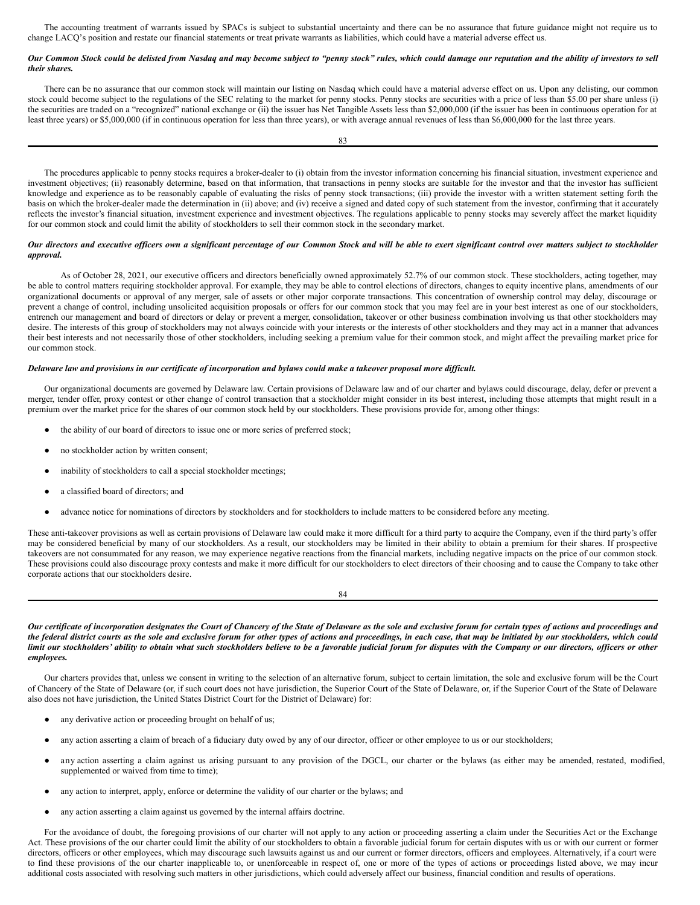The accounting treatment of warrants issued by SPACs is subject to substantial uncertainty and there can be no assurance that future guidance might not require us to change LACQ's position and restate our financial statements or treat private warrants as liabilities, which could have a material adverse effect us.

***Our Common Stock could be delisted from Nasdaq and may become subject to "penny stock" rules, which could damage our reputation and the ability of investors to sell their shares.***

There can be no assurance that our common stock will maintain our listing on Nasdaq which could have a material adverse effect on us. Upon any delisting, our common stock could become subject to the regulations of the SEC relating to the market for penny stocks. Penny stocks are securities with a price of less than $5.00 per share unless (i) the securities are traded on a "recognized" national exchange or (ii) the issuer has Net Tangible Assets less than $2,000,000 (if the issuer has been in continuous operation for at least three years) or $5,000,000 (if in continuous operation for less than three years), or with average annual revenues of less than $6,000,000 for the last three years.

The procedures applicable to penny stocks requires a broker-dealer to (i) obtain from the investor information concerning his financial situation, investment experience and investment objectives; (ii) reasonably determine, based on that information, that transactions in penny stocks are suitable for the investor and that the investor has sufficient knowledge and experience as to be reasonably capable of evaluating the risks of penny stock transactions; (iii) provide the investor with a written statement setting forth the basis on which the broker-dealer made the determination in (ii) above; and (iv) receive a signed and dated copy of such statement from the investor, confirming that it accurately reflects the investor's financial situation, investment experience and investment objectives. The regulations applicable to penny stocks may severely affect the market liquidity for our common stock and could limit the ability of stockholders to sell their common stock in the secondary market.

***Our directors and executive officers own a significant percentage of our Common Stock and will be able to exert significant control over matters subject to stockholder approval.***

As of October 28, 2021, our executive officers and directors beneficially owned approximately 52.7% of our common stock. These stockholders, acting together, may be able to control matters requiring stockholder approval. For example, they may be able to control elections of directors, changes to equity incentive plans, amendments of our organizational documents or approval of any merger, sale of assets or other major corporate transactions. This concentration of ownership control may delay, discourage or prevent a change of control, including unsolicited acquisition proposals or offers for our common stock that you may feel are in your best interest as one of our stockholders, entrench our management and board of directors or delay or prevent a merger, consolidation, takeover or other business combination involving us that other stockholders may desire. The interests of this group of stockholders may not always coincide with your interests or the interests of other stockholders and they may act in a manner that advances their best interests and not necessarily those of other stockholders, including seeking a premium value for their common stock, and might affect the prevailing market price for our common stock.

***Delaware law and provisions in our certificate of incorporation and bylaws could make a takeover proposal more difficult.***

Our organizational documents are governed by Delaware law. Certain provisions of Delaware law and of our charter and bylaws could discourage, delay, defer or prevent a merger, tender offer, proxy contest or other change of control transaction that a stockholder might consider in its best interest, including those attempts that might result in a premium over the market price for the shares of our common stock held by our stockholders. These provisions provide for, among other things:

- the ability of our board of directors to issue one or more series of preferred stock;
- no stockholder action by written consent;
- inability of stockholders to call a special stockholder meetings;
- a classified board of directors; and
- advance notice for nominations of directors by stockholders and for stockholders to include matters to be considered before any meeting.

These anti-takeover provisions as well as certain provisions of Delaware law could make it more difficult for a third party to acquire the Company, even if the third party's offer may be considered beneficial by many of our stockholders. As a result, our stockholders may be limited in their ability to obtain a premium for their shares. If prospective takeovers are not consummated for any reason, we may experience negative reactions from the financial markets, including negative impacts on the price of our common stock. These provisions could also discourage proxy contests and make it more difficult for our stockholders to elect directors of their choosing and to cause the Company to take other corporate actions that our stockholders desire.

***Our certificate of incorporation designates the Court of Chancery of the State of Delaware as the sole and exclusive forum for certain types of actions and proceedings and the federal district courts as the sole and exclusive forum for other types of actions and proceedings, in each case, that may be initiated by our stockholders, which could limit our stockholders' ability to obtain what such stockholders believe to be a favorable judicial forum for disputes with the Company or our directors, officers or other employees.***

Our charters provides that, unless we consent in writing to the selection of an alternative forum, subject to certain limitation, the sole and exclusive forum will be the Court of Chancery of the State of Delaware (or, if such court does not have jurisdiction, the Superior Court of the State of Delaware, or, if the Superior Court of the State of Delaware also does not have jurisdiction, the United States District Court for the District of Delaware) for:

- any derivative action or proceeding brought on behalf of us;
- any action asserting a claim of breach of a fiduciary duty owed by any of our director, officer or other employee to us or our stockholders;
- any action asserting a claim against us arising pursuant to any provision of the DGCL, our charter or the bylaws (as either may be amended, restated, modified, supplemented or waived from time to time);
- any action to interpret, apply, enforce or determine the validity of our charter or the bylaws; and
- any action asserting a claim against us governed by the internal affairs doctrine.

For the avoidance of doubt, the foregoing provisions of our charter will not apply to any action or proceeding asserting a claim under the Securities Act or the Exchange Act. These provisions of the our charter could limit the ability of our stockholders to obtain a favorable judicial forum for certain disputes with us or with our current or former directors, officers or other employees, which may discourage such lawsuits against us and our current or former directors, officers and employees. Alternatively, if a court were to find these provisions of the our charter inapplicable to, or unenforceable in respect of, one or more of the types of actions or proceedings listed above, we may incur additional costs associated with resolving such matters in other jurisdictions, which could adversely affect our business, financial condition and results of operations.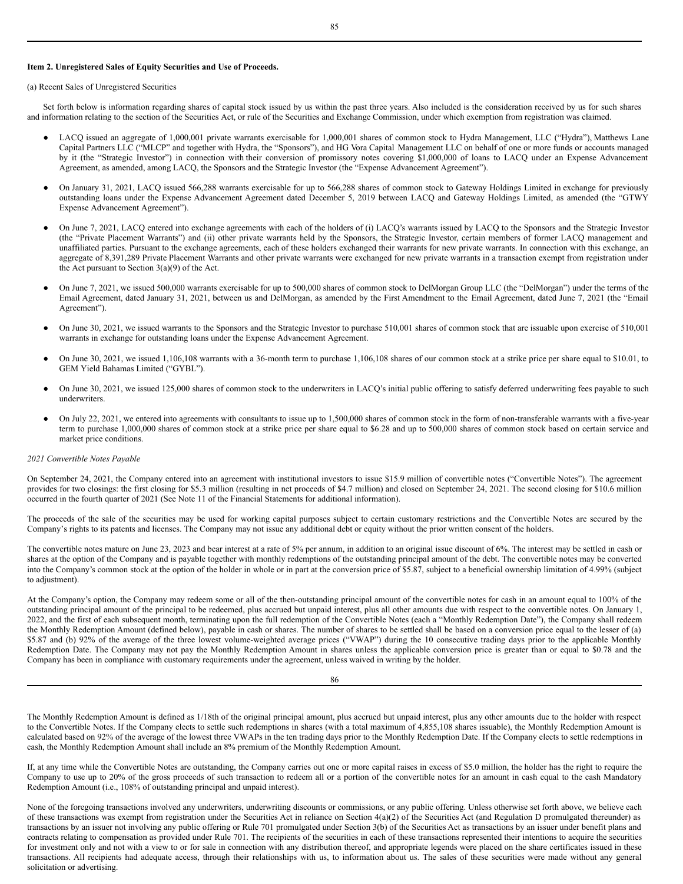**Item 2. Unregistered Sales of Equity Securities and Use of Proceeds.**

(a) Recent Sales of Unregistered Securities

Set forth below is information regarding shares of capital stock issued by us within the past three years. Also included is the consideration received by us for such shares and information relating to the section of the Securities Act, or rule of the Securities and Exchange Commission, under which exemption from registration was claimed.

- LACQ issued an aggregate of 1,000,001 private warrants exercisable for 1,000,001 shares of common stock to Hydra Management, LLC ("Hydra"), Matthews Lane Capital Partners LLC ("MLCP" and together with Hydra, the "Sponsors"), and HG Vora Capital Management LLC on behalf of one or more funds or accounts managed by it (the "Strategic Investor") in connection with their conversion of promissory notes covering $1,000,000 of loans to LACQ under an Expense Advancement Agreement, as amended, among LACQ, the Sponsors and the Strategic Investor (the "Expense Advancement Agreement").

- On January 31, 2021, LACQ issued 566,288 warrants exercisable for up to 566,288 shares of common stock to Gateway Holdings Limited in exchange for previously outstanding loans under the Expense Advancement Agreement dated December 5, 2019 between LACQ and Gateway Holdings Limited, as amended (the "GTWY Expense Advancement Agreement").

- On June 7, 2021, LACQ entered into exchange agreements with each of the holders of (i) LACQ's warrants issued by LACQ to the Sponsors and the Strategic Investor (the "Private Placement Warrants") and (ii) other private warrants held by the Sponsors, the Strategic Investor, certain members of former LACQ management and unaffiliated parties. Pursuant to the exchange agreements, each of these holders exchanged their warrants for new private warrants. In connection with this exchange, an aggregate of 8,391,289 Private Placement Warrants and other private warrants were exchanged for new private warrants in a transaction exempt from registration under the Act pursuant to Section 3(a)(9) of the Act.

- On June 7, 2021, we issued 500,000 warrants exercisable for up to 500,000 shares of common stock to DelMorgan Group LLC (the "DelMorgan") under the terms of the Email Agreement, dated January 31, 2021, between us and DelMorgan, as amended by the First Amendment to the Email Agreement, dated June 7, 2021 (the "Email Agreement").

- On June 30, 2021, we issued warrants to the Sponsors and the Strategic Investor to purchase 510,001 shares of common stock that are issuable upon exercise of 510,001 warrants in exchange for outstanding loans under the Expense Advancement Agreement.

- On June 30, 2021, we issued 1,106,108 warrants with a 36-month term to purchase 1,106,108 shares of our common stock at a strike price per share equal to $10.01, to GEM Yield Bahamas Limited ("GYBL").

- On June 30, 2021, we issued 125,000 shares of common stock to the underwriters in LACQ's initial public offering to satisfy deferred underwriting fees payable to such underwriters.

- On July 22, 2021, we entered into agreements with consultants to issue up to 1,500,000 shares of common stock in the form of non-transferable warrants with a five-year term to purchase 1,000,000 shares of common stock at a strike price per share equal to $6.28 and up to 500,000 shares of common stock based on certain service and market price conditions.

*2021 Convertible Notes Payable*

On September 24, 2021, the Company entered into an agreement with institutional investors to issue $15.9 million of convertible notes ("Convertible Notes"). The agreement provides for two closings: the first closing for $5.3 million (resulting in net proceeds of $4.7 million) and closed on September 24, 2021. The second closing for $10.6 million occurred in the fourth quarter of 2021 (See Note 11 of the Financial Statements for additional information).

The proceeds of the sale of the securities may be used for working capital purposes subject to certain customary restrictions and the Convertible Notes are secured by the Company's rights to its patents and licenses. The Company may not issue any additional debt or equity without the prior written consent of the holders.

The convertible notes mature on June 23, 2023 and bear interest at a rate of 5% per annum, in addition to an original issue discount of 6%. The interest may be settled in cash or shares at the option of the Company and is payable together with monthly redemptions of the outstanding principal amount of the debt. The convertible notes may be converted into the Company's common stock at the option of the holder in whole or in part at the conversion price of $5.87, subject to a beneficial ownership limitation of 4.99% (subject to adjustment).

At the Company's option, the Company may redeem some or all of the then-outstanding principal amount of the convertible notes for cash in an amount equal to 100% of the outstanding principal amount of the principal to be redeemed, plus accrued but unpaid interest, plus all other amounts due with respect to the convertible notes. On January 1, 2022, and the first of each subsequent month, terminating upon the full redemption of the Convertible Notes (each a "Monthly Redemption Date"), the Company shall redeem the Monthly Redemption Amount (defined below), payable in cash or shares. The number of shares to be settled shall be based on a conversion price equal to the lesser of (a) $5.87 and (b) 92% of the average of the three lowest volume-weighted average prices ("VWAP") during the 10 consecutive trading days prior to the applicable Monthly Redemption Date. The Company may not pay the Monthly Redemption Amount in shares unless the applicable conversion price is greater than or equal to $0.78 and the Company has been in compliance with customary requirements under the agreement, unless waived in writing by the holder.

The Monthly Redemption Amount is defined as 1/18th of the original principal amount, plus accrued but unpaid interest, plus any other amounts due to the holder with respect to the Convertible Notes. If the Company elects to settle such redemptions in shares (with a total maximum of 4,855,108 shares issuable), the Monthly Redemption Amount is calculated based on 92% of the average of the lowest three VWAPs in the ten trading days prior to the Monthly Redemption Date. If the Company elects to settle redemptions in cash, the Monthly Redemption Amount shall include an 8% premium of the Monthly Redemption Amount.

If, at any time while the Convertible Notes are outstanding, the Company carries out one or more capital raises in excess of $5.0 million, the holder has the right to require the Company to use up to 20% of the gross proceeds of such transaction to redeem all or a portion of the convertible notes for an amount in cash equal to the cash Mandatory Redemption Amount (i.e., 108% of outstanding principal and unpaid interest).

None of the foregoing transactions involved any underwriters, underwriting discounts or commissions, or any public offering. Unless otherwise set forth above, we believe each of these transactions was exempt from registration under the Securities Act in reliance on Section 4(a)(2) of the Securities Act (and Regulation D promulgated thereunder) as transactions by an issuer not involving any public offering or Rule 701 promulgated under Section 3(b) of the Securities Act as transactions by an issuer under benefit plans and contracts relating to compensation as provided under Rule 701. The recipients of the securities in each of these transactions represented their intentions to acquire the securities for investment only and not with a view to or for sale in connection with any distribution thereof, and appropriate legends were placed on the share certificates issued in these transactions. All recipients had adequate access, through their relationships with us, to information about us. The sales of these securities were made without any general solicitation or advertising.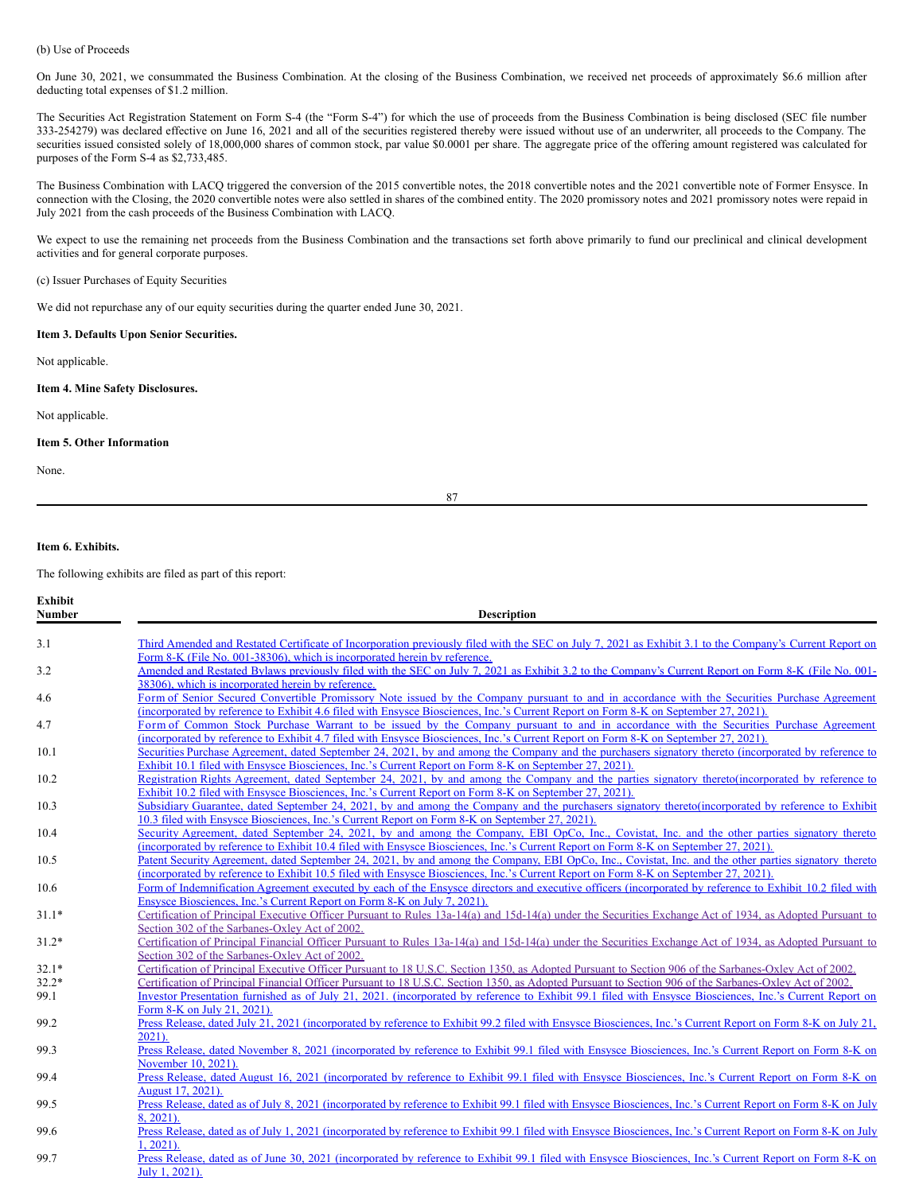(b) Use of Proceeds

On June 30, 2021, we consummated the Business Combination. At the closing of the Business Combination, we received net proceeds of approximately $6.6 million after deducting total expenses of $1.2 million.

The Securities Act Registration Statement on Form S-4 (the "Form S-4") for which the use of proceeds from the Business Combination is being disclosed (SEC file number 333-254279) was declared effective on June 16, 2021 and all of the securities registered thereby were issued without use of an underwriter, all proceeds to the Company. The securities issued consisted solely of 18,000,000 shares of common stock, par value $0.0001 per share. The aggregate price of the offering amount registered was calculated for purposes of the Form S-4 as $2,733,485.

The Business Combination with LACQ triggered the conversion of the 2015 convertible notes, the 2018 convertible notes and the 2021 convertible note of Former Ensysce. In connection with the Closing, the 2020 convertible notes were also settled in shares of the combined entity. The 2020 promissory notes and 2021 promissory notes were repaid in July 2021 from the cash proceeds of the Business Combination with LACQ.

We expect to use the remaining net proceeds from the Business Combination and the transactions set forth above primarily to fund our preclinical and clinical development activities and for general corporate purposes.

(c) Issuer Purchases of Equity Securities

We did not repurchase any of our equity securities during the quarter ended June 30, 2021.

**Item 3. Defaults Upon Senior Securities.**

Not applicable.

**Item 4. Mine Safety Disclosures.**

Not applicable.

**Item 5. Other Information**

None.

**Item 6. Exhibits.**

The following exhibits are filed as part of this report:

| Exhibit Number | Description |
|---|---|
| 3.1 | Third Amended and Restated Certificate of Incorporation previously filed with the SEC on July 7, 2021 as Exhibit 3.1 to the Company's Current Report on Form 8-K (File No. 001-38306), which is incorporated herein by reference. |
| 3.2 | Amended and Restated Bylaws previously filed with the SEC on July 7, 2021 as Exhibit 3.2 to the Company's Current Report on Form 8-K (File No. 001-38306), which is incorporated herein by reference. |
| 4.6 | Form of Senior Secured Convertible Promissory Note issued by the Company pursuant to and in accordance with the Securities Purchase Agreement (incorporated by reference to Exhibit 4.6 filed with Ensysce Biosciences, Inc.'s Current Report on Form 8-K on September 27, 2021). |
| 4.7 | Form of Common Stock Purchase Warrant to be issued by the Company pursuant to and in accordance with the Securities Purchase Agreement (incorporated by reference to Exhibit 4.7 filed with Ensysce Biosciences, Inc.'s Current Report on Form 8-K on September 27, 2021). |
| 10.1 | Securities Purchase Agreement, dated September 24, 2021, by and among the Company and the purchasers signatory thereto (incorporated by reference to Exhibit 10.1 filed with Ensysce Biosciences, Inc.'s Current Report on Form 8-K on September 27, 2021). |
| 10.2 | Registration Rights Agreement, dated September 24, 2021, by and among the Company and the parties signatory thereto(incorporated by reference to Exhibit 10.2 filed with Ensysce Biosciences, Inc.'s Current Report on Form 8-K on September 27, 2021). |
| 10.3 | Subsidiary Guarantee, dated September 24, 2021, by and among the Company and the purchasers signatory thereto(incorporated by reference to Exhibit 10.3 filed with Ensysce Biosciences, Inc.'s Current Report on Form 8-K on September 27, 2021). |
| 10.4 | Security Agreement, dated September 24, 2021, by and among the Company, EBI OpCo, Inc., Covistat, Inc. and the other parties signatory thereto (incorporated by reference to Exhibit 10.4 filed with Ensysce Biosciences, Inc.'s Current Report on Form 8-K on September 27, 2021). |
| 10.5 | Patent Security Agreement, dated September 24, 2021, by and among the Company, EBI OpCo, Inc., Covistat, Inc. and the other parties signatory thereto (incorporated by reference to Exhibit 10.5 filed with Ensysce Biosciences, Inc.'s Current Report on Form 8-K on September 27, 2021). |
| 10.6 | Form of Indemnification Agreement executed by each of the Ensysce directors and executive officers (incorporated by reference to Exhibit 10.2 filed with Ensysce Biosciences, Inc.'s Current Report on Form 8-K on July 7, 2021). |
| 31.1* | Certification of Principal Executive Officer Pursuant to Rules 13a-14(a) and 15d-14(a) under the Securities Exchange Act of 1934, as Adopted Pursuant to Section 302 of the Sarbanes-Oxley Act of 2002. |
| 31.2* | Certification of Principal Financial Officer Pursuant to Rules 13a-14(a) and 15d-14(a) under the Securities Exchange Act of 1934, as Adopted Pursuant to Section 302 of the Sarbanes-Oxley Act of 2002. |
| 32.1* | Certification of Principal Executive Officer Pursuant to 18 U.S.C. Section 1350, as Adopted Pursuant to Section 906 of the Sarbanes-Oxley Act of 2002. |
| 32.2* | Certification of Principal Financial Officer Pursuant to 18 U.S.C. Section 1350, as Adopted Pursuant to Section 906 of the Sarbanes-Oxley Act of 2002. |
| 99.1 | Investor Presentation furnished as of July 21, 2021. (incorporated by reference to Exhibit 99.1 filed with Ensysce Biosciences, Inc.'s Current Report on Form 8-K on July 21, 2021). |
| 99.2 | Press Release, dated July 21, 2021 (incorporated by reference to Exhibit 99.2 filed with Ensysce Biosciences, Inc.'s Current Report on Form 8-K on July 21, 2021). |
| 99.3 | Press Release, dated November 8, 2021 (incorporated by reference to Exhibit 99.1 filed with Ensysce Biosciences, Inc.'s Current Report on Form 8-K on November 10, 2021). |
| 99.4 | Press Release, dated August 16, 2021 (incorporated by reference to Exhibit 99.1 filed with Ensysce Biosciences, Inc.'s Current Report on Form 8-K on August 17, 2021). |
| 99.5 | Press Release, dated as of July 8, 2021 (incorporated by reference to Exhibit 99.1 filed with Ensysce Biosciences, Inc.'s Current Report on Form 8-K on July 8, 2021). |
| 99.6 | Press Release, dated as of July 1, 2021 (incorporated by reference to Exhibit 99.1 filed with Ensysce Biosciences, Inc.'s Current Report on Form 8-K on July 1, 2021). |
| 99.7 | Press Release, dated as of June 30, 2021 (incorporated by reference to Exhibit 99.1 filed with Ensysce Biosciences, Inc.'s Current Report on Form 8-K on July 1, 2021). |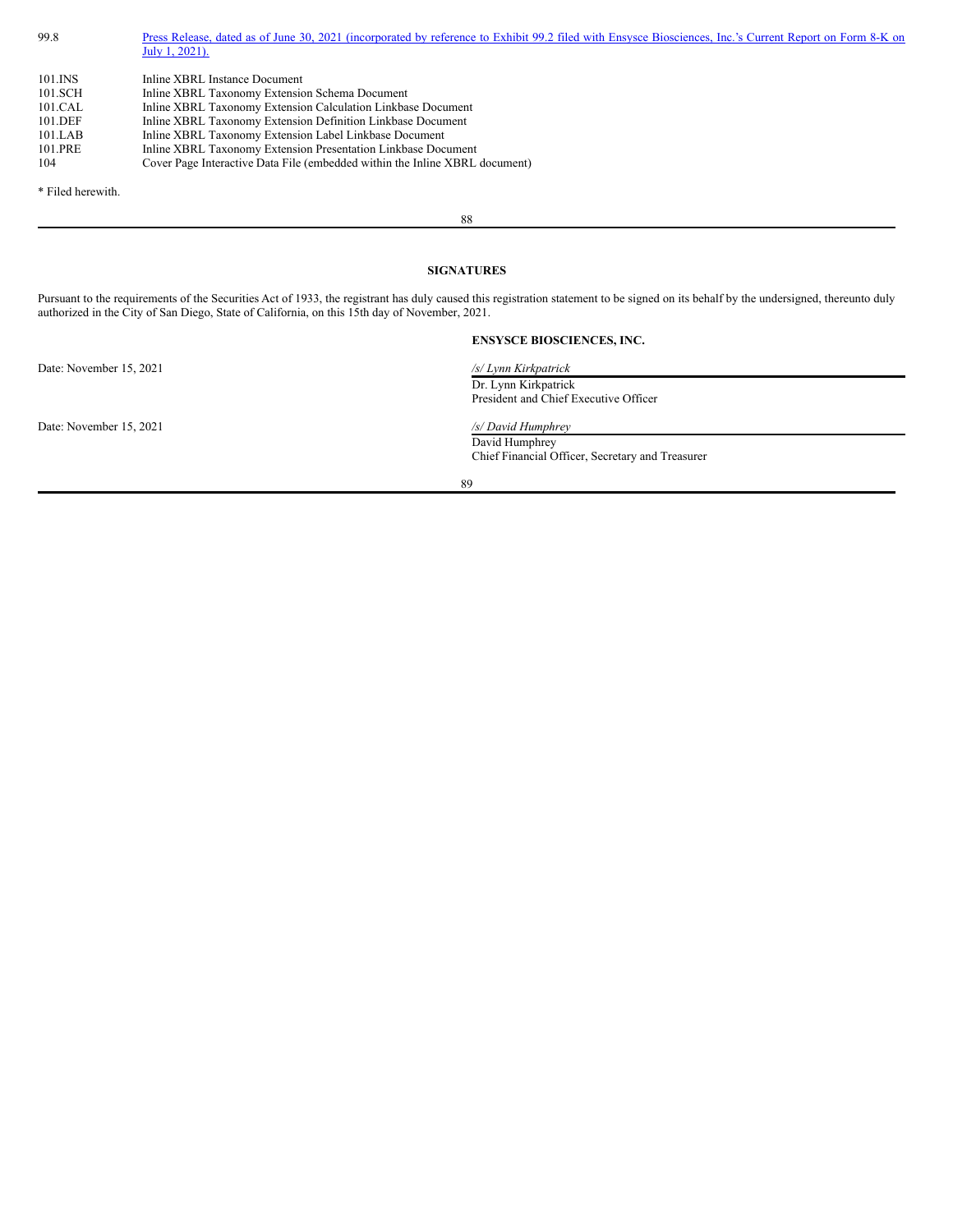| | |
|---|---|
| 99.8 | Press Release, dated as of June 30, 2021 (incorporated by reference to Exhibit 99.2 filed with Ensysce Biosciences, Inc.'s Current Report on Form 8-K on July 1, 2021). |
| 101.INS | Inline XBRL Instance Document |
| 101.SCH | Inline XBRL Taxonomy Extension Schema Document |
| 101.CAL | Inline XBRL Taxonomy Extension Calculation Linkbase Document |
| 101.DEF | Inline XBRL Taxonomy Extension Definition Linkbase Document |
| 101.LAB | Inline XBRL Taxonomy Extension Label Linkbase Document |
| 101.PRE | Inline XBRL Taxonomy Extension Presentation Linkbase Document |
| 104 | Cover Page Interactive Data File (embedded within the Inline XBRL document) |

* Filed herewith.

## SIGNATURES

Pursuant to the requirements of the Securities Act of 1933, the registrant has duly caused this registration statement to be signed on its behalf by the undersigned, thereunto duly authorized in the City of San Diego, State of California, on this 15th day of November, 2021.

**ENSYSCE BIOSCIENCES, INC.**

Date: November 15, 2021

*/s/ Lynn Kirkpatrick*
Dr. Lynn Kirkpatrick
President and Chief Executive Officer

Date: November 15, 2021

*/s/ David Humphrey*
David Humphrey
Chief Financial Officer, Secretary and Treasurer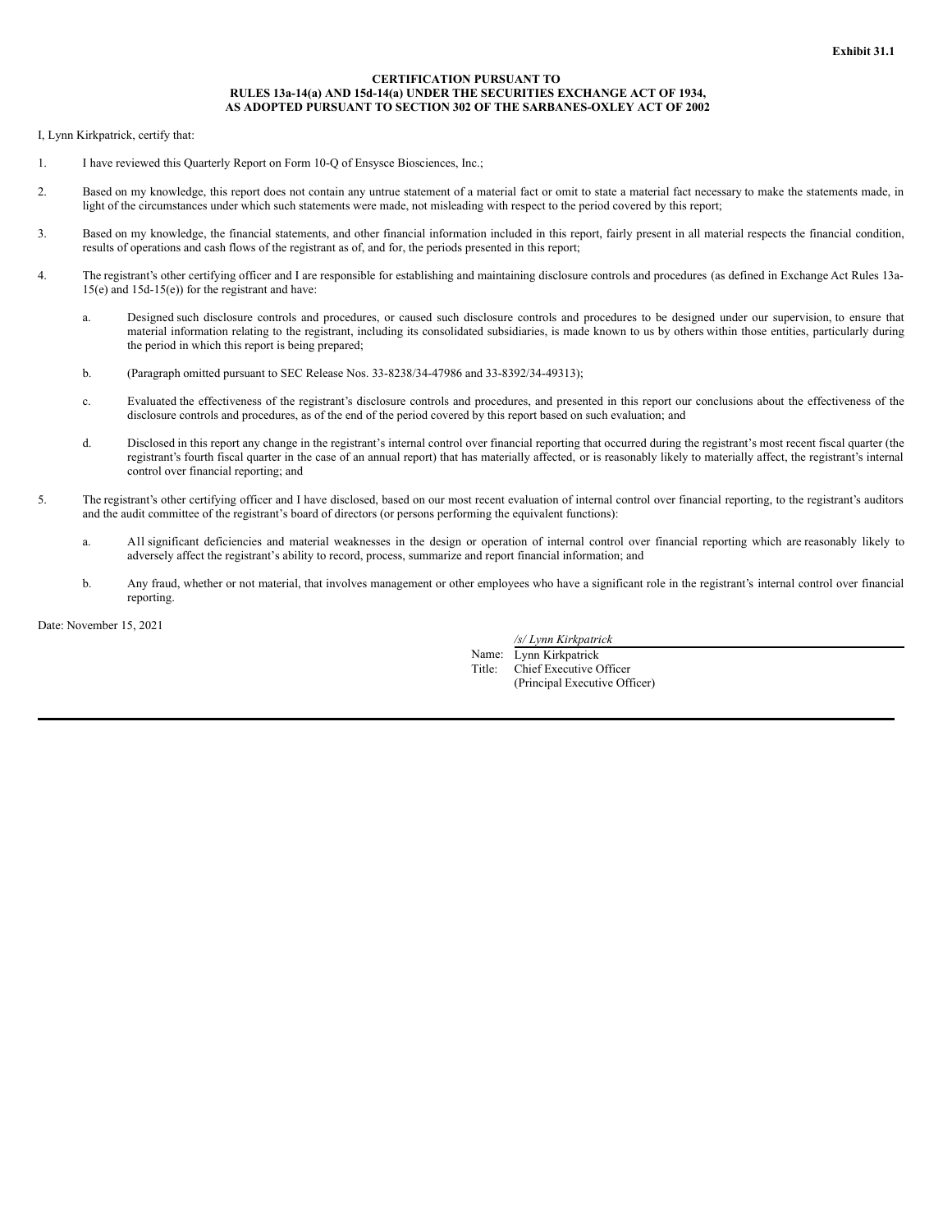**Exhibit 31.1**

**CERTIFICATION PURSUANT TO**
**RULES 13a-14(a) AND 15d-14(a) UNDER THE SECURITIES EXCHANGE ACT OF 1934,**
**AS ADOPTED PURSUANT TO SECTION 302 OF THE SARBANES-OXLEY ACT OF 2002**

I, Lynn Kirkpatrick, certify that:

1. I have reviewed this Quarterly Report on Form 10-Q of Ensysce Biosciences, Inc.;

2. Based on my knowledge, this report does not contain any untrue statement of a material fact or omit to state a material fact necessary to make the statements made, in light of the circumstances under which such statements were made, not misleading with respect to the period covered by this report;

3. Based on my knowledge, the financial statements, and other financial information included in this report, fairly present in all material respects the financial condition, results of operations and cash flows of the registrant as of, and for, the periods presented in this report;

4. The registrant's other certifying officer and I are responsible for establishing and maintaining disclosure controls and procedures (as defined in Exchange Act Rules 13a-15(e) and 15d-15(e)) for the registrant and have:

   a. Designed such disclosure controls and procedures, or caused such disclosure controls and procedures to be designed under our supervision, to ensure that material information relating to the registrant, including its consolidated subsidiaries, is made known to us by others within those entities, particularly during the period in which this report is being prepared;

   b. (Paragraph omitted pursuant to SEC Release Nos. 33-8238/34-47986 and 33-8392/34-49313);

   c. Evaluated the effectiveness of the registrant's disclosure controls and procedures, and presented in this report our conclusions about the effectiveness of the disclosure controls and procedures, as of the end of the period covered by this report based on such evaluation; and

   d. Disclosed in this report any change in the registrant's internal control over financial reporting that occurred during the registrant's most recent fiscal quarter (the registrant's fourth fiscal quarter in the case of an annual report) that has materially affected, or is reasonably likely to materially affect, the registrant's internal control over financial reporting; and

5. The registrant's other certifying officer and I have disclosed, based on our most recent evaluation of internal control over financial reporting, to the registrant's auditors and the audit committee of the registrant's board of directors (or persons performing the equivalent functions):

   a. All significant deficiencies and material weaknesses in the design or operation of internal control over financial reporting which are reasonably likely to adversely affect the registrant's ability to record, process, summarize and report financial information; and

   b. Any fraud, whether or not material, that involves management or other employees who have a significant role in the registrant's internal control over financial reporting.

Date: November 15, 2021

*/s/ Lynn Kirkpatrick*
Name: Lynn Kirkpatrick
Title: Chief Executive Officer
(Principal Executive Officer)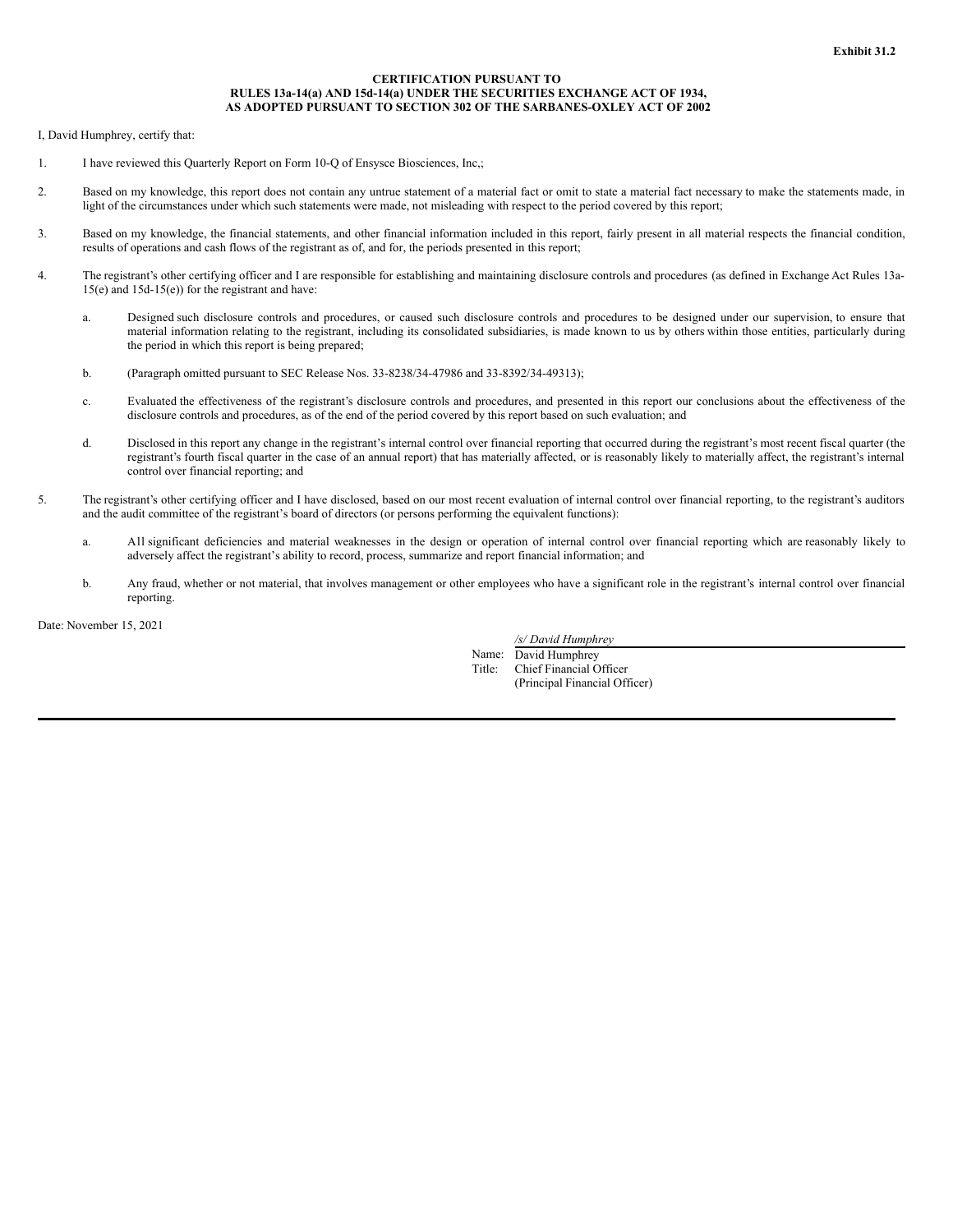**Exhibit 31.2**

**CERTIFICATION PURSUANT TO RULES 13a-14(a) AND 15d-14(a) UNDER THE SECURITIES EXCHANGE ACT OF 1934, AS ADOPTED PURSUANT TO SECTION 302 OF THE SARBANES-OXLEY ACT OF 2002**

I, David Humphrey, certify that:

1. I have reviewed this Quarterly Report on Form 10-Q of Ensysce Biosciences, Inc,;

2. Based on my knowledge, this report does not contain any untrue statement of a material fact or omit to state a material fact necessary to make the statements made, in light of the circumstances under which such statements were made, not misleading with respect to the period covered by this report;

3. Based on my knowledge, the financial statements, and other financial information included in this report, fairly present in all material respects the financial condition, results of operations and cash flows of the registrant as of, and for, the periods presented in this report;

4. The registrant's other certifying officer and I are responsible for establishing and maintaining disclosure controls and procedures (as defined in Exchange Act Rules 13a-15(e) and 15d-15(e)) for the registrant and have:

   a. Designed such disclosure controls and procedures, or caused such disclosure controls and procedures to be designed under our supervision, to ensure that material information relating to the registrant, including its consolidated subsidiaries, is made known to us by others within those entities, particularly during the period in which this report is being prepared;

   b. (Paragraph omitted pursuant to SEC Release Nos. 33-8238/34-47986 and 33-8392/34-49313);

   c. Evaluated the effectiveness of the registrant's disclosure controls and procedures, and presented in this report our conclusions about the effectiveness of the disclosure controls and procedures, as of the end of the period covered by this report based on such evaluation; and

   d. Disclosed in this report any change in the registrant's internal control over financial reporting that occurred during the registrant's most recent fiscal quarter (the registrant's fourth fiscal quarter in the case of an annual report) that has materially affected, or is reasonably likely to materially affect, the registrant's internal control over financial reporting; and

5. The registrant's other certifying officer and I have disclosed, based on our most recent evaluation of internal control over financial reporting, to the registrant's auditors and the audit committee of the registrant's board of directors (or persons performing the equivalent functions):

   a. All significant deficiencies and material weaknesses in the design or operation of internal control over financial reporting which are reasonably likely to adversely affect the registrant's ability to record, process, summarize and report financial information; and

   b. Any fraud, whether or not material, that involves management or other employees who have a significant role in the registrant's internal control over financial reporting.

Date: November 15, 2021

*/s/ David Humphrey*

Name: David Humphrey

Title: Chief Financial Officer (Principal Financial Officer)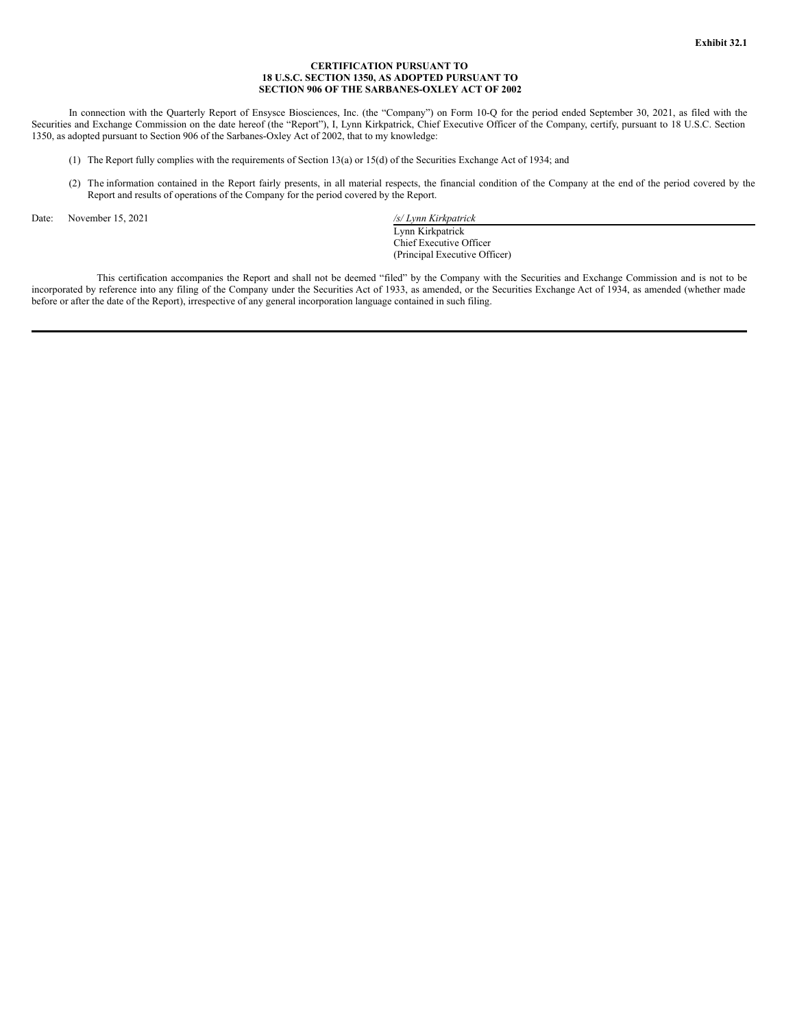**Exhibit 32.1**

**CERTIFICATION PURSUANT TO**
**18 U.S.C. SECTION 1350, AS ADOPTED PURSUANT TO**
**SECTION 906 OF THE SARBANES-OXLEY ACT OF 2002**

In connection with the Quarterly Report of Ensysce Biosciences, Inc. (the "Company") on Form 10-Q for the period ended September 30, 2021, as filed with the Securities and Exchange Commission on the date hereof (the "Report"), I, Lynn Kirkpatrick, Chief Executive Officer of the Company, certify, pursuant to 18 U.S.C. Section 1350, as adopted pursuant to Section 906 of the Sarbanes-Oxley Act of 2002, that to my knowledge:

(1) The Report fully complies with the requirements of Section 13(a) or 15(d) of the Securities Exchange Act of 1934; and

(2) The information contained in the Report fairly presents, in all material respects, the financial condition of the Company at the end of the period covered by the Report and results of operations of the Company for the period covered by the Report.

Date: November 15, 2021

*/s/ Lynn Kirkpatrick*
Lynn Kirkpatrick
Chief Executive Officer
(Principal Executive Officer)

This certification accompanies the Report and shall not be deemed "filed" by the Company with the Securities and Exchange Commission and is not to be incorporated by reference into any filing of the Company under the Securities Act of 1933, as amended, or the Securities Exchange Act of 1934, as amended (whether made before or after the date of the Report), irrespective of any general incorporation language contained in such filing.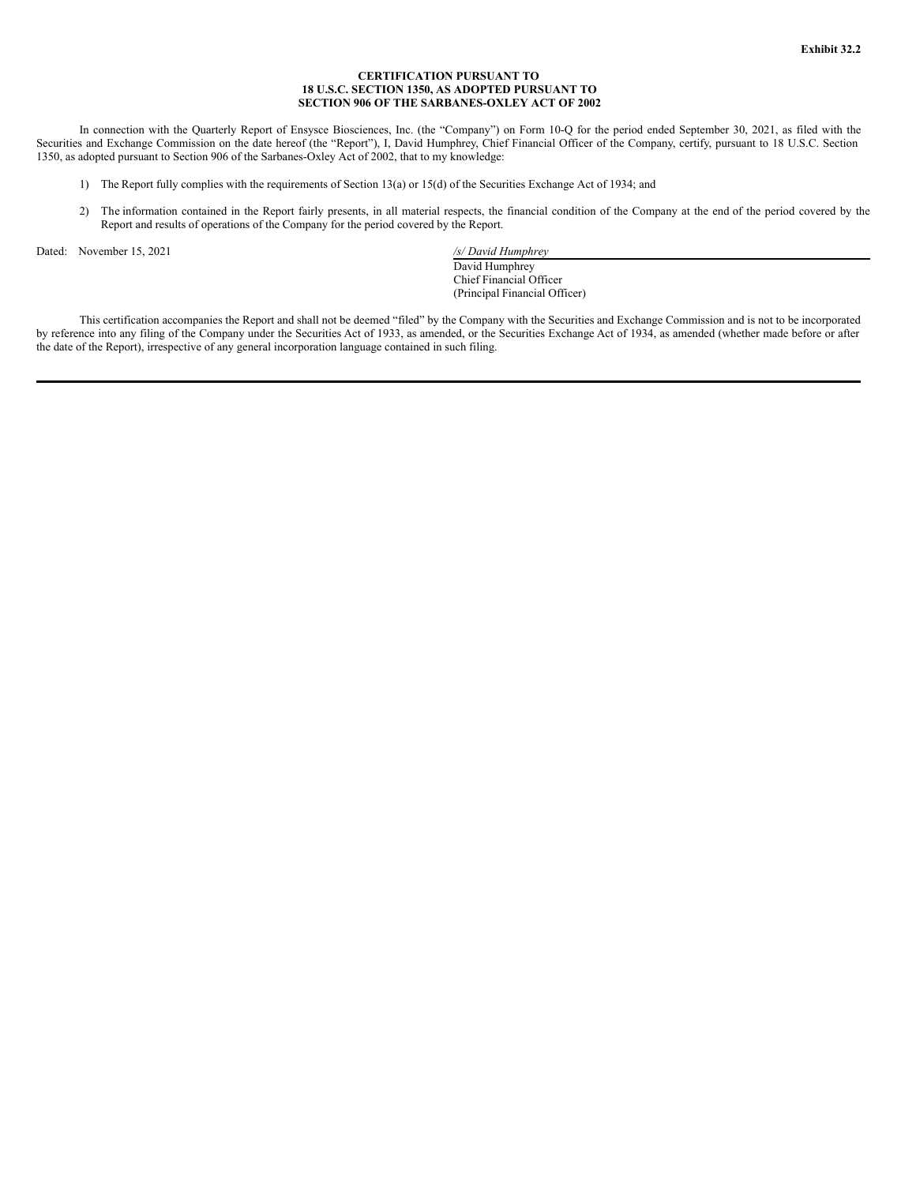**Exhibit 32.2**

**CERTIFICATION PURSUANT TO**
**18 U.S.C. SECTION 1350, AS ADOPTED PURSUANT TO**
**SECTION 906 OF THE SARBANES-OXLEY ACT OF 2002**

In connection with the Quarterly Report of Ensysce Biosciences, Inc. (the "Company") on Form 10-Q for the period ended September 30, 2021, as filed with the Securities and Exchange Commission on the date hereof (the "Report"), I, David Humphrey, Chief Financial Officer of the Company, certify, pursuant to 18 U.S.C. Section 1350, as adopted pursuant to Section 906 of the Sarbanes-Oxley Act of 2002, that to my knowledge:

1) The Report fully complies with the requirements of Section 13(a) or 15(d) of the Securities Exchange Act of 1934; and

2) The information contained in the Report fairly presents, in all material respects, the financial condition of the Company at the end of the period covered by the Report and results of operations of the Company for the period covered by the Report.

Dated: November 15, 2021

*/s/ David Humphrey*
David Humphrey
Chief Financial Officer
(Principal Financial Officer)

This certification accompanies the Report and shall not be deemed "filed" by the Company with the Securities and Exchange Commission and is not to be incorporated by reference into any filing of the Company under the Securities Act of 1933, as amended, or the Securities Exchange Act of 1934, as amended (whether made before or after the date of the Report), irrespective of any general incorporation language contained in such filing.